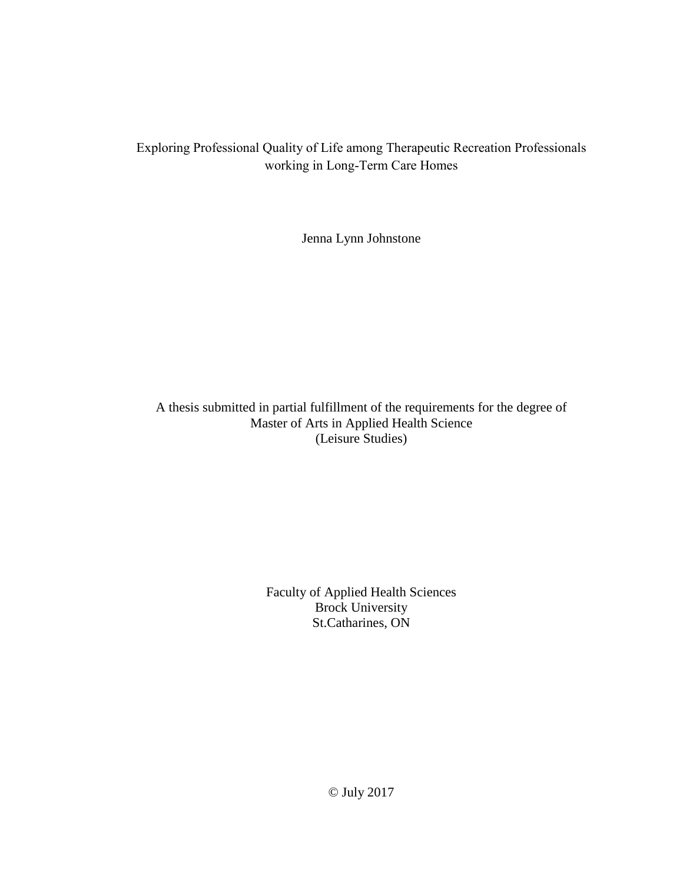# Exploring Professional Quality of Life among Therapeutic Recreation Professionals working in Long-Term Care Homes

Jenna Lynn Johnstone

A thesis submitted in partial fulfillment of the requirements for the degree of
Master of Arts in Applied Health Science
(Leisure Studies)

Faculty of Applied Health Sciences
Brock University
St.Catharines, ON

© July 2017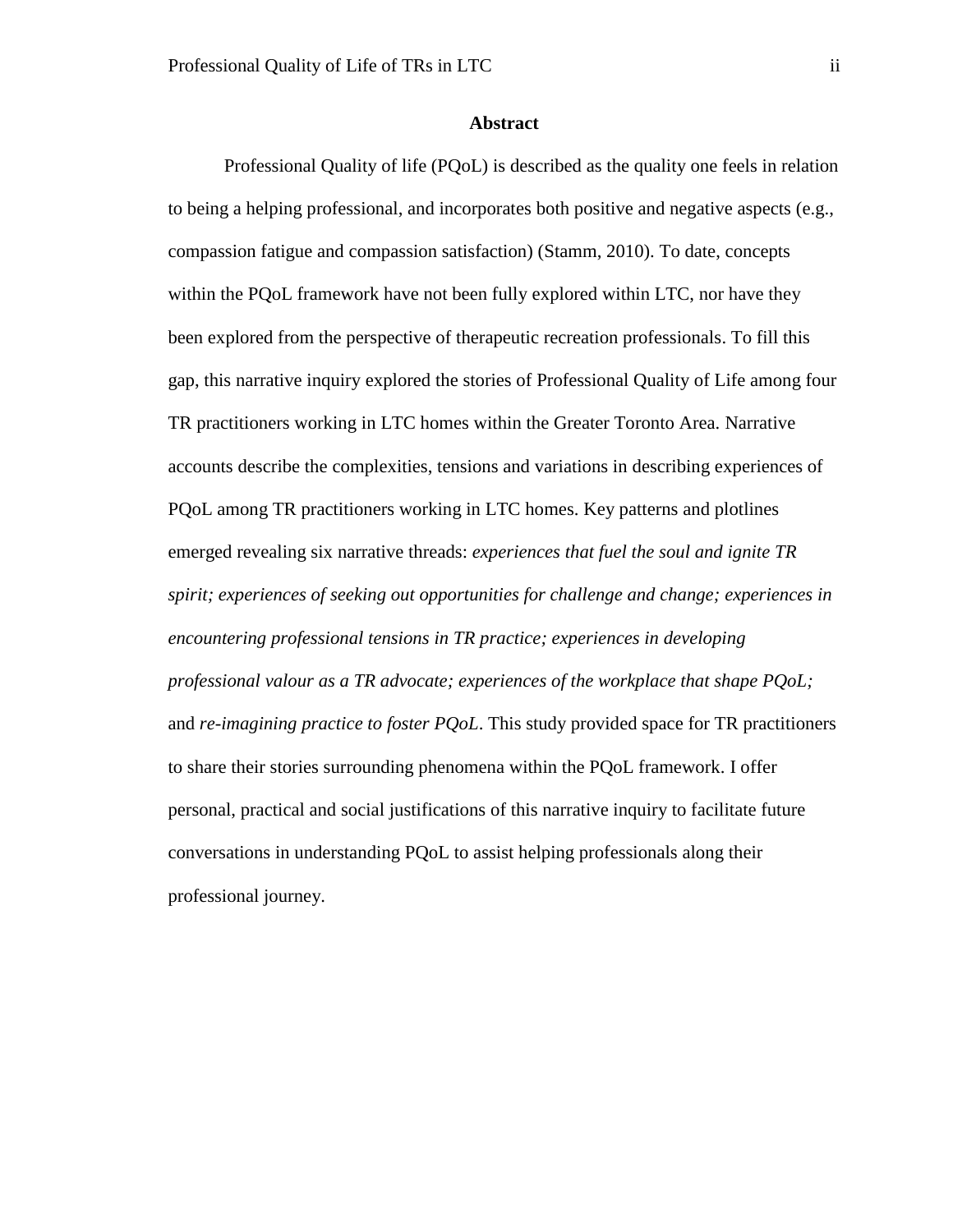# Abstract

Professional Quality of life (PQoL) is described as the quality one feels in relation to being a helping professional, and incorporates both positive and negative aspects (e.g., compassion fatigue and compassion satisfaction) (Stamm, 2010). To date, concepts within the PQoL framework have not been fully explored within LTC, nor have they been explored from the perspective of therapeutic recreation professionals. To fill this gap, this narrative inquiry explored the stories of Professional Quality of Life among four TR practitioners working in LTC homes within the Greater Toronto Area. Narrative accounts describe the complexities, tensions and variations in describing experiences of PQoL among TR practitioners working in LTC homes. Key patterns and plotlines emerged revealing six narrative threads: *experiences that fuel the soul and ignite TR spirit; experiences of seeking out opportunities for challenge and change; experiences in encountering professional tensions in TR practice; experiences in developing professional valour as a TR advocate; experiences of the workplace that shape PQoL;* and *re-imagining practice to foster PQoL*. This study provided space for TR practitioners to share their stories surrounding phenomena within the PQoL framework. I offer personal, practical and social justifications of this narrative inquiry to facilitate future conversations in understanding PQoL to assist helping professionals along their professional journey.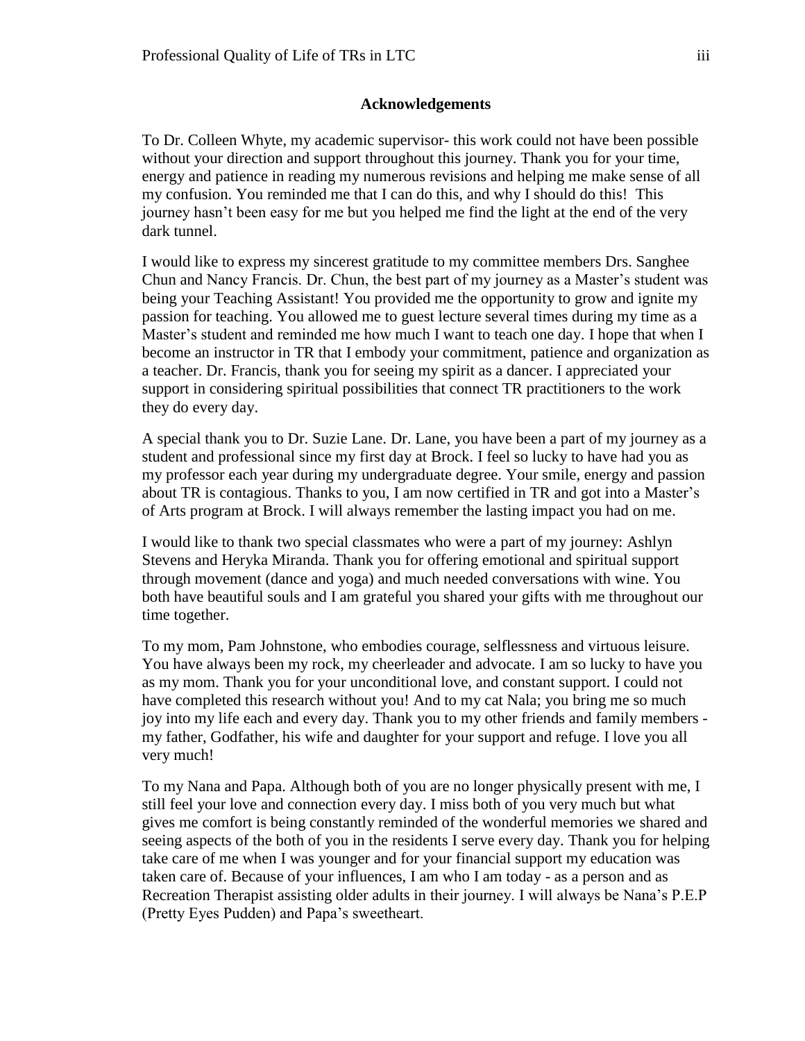## Acknowledgements

To Dr. Colleen Whyte, my academic supervisor- this work could not have been possible without your direction and support throughout this journey. Thank you for your time, energy and patience in reading my numerous revisions and helping me make sense of all my confusion. You reminded me that I can do this, and why I should do this! This journey hasn't been easy for me but you helped me find the light at the end of the very dark tunnel.

I would like to express my sincerest gratitude to my committee members Drs. Sanghee Chun and Nancy Francis. Dr. Chun, the best part of my journey as a Master's student was being your Teaching Assistant! You provided me the opportunity to grow and ignite my passion for teaching. You allowed me to guest lecture several times during my time as a Master's student and reminded me how much I want to teach one day. I hope that when I become an instructor in TR that I embody your commitment, patience and organization as a teacher. Dr. Francis, thank you for seeing my spirit as a dancer. I appreciated your support in considering spiritual possibilities that connect TR practitioners to the work they do every day.

A special thank you to Dr. Suzie Lane. Dr. Lane, you have been a part of my journey as a student and professional since my first day at Brock. I feel so lucky to have had you as my professor each year during my undergraduate degree. Your smile, energy and passion about TR is contagious. Thanks to you, I am now certified in TR and got into a Master's of Arts program at Brock. I will always remember the lasting impact you had on me.

I would like to thank two special classmates who were a part of my journey: Ashlyn Stevens and Heryka Miranda. Thank you for offering emotional and spiritual support through movement (dance and yoga) and much needed conversations with wine. You both have beautiful souls and I am grateful you shared your gifts with me throughout our time together.

To my mom, Pam Johnstone, who embodies courage, selflessness and virtuous leisure. You have always been my rock, my cheerleader and advocate. I am so lucky to have you as my mom. Thank you for your unconditional love, and constant support. I could not have completed this research without you! And to my cat Nala; you bring me so much joy into my life each and every day. Thank you to my other friends and family members - my father, Godfather, his wife and daughter for your support and refuge. I love you all very much!

To my Nana and Papa. Although both of you are no longer physically present with me, I still feel your love and connection every day. I miss both of you very much but what gives me comfort is being constantly reminded of the wonderful memories we shared and seeing aspects of the both of you in the residents I serve every day. Thank you for helping take care of me when I was younger and for your financial support my education was taken care of. Because of your influences, I am who I am today - as a person and as Recreation Therapist assisting older adults in their journey. I will always be Nana's P.E.P (Pretty Eyes Pudden) and Papa's sweetheart.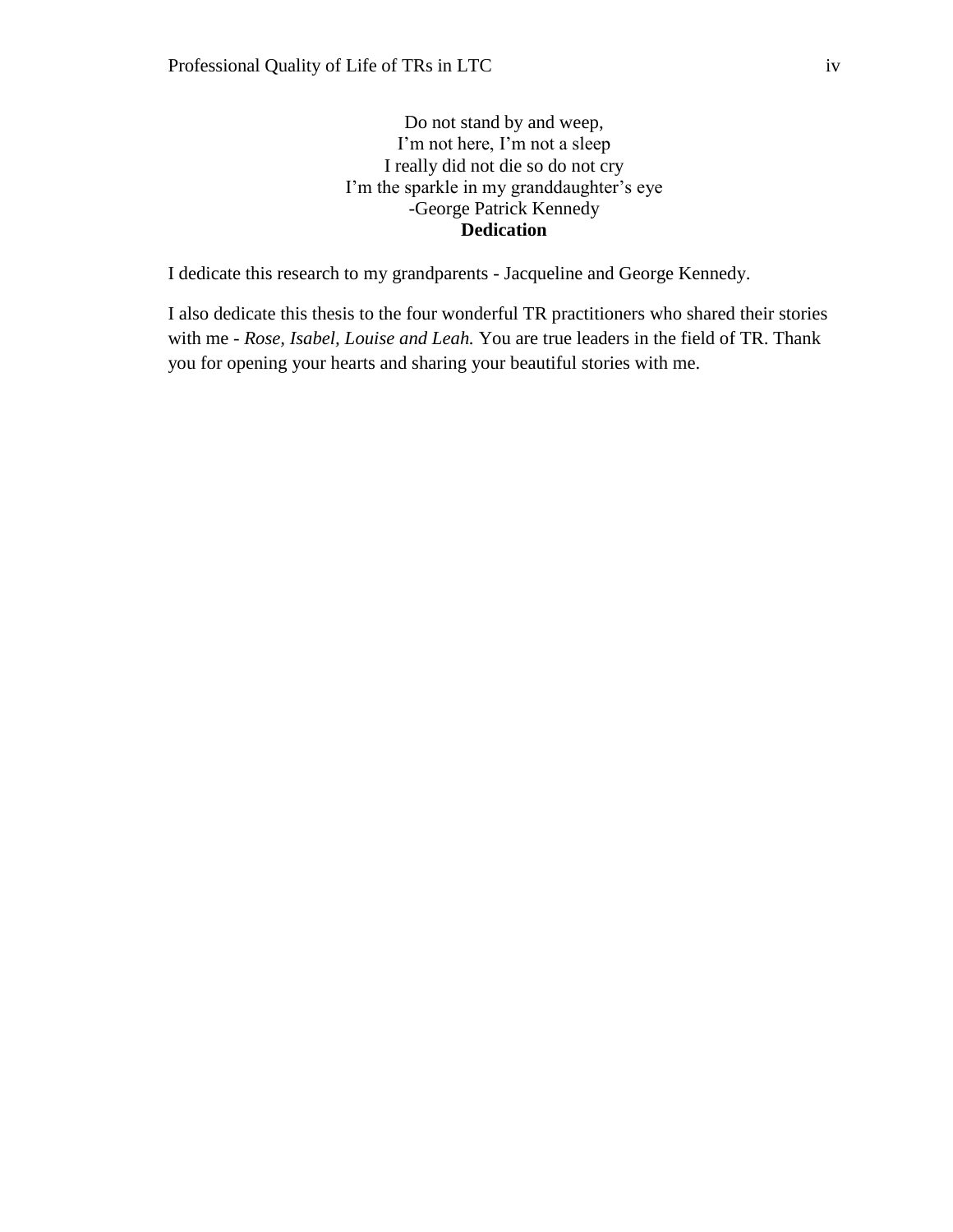Do not stand by and weep,  
I'm not here, I'm not a sleep  
I really did not die so do not cry  
I'm the sparkle in my granddaughter's eye  
-George Patrick Kennedy

**Dedication**

I dedicate this research to my grandparents - Jacqueline and George Kennedy.

I also dedicate this thesis to the four wonderful TR practitioners who shared their stories with me - *Rose, Isabel, Louise and Leah.* You are true leaders in the field of TR. Thank you for opening your hearts and sharing your beautiful stories with me.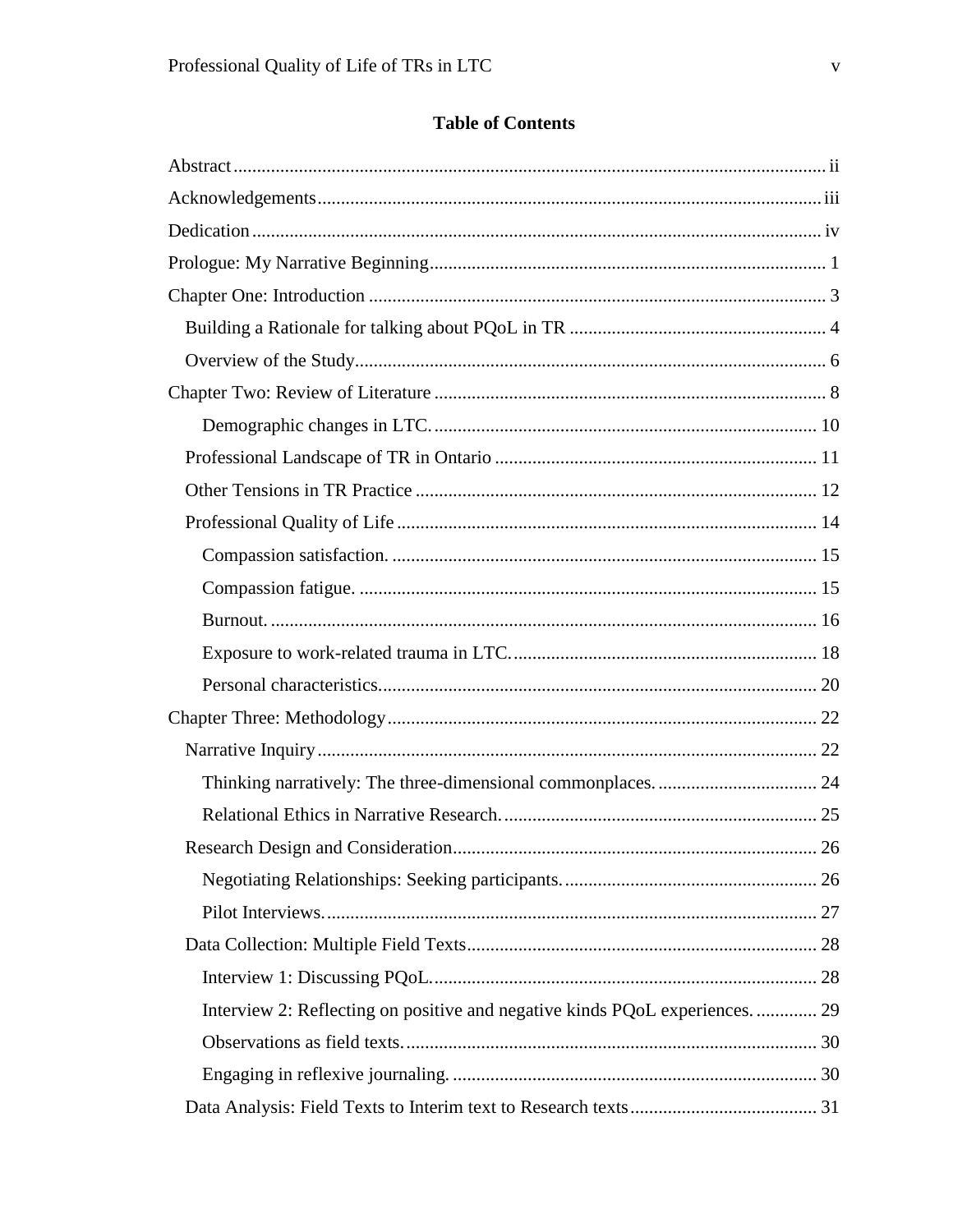# Table of Contents

Abstract ..................................................................................................................... ii

Acknowledgements ..................................................................................................... iii

Dedication ................................................................................................................. iv

Prologue: My Narrative Beginning ............................................................................. 1

Chapter One: Introduction .......................................................................................... 3

- Building a Rationale for talking about PQoL in TR ................................................ 4
- Overview of the Study ............................................................................................. 6

Chapter Two: Review of Literature ............................................................................. 8

- Demographic changes in LTC. .......................................................................... 10
- Professional Landscape of TR in Ontario ............................................................. 11
- Other Tensions in TR Practice .............................................................................. 12
- Professional Quality of Life .................................................................................. 14
  - Compassion satisfaction. ................................................................................. 15
  - Compassion fatigue. ........................................................................................ 15
  - Burnout. ........................................................................................................... 16
  - Exposure to work-related trauma in LTC. ........................................................ 18
  - Personal characteristics. ................................................................................... 20

Chapter Three: Methodology ..................................................................................... 22

- Narrative Inquiry .................................................................................................... 22
  - Thinking narratively: The three-dimensional commonplaces. .......................... 24
  - Relational Ethics in Narrative Research. .......................................................... 25
- Research Design and Consideration ...................................................................... 26
  - Negotiating Relationships: Seeking participants. ............................................. 26
  - Pilot Interviews. ................................................................................................ 27
- Data Collection: Multiple Field Texts .................................................................... 28
  - Interview 1: Discussing PQoL. ......................................................................... 28
  - Interview 2: Reflecting on positive and negative kinds PQoL experiences. ...... 29
  - Observations as field texts. .............................................................................. 30
  - Engaging in reflexive journaling. ..................................................................... 30
- Data Analysis: Field Texts to Interim text to Research texts .................................. 31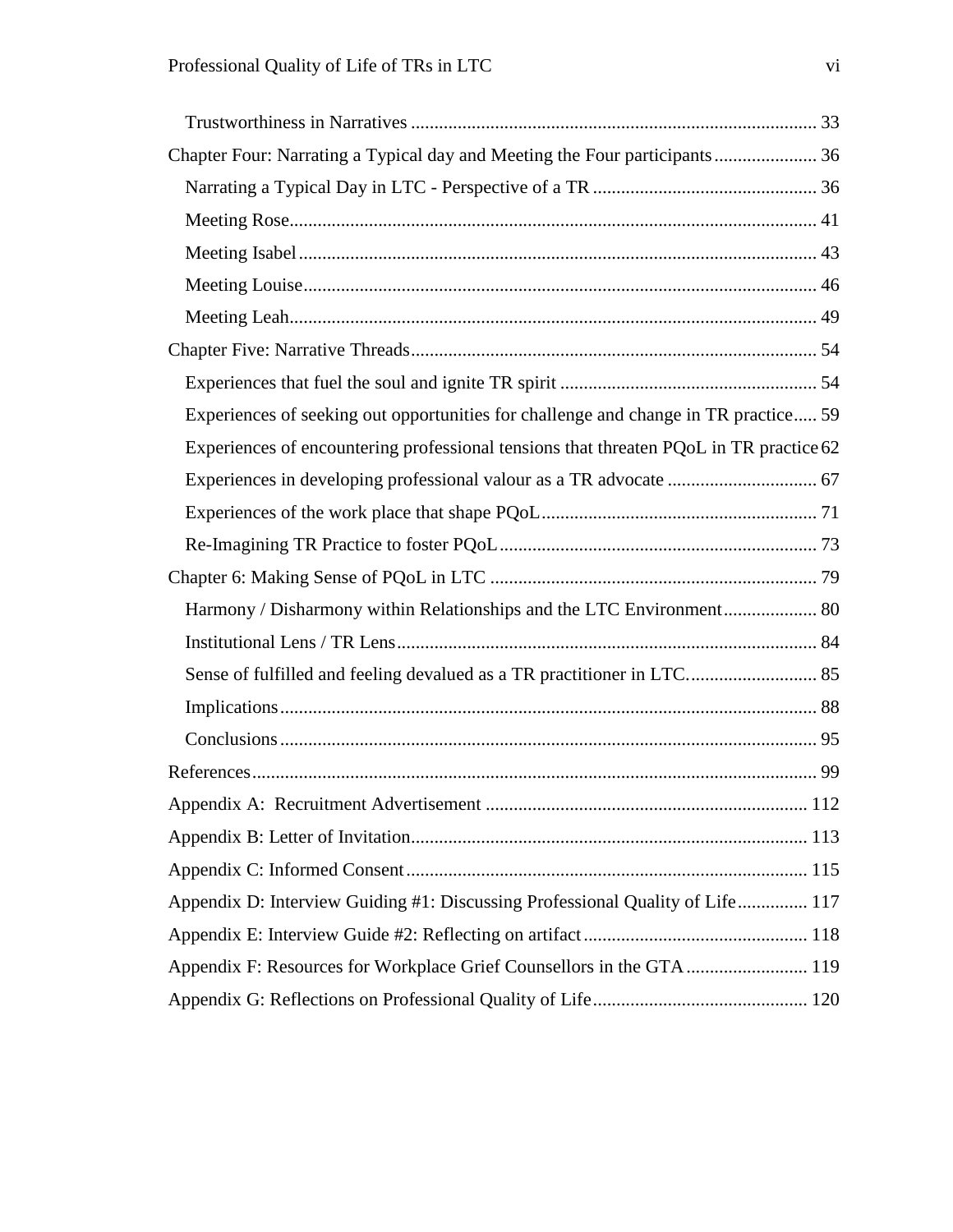Trustworthiness in Narratives ........................................................................................ 33

Chapter Four: Narrating a Typical day and Meeting the Four participants ...................... 36

Narrating a Typical Day in LTC - Perspective of a TR ................................................ 36

Meeting Rose................................................................................................................ 41

Meeting Isabel .............................................................................................................. 43

Meeting Louise............................................................................................................. 46

Meeting Leah................................................................................................................ 49

Chapter Five: Narrative Threads ....................................................................................... 54

Experiences that fuel the soul and ignite TR spirit ....................................................... 54

Experiences of seeking out opportunities for challenge and change in TR practice..... 59

Experiences of encountering professional tensions that threaten PQoL in TR practice 62

Experiences in developing professional valour as a TR advocate ................................ 67

Experiences of the work place that shape PQoL........................................................... 71

Re-Imagining TR Practice to foster PQoL.................................................................... 73

Chapter 6: Making Sense of PQoL in LTC ...................................................................... 79

Harmony / Disharmony within Relationships and the LTC Environment.................... 80

Institutional Lens / TR Lens.......................................................................................... 84

Sense of fulfilled and feeling devalued as a TR practitioner in LTC............................ 85

Implications.................................................................................................................. 88

Conclusions.................................................................................................................. 95

References......................................................................................................................... 99

Appendix A: Recruitment Advertisement ..................................................................... 112

Appendix B: Letter of Invitation..................................................................................... 113

Appendix C: Informed Consent...................................................................................... 115

Appendix D: Interview Guiding #1: Discussing Professional Quality of Life............... 117

Appendix E: Interview Guide #2: Reflecting on artifact................................................ 118

Appendix F: Resources for Workplace Grief Counsellors in the GTA.......................... 119

Appendix G: Reflections on Professional Quality of Life.............................................. 120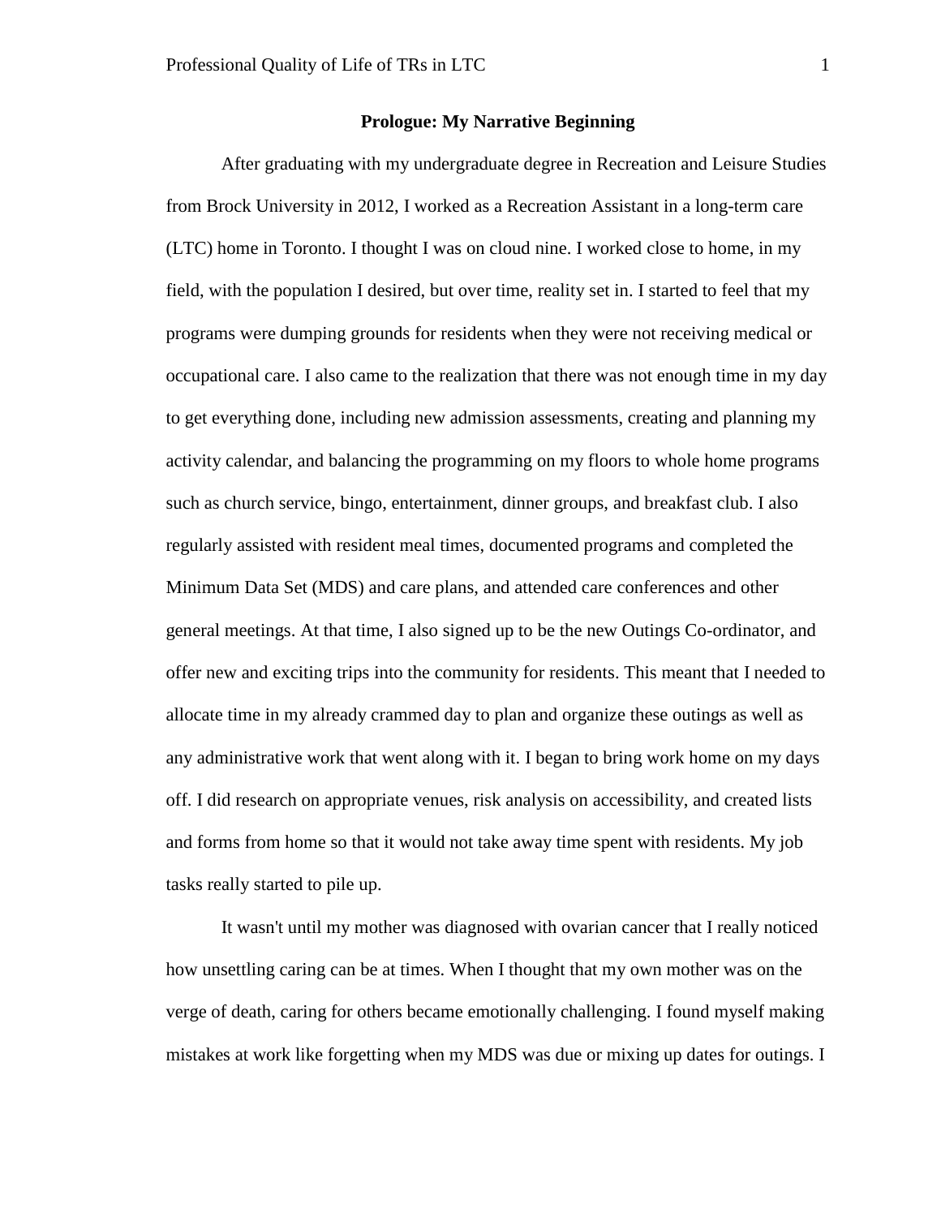## Prologue: My Narrative Beginning

After graduating with my undergraduate degree in Recreation and Leisure Studies from Brock University in 2012, I worked as a Recreation Assistant in a long-term care (LTC) home in Toronto. I thought I was on cloud nine. I worked close to home, in my field, with the population I desired, but over time, reality set in. I started to feel that my programs were dumping grounds for residents when they were not receiving medical or occupational care. I also came to the realization that there was not enough time in my day to get everything done, including new admission assessments, creating and planning my activity calendar, and balancing the programming on my floors to whole home programs such as church service, bingo, entertainment, dinner groups, and breakfast club. I also regularly assisted with resident meal times, documented programs and completed the Minimum Data Set (MDS) and care plans, and attended care conferences and other general meetings. At that time, I also signed up to be the new Outings Co-ordinator, and offer new and exciting trips into the community for residents. This meant that I needed to allocate time in my already crammed day to plan and organize these outings as well as any administrative work that went along with it. I began to bring work home on my days off. I did research on appropriate venues, risk analysis on accessibility, and created lists and forms from home so that it would not take away time spent with residents. My job tasks really started to pile up.

It wasn't until my mother was diagnosed with ovarian cancer that I really noticed how unsettling caring can be at times. When I thought that my own mother was on the verge of death, caring for others became emotionally challenging. I found myself making mistakes at work like forgetting when my MDS was due or mixing up dates for outings. I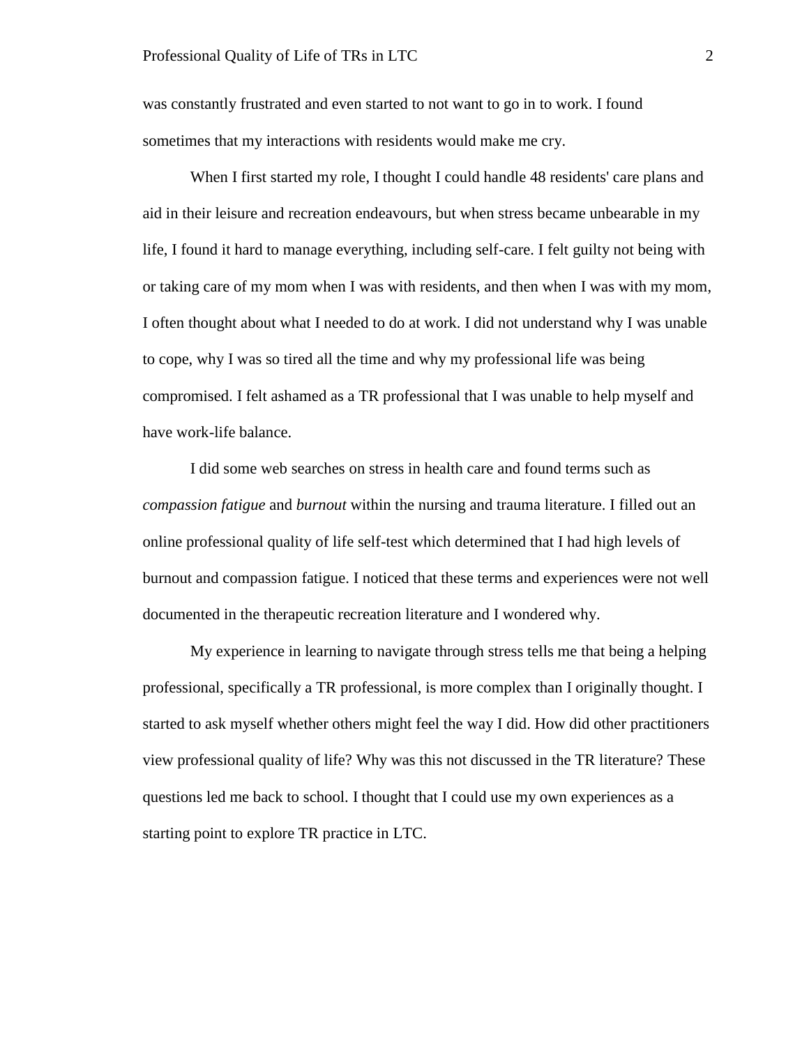was constantly frustrated and even started to not want to go in to work. I found sometimes that my interactions with residents would make me cry.

When I first started my role, I thought I could handle 48 residents' care plans and aid in their leisure and recreation endeavours, but when stress became unbearable in my life, I found it hard to manage everything, including self-care. I felt guilty not being with or taking care of my mom when I was with residents, and then when I was with my mom, I often thought about what I needed to do at work. I did not understand why I was unable to cope, why I was so tired all the time and why my professional life was being compromised. I felt ashamed as a TR professional that I was unable to help myself and have work-life balance.

I did some web searches on stress in health care and found terms such as *compassion fatigue* and *burnout* within the nursing and trauma literature. I filled out an online professional quality of life self-test which determined that I had high levels of burnout and compassion fatigue. I noticed that these terms and experiences were not well documented in the therapeutic recreation literature and I wondered why.

My experience in learning to navigate through stress tells me that being a helping professional, specifically a TR professional, is more complex than I originally thought. I started to ask myself whether others might feel the way I did. How did other practitioners view professional quality of life? Why was this not discussed in the TR literature? These questions led me back to school. I thought that I could use my own experiences as a starting point to explore TR practice in LTC.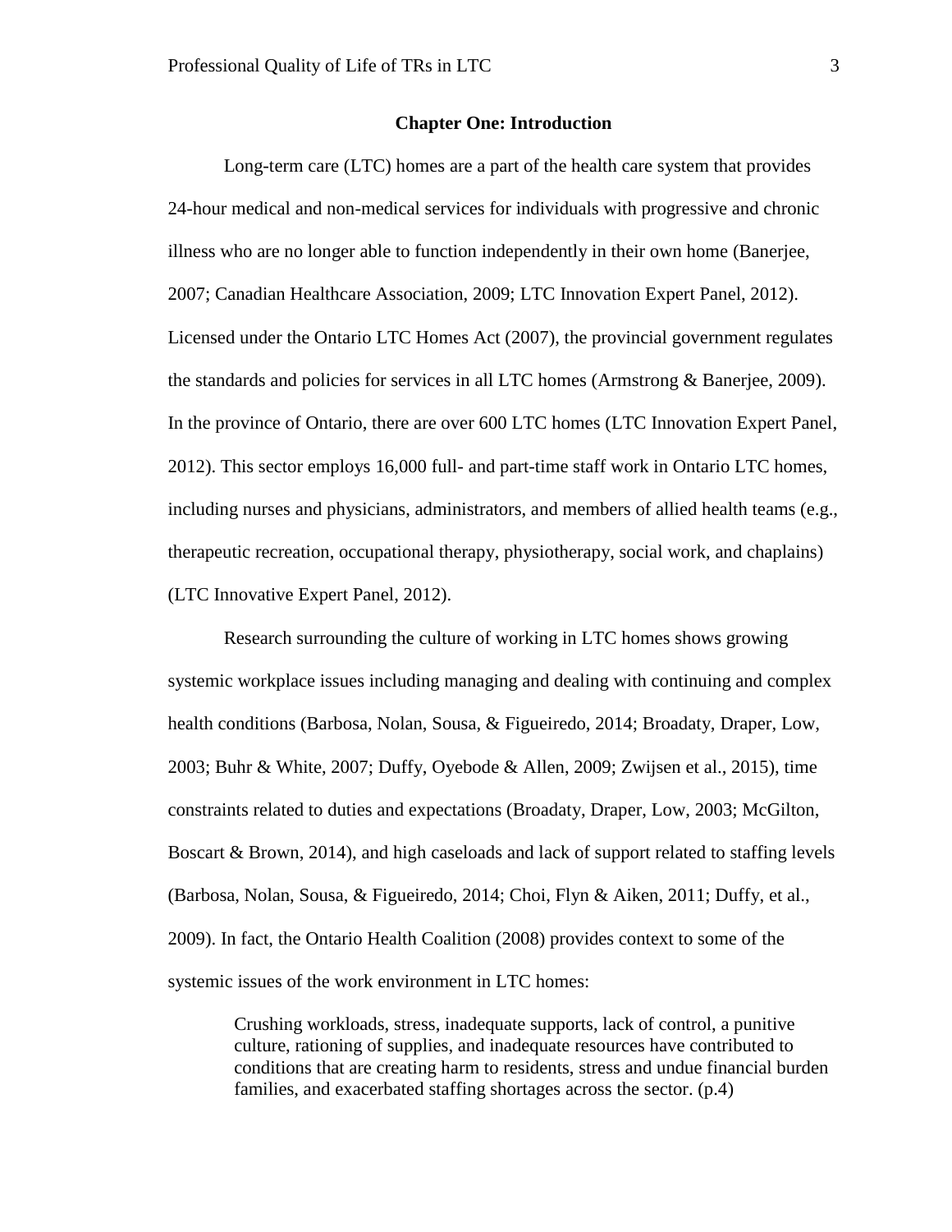# Chapter One: Introduction

Long-term care (LTC) homes are a part of the health care system that provides 24-hour medical and non-medical services for individuals with progressive and chronic illness who are no longer able to function independently in their own home (Banerjee, 2007; Canadian Healthcare Association, 2009; LTC Innovation Expert Panel, 2012). Licensed under the Ontario LTC Homes Act (2007), the provincial government regulates the standards and policies for services in all LTC homes (Armstrong & Banerjee, 2009). In the province of Ontario, there are over 600 LTC homes (LTC Innovation Expert Panel, 2012). This sector employs 16,000 full- and part-time staff work in Ontario LTC homes, including nurses and physicians, administrators, and members of allied health teams (e.g., therapeutic recreation, occupational therapy, physiotherapy, social work, and chaplains) (LTC Innovative Expert Panel, 2012).

Research surrounding the culture of working in LTC homes shows growing systemic workplace issues including managing and dealing with continuing and complex health conditions (Barbosa, Nolan, Sousa, & Figueiredo, 2014; Broadaty, Draper, Low, 2003; Buhr & White, 2007; Duffy, Oyebode & Allen, 2009; Zwijsen et al., 2015), time constraints related to duties and expectations (Broadaty, Draper, Low, 2003; McGilton, Boscart & Brown, 2014), and high caseloads and lack of support related to staffing levels (Barbosa, Nolan, Sousa, & Figueiredo, 2014; Choi, Flyn & Aiken, 2011; Duffy, et al., 2009). In fact, the Ontario Health Coalition (2008) provides context to some of the systemic issues of the work environment in LTC homes:

> Crushing workloads, stress, inadequate supports, lack of control, a punitive culture, rationing of supplies, and inadequate resources have contributed to conditions that are creating harm to residents, stress and undue financial burden families, and exacerbated staffing shortages across the sector. (p.4)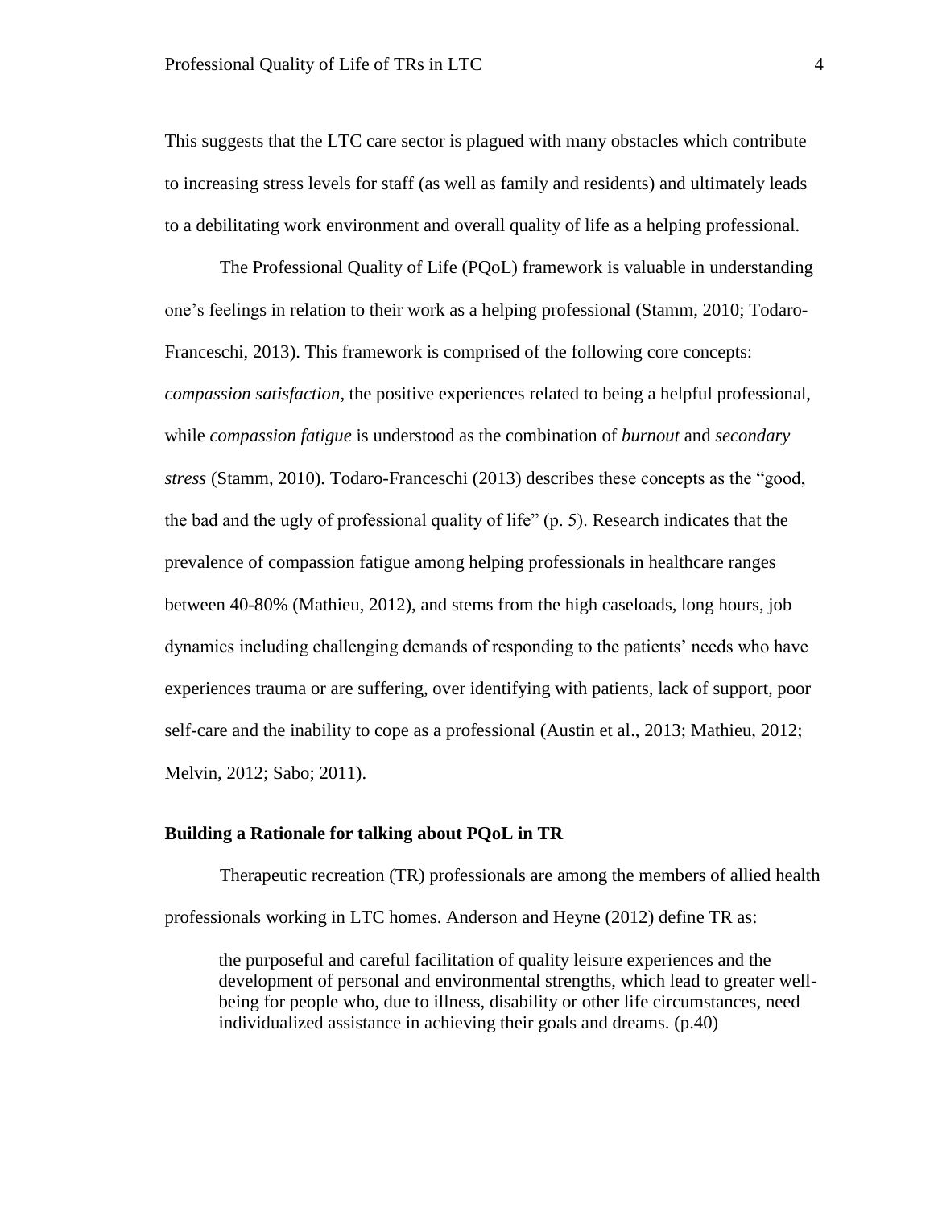This suggests that the LTC care sector is plagued with many obstacles which contribute to increasing stress levels for staff (as well as family and residents) and ultimately leads to a debilitating work environment and overall quality of life as a helping professional.

The Professional Quality of Life (PQoL) framework is valuable in understanding one's feelings in relation to their work as a helping professional (Stamm, 2010; Todaro-Franceschi, 2013). This framework is comprised of the following core concepts: *compassion satisfaction*, the positive experiences related to being a helpful professional, while *compassion fatigue* is understood as the combination of *burnout* and *secondary stress* (Stamm, 2010). Todaro-Franceschi (2013) describes these concepts as the "good, the bad and the ugly of professional quality of life" (p. 5). Research indicates that the prevalence of compassion fatigue among helping professionals in healthcare ranges between 40-80% (Mathieu, 2012), and stems from the high caseloads, long hours, job dynamics including challenging demands of responding to the patients' needs who have experiences trauma or are suffering, over identifying with patients, lack of support, poor self-care and the inability to cope as a professional (Austin et al., 2013; Mathieu, 2012; Melvin, 2012; Sabo; 2011).

## Building a Rationale for talking about PQoL in TR

Therapeutic recreation (TR) professionals are among the members of allied health professionals working in LTC homes. Anderson and Heyne (2012) define TR as:

> the purposeful and careful facilitation of quality leisure experiences and the development of personal and environmental strengths, which lead to greater well-being for people who, due to illness, disability or other life circumstances, need individualized assistance in achieving their goals and dreams. (p.40)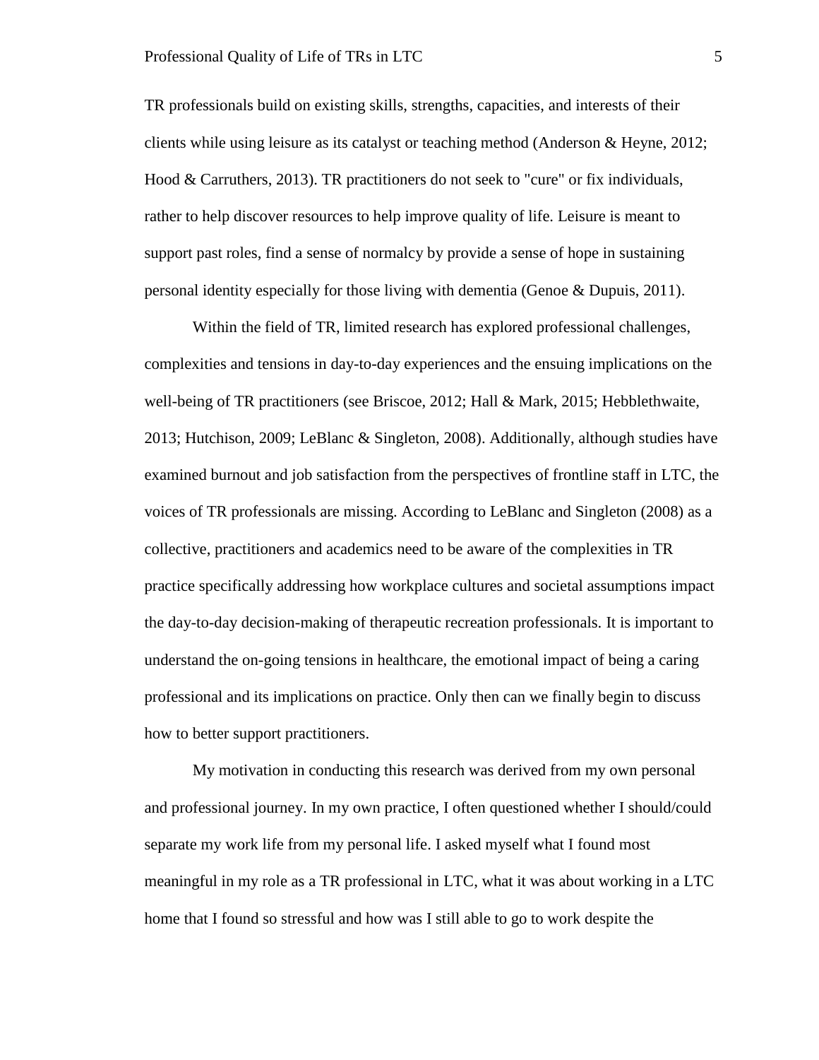TR professionals build on existing skills, strengths, capacities, and interests of their clients while using leisure as its catalyst or teaching method (Anderson & Heyne, 2012; Hood & Carruthers, 2013). TR practitioners do not seek to "cure" or fix individuals, rather to help discover resources to help improve quality of life. Leisure is meant to support past roles, find a sense of normalcy by provide a sense of hope in sustaining personal identity especially for those living with dementia (Genoe & Dupuis, 2011).

Within the field of TR, limited research has explored professional challenges, complexities and tensions in day-to-day experiences and the ensuing implications on the well-being of TR practitioners (see Briscoe, 2012; Hall & Mark, 2015; Hebblethwaite, 2013; Hutchison, 2009; LeBlanc & Singleton, 2008). Additionally, although studies have examined burnout and job satisfaction from the perspectives of frontline staff in LTC, the voices of TR professionals are missing. According to LeBlanc and Singleton (2008) as a collective, practitioners and academics need to be aware of the complexities in TR practice specifically addressing how workplace cultures and societal assumptions impact the day-to-day decision-making of therapeutic recreation professionals. It is important to understand the on-going tensions in healthcare, the emotional impact of being a caring professional and its implications on practice. Only then can we finally begin to discuss how to better support practitioners.

My motivation in conducting this research was derived from my own personal and professional journey. In my own practice, I often questioned whether I should/could separate my work life from my personal life. I asked myself what I found most meaningful in my role as a TR professional in LTC, what it was about working in a LTC home that I found so stressful and how was I still able to go to work despite the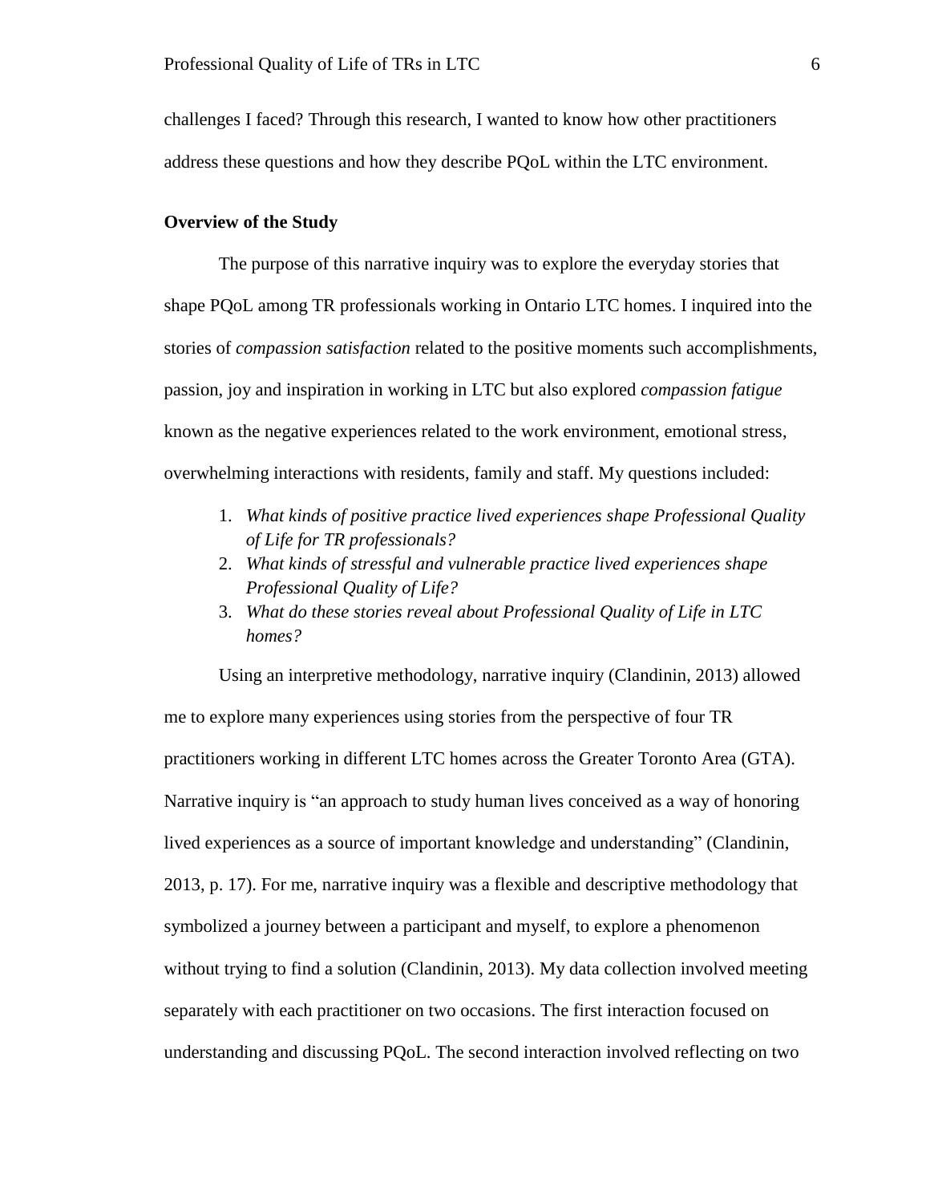challenges I faced? Through this research, I wanted to know how other practitioners address these questions and how they describe PQoL within the LTC environment.

**Overview of the Study**

The purpose of this narrative inquiry was to explore the everyday stories that shape PQoL among TR professionals working in Ontario LTC homes. I inquired into the stories of *compassion satisfaction* related to the positive moments such accomplishments, passion, joy and inspiration in working in LTC but also explored *compassion fatigue* known as the negative experiences related to the work environment, emotional stress, overwhelming interactions with residents, family and staff. My questions included:

1. *What kinds of positive practice lived experiences shape Professional Quality of Life for TR professionals?*
2. *What kinds of stressful and vulnerable practice lived experiences shape Professional Quality of Life?*
3. *What do these stories reveal about Professional Quality of Life in LTC homes?*

Using an interpretive methodology, narrative inquiry (Clandinin, 2013) allowed me to explore many experiences using stories from the perspective of four TR practitioners working in different LTC homes across the Greater Toronto Area (GTA). Narrative inquiry is "an approach to study human lives conceived as a way of honoring lived experiences as a source of important knowledge and understanding" (Clandinin, 2013, p. 17). For me, narrative inquiry was a flexible and descriptive methodology that symbolized a journey between a participant and myself, to explore a phenomenon without trying to find a solution (Clandinin, 2013). My data collection involved meeting separately with each practitioner on two occasions. The first interaction focused on understanding and discussing PQoL. The second interaction involved reflecting on two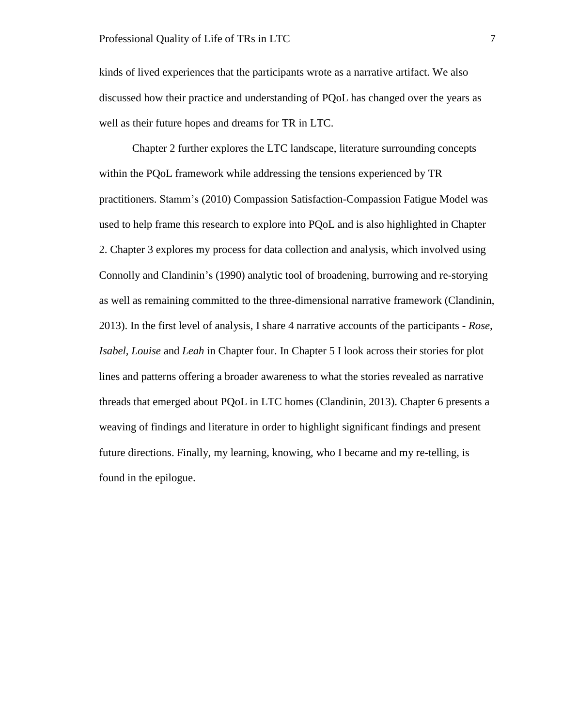kinds of lived experiences that the participants wrote as a narrative artifact. We also discussed how their practice and understanding of PQoL has changed over the years as well as their future hopes and dreams for TR in LTC.

Chapter 2 further explores the LTC landscape, literature surrounding concepts within the PQoL framework while addressing the tensions experienced by TR practitioners. Stamm's (2010) Compassion Satisfaction-Compassion Fatigue Model was used to help frame this research to explore into PQoL and is also highlighted in Chapter 2. Chapter 3 explores my process for data collection and analysis, which involved using Connolly and Clandinin's (1990) analytic tool of broadening, burrowing and re-storying as well as remaining committed to the three-dimensional narrative framework (Clandinin, 2013). In the first level of analysis, I share 4 narrative accounts of the participants - *Rose, Isabel*, *Louise* and *Leah* in Chapter four. In Chapter 5 I look across their stories for plot lines and patterns offering a broader awareness to what the stories revealed as narrative threads that emerged about PQoL in LTC homes (Clandinin, 2013). Chapter 6 presents a weaving of findings and literature in order to highlight significant findings and present future directions. Finally, my learning, knowing, who I became and my re-telling, is found in the epilogue.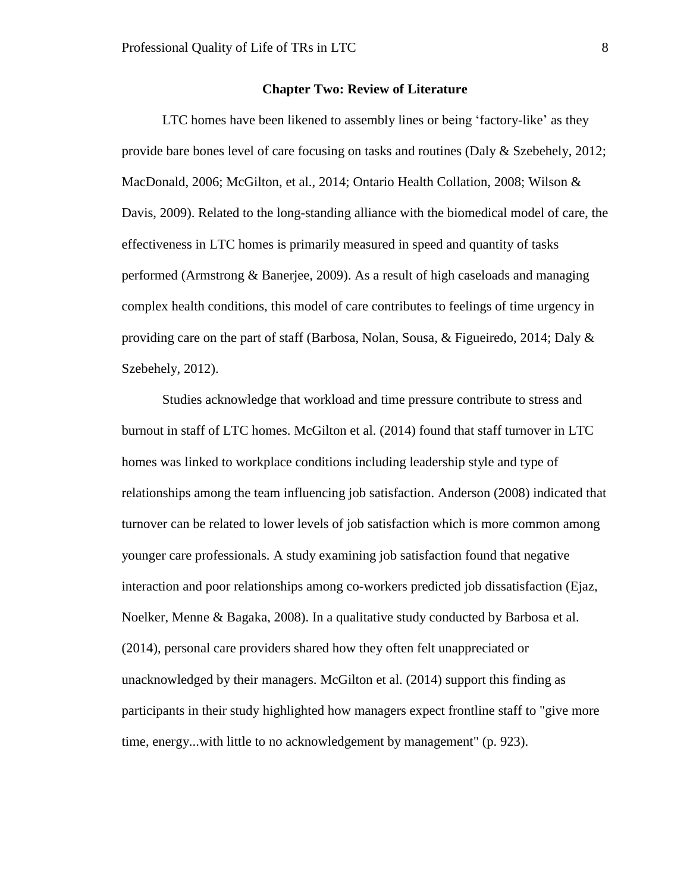## Chapter Two: Review of Literature

LTC homes have been likened to assembly lines or being 'factory-like' as they provide bare bones level of care focusing on tasks and routines (Daly & Szebehely, 2012; MacDonald, 2006; McGilton, et al., 2014; Ontario Health Collation, 2008; Wilson & Davis, 2009). Related to the long-standing alliance with the biomedical model of care, the effectiveness in LTC homes is primarily measured in speed and quantity of tasks performed (Armstrong & Banerjee, 2009). As a result of high caseloads and managing complex health conditions, this model of care contributes to feelings of time urgency in providing care on the part of staff (Barbosa, Nolan, Sousa, & Figueiredo, 2014; Daly & Szebehely, 2012).

Studies acknowledge that workload and time pressure contribute to stress and burnout in staff of LTC homes. McGilton et al. (2014) found that staff turnover in LTC homes was linked to workplace conditions including leadership style and type of relationships among the team influencing job satisfaction. Anderson (2008) indicated that turnover can be related to lower levels of job satisfaction which is more common among younger care professionals. A study examining job satisfaction found that negative interaction and poor relationships among co-workers predicted job dissatisfaction (Ejaz, Noelker, Menne & Bagaka, 2008). In a qualitative study conducted by Barbosa et al. (2014), personal care providers shared how they often felt unappreciated or unacknowledged by their managers. McGilton et al. (2014) support this finding as participants in their study highlighted how managers expect frontline staff to "give more time, energy...with little to no acknowledgement by management" (p. 923).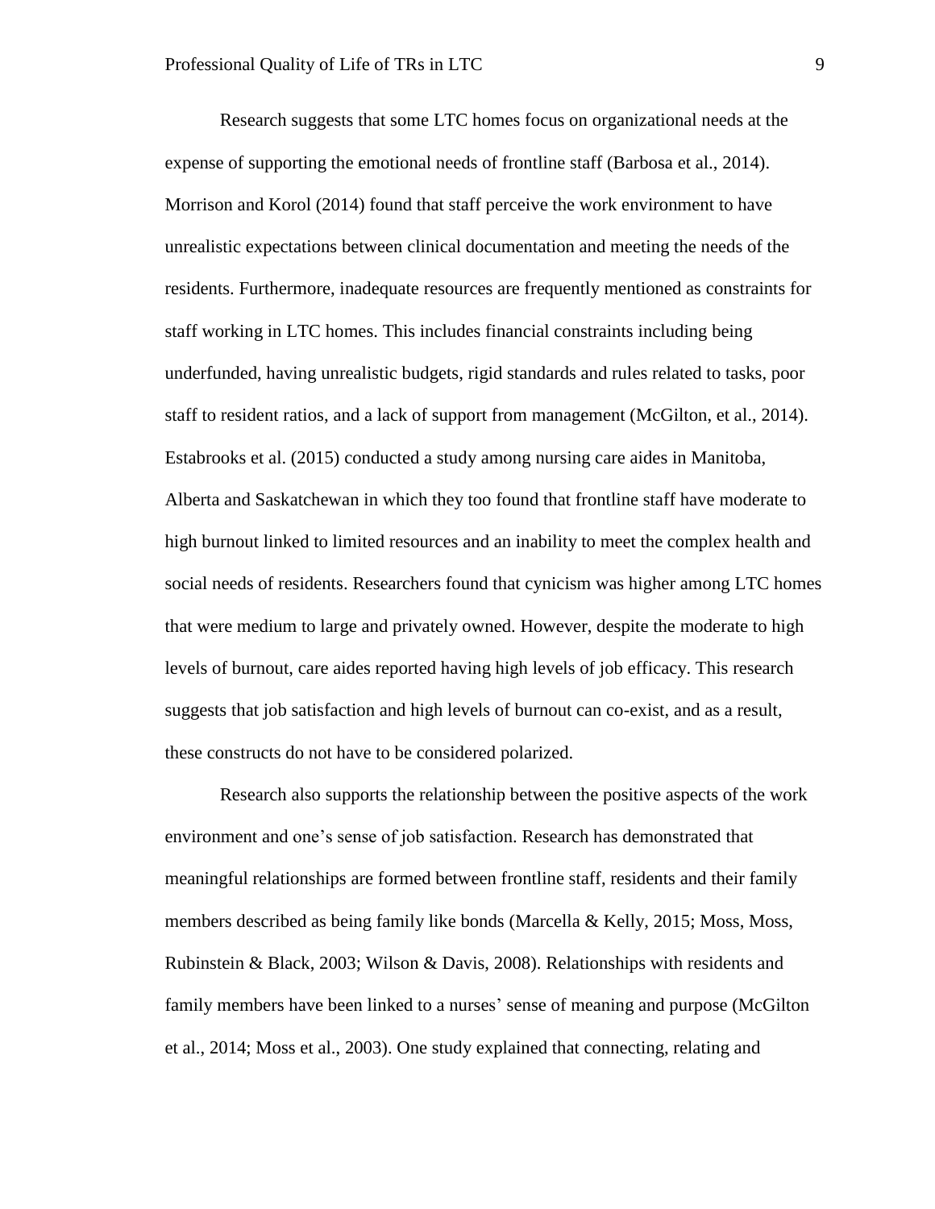Research suggests that some LTC homes focus on organizational needs at the expense of supporting the emotional needs of frontline staff (Barbosa et al., 2014). Morrison and Korol (2014) found that staff perceive the work environment to have unrealistic expectations between clinical documentation and meeting the needs of the residents. Furthermore, inadequate resources are frequently mentioned as constraints for staff working in LTC homes. This includes financial constraints including being underfunded, having unrealistic budgets, rigid standards and rules related to tasks, poor staff to resident ratios, and a lack of support from management (McGilton, et al., 2014). Estabrooks et al. (2015) conducted a study among nursing care aides in Manitoba, Alberta and Saskatchewan in which they too found that frontline staff have moderate to high burnout linked to limited resources and an inability to meet the complex health and social needs of residents. Researchers found that cynicism was higher among LTC homes that were medium to large and privately owned. However, despite the moderate to high levels of burnout, care aides reported having high levels of job efficacy. This research suggests that job satisfaction and high levels of burnout can co-exist, and as a result, these constructs do not have to be considered polarized.

Research also supports the relationship between the positive aspects of the work environment and one's sense of job satisfaction. Research has demonstrated that meaningful relationships are formed between frontline staff, residents and their family members described as being family like bonds (Marcella & Kelly, 2015; Moss, Moss, Rubinstein & Black, 2003; Wilson & Davis, 2008). Relationships with residents and family members have been linked to a nurses' sense of meaning and purpose (McGilton et al., 2014; Moss et al., 2003). One study explained that connecting, relating and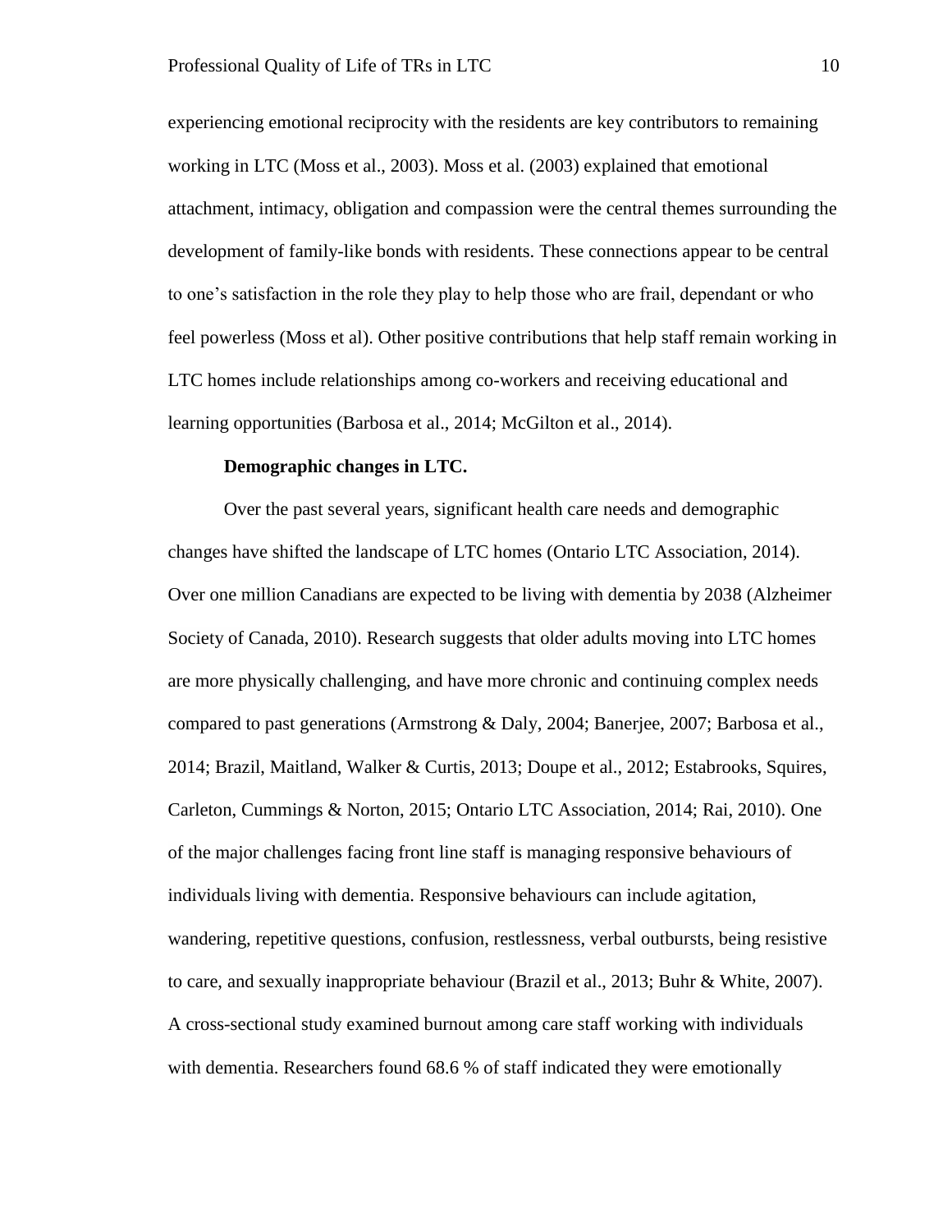experiencing emotional reciprocity with the residents are key contributors to remaining working in LTC (Moss et al., 2003). Moss et al. (2003) explained that emotional attachment, intimacy, obligation and compassion were the central themes surrounding the development of family-like bonds with residents. These connections appear to be central to one's satisfaction in the role they play to help those who are frail, dependant or who feel powerless (Moss et al). Other positive contributions that help staff remain working in LTC homes include relationships among co-workers and receiving educational and learning opportunities (Barbosa et al., 2014; McGilton et al., 2014).

**Demographic changes in LTC.**

Over the past several years, significant health care needs and demographic changes have shifted the landscape of LTC homes (Ontario LTC Association, 2014). Over one million Canadians are expected to be living with dementia by 2038 (Alzheimer Society of Canada, 2010). Research suggests that older adults moving into LTC homes are more physically challenging, and have more chronic and continuing complex needs compared to past generations (Armstrong & Daly, 2004; Banerjee, 2007; Barbosa et al., 2014; Brazil, Maitland, Walker & Curtis, 2013; Doupe et al., 2012; Estabrooks, Squires, Carleton, Cummings & Norton, 2015; Ontario LTC Association, 2014; Rai, 2010). One of the major challenges facing front line staff is managing responsive behaviours of individuals living with dementia. Responsive behaviours can include agitation, wandering, repetitive questions, confusion, restlessness, verbal outbursts, being resistive to care, and sexually inappropriate behaviour (Brazil et al., 2013; Buhr & White, 2007). A cross-sectional study examined burnout among care staff working with individuals with dementia. Researchers found 68.6 % of staff indicated they were emotionally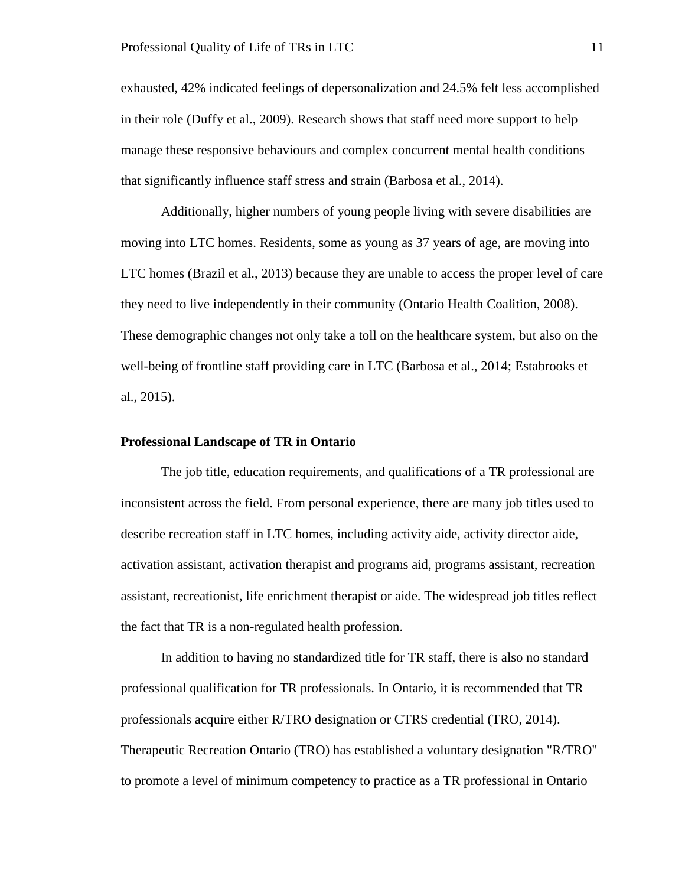exhausted, 42% indicated feelings of depersonalization and 24.5% felt less accomplished in their role (Duffy et al., 2009). Research shows that staff need more support to help manage these responsive behaviours and complex concurrent mental health conditions that significantly influence staff stress and strain (Barbosa et al., 2014).

Additionally, higher numbers of young people living with severe disabilities are moving into LTC homes. Residents, some as young as 37 years of age, are moving into LTC homes (Brazil et al., 2013) because they are unable to access the proper level of care they need to live independently in their community (Ontario Health Coalition, 2008). These demographic changes not only take a toll on the healthcare system, but also on the well-being of frontline staff providing care in LTC (Barbosa et al., 2014; Estabrooks et al., 2015).

**Professional Landscape of TR in Ontario**

The job title, education requirements, and qualifications of a TR professional are inconsistent across the field. From personal experience, there are many job titles used to describe recreation staff in LTC homes, including activity aide, activity director aide, activation assistant, activation therapist and programs aid, programs assistant, recreation assistant, recreationist, life enrichment therapist or aide. The widespread job titles reflect the fact that TR is a non-regulated health profession.

In addition to having no standardized title for TR staff, there is also no standard professional qualification for TR professionals. In Ontario, it is recommended that TR professionals acquire either R/TRO designation or CTRS credential (TRO, 2014). Therapeutic Recreation Ontario (TRO) has established a voluntary designation "R/TRO" to promote a level of minimum competency to practice as a TR professional in Ontario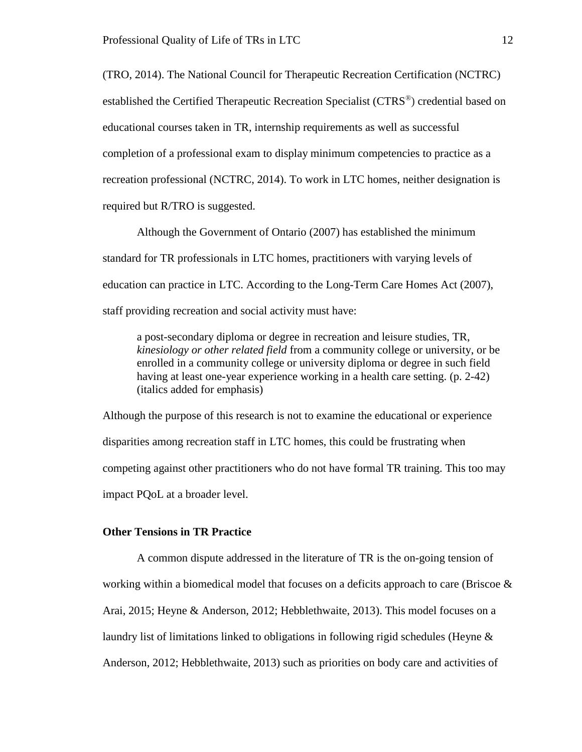(TRO, 2014). The National Council for Therapeutic Recreation Certification (NCTRC) established the Certified Therapeutic Recreation Specialist (CTRS®) credential based on educational courses taken in TR, internship requirements as well as successful completion of a professional exam to display minimum competencies to practice as a recreation professional (NCTRC, 2014). To work in LTC homes, neither designation is required but R/TRO is suggested.

Although the Government of Ontario (2007) has established the minimum standard for TR professionals in LTC homes, practitioners with varying levels of education can practice in LTC. According to the Long-Term Care Homes Act (2007), staff providing recreation and social activity must have:

> a post-secondary diploma or degree in recreation and leisure studies, TR, *kinesiology or other related field* from a community college or university, or be enrolled in a community college or university diploma or degree in such field having at least one-year experience working in a health care setting. (p. 2-42) (italics added for emphasis)

Although the purpose of this research is not to examine the educational or experience disparities among recreation staff in LTC homes, this could be frustrating when competing against other practitioners who do not have formal TR training. This too may impact PQoL at a broader level.

**Other Tensions in TR Practice**

A common dispute addressed in the literature of TR is the on-going tension of working within a biomedical model that focuses on a deficits approach to care (Briscoe & Arai, 2015; Heyne & Anderson, 2012; Hebblethwaite, 2013). This model focuses on a laundry list of limitations linked to obligations in following rigid schedules (Heyne & Anderson, 2012; Hebblethwaite, 2013) such as priorities on body care and activities of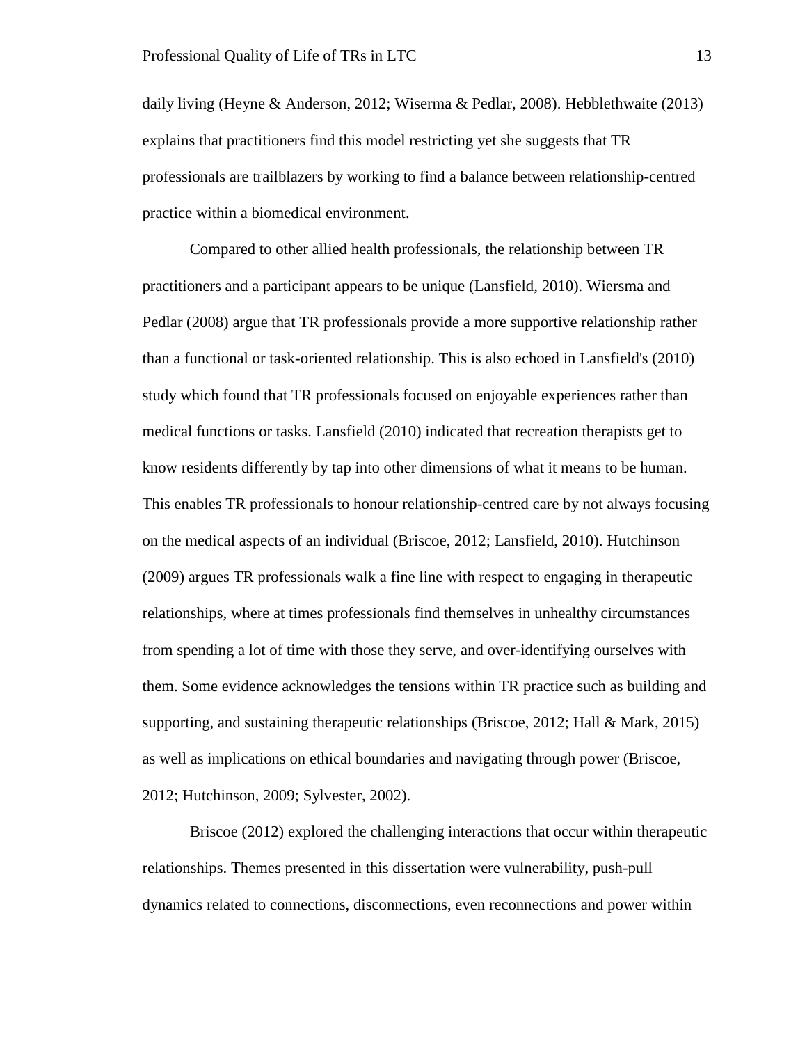daily living (Heyne & Anderson, 2012; Wiserma & Pedlar, 2008). Hebblethwaite (2013) explains that practitioners find this model restricting yet she suggests that TR professionals are trailblazers by working to find a balance between relationship-centred practice within a biomedical environment.

Compared to other allied health professionals, the relationship between TR practitioners and a participant appears to be unique (Lansfield, 2010). Wiersma and Pedlar (2008) argue that TR professionals provide a more supportive relationship rather than a functional or task-oriented relationship. This is also echoed in Lansfield's (2010) study which found that TR professionals focused on enjoyable experiences rather than medical functions or tasks. Lansfield (2010) indicated that recreation therapists get to know residents differently by tap into other dimensions of what it means to be human. This enables TR professionals to honour relationship-centred care by not always focusing on the medical aspects of an individual (Briscoe, 2012; Lansfield, 2010). Hutchinson (2009) argues TR professionals walk a fine line with respect to engaging in therapeutic relationships, where at times professionals find themselves in unhealthy circumstances from spending a lot of time with those they serve, and over-identifying ourselves with them. Some evidence acknowledges the tensions within TR practice such as building and supporting, and sustaining therapeutic relationships (Briscoe, 2012; Hall & Mark, 2015) as well as implications on ethical boundaries and navigating through power (Briscoe, 2012; Hutchinson, 2009; Sylvester, 2002).

Briscoe (2012) explored the challenging interactions that occur within therapeutic relationships. Themes presented in this dissertation were vulnerability, push-pull dynamics related to connections, disconnections, even reconnections and power within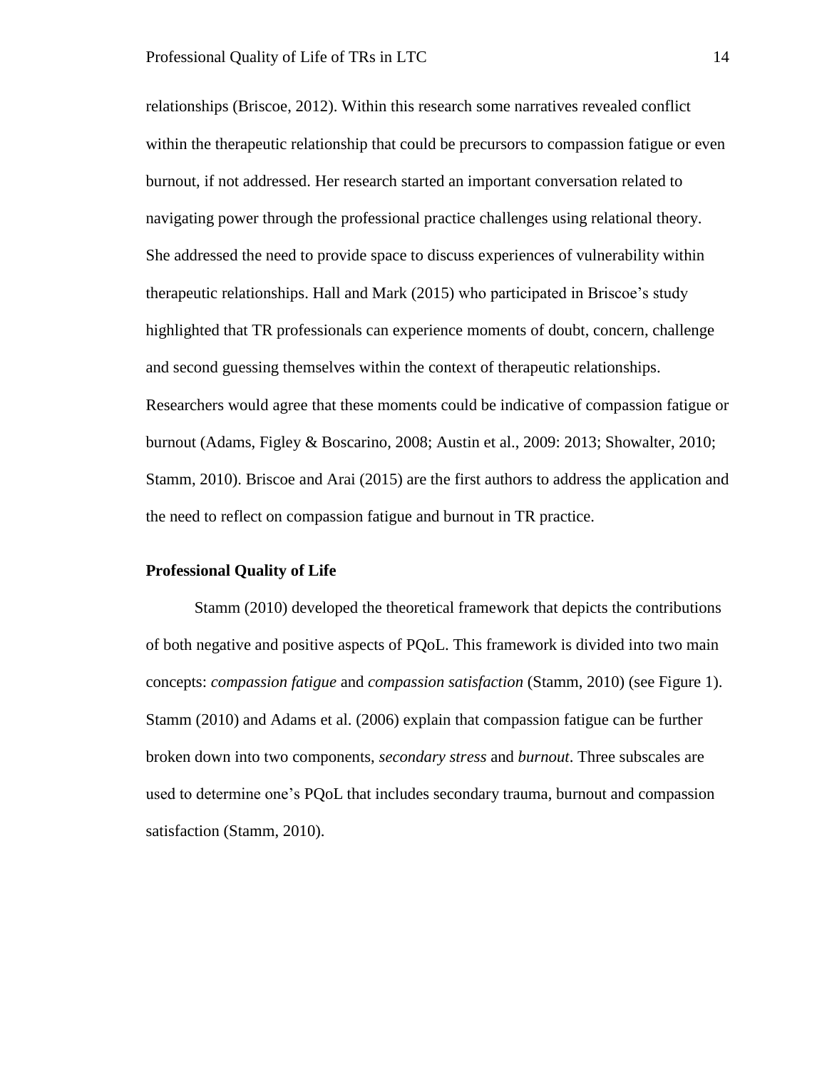relationships (Briscoe, 2012). Within this research some narratives revealed conflict within the therapeutic relationship that could be precursors to compassion fatigue or even burnout, if not addressed. Her research started an important conversation related to navigating power through the professional practice challenges using relational theory. She addressed the need to provide space to discuss experiences of vulnerability within therapeutic relationships. Hall and Mark (2015) who participated in Briscoe's study highlighted that TR professionals can experience moments of doubt, concern, challenge and second guessing themselves within the context of therapeutic relationships. Researchers would agree that these moments could be indicative of compassion fatigue or burnout (Adams, Figley & Boscarino, 2008; Austin et al., 2009: 2013; Showalter, 2010; Stamm, 2010). Briscoe and Arai (2015) are the first authors to address the application and the need to reflect on compassion fatigue and burnout in TR practice.

## Professional Quality of Life

Stamm (2010) developed the theoretical framework that depicts the contributions of both negative and positive aspects of PQoL. This framework is divided into two main concepts: *compassion fatigue* and *compassion satisfaction* (Stamm, 2010) (see Figure 1). Stamm (2010) and Adams et al. (2006) explain that compassion fatigue can be further broken down into two components, *secondary stress* and *burnout*. Three subscales are used to determine one's PQoL that includes secondary trauma, burnout and compassion satisfaction (Stamm, 2010).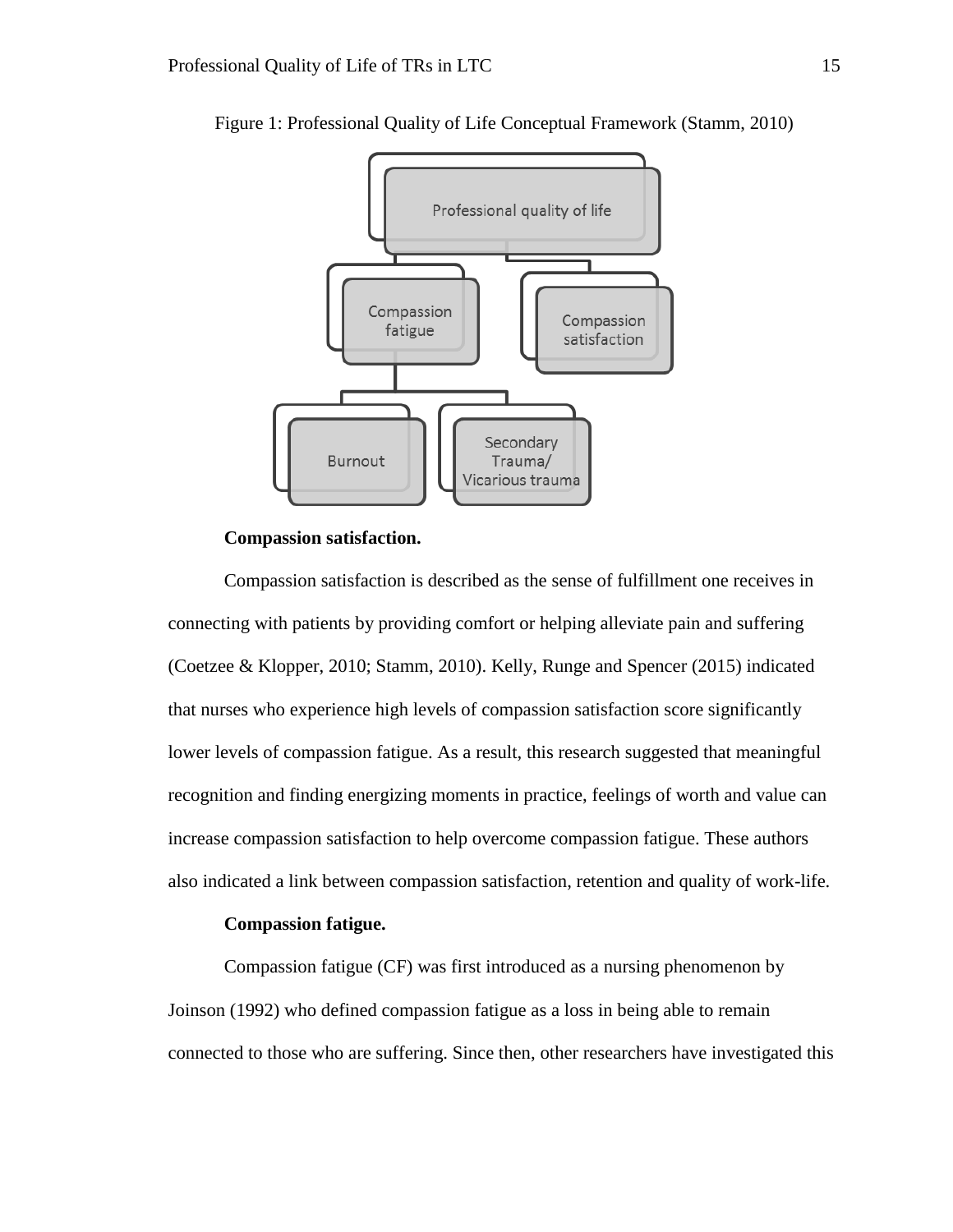Figure 1: Professional Quality of Life Conceptual Framework (Stamm, 2010)

**Compassion satisfaction.**

Compassion satisfaction is described as the sense of fulfillment one receives in connecting with patients by providing comfort or helping alleviate pain and suffering (Coetzee & Klopper, 2010; Stamm, 2010). Kelly, Runge and Spencer (2015) indicated that nurses who experience high levels of compassion satisfaction score significantly lower levels of compassion fatigue. As a result, this research suggested that meaningful recognition and finding energizing moments in practice, feelings of worth and value can increase compassion satisfaction to help overcome compassion fatigue. These authors also indicated a link between compassion satisfaction, retention and quality of work-life.

**Compassion fatigue.**

Compassion fatigue (CF) was first introduced as a nursing phenomenon by Joinson (1992) who defined compassion fatigue as a loss in being able to remain connected to those who are suffering. Since then, other researchers have investigated this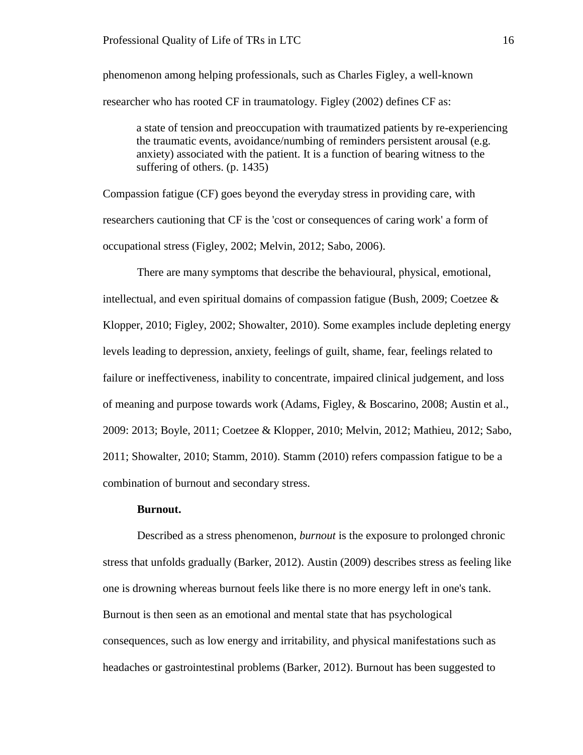phenomenon among helping professionals, such as Charles Figley, a well-known researcher who has rooted CF in traumatology. Figley (2002) defines CF as:

> a state of tension and preoccupation with traumatized patients by re-experiencing the traumatic events, avoidance/numbing of reminders persistent arousal (e.g. anxiety) associated with the patient. It is a function of bearing witness to the suffering of others. (p. 1435)

Compassion fatigue (CF) goes beyond the everyday stress in providing care, with researchers cautioning that CF is the 'cost or consequences of caring work' a form of occupational stress (Figley, 2002; Melvin, 2012; Sabo, 2006).

There are many symptoms that describe the behavioural, physical, emotional, intellectual, and even spiritual domains of compassion fatigue (Bush, 2009; Coetzee & Klopper, 2010; Figley, 2002; Showalter, 2010). Some examples include depleting energy levels leading to depression, anxiety, feelings of guilt, shame, fear, feelings related to failure or ineffectiveness, inability to concentrate, impaired clinical judgement, and loss of meaning and purpose towards work (Adams, Figley, & Boscarino, 2008; Austin et al., 2009: 2013; Boyle, 2011; Coetzee & Klopper, 2010; Melvin, 2012; Mathieu, 2012; Sabo, 2011; Showalter, 2010; Stamm, 2010). Stamm (2010) refers compassion fatigue to be a combination of burnout and secondary stress.

**Burnout.**

Described as a stress phenomenon, *burnout* is the exposure to prolonged chronic stress that unfolds gradually (Barker, 2012). Austin (2009) describes stress as feeling like one is drowning whereas burnout feels like there is no more energy left in one's tank. Burnout is then seen as an emotional and mental state that has psychological consequences, such as low energy and irritability, and physical manifestations such as headaches or gastrointestinal problems (Barker, 2012). Burnout has been suggested to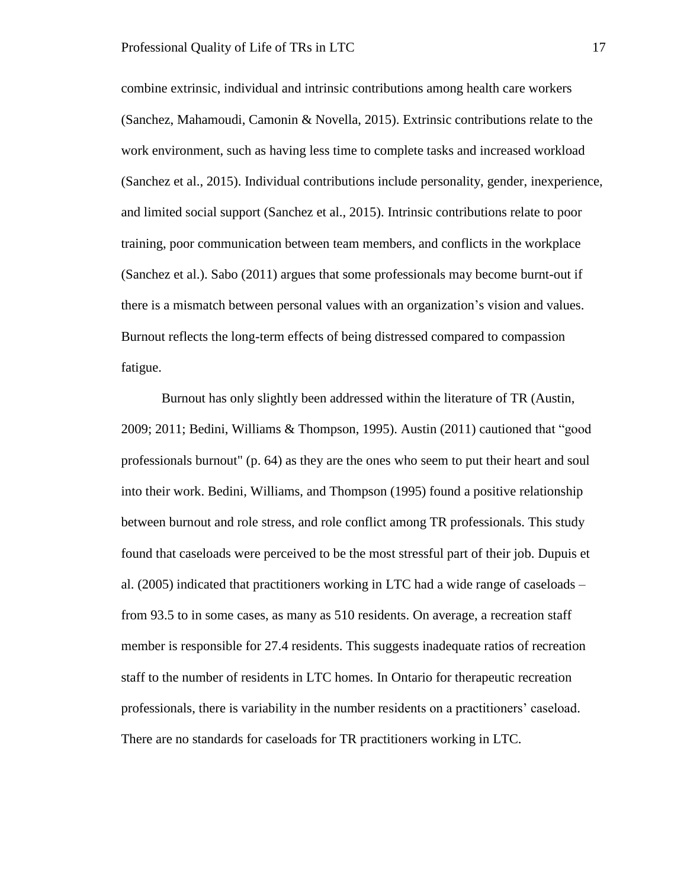combine extrinsic, individual and intrinsic contributions among health care workers (Sanchez, Mahamoudi, Camonin & Novella, 2015). Extrinsic contributions relate to the work environment, such as having less time to complete tasks and increased workload (Sanchez et al., 2015). Individual contributions include personality, gender, inexperience, and limited social support (Sanchez et al., 2015). Intrinsic contributions relate to poor training, poor communication between team members, and conflicts in the workplace (Sanchez et al.). Sabo (2011) argues that some professionals may become burnt-out if there is a mismatch between personal values with an organization's vision and values. Burnout reflects the long-term effects of being distressed compared to compassion fatigue.

Burnout has only slightly been addressed within the literature of TR (Austin, 2009; 2011; Bedini, Williams & Thompson, 1995). Austin (2011) cautioned that "good professionals burnout" (p. 64) as they are the ones who seem to put their heart and soul into their work. Bedini, Williams, and Thompson (1995) found a positive relationship between burnout and role stress, and role conflict among TR professionals. This study found that caseloads were perceived to be the most stressful part of their job. Dupuis et al. (2005) indicated that practitioners working in LTC had a wide range of caseloads – from 93.5 to in some cases, as many as 510 residents. On average, a recreation staff member is responsible for 27.4 residents. This suggests inadequate ratios of recreation staff to the number of residents in LTC homes. In Ontario for therapeutic recreation professionals, there is variability in the number residents on a practitioners' caseload. There are no standards for caseloads for TR practitioners working in LTC.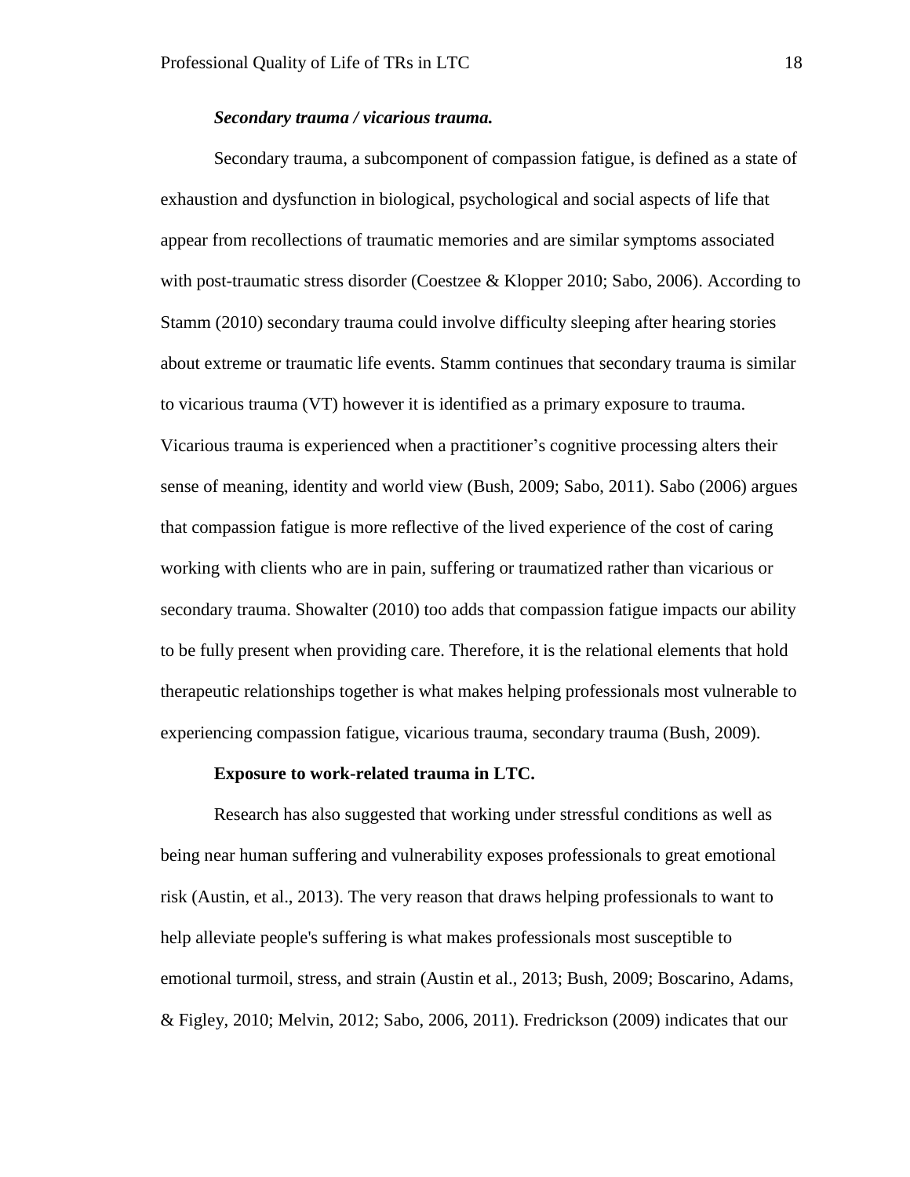#### *Secondary trauma / vicarious trauma.*

Secondary trauma, a subcomponent of compassion fatigue, is defined as a state of exhaustion and dysfunction in biological, psychological and social aspects of life that appear from recollections of traumatic memories and are similar symptoms associated with post-traumatic stress disorder (Coestzee & Klopper 2010; Sabo, 2006). According to Stamm (2010) secondary trauma could involve difficulty sleeping after hearing stories about extreme or traumatic life events. Stamm continues that secondary trauma is similar to vicarious trauma (VT) however it is identified as a primary exposure to trauma. Vicarious trauma is experienced when a practitioner's cognitive processing alters their sense of meaning, identity and world view (Bush, 2009; Sabo, 2011). Sabo (2006) argues that compassion fatigue is more reflective of the lived experience of the cost of caring working with clients who are in pain, suffering or traumatized rather than vicarious or secondary trauma. Showalter (2010) too adds that compassion fatigue impacts our ability to be fully present when providing care. Therefore, it is the relational elements that hold therapeutic relationships together is what makes helping professionals most vulnerable to experiencing compassion fatigue, vicarious trauma, secondary trauma (Bush, 2009).

### Exposure to work-related trauma in LTC.

Research has also suggested that working under stressful conditions as well as being near human suffering and vulnerability exposes professionals to great emotional risk (Austin, et al., 2013). The very reason that draws helping professionals to want to help alleviate people's suffering is what makes professionals most susceptible to emotional turmoil, stress, and strain (Austin et al., 2013; Bush, 2009; Boscarino, Adams, & Figley, 2010; Melvin, 2012; Sabo, 2006, 2011). Fredrickson (2009) indicates that our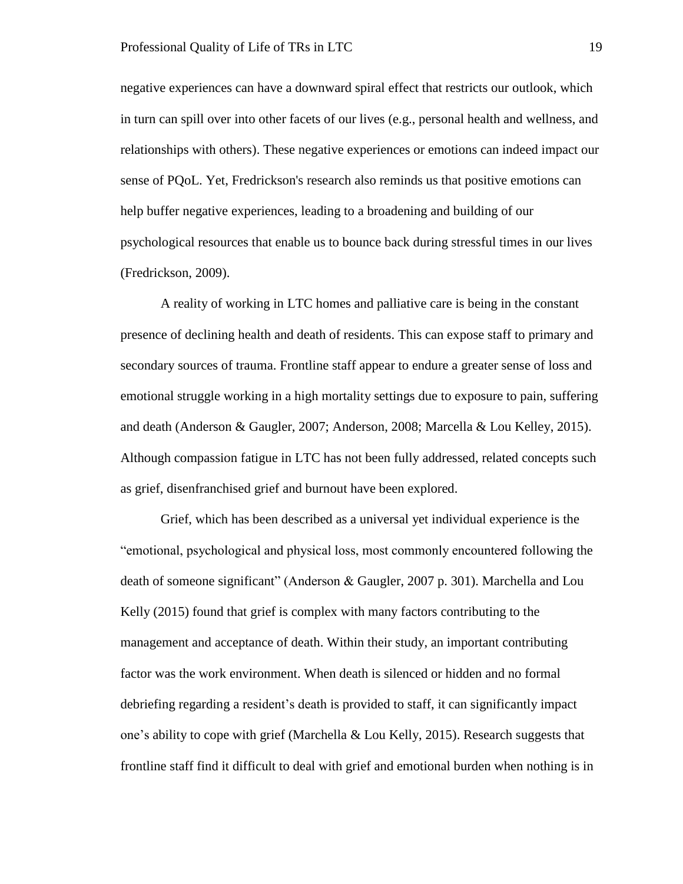negative experiences can have a downward spiral effect that restricts our outlook, which in turn can spill over into other facets of our lives (e.g., personal health and wellness, and relationships with others). These negative experiences or emotions can indeed impact our sense of PQoL. Yet, Fredrickson's research also reminds us that positive emotions can help buffer negative experiences, leading to a broadening and building of our psychological resources that enable us to bounce back during stressful times in our lives (Fredrickson, 2009).

A reality of working in LTC homes and palliative care is being in the constant presence of declining health and death of residents. This can expose staff to primary and secondary sources of trauma. Frontline staff appear to endure a greater sense of loss and emotional struggle working in a high mortality settings due to exposure to pain, suffering and death (Anderson & Gaugler, 2007; Anderson, 2008; Marcella & Lou Kelley, 2015). Although compassion fatigue in LTC has not been fully addressed, related concepts such as grief, disenfranchised grief and burnout have been explored.

Grief, which has been described as a universal yet individual experience is the "emotional, psychological and physical loss, most commonly encountered following the death of someone significant" (Anderson & Gaugler, 2007 p. 301). Marchella and Lou Kelly (2015) found that grief is complex with many factors contributing to the management and acceptance of death. Within their study, an important contributing factor was the work environment. When death is silenced or hidden and no formal debriefing regarding a resident's death is provided to staff, it can significantly impact one's ability to cope with grief (Marchella & Lou Kelly, 2015). Research suggests that frontline staff find it difficult to deal with grief and emotional burden when nothing is in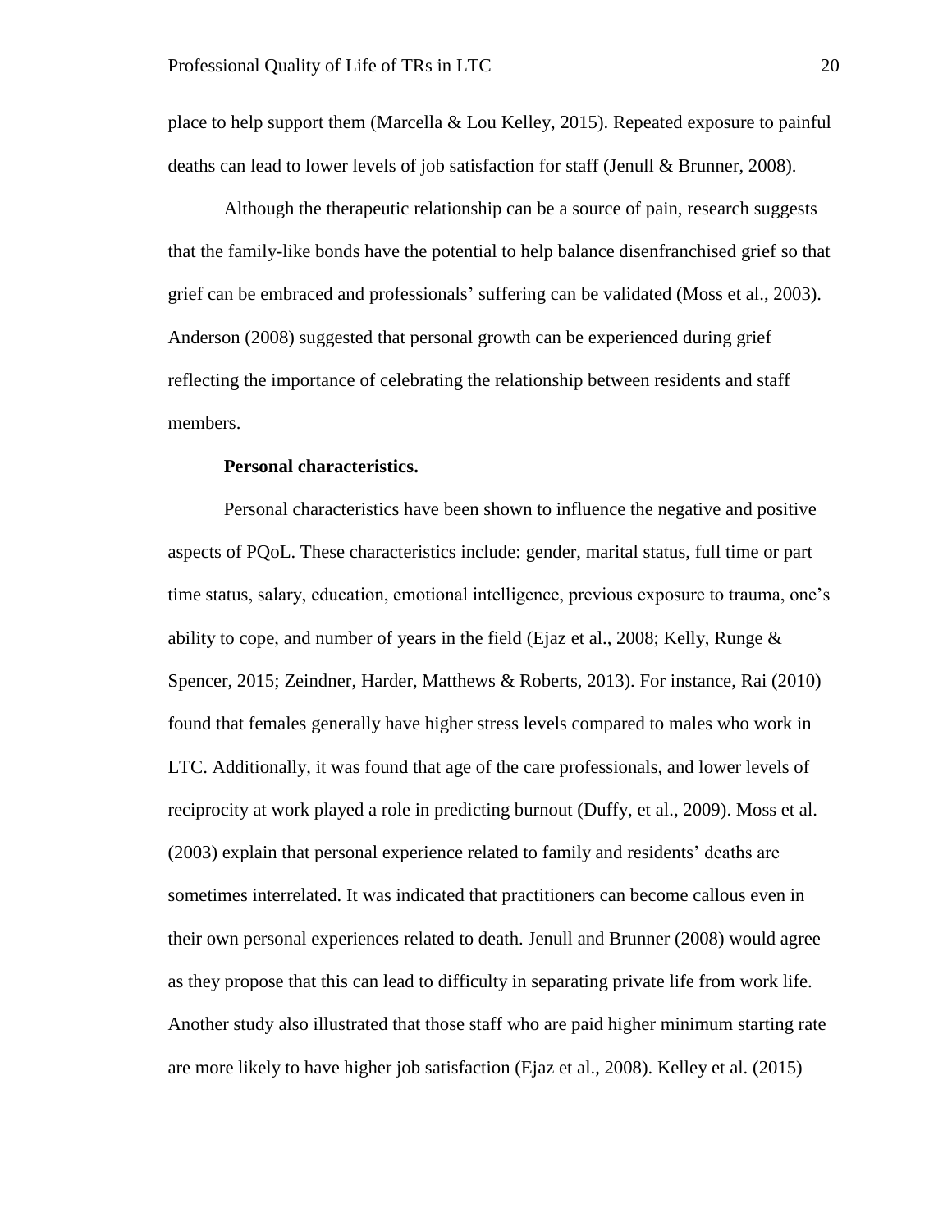place to help support them (Marcella & Lou Kelley, 2015). Repeated exposure to painful deaths can lead to lower levels of job satisfaction for staff (Jenull & Brunner, 2008).

Although the therapeutic relationship can be a source of pain, research suggests that the family-like bonds have the potential to help balance disenfranchised grief so that grief can be embraced and professionals' suffering can be validated (Moss et al., 2003). Anderson (2008) suggested that personal growth can be experienced during grief reflecting the importance of celebrating the relationship between residents and staff members.

#### Personal characteristics.

Personal characteristics have been shown to influence the negative and positive aspects of PQoL. These characteristics include: gender, marital status, full time or part time status, salary, education, emotional intelligence, previous exposure to trauma, one's ability to cope, and number of years in the field (Ejaz et al., 2008; Kelly, Runge & Spencer, 2015; Zeindner, Harder, Matthews & Roberts, 2013). For instance, Rai (2010) found that females generally have higher stress levels compared to males who work in LTC. Additionally, it was found that age of the care professionals, and lower levels of reciprocity at work played a role in predicting burnout (Duffy, et al., 2009). Moss et al. (2003) explain that personal experience related to family and residents' deaths are sometimes interrelated. It was indicated that practitioners can become callous even in their own personal experiences related to death. Jenull and Brunner (2008) would agree as they propose that this can lead to difficulty in separating private life from work life. Another study also illustrated that those staff who are paid higher minimum starting rate are more likely to have higher job satisfaction (Ejaz et al., 2008). Kelley et al. (2015)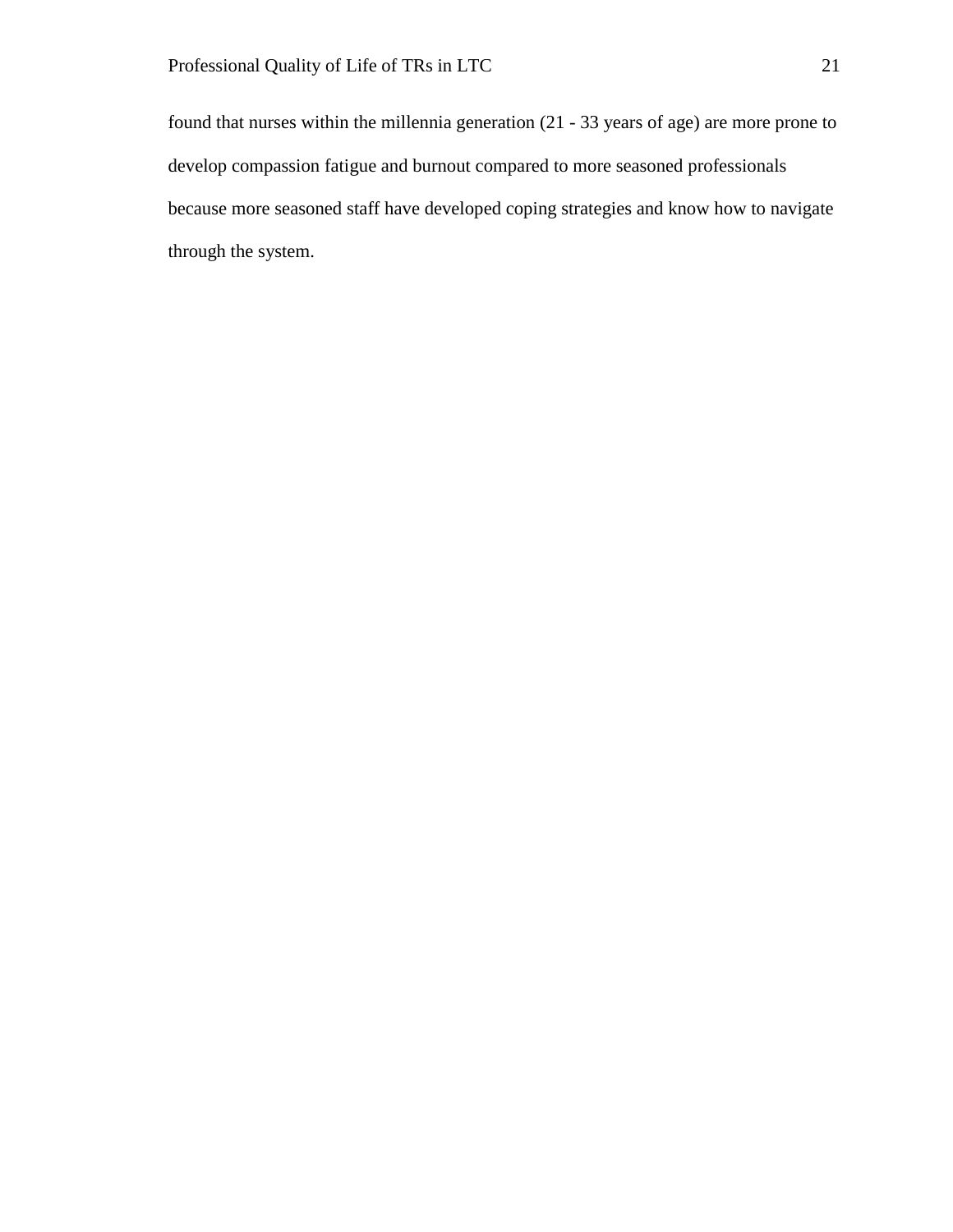found that nurses within the millennia generation (21 - 33 years of age) are more prone to develop compassion fatigue and burnout compared to more seasoned professionals because more seasoned staff have developed coping strategies and know how to navigate through the system.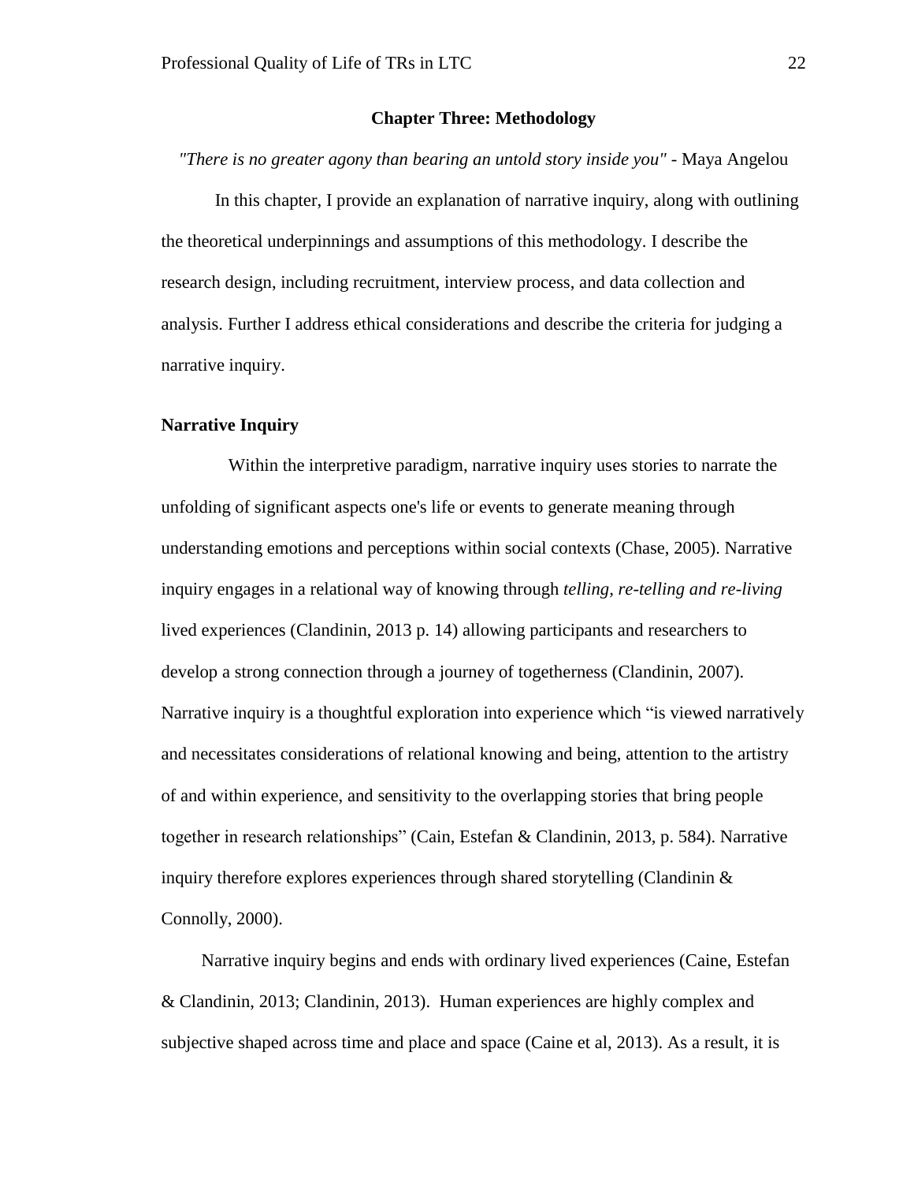# Chapter Three: Methodology

*"There is no greater agony than bearing an untold story inside you"* - Maya Angelou

In this chapter, I provide an explanation of narrative inquiry, along with outlining the theoretical underpinnings and assumptions of this methodology. I describe the research design, including recruitment, interview process, and data collection and analysis. Further I address ethical considerations and describe the criteria for judging a narrative inquiry.

## Narrative Inquiry

Within the interpretive paradigm, narrative inquiry uses stories to narrate the unfolding of significant aspects one's life or events to generate meaning through understanding emotions and perceptions within social contexts (Chase, 2005). Narrative inquiry engages in a relational way of knowing through *telling, re-telling and re-living* lived experiences (Clandinin, 2013 p. 14) allowing participants and researchers to develop a strong connection through a journey of togetherness (Clandinin, 2007). Narrative inquiry is a thoughtful exploration into experience which "is viewed narratively and necessitates considerations of relational knowing and being, attention to the artistry of and within experience, and sensitivity to the overlapping stories that bring people together in research relationships" (Cain, Estefan & Clandinin, 2013, p. 584). Narrative inquiry therefore explores experiences through shared storytelling (Clandinin & Connolly, 2000).

Narrative inquiry begins and ends with ordinary lived experiences (Caine, Estefan & Clandinin, 2013; Clandinin, 2013). Human experiences are highly complex and subjective shaped across time and place and space (Caine et al, 2013). As a result, it is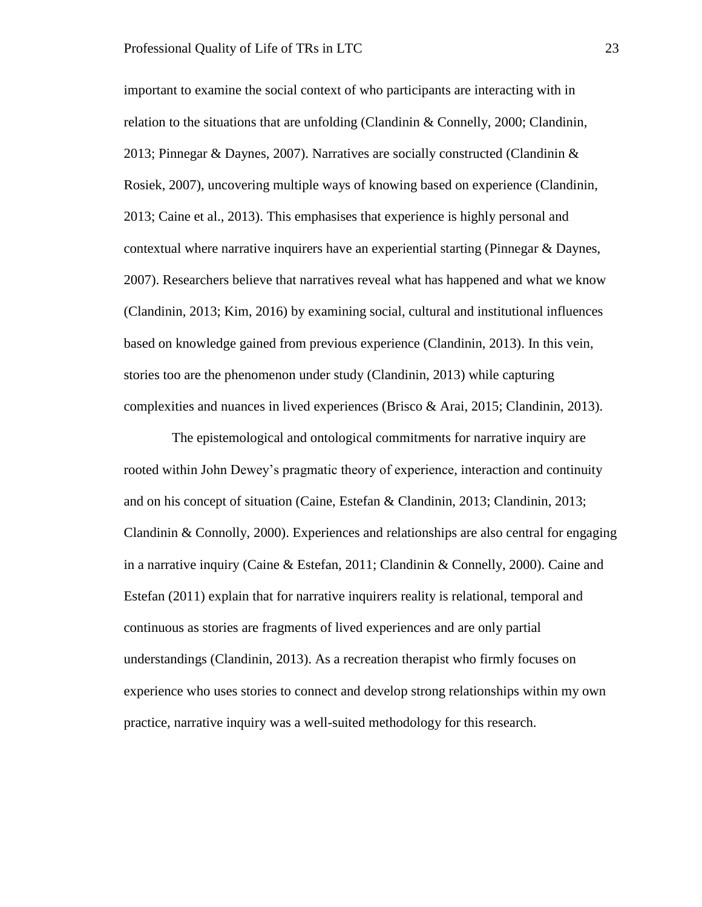important to examine the social context of who participants are interacting with in relation to the situations that are unfolding (Clandinin & Connelly, 2000; Clandinin, 2013; Pinnegar & Daynes, 2007). Narratives are socially constructed (Clandinin & Rosiek, 2007), uncovering multiple ways of knowing based on experience (Clandinin, 2013; Caine et al., 2013). This emphasises that experience is highly personal and contextual where narrative inquirers have an experiential starting (Pinnegar & Daynes, 2007). Researchers believe that narratives reveal what has happened and what we know (Clandinin, 2013; Kim, 2016) by examining social, cultural and institutional influences based on knowledge gained from previous experience (Clandinin, 2013). In this vein, stories too are the phenomenon under study (Clandinin, 2013) while capturing complexities and nuances in lived experiences (Brisco & Arai, 2015; Clandinin, 2013).

The epistemological and ontological commitments for narrative inquiry are rooted within John Dewey's pragmatic theory of experience, interaction and continuity and on his concept of situation (Caine, Estefan & Clandinin, 2013; Clandinin, 2013; Clandinin & Connolly, 2000). Experiences and relationships are also central for engaging in a narrative inquiry (Caine & Estefan, 2011; Clandinin & Connelly, 2000). Caine and Estefan (2011) explain that for narrative inquirers reality is relational, temporal and continuous as stories are fragments of lived experiences and are only partial understandings (Clandinin, 2013). As a recreation therapist who firmly focuses on experience who uses stories to connect and develop strong relationships within my own practice, narrative inquiry was a well-suited methodology for this research.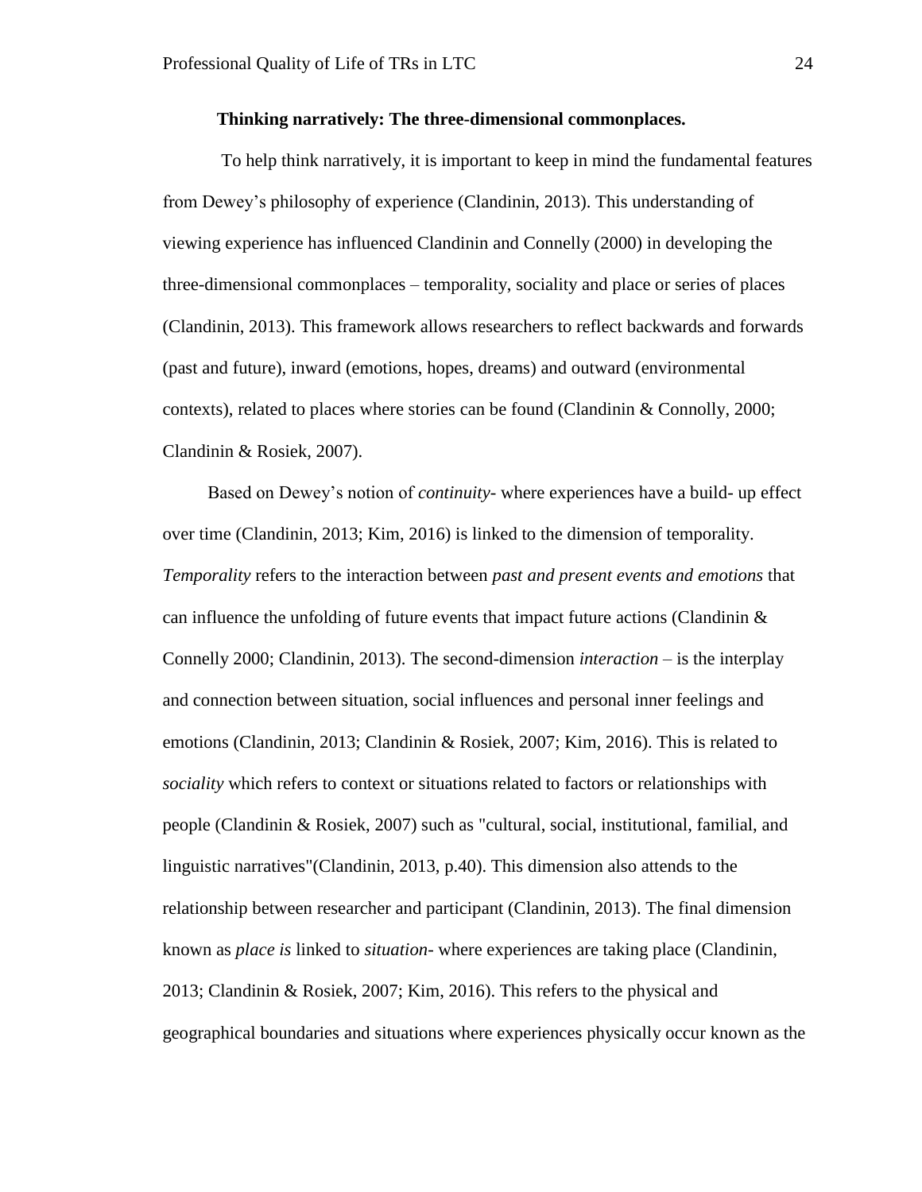### Thinking narratively: The three-dimensional commonplaces.

To help think narratively, it is important to keep in mind the fundamental features from Dewey's philosophy of experience (Clandinin, 2013). This understanding of viewing experience has influenced Clandinin and Connelly (2000) in developing the three-dimensional commonplaces – temporality, sociality and place or series of places (Clandinin, 2013). This framework allows researchers to reflect backwards and forwards (past and future), inward (emotions, hopes, dreams) and outward (environmental contexts), related to places where stories can be found (Clandinin & Connolly, 2000; Clandinin & Rosiek, 2007).

Based on Dewey's notion of *continuity*- where experiences have a build- up effect over time (Clandinin, 2013; Kim, 2016) is linked to the dimension of temporality. *Temporality* refers to the interaction between *past and present events and emotions* that can influence the unfolding of future events that impact future actions (Clandinin & Connelly 2000; Clandinin, 2013). The second-dimension *interaction* – is the interplay and connection between situation, social influences and personal inner feelings and emotions (Clandinin, 2013; Clandinin & Rosiek, 2007; Kim, 2016). This is related to *sociality* which refers to context or situations related to factors or relationships with people (Clandinin & Rosiek, 2007) such as "cultural, social, institutional, familial, and linguistic narratives"(Clandinin, 2013, p.40). This dimension also attends to the relationship between researcher and participant (Clandinin, 2013). The final dimension known as *place is* linked to *situation*- where experiences are taking place (Clandinin, 2013; Clandinin & Rosiek, 2007; Kim, 2016). This refers to the physical and geographical boundaries and situations where experiences physically occur known as the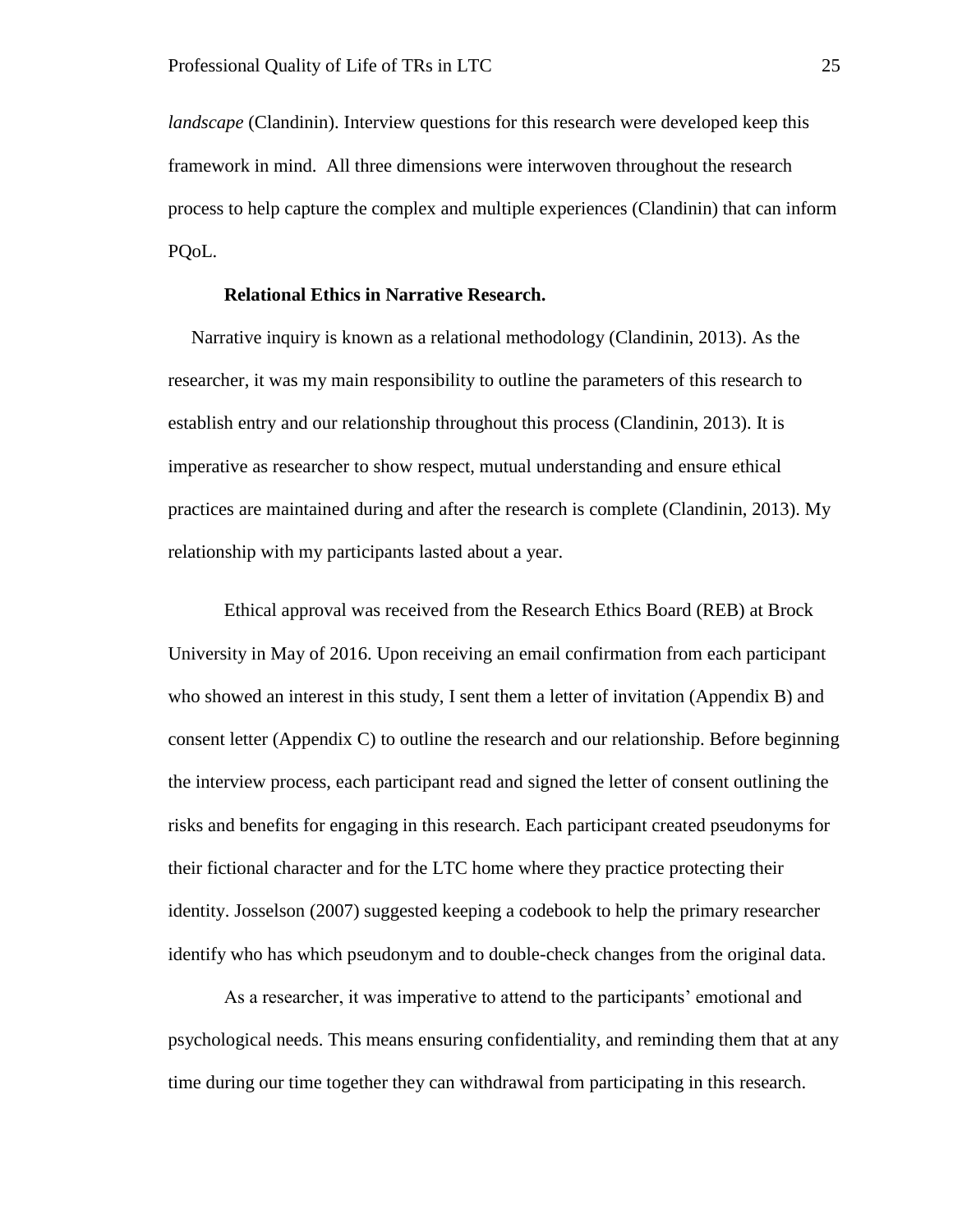*landscape* (Clandinin). Interview questions for this research were developed keep this framework in mind. All three dimensions were interwoven throughout the research process to help capture the complex and multiple experiences (Clandinin) that can inform PQoL.

#### Relational Ethics in Narrative Research.

Narrative inquiry is known as a relational methodology (Clandinin, 2013). As the researcher, it was my main responsibility to outline the parameters of this research to establish entry and our relationship throughout this process (Clandinin, 2013). It is imperative as researcher to show respect, mutual understanding and ensure ethical practices are maintained during and after the research is complete (Clandinin, 2013). My relationship with my participants lasted about a year.

Ethical approval was received from the Research Ethics Board (REB) at Brock University in May of 2016. Upon receiving an email confirmation from each participant who showed an interest in this study, I sent them a letter of invitation (Appendix B) and consent letter (Appendix C) to outline the research and our relationship. Before beginning the interview process, each participant read and signed the letter of consent outlining the risks and benefits for engaging in this research. Each participant created pseudonyms for their fictional character and for the LTC home where they practice protecting their identity. Josselson (2007) suggested keeping a codebook to help the primary researcher identify who has which pseudonym and to double-check changes from the original data.

As a researcher, it was imperative to attend to the participants' emotional and psychological needs. This means ensuring confidentiality, and reminding them that at any time during our time together they can withdrawal from participating in this research.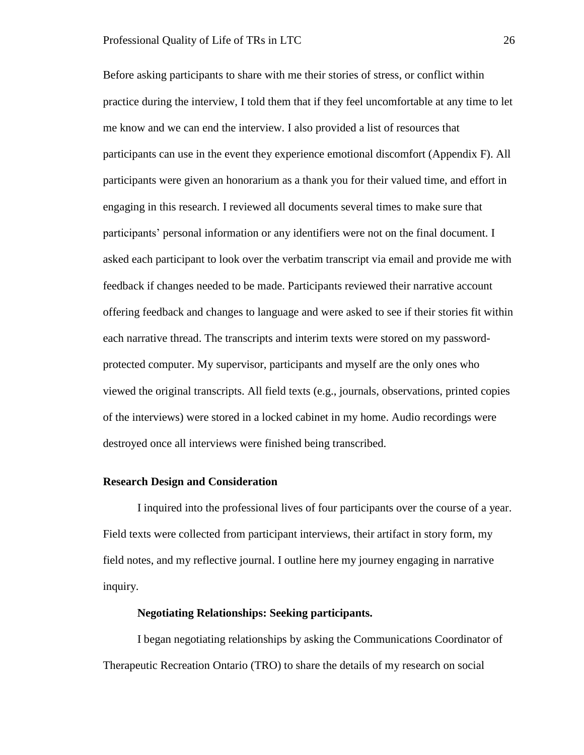Before asking participants to share with me their stories of stress, or conflict within practice during the interview, I told them that if they feel uncomfortable at any time to let me know and we can end the interview. I also provided a list of resources that participants can use in the event they experience emotional discomfort (Appendix F). All participants were given an honorarium as a thank you for their valued time, and effort in engaging in this research. I reviewed all documents several times to make sure that participants' personal information or any identifiers were not on the final document. I asked each participant to look over the verbatim transcript via email and provide me with feedback if changes needed to be made. Participants reviewed their narrative account offering feedback and changes to language and were asked to see if their stories fit within each narrative thread. The transcripts and interim texts were stored on my password-protected computer. My supervisor, participants and myself are the only ones who viewed the original transcripts. All field texts (e.g., journals, observations, printed copies of the interviews) were stored in a locked cabinet in my home. Audio recordings were destroyed once all interviews were finished being transcribed.

## Research Design and Consideration

I inquired into the professional lives of four participants over the course of a year. Field texts were collected from participant interviews, their artifact in story form, my field notes, and my reflective journal. I outline here my journey engaging in narrative inquiry.

### Negotiating Relationships: Seeking participants.

I began negotiating relationships by asking the Communications Coordinator of Therapeutic Recreation Ontario (TRO) to share the details of my research on social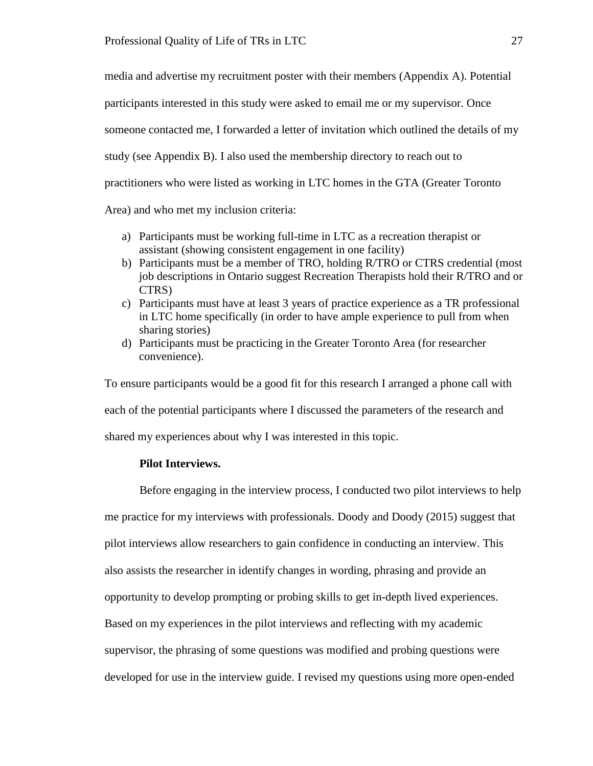media and advertise my recruitment poster with their members (Appendix A). Potential participants interested in this study were asked to email me or my supervisor. Once someone contacted me, I forwarded a letter of invitation which outlined the details of my study (see Appendix B). I also used the membership directory to reach out to practitioners who were listed as working in LTC homes in the GTA (Greater Toronto Area) and who met my inclusion criteria:

a) Participants must be working full-time in LTC as a recreation therapist or assistant (showing consistent engagement in one facility)
b) Participants must be a member of TRO, holding R/TRO or CTRS credential (most job descriptions in Ontario suggest Recreation Therapists hold their R/TRO and or CTRS)
c) Participants must have at least 3 years of practice experience as a TR professional in LTC home specifically (in order to have ample experience to pull from when sharing stories)
d) Participants must be practicing in the Greater Toronto Area (for researcher convenience).

To ensure participants would be a good fit for this research I arranged a phone call with each of the potential participants where I discussed the parameters of the research and shared my experiences about why I was interested in this topic.

**Pilot Interviews.**

Before engaging in the interview process, I conducted two pilot interviews to help me practice for my interviews with professionals. Doody and Doody (2015) suggest that pilot interviews allow researchers to gain confidence in conducting an interview. This also assists the researcher in identify changes in wording, phrasing and provide an opportunity to develop prompting or probing skills to get in-depth lived experiences. Based on my experiences in the pilot interviews and reflecting with my academic supervisor, the phrasing of some questions was modified and probing questions were developed for use in the interview guide. I revised my questions using more open-ended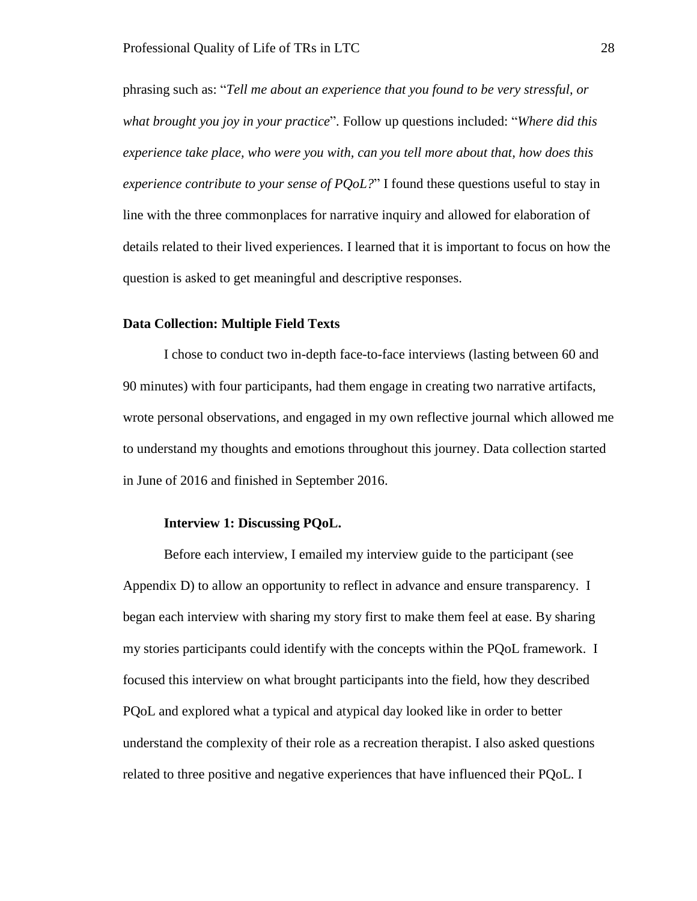phrasing such as: "*Tell me about an experience that you found to be very stressful, or what brought you joy in your practice*". Follow up questions included: "*Where did this experience take place, who were you with, can you tell more about that, how does this experience contribute to your sense of PQoL?*" I found these questions useful to stay in line with the three commonplaces for narrative inquiry and allowed for elaboration of details related to their lived experiences. I learned that it is important to focus on how the question is asked to get meaningful and descriptive responses.

## Data Collection: Multiple Field Texts

I chose to conduct two in-depth face-to-face interviews (lasting between 60 and 90 minutes) with four participants, had them engage in creating two narrative artifacts, wrote personal observations, and engaged in my own reflective journal which allowed me to understand my thoughts and emotions throughout this journey. Data collection started in June of 2016 and finished in September 2016.

### Interview 1: Discussing PQoL.

Before each interview, I emailed my interview guide to the participant (see Appendix D) to allow an opportunity to reflect in advance and ensure transparency. I began each interview with sharing my story first to make them feel at ease. By sharing my stories participants could identify with the concepts within the PQoL framework. I focused this interview on what brought participants into the field, how they described PQoL and explored what a typical and atypical day looked like in order to better understand the complexity of their role as a recreation therapist. I also asked questions related to three positive and negative experiences that have influenced their PQoL. I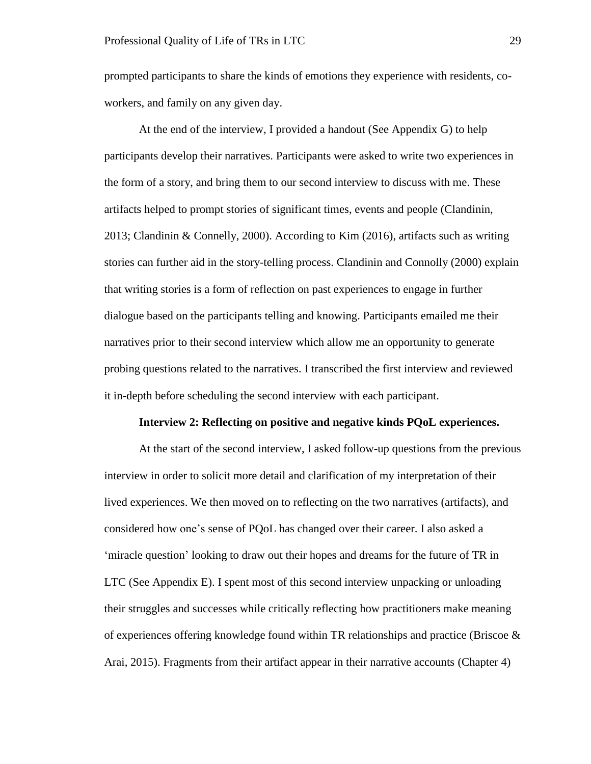prompted participants to share the kinds of emotions they experience with residents, co-workers, and family on any given day.

At the end of the interview, I provided a handout (See Appendix G) to help participants develop their narratives. Participants were asked to write two experiences in the form of a story, and bring them to our second interview to discuss with me. These artifacts helped to prompt stories of significant times, events and people (Clandinin, 2013; Clandinin & Connelly, 2000). According to Kim (2016), artifacts such as writing stories can further aid in the story-telling process. Clandinin and Connolly (2000) explain that writing stories is a form of reflection on past experiences to engage in further dialogue based on the participants telling and knowing. Participants emailed me their narratives prior to their second interview which allow me an opportunity to generate probing questions related to the narratives. I transcribed the first interview and reviewed it in-depth before scheduling the second interview with each participant.

**Interview 2: Reflecting on positive and negative kinds PQoL experiences.**

At the start of the second interview, I asked follow-up questions from the previous interview in order to solicit more detail and clarification of my interpretation of their lived experiences. We then moved on to reflecting on the two narratives (artifacts), and considered how one's sense of PQoL has changed over their career. I also asked a 'miracle question' looking to draw out their hopes and dreams for the future of TR in LTC (See Appendix E). I spent most of this second interview unpacking or unloading their struggles and successes while critically reflecting how practitioners make meaning of experiences offering knowledge found within TR relationships and practice (Briscoe & Arai, 2015). Fragments from their artifact appear in their narrative accounts (Chapter 4)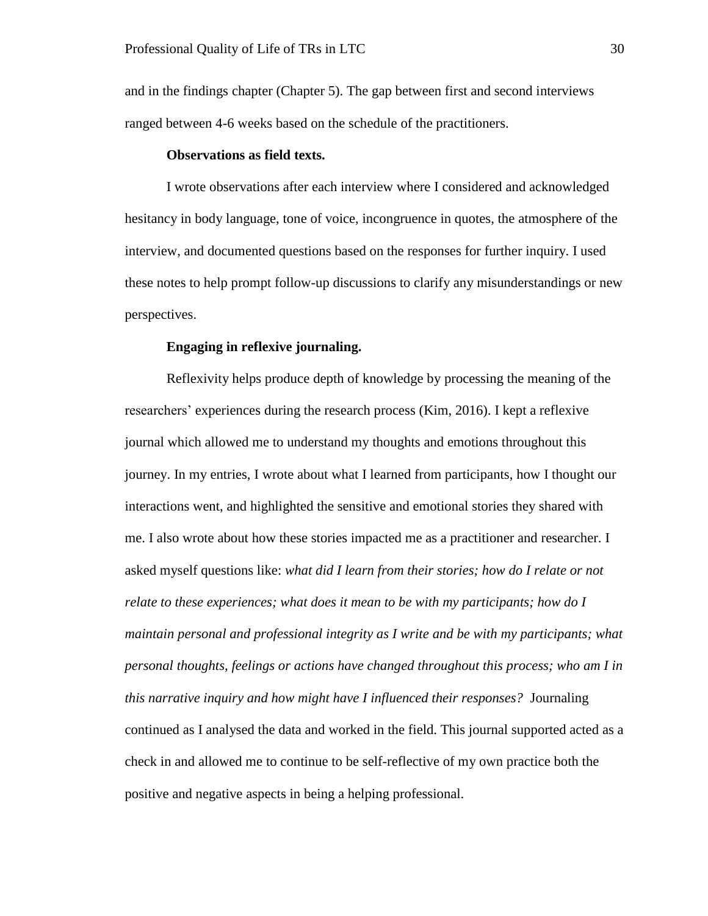and in the findings chapter (Chapter 5). The gap between first and second interviews ranged between 4-6 weeks based on the schedule of the practitioners.

#### Observations as field texts.

I wrote observations after each interview where I considered and acknowledged hesitancy in body language, tone of voice, incongruence in quotes, the atmosphere of the interview, and documented questions based on the responses for further inquiry. I used these notes to help prompt follow-up discussions to clarify any misunderstandings or new perspectives.

#### Engaging in reflexive journaling.

Reflexivity helps produce depth of knowledge by processing the meaning of the researchers' experiences during the research process (Kim, 2016). I kept a reflexive journal which allowed me to understand my thoughts and emotions throughout this journey. In my entries, I wrote about what I learned from participants, how I thought our interactions went, and highlighted the sensitive and emotional stories they shared with me. I also wrote about how these stories impacted me as a practitioner and researcher. I asked myself questions like: *what did I learn from their stories; how do I relate or not relate to these experiences; what does it mean to be with my participants; how do I maintain personal and professional integrity as I write and be with my participants; what personal thoughts, feelings or actions have changed throughout this process; who am I in this narrative inquiry and how might have I influenced their responses?* Journaling continued as I analysed the data and worked in the field. This journal supported acted as a check in and allowed me to continue to be self-reflective of my own practice both the positive and negative aspects in being a helping professional.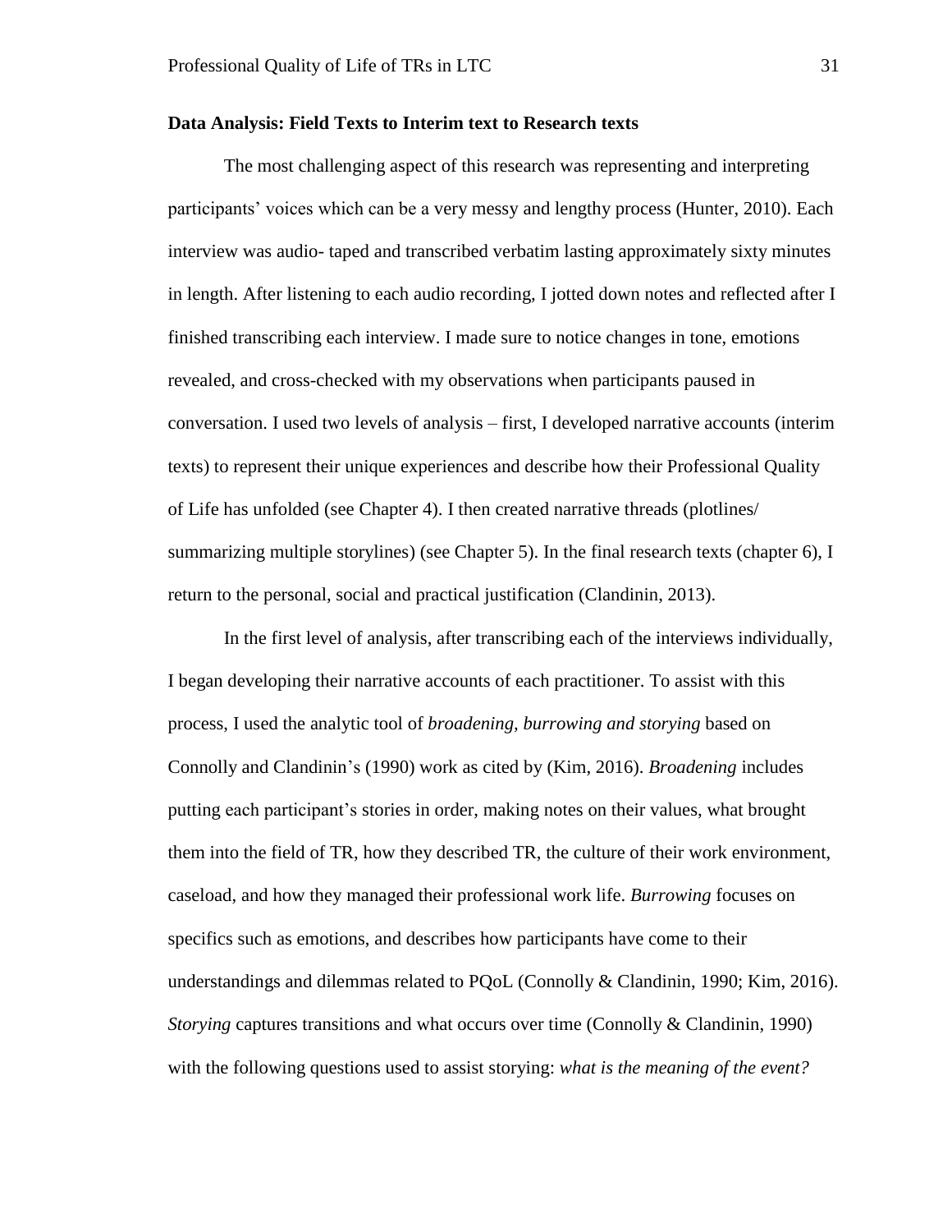**Data Analysis: Field Texts to Interim text to Research texts**

The most challenging aspect of this research was representing and interpreting participants' voices which can be a very messy and lengthy process (Hunter, 2010). Each interview was audio- taped and transcribed verbatim lasting approximately sixty minutes in length. After listening to each audio recording, I jotted down notes and reflected after I finished transcribing each interview. I made sure to notice changes in tone, emotions revealed, and cross-checked with my observations when participants paused in conversation. I used two levels of analysis – first, I developed narrative accounts (interim texts) to represent their unique experiences and describe how their Professional Quality of Life has unfolded (see Chapter 4). I then created narrative threads (plotlines/ summarizing multiple storylines) (see Chapter 5). In the final research texts (chapter 6), I return to the personal, social and practical justification (Clandinin, 2013).

In the first level of analysis, after transcribing each of the interviews individually, I began developing their narrative accounts of each practitioner. To assist with this process, I used the analytic tool of *broadening, burrowing and storying* based on Connolly and Clandinin's (1990) work as cited by (Kim, 2016). *Broadening* includes putting each participant's stories in order, making notes on their values, what brought them into the field of TR, how they described TR, the culture of their work environment, caseload, and how they managed their professional work life. *Burrowing* focuses on specifics such as emotions, and describes how participants have come to their understandings and dilemmas related to PQoL (Connolly & Clandinin, 1990; Kim, 2016). *Storying* captures transitions and what occurs over time (Connolly & Clandinin, 1990) with the following questions used to assist storying: *what is the meaning of the event?*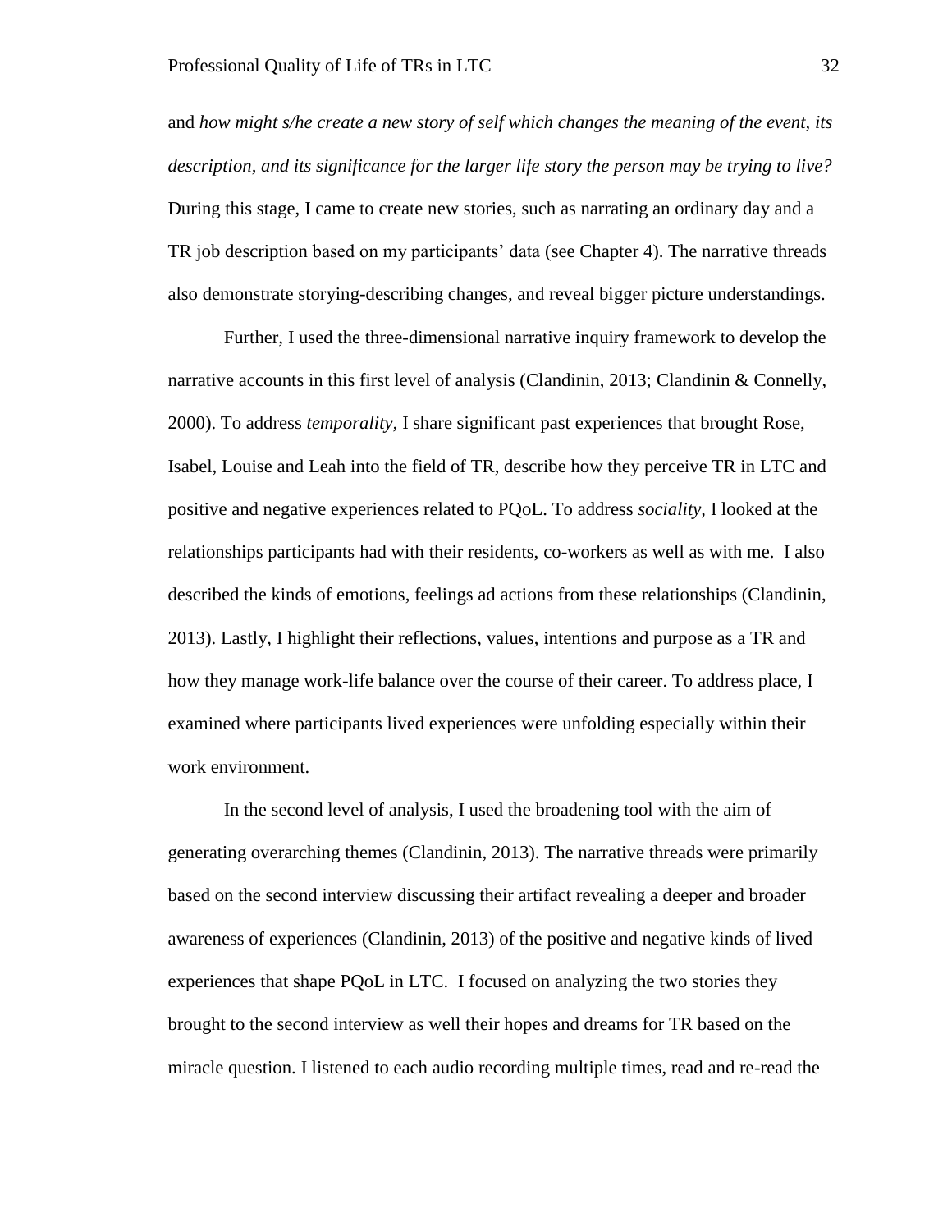and *how might s/he create a new story of self which changes the meaning of the event, its description, and its significance for the larger life story the person may be trying to live?* During this stage, I came to create new stories, such as narrating an ordinary day and a TR job description based on my participants' data (see Chapter 4). The narrative threads also demonstrate storying-describing changes, and reveal bigger picture understandings.

Further, I used the three-dimensional narrative inquiry framework to develop the narrative accounts in this first level of analysis (Clandinin, 2013; Clandinin & Connelly, 2000). To address *temporality,* I share significant past experiences that brought Rose, Isabel, Louise and Leah into the field of TR, describe how they perceive TR in LTC and positive and negative experiences related to PQoL. To address *sociality*, I looked at the relationships participants had with their residents, co-workers as well as with me. I also described the kinds of emotions, feelings ad actions from these relationships (Clandinin, 2013). Lastly, I highlight their reflections, values, intentions and purpose as a TR and how they manage work-life balance over the course of their career. To address place, I examined where participants lived experiences were unfolding especially within their work environment.

In the second level of analysis, I used the broadening tool with the aim of generating overarching themes (Clandinin, 2013). The narrative threads were primarily based on the second interview discussing their artifact revealing a deeper and broader awareness of experiences (Clandinin, 2013) of the positive and negative kinds of lived experiences that shape PQoL in LTC. I focused on analyzing the two stories they brought to the second interview as well their hopes and dreams for TR based on the miracle question. I listened to each audio recording multiple times, read and re-read the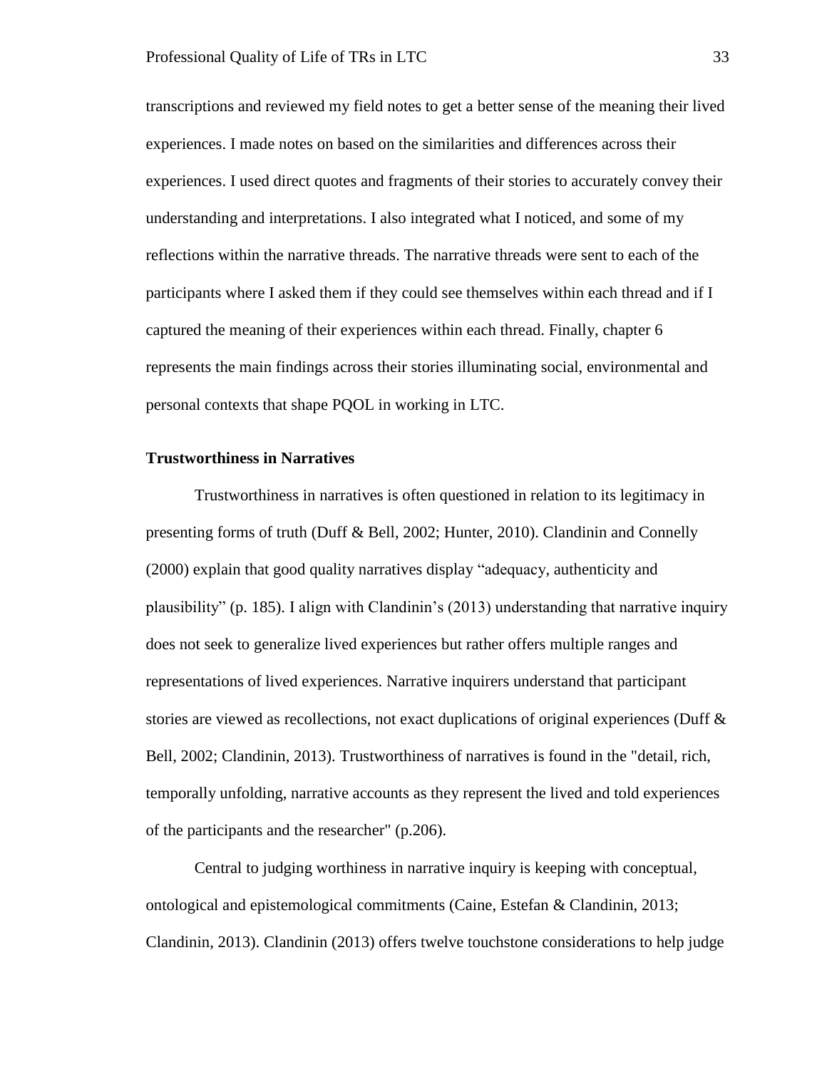transcriptions and reviewed my field notes to get a better sense of the meaning their lived experiences. I made notes on based on the similarities and differences across their experiences. I used direct quotes and fragments of their stories to accurately convey their understanding and interpretations. I also integrated what I noticed, and some of my reflections within the narrative threads. The narrative threads were sent to each of the participants where I asked them if they could see themselves within each thread and if I captured the meaning of their experiences within each thread. Finally, chapter 6 represents the main findings across their stories illuminating social, environmental and personal contexts that shape PQOL in working in LTC.

**Trustworthiness in Narratives**

Trustworthiness in narratives is often questioned in relation to its legitimacy in presenting forms of truth (Duff & Bell, 2002; Hunter, 2010). Clandinin and Connelly (2000) explain that good quality narratives display “adequacy, authenticity and plausibility” (p. 185). I align with Clandinin’s (2013) understanding that narrative inquiry does not seek to generalize lived experiences but rather offers multiple ranges and representations of lived experiences. Narrative inquirers understand that participant stories are viewed as recollections, not exact duplications of original experiences (Duff & Bell, 2002; Clandinin, 2013). Trustworthiness of narratives is found in the "detail, rich, temporally unfolding, narrative accounts as they represent the lived and told experiences of the participants and the researcher" (p.206).

Central to judging worthiness in narrative inquiry is keeping with conceptual, ontological and epistemological commitments (Caine, Estefan & Clandinin, 2013; Clandinin, 2013). Clandinin (2013) offers twelve touchstone considerations to help judge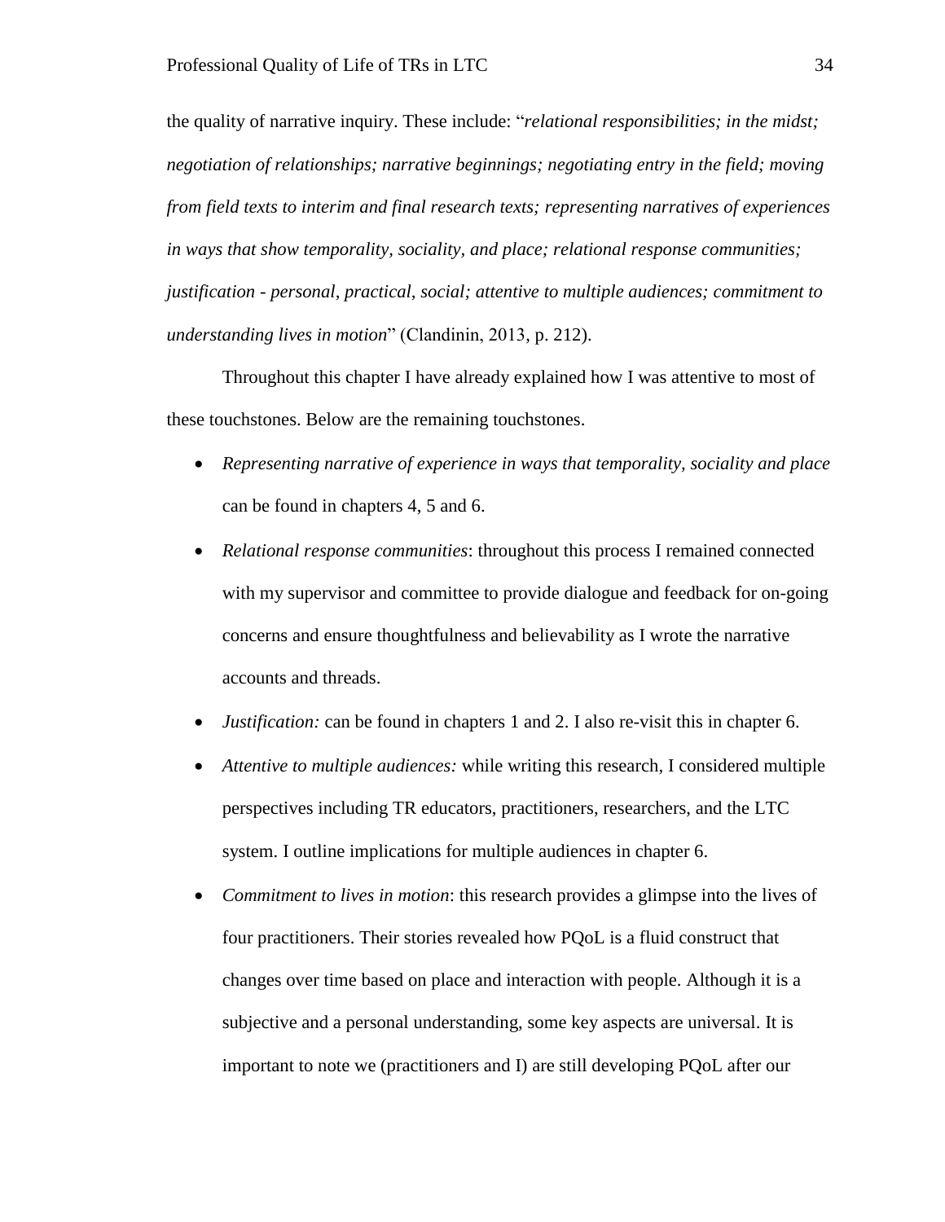the quality of narrative inquiry. These include: "*relational responsibilities; in the midst; negotiation of relationships; narrative beginnings; negotiating entry in the field; moving from field texts to interim and final research texts; representing narratives of experiences in ways that show temporality, sociality, and place; relational response communities; justification - personal, practical, social; attentive to multiple audiences; commitment to understanding lives in motion*" (Clandinin, 2013, p. 212).

Throughout this chapter I have already explained how I was attentive to most of these touchstones. Below are the remaining touchstones.

- *Representing narrative of experience in ways that temporality, sociality and place* can be found in chapters 4, 5 and 6.
- *Relational response communities*: throughout this process I remained connected with my supervisor and committee to provide dialogue and feedback for on-going concerns and ensure thoughtfulness and believability as I wrote the narrative accounts and threads.
- *Justification:* can be found in chapters 1 and 2. I also re-visit this in chapter 6.
- *Attentive to multiple audiences:* while writing this research, I considered multiple perspectives including TR educators, practitioners, researchers, and the LTC system. I outline implications for multiple audiences in chapter 6.
- *Commitment to lives in motion*: this research provides a glimpse into the lives of four practitioners. Their stories revealed how PQoL is a fluid construct that changes over time based on place and interaction with people. Although it is a subjective and a personal understanding, some key aspects are universal. It is important to note we (practitioners and I) are still developing PQoL after our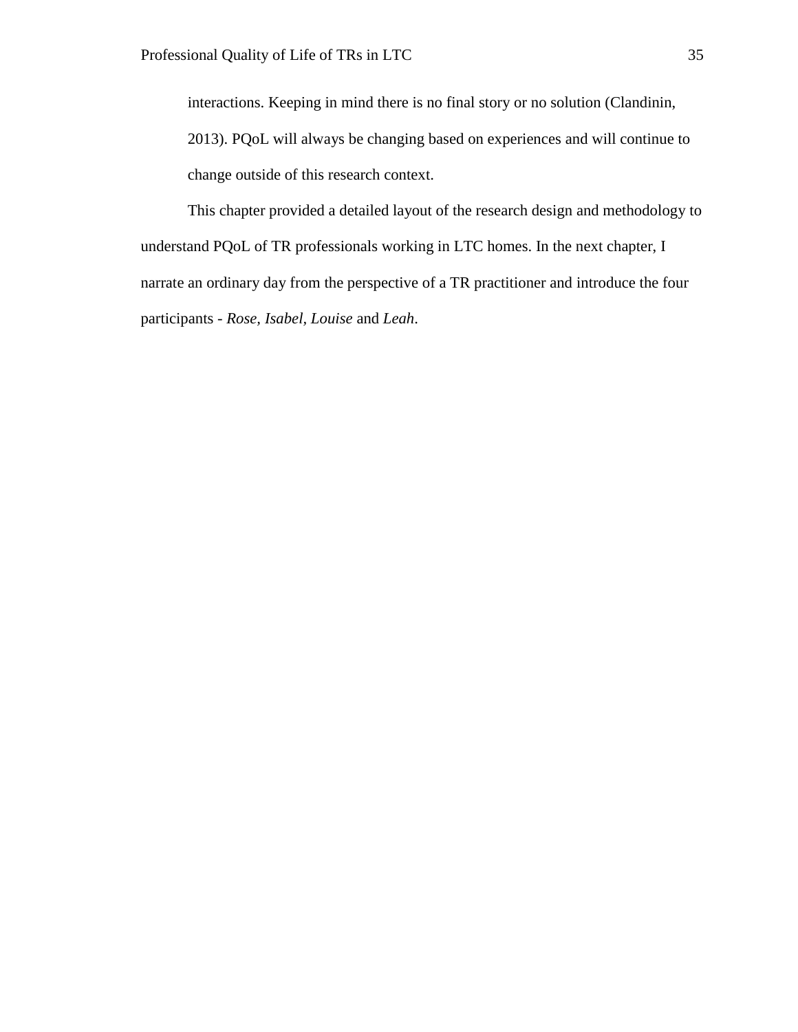interactions. Keeping in mind there is no final story or no solution (Clandinin, 2013). PQoL will always be changing based on experiences and will continue to change outside of this research context.

This chapter provided a detailed layout of the research design and methodology to understand PQoL of TR professionals working in LTC homes. In the next chapter, I narrate an ordinary day from the perspective of a TR practitioner and introduce the four participants - *Rose, Isabel, Louise* and *Leah*.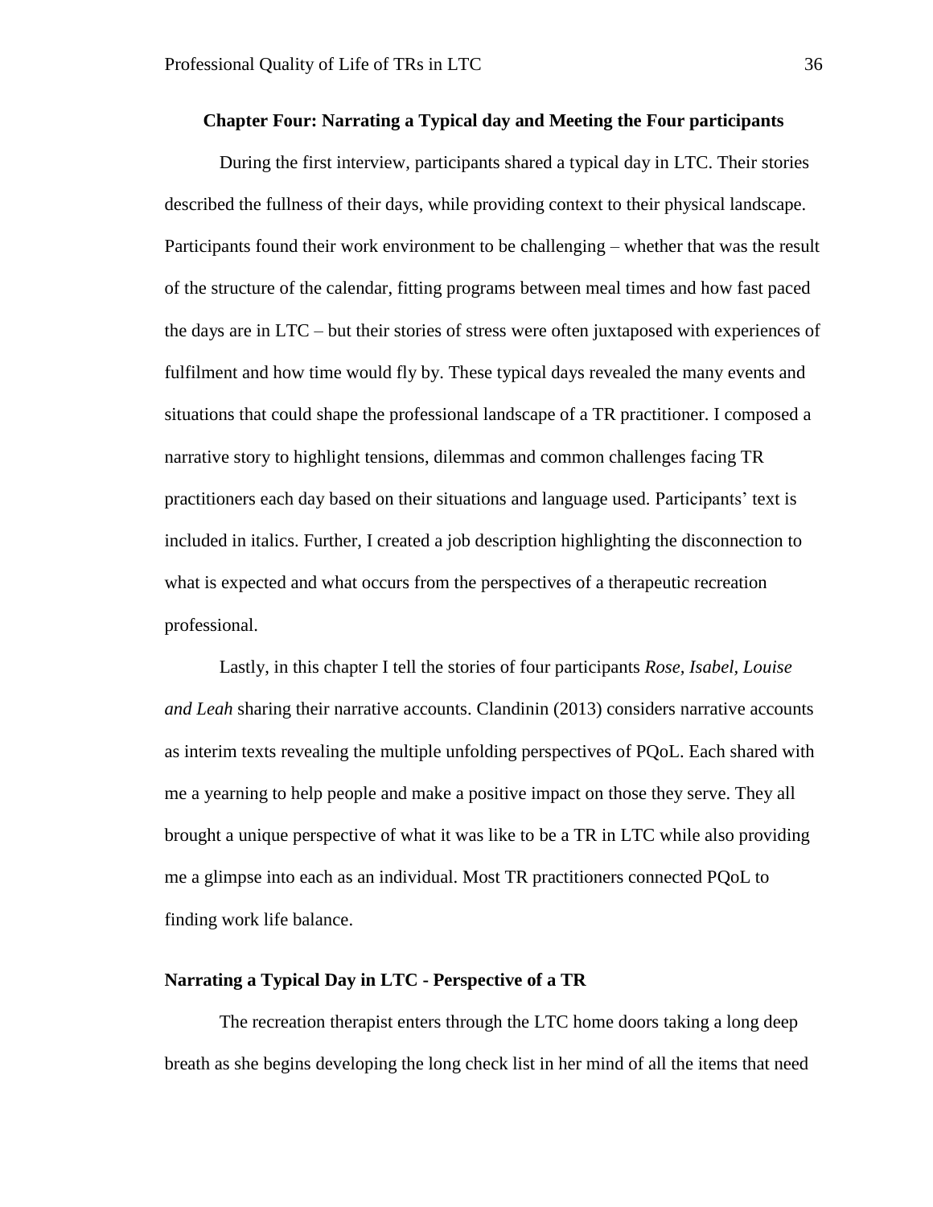## Chapter Four: Narrating a Typical day and Meeting the Four participants

During the first interview, participants shared a typical day in LTC. Their stories described the fullness of their days, while providing context to their physical landscape. Participants found their work environment to be challenging – whether that was the result of the structure of the calendar, fitting programs between meal times and how fast paced the days are in LTC – but their stories of stress were often juxtaposed with experiences of fulfilment and how time would fly by. These typical days revealed the many events and situations that could shape the professional landscape of a TR practitioner. I composed a narrative story to highlight tensions, dilemmas and common challenges facing TR practitioners each day based on their situations and language used. Participants' text is included in italics. Further, I created a job description highlighting the disconnection to what is expected and what occurs from the perspectives of a therapeutic recreation professional.

Lastly, in this chapter I tell the stories of four participants *Rose, Isabel, Louise and Leah* sharing their narrative accounts. Clandinin (2013) considers narrative accounts as interim texts revealing the multiple unfolding perspectives of PQoL. Each shared with me a yearning to help people and make a positive impact on those they serve. They all brought a unique perspective of what it was like to be a TR in LTC while also providing me a glimpse into each as an individual. Most TR practitioners connected PQoL to finding work life balance.

### Narrating a Typical Day in LTC - Perspective of a TR

The recreation therapist enters through the LTC home doors taking a long deep breath as she begins developing the long check list in her mind of all the items that need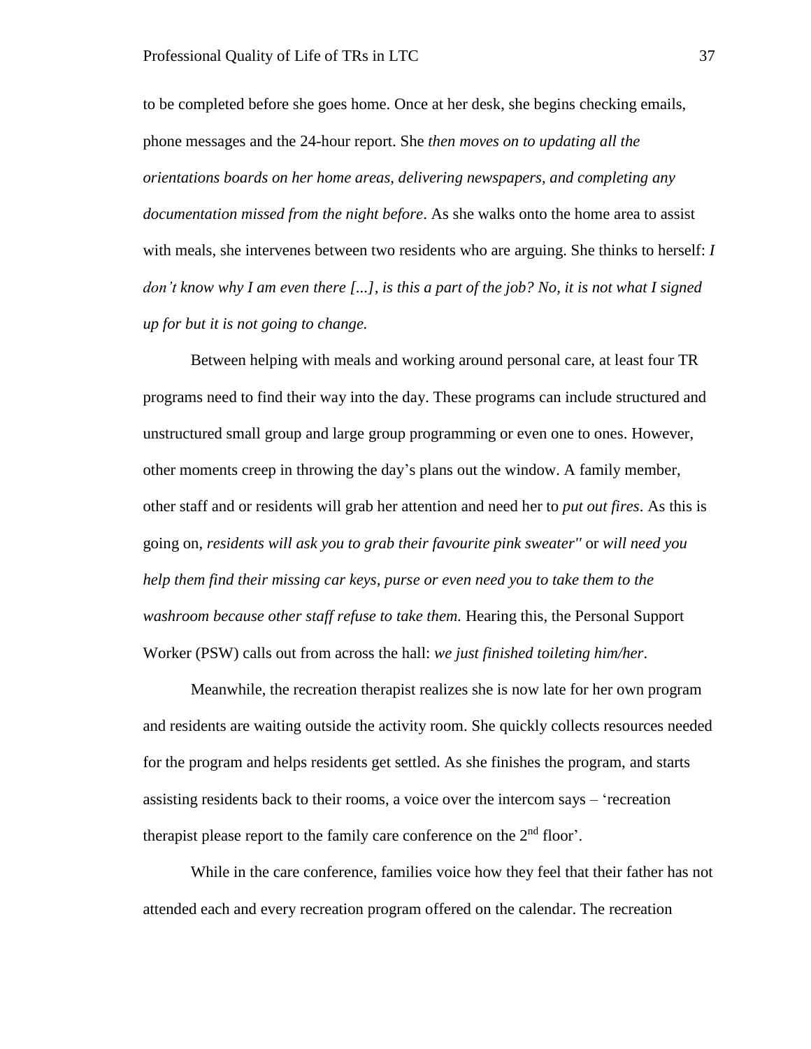to be completed before she goes home. Once at her desk, she begins checking emails, phone messages and the 24-hour report. She *then moves on to updating all the orientations boards on her home areas, delivering newspapers, and completing any documentation missed from the night before*. As she walks onto the home area to assist with meals, she intervenes between two residents who are arguing. She thinks to herself: *I don't know why I am even there [...], is this a part of the job? No, it is not what I signed up for but it is not going to change.*

Between helping with meals and working around personal care, at least four TR programs need to find their way into the day. These programs can include structured and unstructured small group and large group programming or even one to ones. However, other moments creep in throwing the day's plans out the window. A family member, other staff and or residents will grab her attention and need her to *put out fires*. As this is going on, *residents will ask you to grab their favourite pink sweater''* or *will need you help them find their missing car keys, purse or even need you to take them to the washroom because other staff refuse to take them.* Hearing this, the Personal Support Worker (PSW) calls out from across the hall: *we just finished toileting him/her*.

Meanwhile, the recreation therapist realizes she is now late for her own program and residents are waiting outside the activity room. She quickly collects resources needed for the program and helps residents get settled. As she finishes the program, and starts assisting residents back to their rooms, a voice over the intercom says – 'recreation therapist please report to the family care conference on the 2nd floor'.

While in the care conference, families voice how they feel that their father has not attended each and every recreation program offered on the calendar. The recreation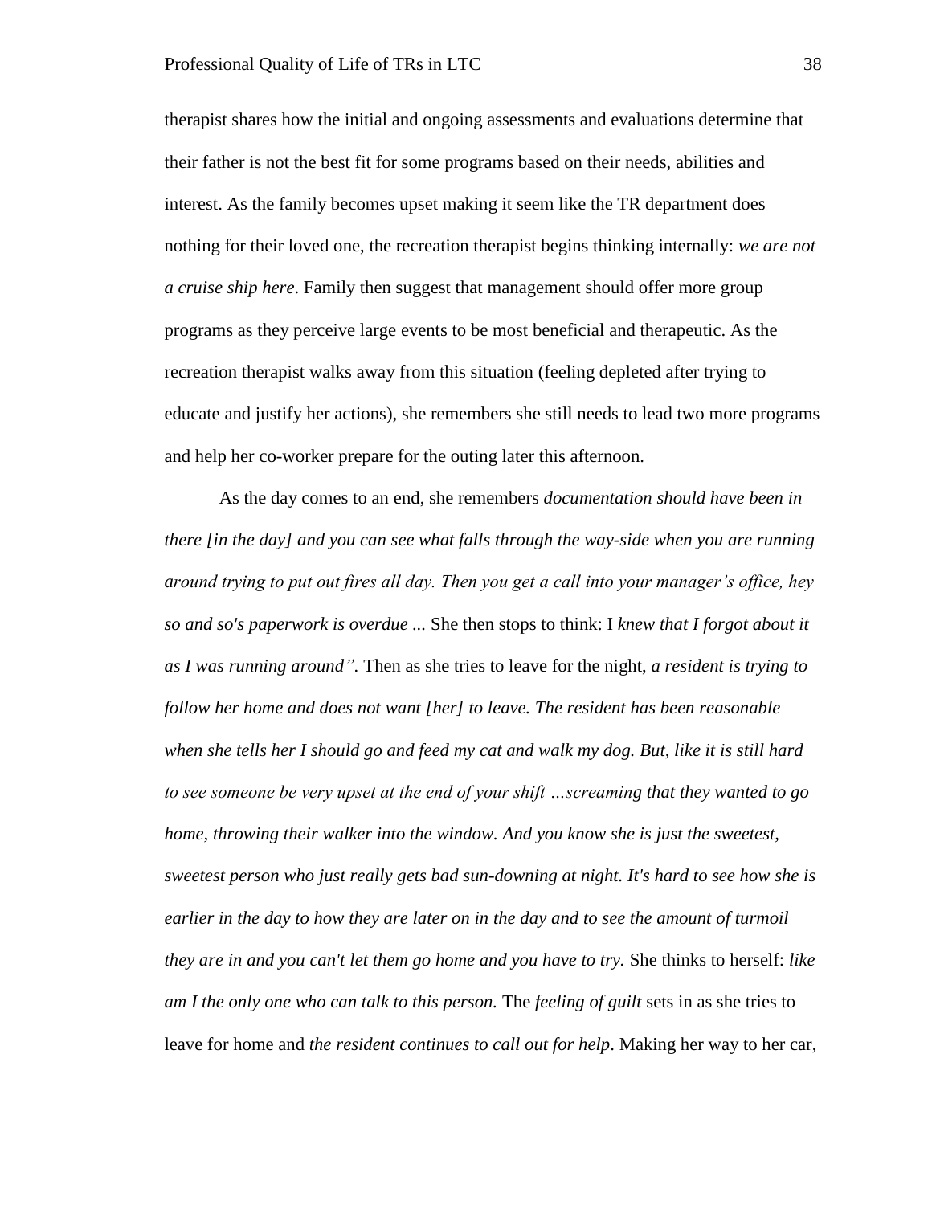therapist shares how the initial and ongoing assessments and evaluations determine that their father is not the best fit for some programs based on their needs, abilities and interest. As the family becomes upset making it seem like the TR department does nothing for their loved one, the recreation therapist begins thinking internally: *we are not a cruise ship here*. Family then suggest that management should offer more group programs as they perceive large events to be most beneficial and therapeutic. As the recreation therapist walks away from this situation (feeling depleted after trying to educate and justify her actions), she remembers she still needs to lead two more programs and help her co-worker prepare for the outing later this afternoon.

As the day comes to an end, she remembers *documentation should have been in there [in the day] and you can see what falls through the way-side when you are running around trying to put out fires all day. Then you get a call into your manager's office, hey so and so's paperwork is overdue* ... She then stops to think: I *knew that I forgot about it as I was running around".* Then as she tries to leave for the night, *a resident is trying to follow her home and does not want [her] to leave. The resident has been reasonable when she tells her I should go and feed my cat and walk my dog. But, like it is still hard to see someone be very upset at the end of your shift …screaming that they wanted to go home, throwing their walker into the window. And you know she is just the sweetest, sweetest person who just really gets bad sun-downing at night. It's hard to see how she is earlier in the day to how they are later on in the day and to see the amount of turmoil they are in and you can't let them go home and you have to try.* She thinks to herself: *like am I the only one who can talk to this person.* The *feeling of guilt* sets in as she tries to leave for home and *the resident continues to call out for help*. Making her way to her car,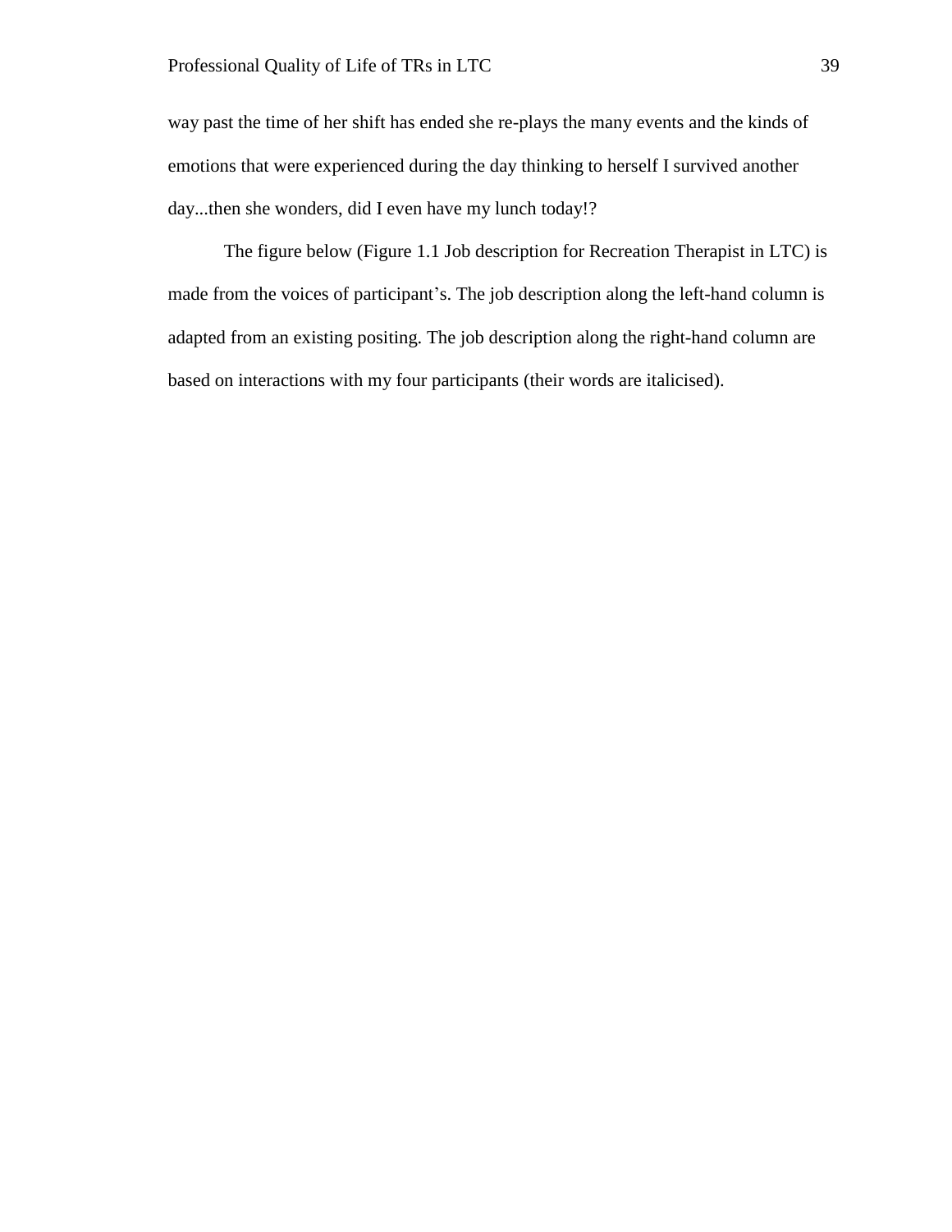way past the time of her shift has ended she re-plays the many events and the kinds of emotions that were experienced during the day thinking to herself I survived another day...then she wonders, did I even have my lunch today!?

The figure below (Figure 1.1 Job description for Recreation Therapist in LTC) is made from the voices of participant's. The job description along the left-hand column is adapted from an existing positing. The job description along the right-hand column are based on interactions with my four participants (their words are italicised).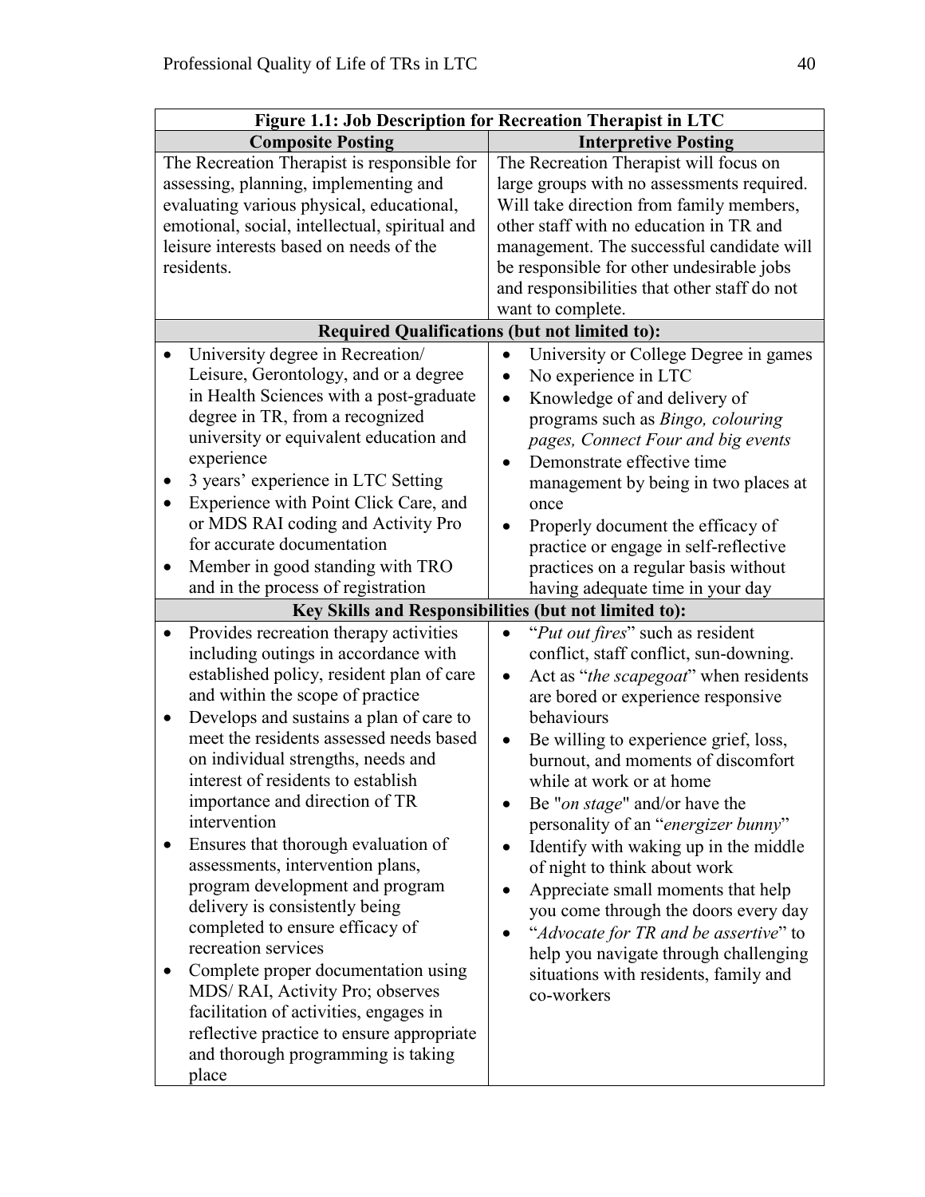| Figure 1.1: Job Description for Recreation Therapist in LTC | |
|---|---|
| **Composite Posting** | **Interpretive Posting** |
| The Recreation Therapist is responsible for assessing, planning, implementing and evaluating various physical, educational, emotional, social, intellectual, spiritual and leisure interests based on needs of the residents. | The Recreation Therapist will focus on large groups with no assessments required. Will take direction from family members, other staff with no education in TR and management. The successful candidate will be responsible for other undesirable jobs and responsibilities that other staff do not want to complete. |
| **Required Qualifications (but not limited to):** | |
| • University degree in Recreation/ Leisure, Gerontology, and or a degree in Health Sciences with a post-graduate degree in TR, from a recognized university or equivalent education and experience<br>• 3 years' experience in LTC Setting<br>• Experience with Point Click Care, and or MDS RAI coding and Activity Pro for accurate documentation<br>• Member in good standing with TRO and in the process of registration | • University or College Degree in games<br>• No experience in LTC<br>• Knowledge of and delivery of programs such as *Bingo, colouring pages, Connect Four and big events*<br>• Demonstrate effective time management by being in two places at once<br>• Properly document the efficacy of practice or engage in self-reflective practices on a regular basis without having adequate time in your day |
| **Key Skills and Responsibilities (but not limited to):** | |
| • Provides recreation therapy activities including outings in accordance with established policy, resident plan of care and within the scope of practice<br>• Develops and sustains a plan of care to meet the residents assessed needs based on individual strengths, needs and interest of residents to establish importance and direction of TR intervention<br>• Ensures that thorough evaluation of assessments, intervention plans, program development and program delivery is consistently being completed to ensure efficacy of recreation services<br>• Complete proper documentation using MDS/ RAI, Activity Pro; observes facilitation of activities, engages in reflective practice to ensure appropriate and thorough programming is taking place | • "*Put out fires*" such as resident conflict, staff conflict, sun-downing.<br>• Act as "*the scapegoat*" when residents are bored or experience responsive behaviours<br>• Be willing to experience grief, loss, burnout, and moments of discomfort while at work or at home<br>• Be "*on stage*" and/or have the personality of an "*energizer bunny*"<br>• Identify with waking up in the middle of night to think about work<br>• Appreciate small moments that help you come through the doors every day<br>• "*Advocate for TR and be assertive*" to help you navigate through challenging situations with residents, family and co-workers |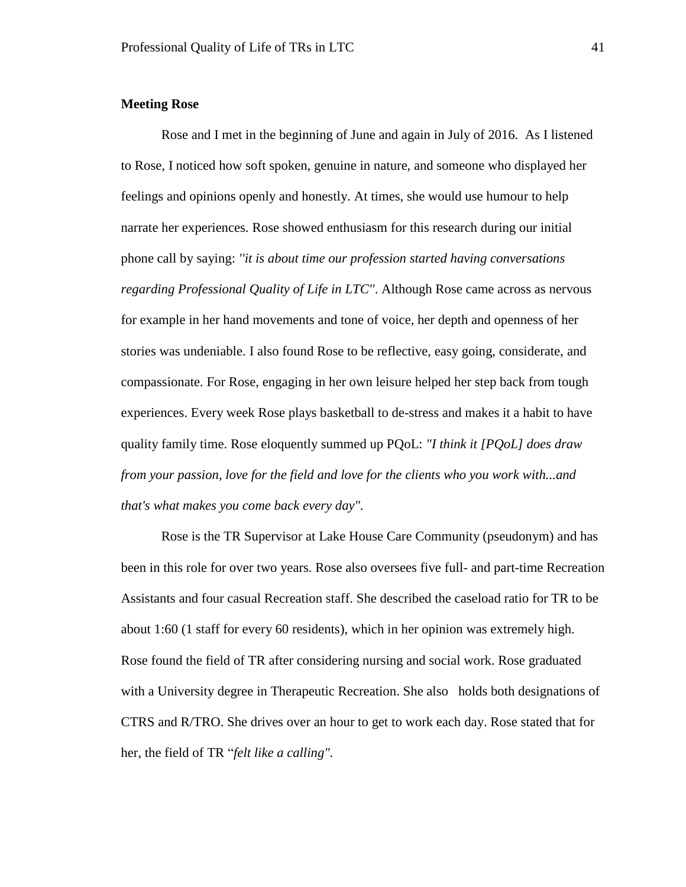**Meeting Rose**

Rose and I met in the beginning of June and again in July of 2016. As I listened to Rose, I noticed how soft spoken, genuine in nature, and someone who displayed her feelings and opinions openly and honestly. At times, she would use humour to help narrate her experiences. Rose showed enthusiasm for this research during our initial phone call by saying: *"it is about time our profession started having conversations regarding Professional Quality of Life in LTC"*. Although Rose came across as nervous for example in her hand movements and tone of voice, her depth and openness of her stories was undeniable. I also found Rose to be reflective, easy going, considerate, and compassionate. For Rose, engaging in her own leisure helped her step back from tough experiences. Every week Rose plays basketball to de-stress and makes it a habit to have quality family time. Rose eloquently summed up PQoL: *"I think it [PQoL] does draw from your passion, love for the field and love for the clients who you work with...and that's what makes you come back every day"*.

Rose is the TR Supervisor at Lake House Care Community (pseudonym) and has been in this role for over two years. Rose also oversees five full- and part-time Recreation Assistants and four casual Recreation staff. She described the caseload ratio for TR to be about 1:60 (1 staff for every 60 residents), which in her opinion was extremely high. Rose found the field of TR after considering nursing and social work. Rose graduated with a University degree in Therapeutic Recreation. She also holds both designations of CTRS and R/TRO. She drives over an hour to get to work each day. Rose stated that for her, the field of TR "*felt like a calling"*.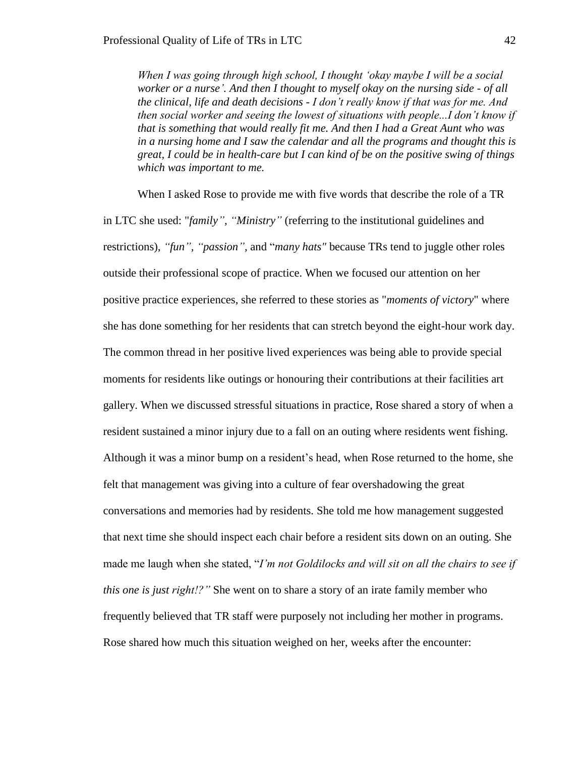> *When I was going through high school, I thought 'okay maybe I will be a social worker or a nurse'. And then I thought to myself okay on the nursing side - of all the clinical, life and death decisions - I don't really know if that was for me. And then social worker and seeing the lowest of situations with people...I don't know if that is something that would really fit me. And then I had a Great Aunt who was in a nursing home and I saw the calendar and all the programs and thought this is great, I could be in health-care but I can kind of be on the positive swing of things which was important to me.*

When I asked Rose to provide me with five words that describe the role of a TR in LTC she used: "*family", "Ministry"* (referring to the institutional guidelines and restrictions), *"fun", "passion",* and "*many hats"* because TRs tend to juggle other roles outside their professional scope of practice. When we focused our attention on her positive practice experiences, she referred to these stories as "*moments of victory*" where she has done something for her residents that can stretch beyond the eight-hour work day. The common thread in her positive lived experiences was being able to provide special moments for residents like outings or honouring their contributions at their facilities art gallery. When we discussed stressful situations in practice, Rose shared a story of when a resident sustained a minor injury due to a fall on an outing where residents went fishing. Although it was a minor bump on a resident's head, when Rose returned to the home, she felt that management was giving into a culture of fear overshadowing the great conversations and memories had by residents. She told me how management suggested that next time she should inspect each chair before a resident sits down on an outing. She made me laugh when she stated, "*I'm not Goldilocks and will sit on all the chairs to see if this one is just right!?"* She went on to share a story of an irate family member who frequently believed that TR staff were purposely not including her mother in programs. Rose shared how much this situation weighed on her, weeks after the encounter: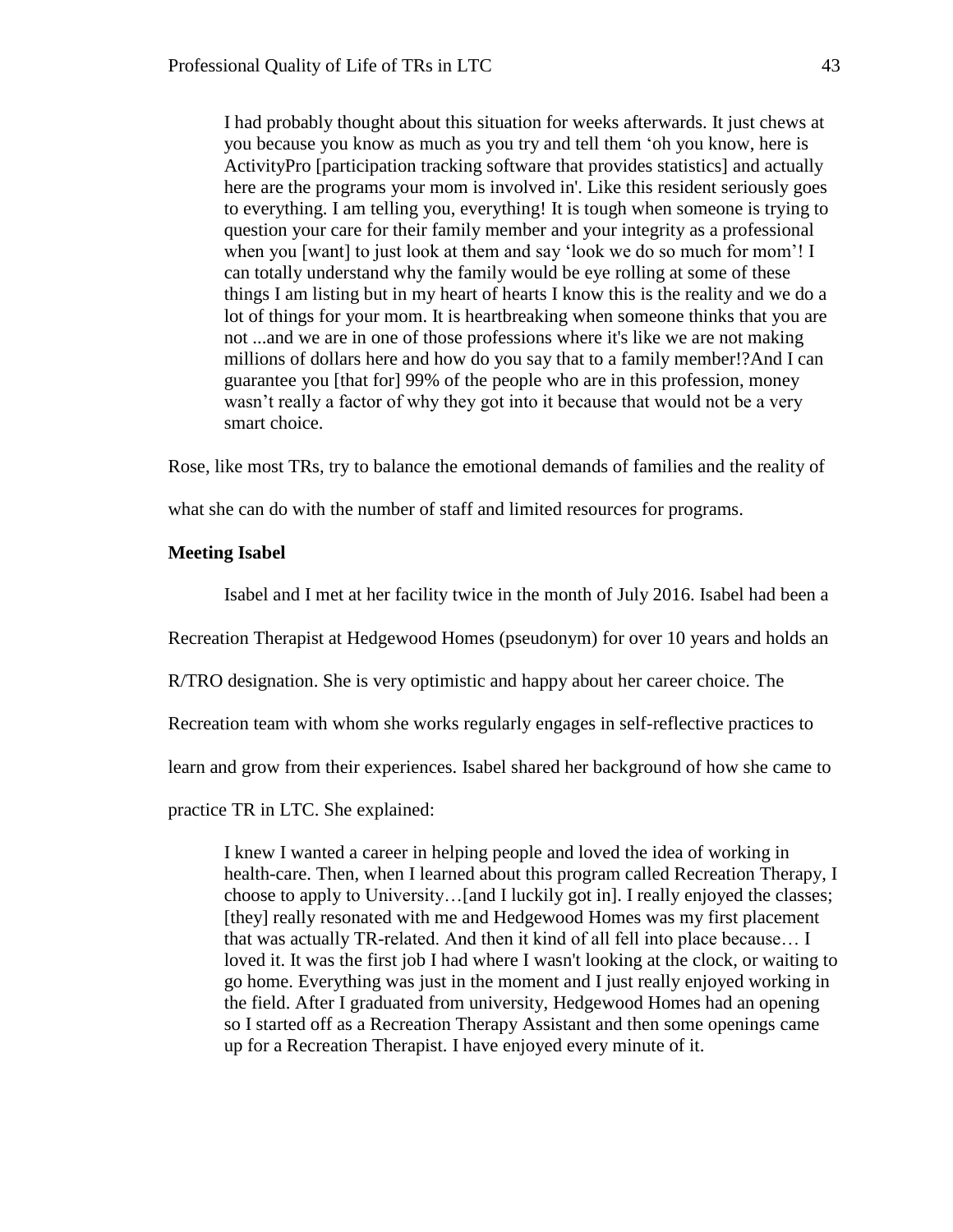> I had probably thought about this situation for weeks afterwards. It just chews at you because you know as much as you try and tell them 'oh you know, here is ActivityPro [participation tracking software that provides statistics] and actually here are the programs your mom is involved in'. Like this resident seriously goes to everything. I am telling you, everything! It is tough when someone is trying to question your care for their family member and your integrity as a professional when you [want] to just look at them and say 'look we do so much for mom'! I can totally understand why the family would be eye rolling at some of these things I am listing but in my heart of hearts I know this is the reality and we do a lot of things for your mom. It is heartbreaking when someone thinks that you are not ...and we are in one of those professions where it's like we are not making millions of dollars here and how do you say that to a family member!?And I can guarantee you [that for] 99% of the people who are in this profession, money wasn't really a factor of why they got into it because that would not be a very smart choice.

Rose, like most TRs, try to balance the emotional demands of families and the reality of what she can do with the number of staff and limited resources for programs.

**Meeting Isabel**

Isabel and I met at her facility twice in the month of July 2016. Isabel had been a Recreation Therapist at Hedgewood Homes (pseudonym) for over 10 years and holds an R/TRO designation. She is very optimistic and happy about her career choice. The Recreation team with whom she works regularly engages in self-reflective practices to learn and grow from their experiences. Isabel shared her background of how she came to practice TR in LTC. She explained:

> I knew I wanted a career in helping people and loved the idea of working in health-care. Then, when I learned about this program called Recreation Therapy, I choose to apply to University…[and I luckily got in]. I really enjoyed the classes; [they] really resonated with me and Hedgewood Homes was my first placement that was actually TR-related. And then it kind of all fell into place because… I loved it. It was the first job I had where I wasn't looking at the clock, or waiting to go home. Everything was just in the moment and I just really enjoyed working in the field. After I graduated from university, Hedgewood Homes had an opening so I started off as a Recreation Therapy Assistant and then some openings came up for a Recreation Therapist. I have enjoyed every minute of it.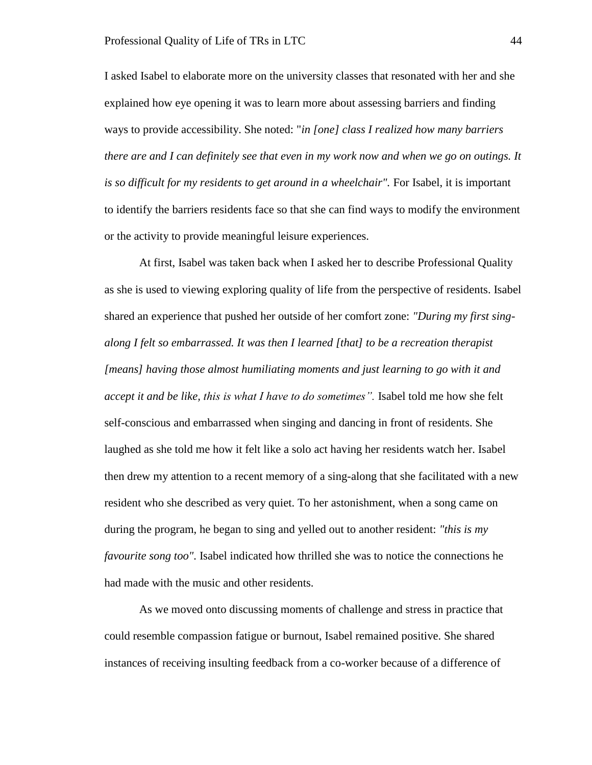I asked Isabel to elaborate more on the university classes that resonated with her and she explained how eye opening it was to learn more about assessing barriers and finding ways to provide accessibility. She noted: "*in [one] class I realized how many barriers there are and I can definitely see that even in my work now and when we go on outings. It is so difficult for my residents to get around in a wheelchair".* For Isabel, it is important to identify the barriers residents face so that she can find ways to modify the environment or the activity to provide meaningful leisure experiences.

At first, Isabel was taken back when I asked her to describe Professional Quality as she is used to viewing exploring quality of life from the perspective of residents. Isabel shared an experience that pushed her outside of her comfort zone: *"During my first sing-along I felt so embarrassed. It was then I learned [that] to be a recreation therapist [means] having those almost humiliating moments and just learning to go with it and accept it and be like, this is what I have to do sometimes".* Isabel told me how she felt self-conscious and embarrassed when singing and dancing in front of residents. She laughed as she told me how it felt like a solo act having her residents watch her. Isabel then drew my attention to a recent memory of a sing-along that she facilitated with a new resident who she described as very quiet. To her astonishment, when a song came on during the program, he began to sing and yelled out to another resident: *"this is my favourite song too".* Isabel indicated how thrilled she was to notice the connections he had made with the music and other residents.

As we moved onto discussing moments of challenge and stress in practice that could resemble compassion fatigue or burnout, Isabel remained positive. She shared instances of receiving insulting feedback from a co-worker because of a difference of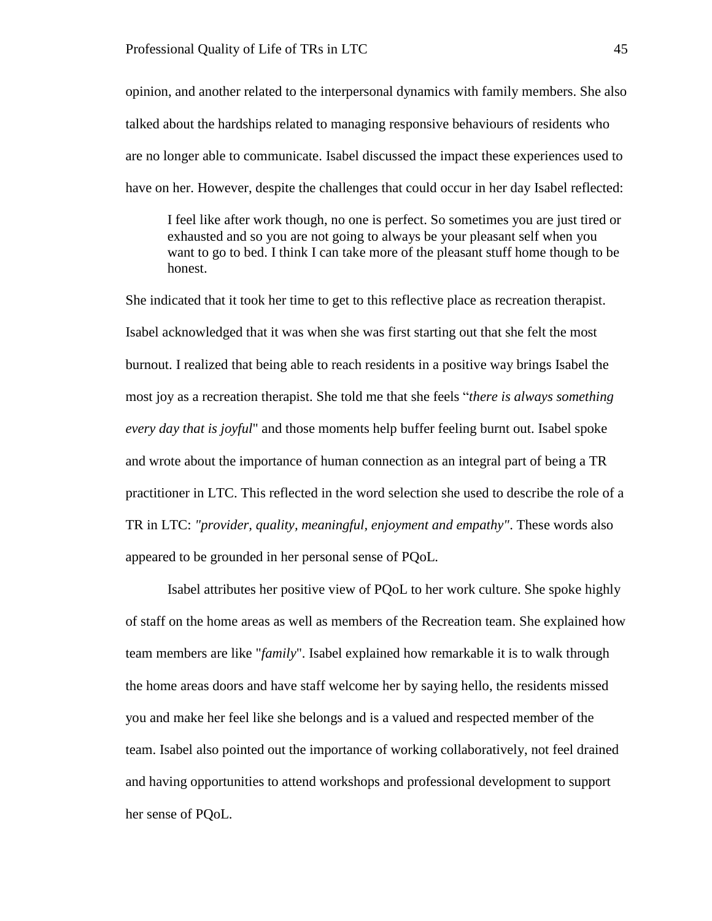opinion, and another related to the interpersonal dynamics with family members. She also talked about the hardships related to managing responsive behaviours of residents who are no longer able to communicate. Isabel discussed the impact these experiences used to have on her. However, despite the challenges that could occur in her day Isabel reflected:

> I feel like after work though, no one is perfect. So sometimes you are just tired or exhausted and so you are not going to always be your pleasant self when you want to go to bed. I think I can take more of the pleasant stuff home though to be honest.

She indicated that it took her time to get to this reflective place as recreation therapist. Isabel acknowledged that it was when she was first starting out that she felt the most burnout. I realized that being able to reach residents in a positive way brings Isabel the most joy as a recreation therapist. She told me that she feels "*there is always something every day that is joyful*" and those moments help buffer feeling burnt out. Isabel spoke and wrote about the importance of human connection as an integral part of being a TR practitioner in LTC. This reflected in the word selection she used to describe the role of a TR in LTC: *"provider, quality, meaningful, enjoyment and empathy"*. These words also appeared to be grounded in her personal sense of PQoL.

Isabel attributes her positive view of PQoL to her work culture. She spoke highly of staff on the home areas as well as members of the Recreation team. She explained how team members are like "*family*". Isabel explained how remarkable it is to walk through the home areas doors and have staff welcome her by saying hello, the residents missed you and make her feel like she belongs and is a valued and respected member of the team. Isabel also pointed out the importance of working collaboratively, not feel drained and having opportunities to attend workshops and professional development to support her sense of PQoL.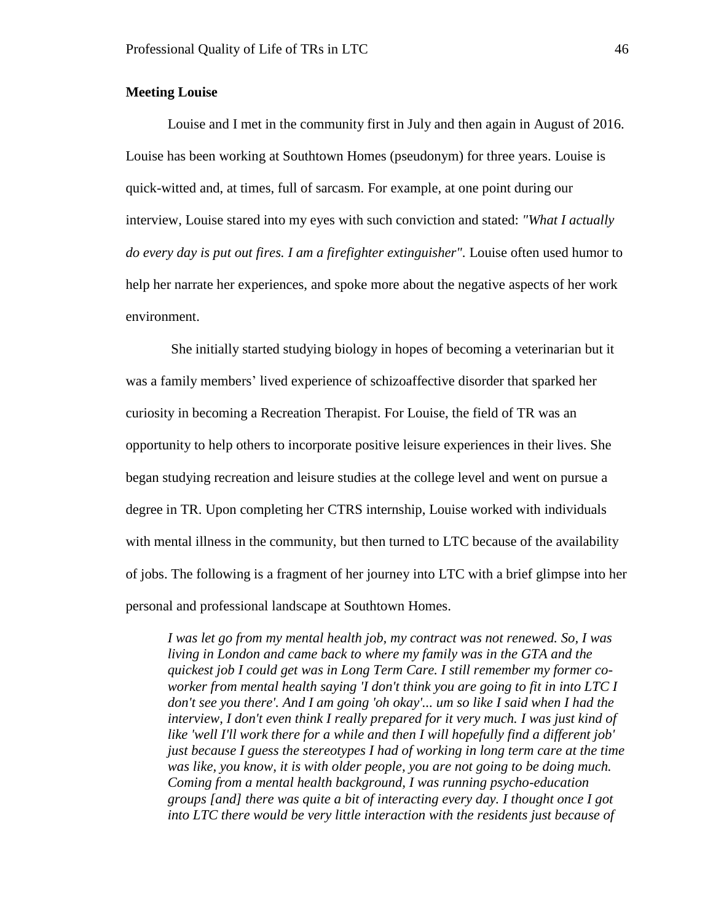**Meeting Louise**

Louise and I met in the community first in July and then again in August of 2016. Louise has been working at Southtown Homes (pseudonym) for three years. Louise is quick-witted and, at times, full of sarcasm. For example, at one point during our interview, Louise stared into my eyes with such conviction and stated: *"What I actually do every day is put out fires. I am a firefighter extinguisher".* Louise often used humor to help her narrate her experiences, and spoke more about the negative aspects of her work environment.

She initially started studying biology in hopes of becoming a veterinarian but it was a family members' lived experience of schizoaffective disorder that sparked her curiosity in becoming a Recreation Therapist. For Louise, the field of TR was an opportunity to help others to incorporate positive leisure experiences in their lives. She began studying recreation and leisure studies at the college level and went on pursue a degree in TR. Upon completing her CTRS internship, Louise worked with individuals with mental illness in the community, but then turned to LTC because of the availability of jobs. The following is a fragment of her journey into LTC with a brief glimpse into her personal and professional landscape at Southtown Homes.

> *I was let go from my mental health job, my contract was not renewed. So, I was living in London and came back to where my family was in the GTA and the quickest job I could get was in Long Term Care. I still remember my former co-worker from mental health saying 'I don't think you are going to fit in into LTC I don't see you there'. And I am going 'oh okay'... um so like I said when I had the interview, I don't even think I really prepared for it very much. I was just kind of like 'well I'll work there for a while and then I will hopefully find a different job' just because I guess the stereotypes I had of working in long term care at the time was like, you know, it is with older people, you are not going to be doing much. Coming from a mental health background, I was running psycho-education groups [and] there was quite a bit of interacting every day. I thought once I got into LTC there would be very little interaction with the residents just because of*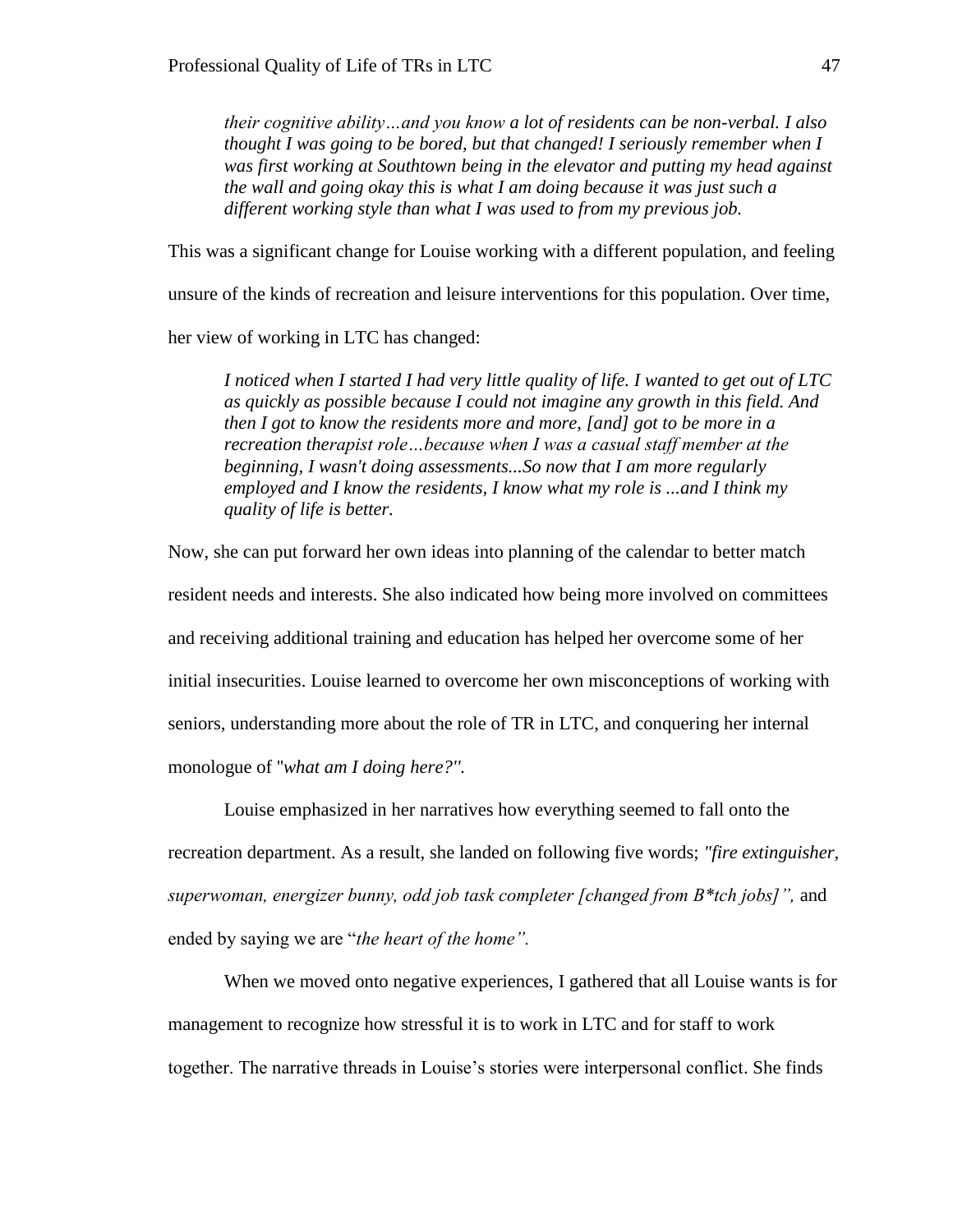> *their cognitive ability…and you know a lot of residents can be non-verbal. I also thought I was going to be bored, but that changed! I seriously remember when I was first working at Southtown being in the elevator and putting my head against the wall and going okay this is what I am doing because it was just such a different working style than what I was used to from my previous job.*

This was a significant change for Louise working with a different population, and feeling unsure of the kinds of recreation and leisure interventions for this population. Over time, her view of working in LTC has changed:

> *I noticed when I started I had very little quality of life. I wanted to get out of LTC as quickly as possible because I could not imagine any growth in this field. And then I got to know the residents more and more, [and] got to be more in a recreation therapist role…because when I was a casual staff member at the beginning, I wasn't doing assessments...So now that I am more regularly employed and I know the residents, I know what my role is ...and I think my quality of life is better.*

Now, she can put forward her own ideas into planning of the calendar to better match resident needs and interests. She also indicated how being more involved on committees and receiving additional training and education has helped her overcome some of her initial insecurities. Louise learned to overcome her own misconceptions of working with seniors, understanding more about the role of TR in LTC, and conquering her internal monologue of "*what am I doing here?"*.

Louise emphasized in her narratives how everything seemed to fall onto the recreation department. As a result, she landed on following five words; *"fire extinguisher, superwoman, energizer bunny, odd job task completer [changed from B*tch jobs]",* and ended by saying we are "*the heart of the home".*

When we moved onto negative experiences, I gathered that all Louise wants is for management to recognize how stressful it is to work in LTC and for staff to work together. The narrative threads in Louise's stories were interpersonal conflict. She finds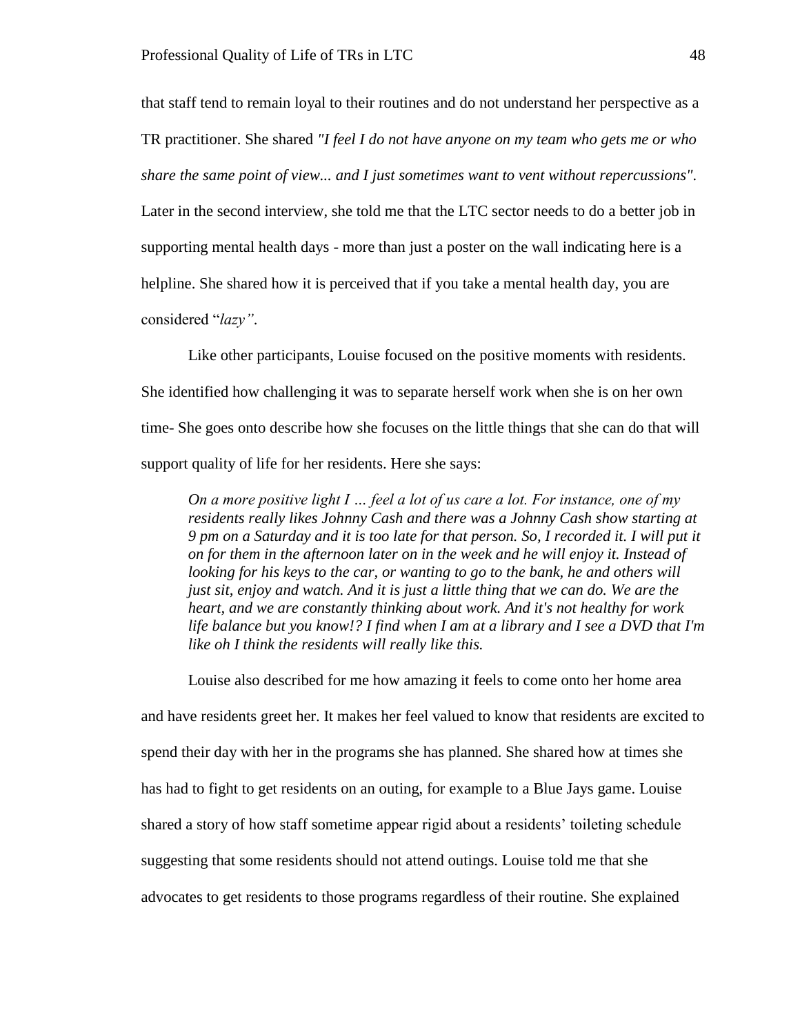that staff tend to remain loyal to their routines and do not understand her perspective as a TR practitioner. She shared *"I feel I do not have anyone on my team who gets me or who share the same point of view... and I just sometimes want to vent without repercussions".* Later in the second interview, she told me that the LTC sector needs to do a better job in supporting mental health days - more than just a poster on the wall indicating here is a helpline. She shared how it is perceived that if you take a mental health day, you are considered "*lazy"*.

Like other participants, Louise focused on the positive moments with residents. She identified how challenging it was to separate herself work when she is on her own time- She goes onto describe how she focuses on the little things that she can do that will support quality of life for her residents. Here she says:

> *On a more positive light I … feel a lot of us care a lot. For instance, one of my residents really likes Johnny Cash and there was a Johnny Cash show starting at 9 pm on a Saturday and it is too late for that person. So, I recorded it. I will put it on for them in the afternoon later on in the week and he will enjoy it. Instead of looking for his keys to the car, or wanting to go to the bank, he and others will just sit, enjoy and watch. And it is just a little thing that we can do. We are the heart, and we are constantly thinking about work. And it's not healthy for work life balance but you know!? I find when I am at a library and I see a DVD that I'm like oh I think the residents will really like this.*

Louise also described for me how amazing it feels to come onto her home area and have residents greet her. It makes her feel valued to know that residents are excited to spend their day with her in the programs she has planned. She shared how at times she has had to fight to get residents on an outing, for example to a Blue Jays game. Louise shared a story of how staff sometime appear rigid about a residents' toileting schedule suggesting that some residents should not attend outings. Louise told me that she advocates to get residents to those programs regardless of their routine. She explained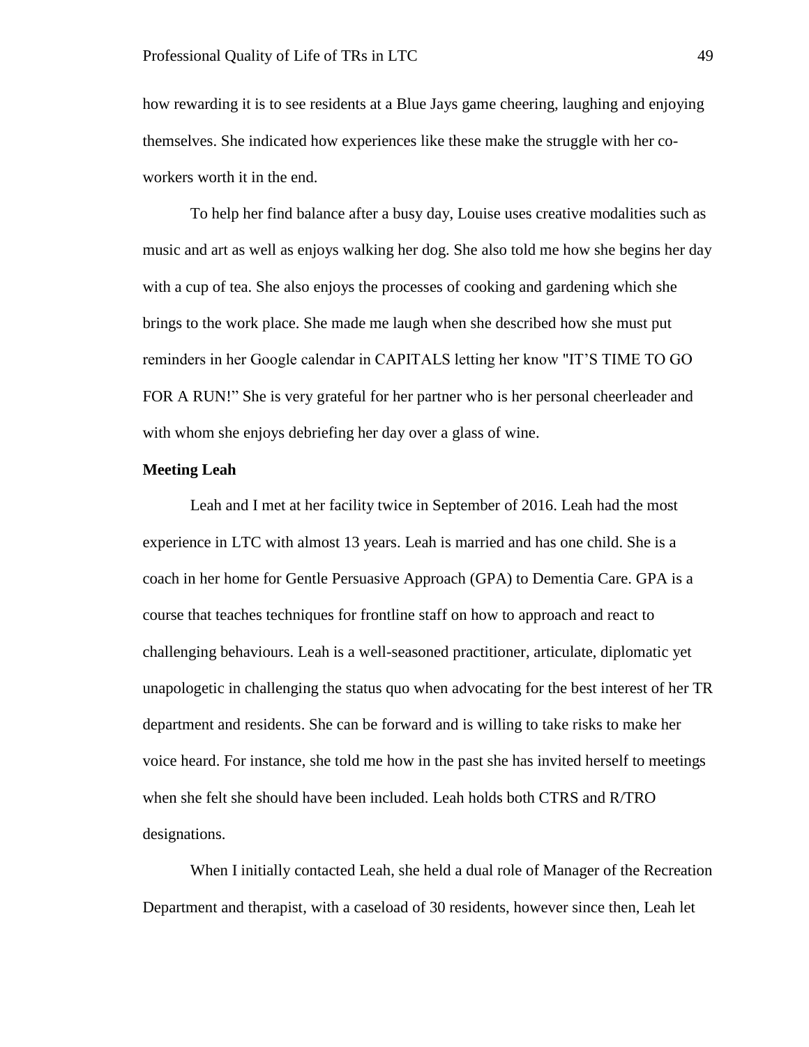how rewarding it is to see residents at a Blue Jays game cheering, laughing and enjoying themselves. She indicated how experiences like these make the struggle with her co-workers worth it in the end.

To help her find balance after a busy day, Louise uses creative modalities such as music and art as well as enjoys walking her dog. She also told me how she begins her day with a cup of tea. She also enjoys the processes of cooking and gardening which she brings to the work place. She made me laugh when she described how she must put reminders in her Google calendar in CAPITALS letting her know "IT'S TIME TO GO FOR A RUN!" She is very grateful for her partner who is her personal cheerleader and with whom she enjoys debriefing her day over a glass of wine.

**Meeting Leah**

Leah and I met at her facility twice in September of 2016. Leah had the most experience in LTC with almost 13 years. Leah is married and has one child. She is a coach in her home for Gentle Persuasive Approach (GPA) to Dementia Care. GPA is a course that teaches techniques for frontline staff on how to approach and react to challenging behaviours. Leah is a well-seasoned practitioner, articulate, diplomatic yet unapologetic in challenging the status quo when advocating for the best interest of her TR department and residents. She can be forward and is willing to take risks to make her voice heard. For instance, she told me how in the past she has invited herself to meetings when she felt she should have been included. Leah holds both CTRS and R/TRO designations.

When I initially contacted Leah, she held a dual role of Manager of the Recreation Department and therapist, with a caseload of 30 residents, however since then, Leah let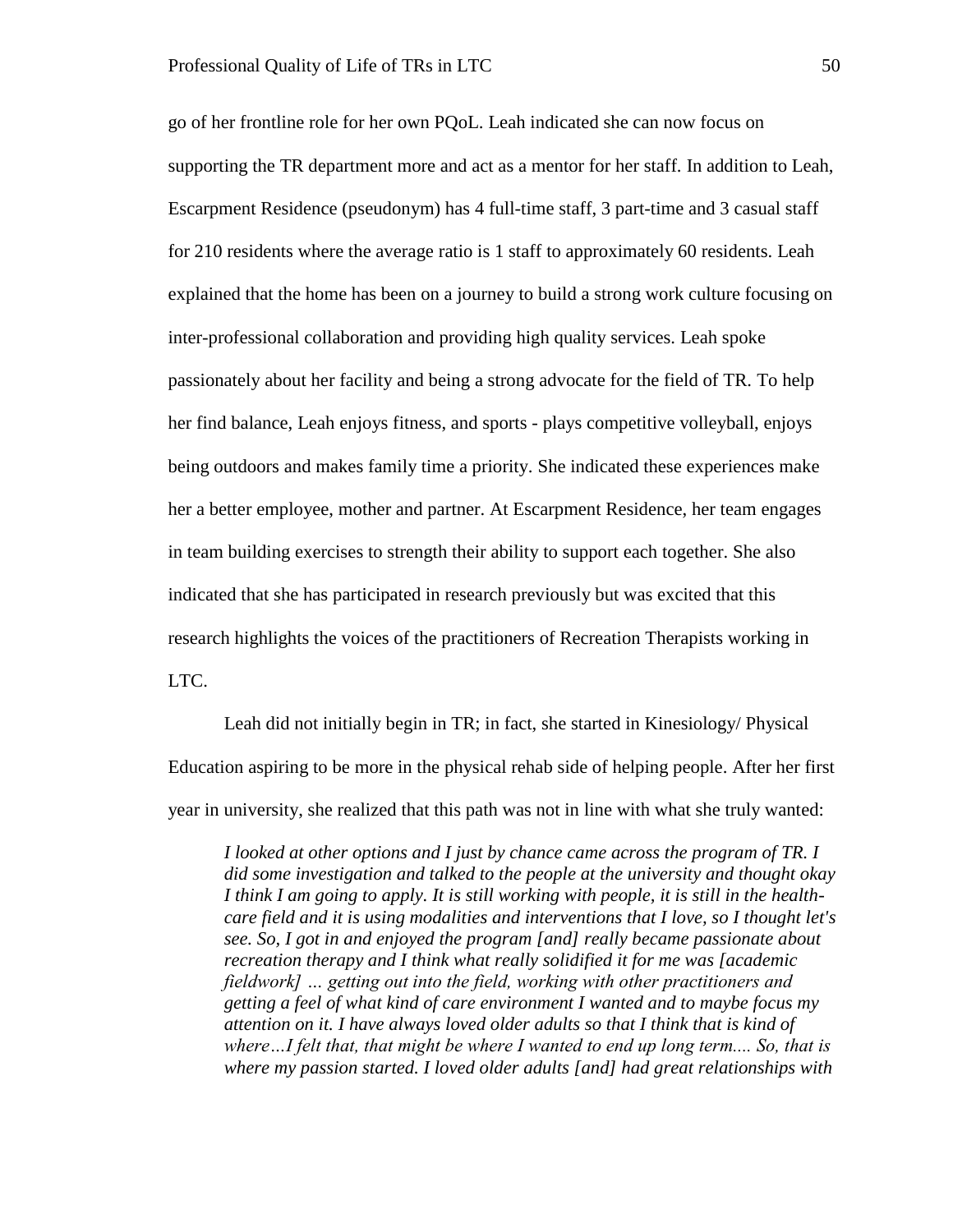go of her frontline role for her own PQoL. Leah indicated she can now focus on supporting the TR department more and act as a mentor for her staff. In addition to Leah, Escarpment Residence (pseudonym) has 4 full-time staff, 3 part-time and 3 casual staff for 210 residents where the average ratio is 1 staff to approximately 60 residents. Leah explained that the home has been on a journey to build a strong work culture focusing on inter-professional collaboration and providing high quality services. Leah spoke passionately about her facility and being a strong advocate for the field of TR. To help her find balance, Leah enjoys fitness, and sports - plays competitive volleyball, enjoys being outdoors and makes family time a priority. She indicated these experiences make her a better employee, mother and partner. At Escarpment Residence, her team engages in team building exercises to strength their ability to support each together. She also indicated that she has participated in research previously but was excited that this research highlights the voices of the practitioners of Recreation Therapists working in LTC.

Leah did not initially begin in TR; in fact, she started in Kinesiology/ Physical Education aspiring to be more in the physical rehab side of helping people. After her first year in university, she realized that this path was not in line with what she truly wanted:

> *I looked at other options and I just by chance came across the program of TR. I did some investigation and talked to the people at the university and thought okay I think I am going to apply. It is still working with people, it is still in the health-care field and it is using modalities and interventions that I love, so I thought let's see. So, I got in and enjoyed the program [and] really became passionate about recreation therapy and I think what really solidified it for me was [academic fieldwork] … getting out into the field, working with other practitioners and getting a feel of what kind of care environment I wanted and to maybe focus my attention on it. I have always loved older adults so that I think that is kind of where…I felt that, that might be where I wanted to end up long term.... So, that is where my passion started. I loved older adults [and] had great relationships with*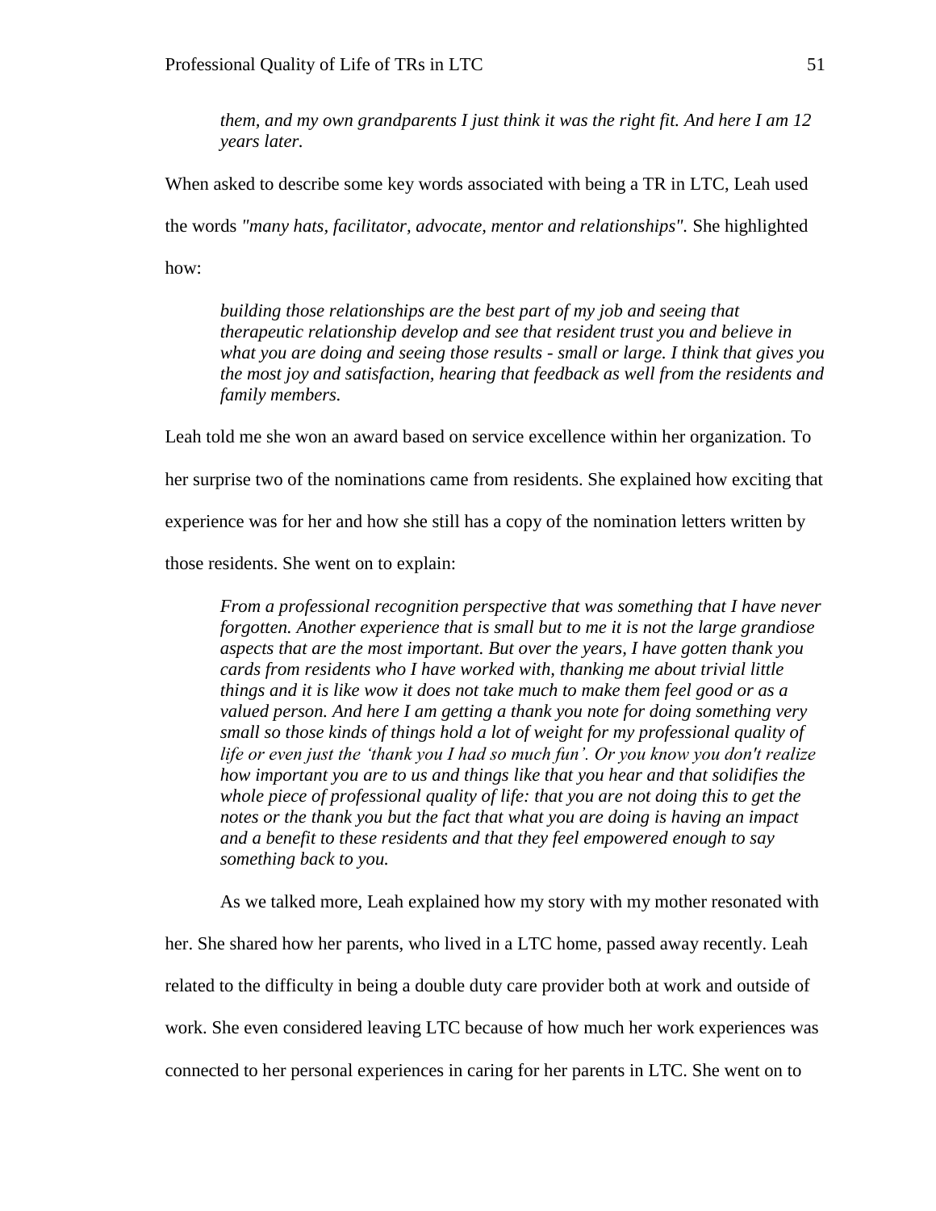> *them, and my own grandparents I just think it was the right fit. And here I am 12 years later.*

When asked to describe some key words associated with being a TR in LTC, Leah used the words *"many hats, facilitator, advocate, mentor and relationships".* She highlighted how:

> *building those relationships are the best part of my job and seeing that therapeutic relationship develop and see that resident trust you and believe in what you are doing and seeing those results - small or large. I think that gives you the most joy and satisfaction, hearing that feedback as well from the residents and family members.*

Leah told me she won an award based on service excellence within her organization. To her surprise two of the nominations came from residents. She explained how exciting that experience was for her and how she still has a copy of the nomination letters written by those residents. She went on to explain:

> *From a professional recognition perspective that was something that I have never forgotten. Another experience that is small but to me it is not the large grandiose aspects that are the most important. But over the years, I have gotten thank you cards from residents who I have worked with, thanking me about trivial little things and it is like wow it does not take much to make them feel good or as a valued person. And here I am getting a thank you note for doing something very small so those kinds of things hold a lot of weight for my professional quality of life or even just the 'thank you I had so much fun'. Or you know you don't realize how important you are to us and things like that you hear and that solidifies the whole piece of professional quality of life: that you are not doing this to get the notes or the thank you but the fact that what you are doing is having an impact and a benefit to these residents and that they feel empowered enough to say something back to you.*

As we talked more, Leah explained how my story with my mother resonated with her. She shared how her parents, who lived in a LTC home, passed away recently. Leah related to the difficulty in being a double duty care provider both at work and outside of work. She even considered leaving LTC because of how much her work experiences was connected to her personal experiences in caring for her parents in LTC. She went on to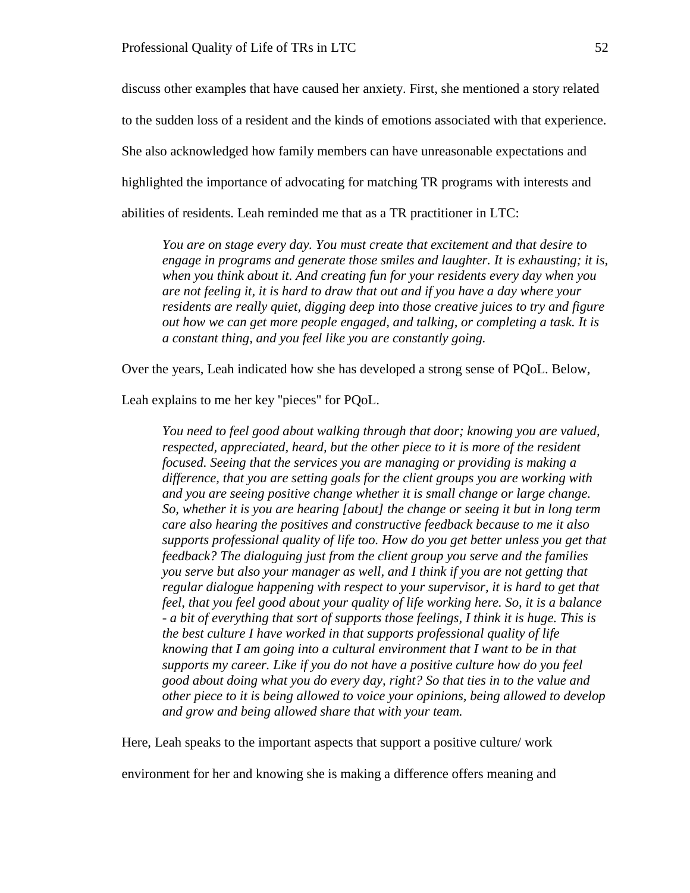discuss other examples that have caused her anxiety. First, she mentioned a story related to the sudden loss of a resident and the kinds of emotions associated with that experience. She also acknowledged how family members can have unreasonable expectations and highlighted the importance of advocating for matching TR programs with interests and abilities of residents. Leah reminded me that as a TR practitioner in LTC:

> *You are on stage every day. You must create that excitement and that desire to engage in programs and generate those smiles and laughter. It is exhausting; it is, when you think about it. And creating fun for your residents every day when you are not feeling it, it is hard to draw that out and if you have a day where your residents are really quiet, digging deep into those creative juices to try and figure out how we can get more people engaged, and talking, or completing a task. It is a constant thing, and you feel like you are constantly going.*

Over the years, Leah indicated how she has developed a strong sense of PQoL. Below, Leah explains to me her key "pieces" for PQoL.

> *You need to feel good about walking through that door; knowing you are valued, respected, appreciated, heard, but the other piece to it is more of the resident focused. Seeing that the services you are managing or providing is making a difference, that you are setting goals for the client groups you are working with and you are seeing positive change whether it is small change or large change. So, whether it is you are hearing [about] the change or seeing it but in long term care also hearing the positives and constructive feedback because to me it also supports professional quality of life too. How do you get better unless you get that feedback? The dialoguing just from the client group you serve and the families you serve but also your manager as well, and I think if you are not getting that regular dialogue happening with respect to your supervisor, it is hard to get that feel, that you feel good about your quality of life working here. So, it is a balance - a bit of everything that sort of supports those feelings, I think it is huge. This is the best culture I have worked in that supports professional quality of life knowing that I am going into a cultural environment that I want to be in that supports my career. Like if you do not have a positive culture how do you feel good about doing what you do every day, right? So that ties in to the value and other piece to it is being allowed to voice your opinions, being allowed to develop and grow and being allowed share that with your team.*

Here, Leah speaks to the important aspects that support a positive culture/ work environment for her and knowing she is making a difference offers meaning and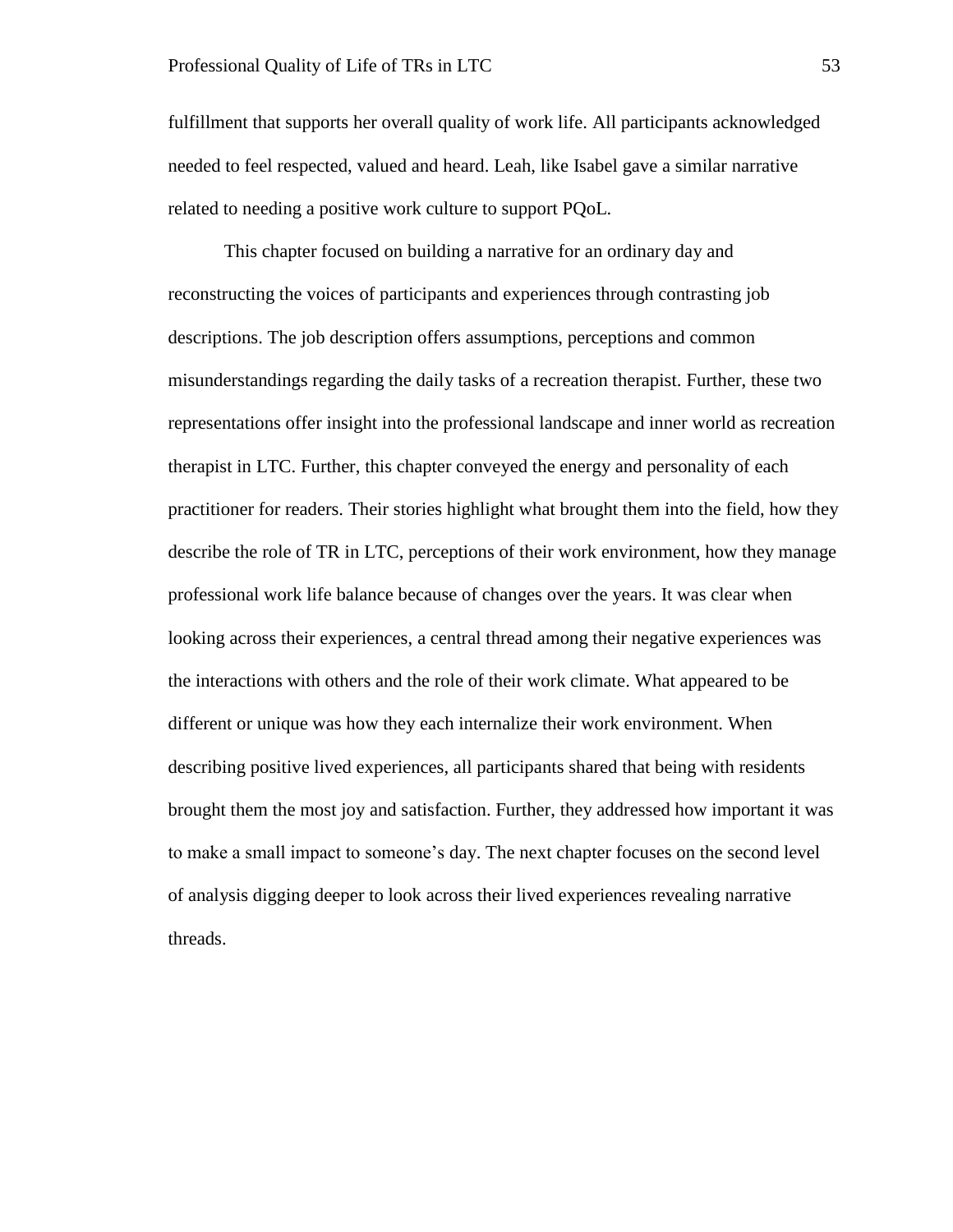fulfillment that supports her overall quality of work life. All participants acknowledged needed to feel respected, valued and heard. Leah, like Isabel gave a similar narrative related to needing a positive work culture to support PQoL.

This chapter focused on building a narrative for an ordinary day and reconstructing the voices of participants and experiences through contrasting job descriptions. The job description offers assumptions, perceptions and common misunderstandings regarding the daily tasks of a recreation therapist. Further, these two representations offer insight into the professional landscape and inner world as recreation therapist in LTC. Further, this chapter conveyed the energy and personality of each practitioner for readers. Their stories highlight what brought them into the field, how they describe the role of TR in LTC, perceptions of their work environment, how they manage professional work life balance because of changes over the years. It was clear when looking across their experiences, a central thread among their negative experiences was the interactions with others and the role of their work climate. What appeared to be different or unique was how they each internalize their work environment. When describing positive lived experiences, all participants shared that being with residents brought them the most joy and satisfaction. Further, they addressed how important it was to make a small impact to someone's day. The next chapter focuses on the second level of analysis digging deeper to look across their lived experiences revealing narrative threads.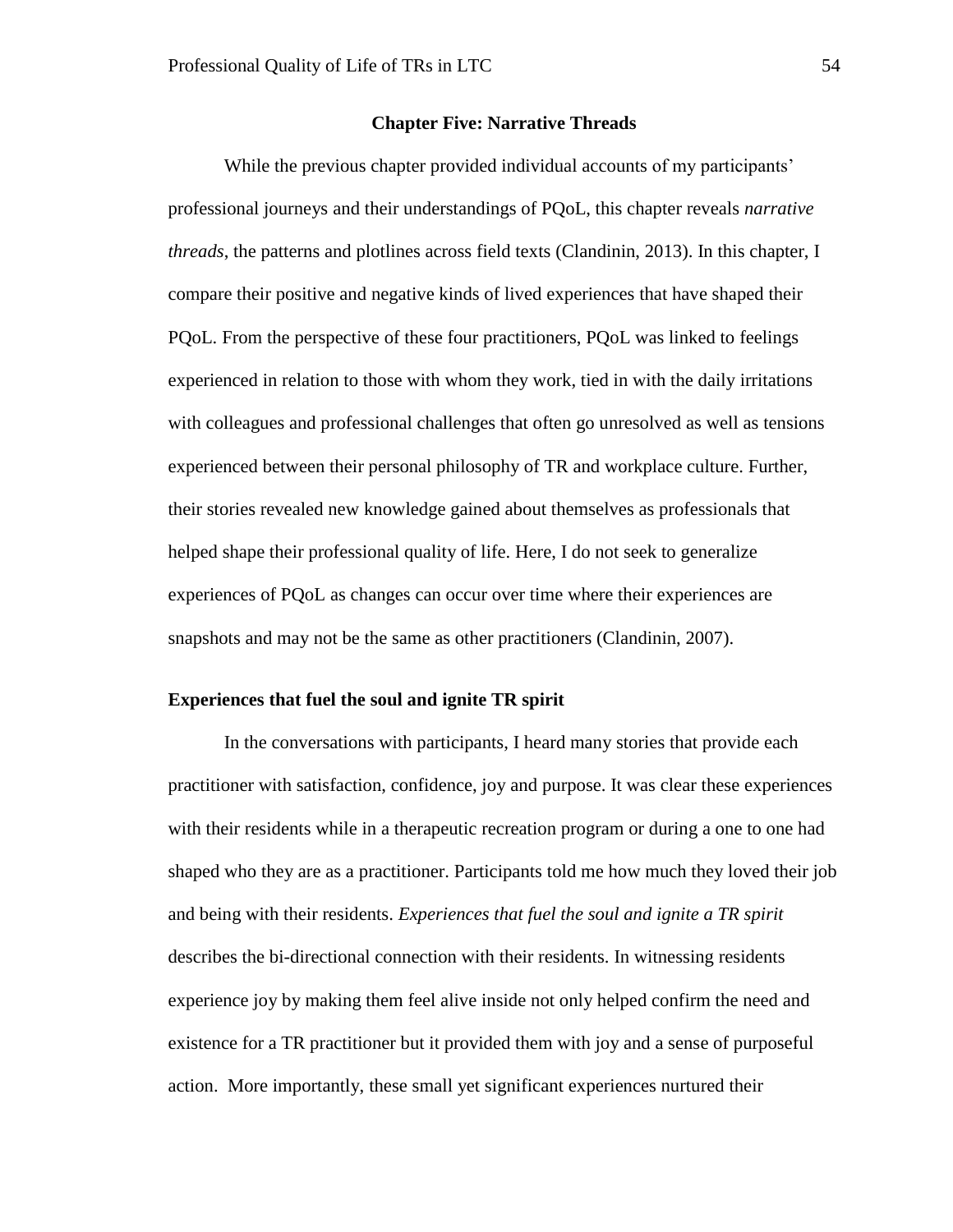# Chapter Five: Narrative Threads

While the previous chapter provided individual accounts of my participants' professional journeys and their understandings of PQoL, this chapter reveals *narrative threads*, the patterns and plotlines across field texts (Clandinin, 2013). In this chapter, I compare their positive and negative kinds of lived experiences that have shaped their PQoL. From the perspective of these four practitioners, PQoL was linked to feelings experienced in relation to those with whom they work, tied in with the daily irritations with colleagues and professional challenges that often go unresolved as well as tensions experienced between their personal philosophy of TR and workplace culture. Further, their stories revealed new knowledge gained about themselves as professionals that helped shape their professional quality of life. Here, I do not seek to generalize experiences of PQoL as changes can occur over time where their experiences are snapshots and may not be the same as other practitioners (Clandinin, 2007).

## Experiences that fuel the soul and ignite TR spirit

In the conversations with participants, I heard many stories that provide each practitioner with satisfaction, confidence, joy and purpose. It was clear these experiences with their residents while in a therapeutic recreation program or during a one to one had shaped who they are as a practitioner. Participants told me how much they loved their job and being with their residents. *Experiences that fuel the soul and ignite a TR spirit* describes the bi-directional connection with their residents. In witnessing residents experience joy by making them feel alive inside not only helped confirm the need and existence for a TR practitioner but it provided them with joy and a sense of purposeful action. More importantly, these small yet significant experiences nurtured their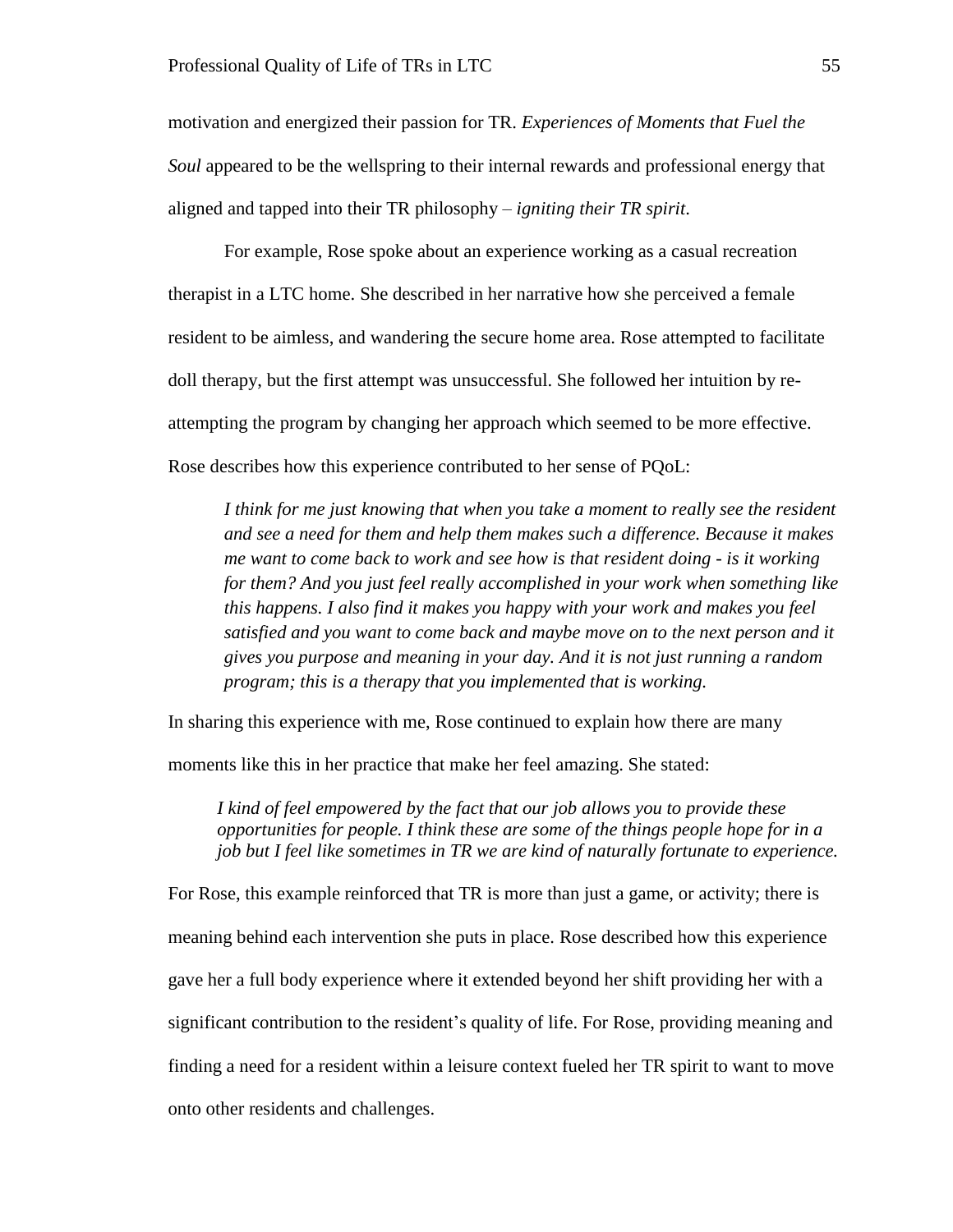motivation and energized their passion for TR. *Experiences of Moments that Fuel the Soul* appeared to be the wellspring to their internal rewards and professional energy that aligned and tapped into their TR philosophy – *igniting their TR spirit*.

For example, Rose spoke about an experience working as a casual recreation therapist in a LTC home. She described in her narrative how she perceived a female resident to be aimless, and wandering the secure home area. Rose attempted to facilitate doll therapy, but the first attempt was unsuccessful. She followed her intuition by re-attempting the program by changing her approach which seemed to be more effective. Rose describes how this experience contributed to her sense of PQoL:

> *I think for me just knowing that when you take a moment to really see the resident and see a need for them and help them makes such a difference. Because it makes me want to come back to work and see how is that resident doing - is it working for them? And you just feel really accomplished in your work when something like this happens. I also find it makes you happy with your work and makes you feel satisfied and you want to come back and maybe move on to the next person and it gives you purpose and meaning in your day. And it is not just running a random program; this is a therapy that you implemented that is working.*

In sharing this experience with me, Rose continued to explain how there are many moments like this in her practice that make her feel amazing. She stated:

> *I kind of feel empowered by the fact that our job allows you to provide these opportunities for people. I think these are some of the things people hope for in a job but I feel like sometimes in TR we are kind of naturally fortunate to experience.*

For Rose, this example reinforced that TR is more than just a game, or activity; there is meaning behind each intervention she puts in place. Rose described how this experience gave her a full body experience where it extended beyond her shift providing her with a significant contribution to the resident's quality of life. For Rose, providing meaning and finding a need for a resident within a leisure context fueled her TR spirit to want to move onto other residents and challenges.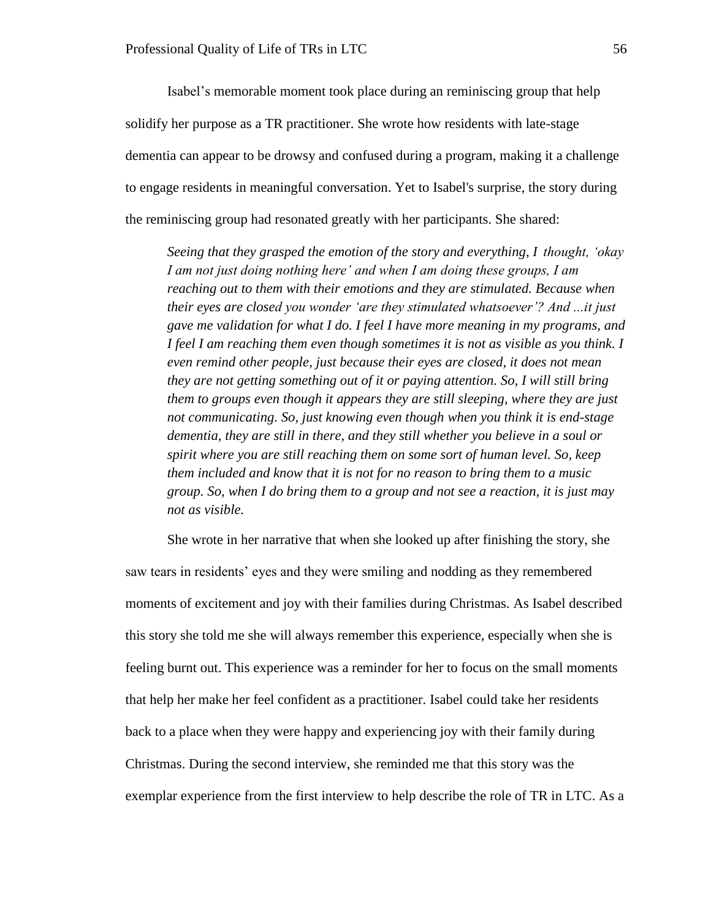Isabel's memorable moment took place during an reminiscing group that help solidify her purpose as a TR practitioner. She wrote how residents with late-stage dementia can appear to be drowsy and confused during a program, making it a challenge to engage residents in meaningful conversation. Yet to Isabel's surprise, the story during the reminiscing group had resonated greatly with her participants. She shared:

> *Seeing that they grasped the emotion of the story and everything, I thought, 'okay I am not just doing nothing here' and when I am doing these groups, I am reaching out to them with their emotions and they are stimulated. Because when their eyes are closed you wonder 'are they stimulated whatsoever'? And ...it just gave me validation for what I do. I feel I have more meaning in my programs, and I feel I am reaching them even though sometimes it is not as visible as you think. I even remind other people, just because their eyes are closed, it does not mean they are not getting something out of it or paying attention. So, I will still bring them to groups even though it appears they are still sleeping, where they are just not communicating. So, just knowing even though when you think it is end-stage dementia, they are still in there, and they still whether you believe in a soul or spirit where you are still reaching them on some sort of human level. So, keep them included and know that it is not for no reason to bring them to a music group. So, when I do bring them to a group and not see a reaction, it is just may not as visible.*

She wrote in her narrative that when she looked up after finishing the story, she saw tears in residents' eyes and they were smiling and nodding as they remembered moments of excitement and joy with their families during Christmas. As Isabel described this story she told me she will always remember this experience, especially when she is feeling burnt out. This experience was a reminder for her to focus on the small moments that help her make her feel confident as a practitioner. Isabel could take her residents back to a place when they were happy and experiencing joy with their family during Christmas. During the second interview, she reminded me that this story was the exemplar experience from the first interview to help describe the role of TR in LTC. As a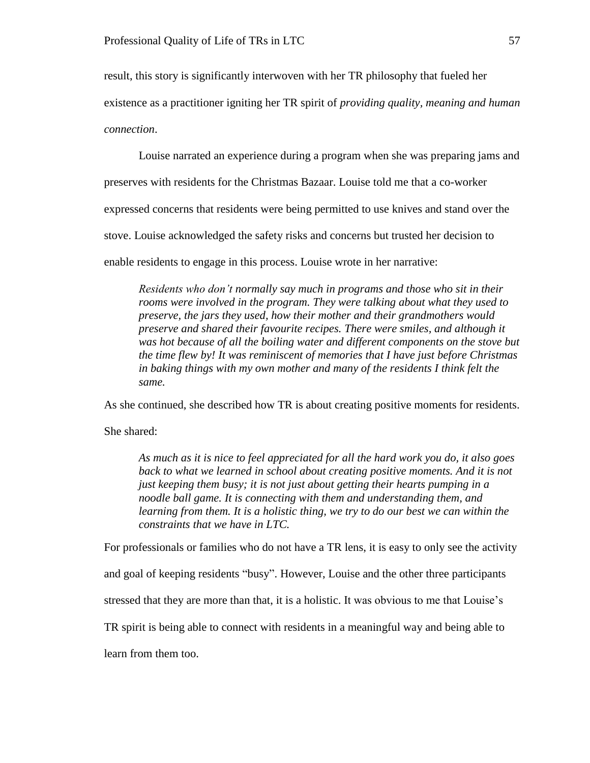result, this story is significantly interwoven with her TR philosophy that fueled her existence as a practitioner igniting her TR spirit of *providing quality, meaning and human connection*.

Louise narrated an experience during a program when she was preparing jams and preserves with residents for the Christmas Bazaar. Louise told me that a co-worker expressed concerns that residents were being permitted to use knives and stand over the stove. Louise acknowledged the safety risks and concerns but trusted her decision to enable residents to engage in this process. Louise wrote in her narrative:

> *Residents who don't normally say much in programs and those who sit in their rooms were involved in the program. They were talking about what they used to preserve, the jars they used, how their mother and their grandmothers would preserve and shared their favourite recipes. There were smiles, and although it was hot because of all the boiling water and different components on the stove but the time flew by! It was reminiscent of memories that I have just before Christmas in baking things with my own mother and many of the residents I think felt the same.*

As she continued, she described how TR is about creating positive moments for residents. She shared:

> *As much as it is nice to feel appreciated for all the hard work you do, it also goes back to what we learned in school about creating positive moments. And it is not just keeping them busy; it is not just about getting their hearts pumping in a noodle ball game. It is connecting with them and understanding them, and learning from them. It is a holistic thing, we try to do our best we can within the constraints that we have in LTC.*

For professionals or families who do not have a TR lens, it is easy to only see the activity and goal of keeping residents "busy". However, Louise and the other three participants stressed that they are more than that, it is a holistic. It was obvious to me that Louise's TR spirit is being able to connect with residents in a meaningful way and being able to learn from them too.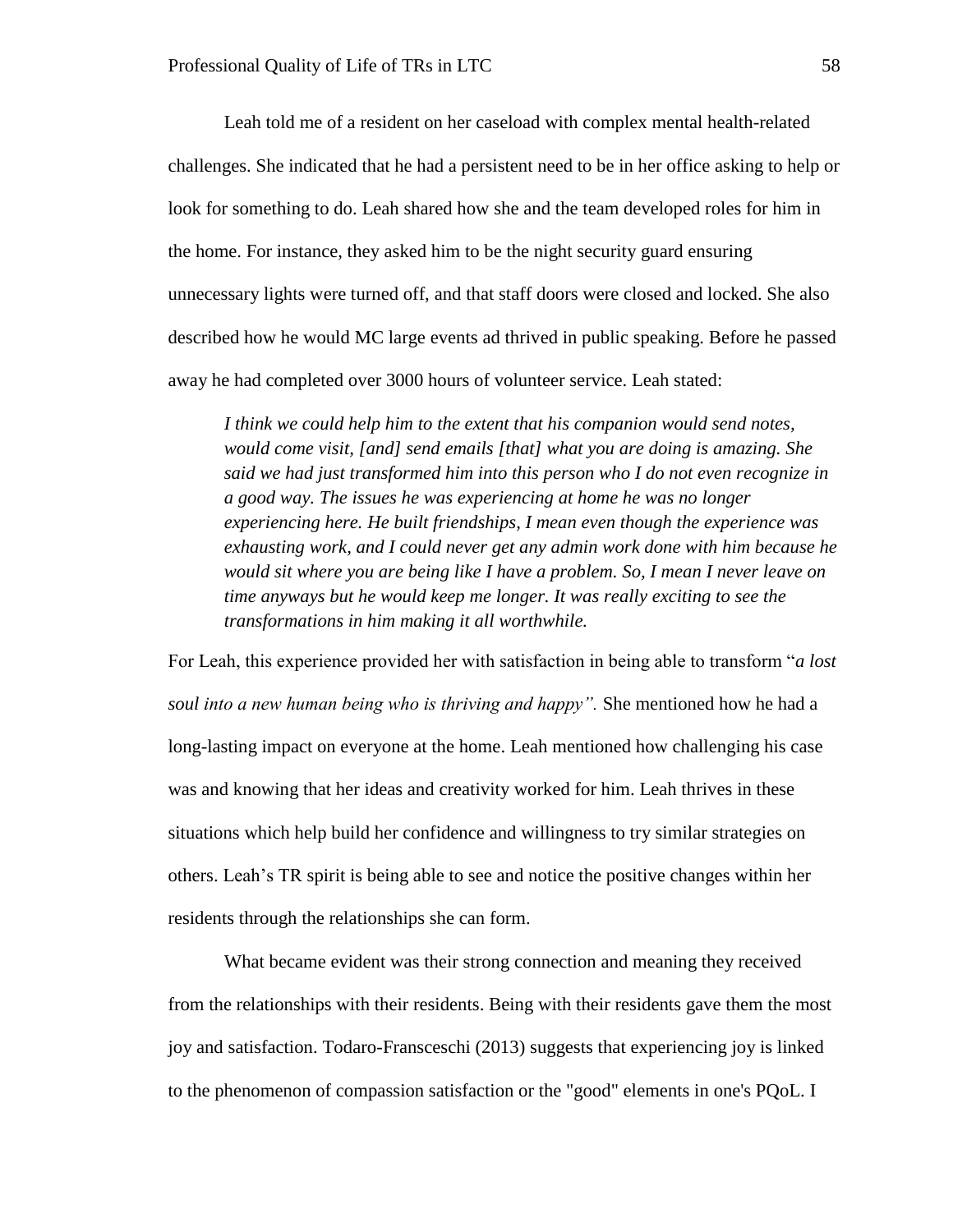Leah told me of a resident on her caseload with complex mental health-related challenges. She indicated that he had a persistent need to be in her office asking to help or look for something to do. Leah shared how she and the team developed roles for him in the home. For instance, they asked him to be the night security guard ensuring unnecessary lights were turned off, and that staff doors were closed and locked. She also described how he would MC large events ad thrived in public speaking. Before he passed away he had completed over 3000 hours of volunteer service. Leah stated:

> *I think we could help him to the extent that his companion would send notes, would come visit, [and] send emails [that] what you are doing is amazing. She said we had just transformed him into this person who I do not even recognize in a good way. The issues he was experiencing at home he was no longer experiencing here. He built friendships, I mean even though the experience was exhausting work, and I could never get any admin work done with him because he would sit where you are being like I have a problem. So, I mean I never leave on time anyways but he would keep me longer. It was really exciting to see the transformations in him making it all worthwhile.*

For Leah, this experience provided her with satisfaction in being able to transform "*a lost soul into a new human being who is thriving and happy".* She mentioned how he had a long-lasting impact on everyone at the home. Leah mentioned how challenging his case was and knowing that her ideas and creativity worked for him. Leah thrives in these situations which help build her confidence and willingness to try similar strategies on others. Leah's TR spirit is being able to see and notice the positive changes within her residents through the relationships she can form.

What became evident was their strong connection and meaning they received from the relationships with their residents. Being with their residents gave them the most joy and satisfaction. Todaro-Fransceschi (2013) suggests that experiencing joy is linked to the phenomenon of compassion satisfaction or the "good" elements in one's PQoL. I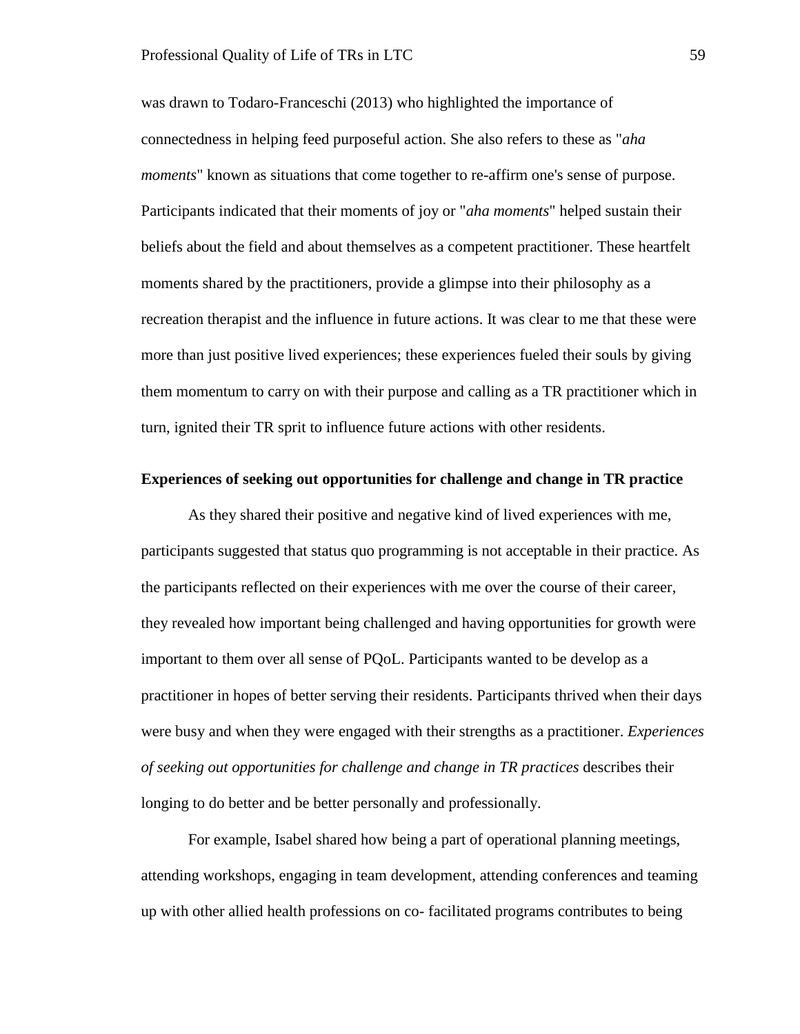was drawn to Todaro-Franceschi (2013) who highlighted the importance of connectedness in helping feed purposeful action. She also refers to these as "*aha moments*" known as situations that come together to re-affirm one's sense of purpose. Participants indicated that their moments of joy or "*aha moments*" helped sustain their beliefs about the field and about themselves as a competent practitioner. These heartfelt moments shared by the practitioners, provide a glimpse into their philosophy as a recreation therapist and the influence in future actions. It was clear to me that these were more than just positive lived experiences; these experiences fueled their souls by giving them momentum to carry on with their purpose and calling as a TR practitioner which in turn, ignited their TR sprit to influence future actions with other residents.

**Experiences of seeking out opportunities for challenge and change in TR practice**

As they shared their positive and negative kind of lived experiences with me, participants suggested that status quo programming is not acceptable in their practice. As the participants reflected on their experiences with me over the course of their career, they revealed how important being challenged and having opportunities for growth were important to them over all sense of PQoL. Participants wanted to be develop as a practitioner in hopes of better serving their residents. Participants thrived when their days were busy and when they were engaged with their strengths as a practitioner. *Experiences of seeking out opportunities for challenge and change in TR practices* describes their longing to do better and be better personally and professionally.

For example, Isabel shared how being a part of operational planning meetings, attending workshops, engaging in team development, attending conferences and teaming up with other allied health professions on co- facilitated programs contributes to being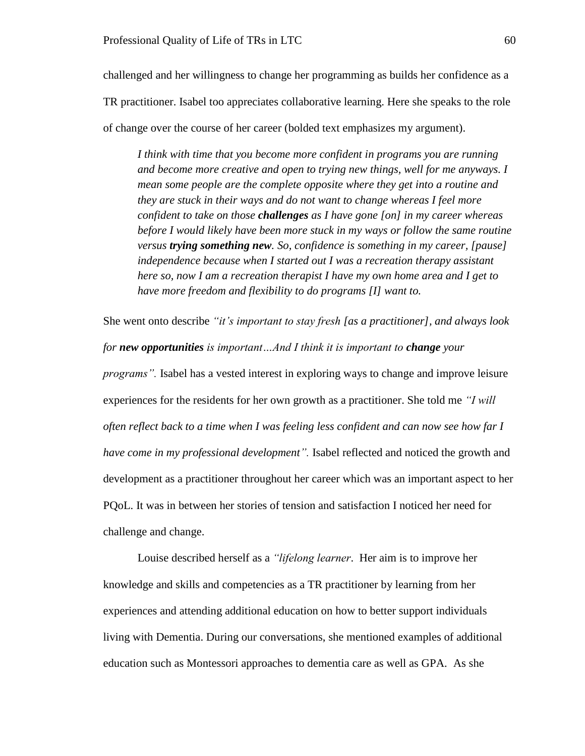challenged and her willingness to change her programming as builds her confidence as a TR practitioner. Isabel too appreciates collaborative learning. Here she speaks to the role of change over the course of her career (bolded text emphasizes my argument).

> *I think with time that you become more confident in programs you are running and become more creative and open to trying new things, well for me anyways. I mean some people are the complete opposite where they get into a routine and they are stuck in their ways and do not want to change whereas I feel more confident to take on those **challenges** as I have gone [on] in my career whereas before I would likely have been more stuck in my ways or follow the same routine versus **trying something new**. So, confidence is something in my career, [pause] independence because when I started out I was a recreation therapy assistant here so, now I am a recreation therapist I have my own home area and I get to have more freedom and flexibility to do programs [I] want to.*

She went onto describe *"it's important to stay fresh [as a practitioner], and always look for **new opportunities** is important…And I think it is important to **change** your programs".* Isabel has a vested interest in exploring ways to change and improve leisure experiences for the residents for her own growth as a practitioner. She told me *"I will often reflect back to a time when I was feeling less confident and can now see how far I have come in my professional development".* Isabel reflected and noticed the growth and development as a practitioner throughout her career which was an important aspect to her PQoL. It was in between her stories of tension and satisfaction I noticed her need for challenge and change.

Louise described herself as a *"lifelong learner*. Her aim is to improve her knowledge and skills and competencies as a TR practitioner by learning from her experiences and attending additional education on how to better support individuals living with Dementia. During our conversations, she mentioned examples of additional education such as Montessori approaches to dementia care as well as GPA. As she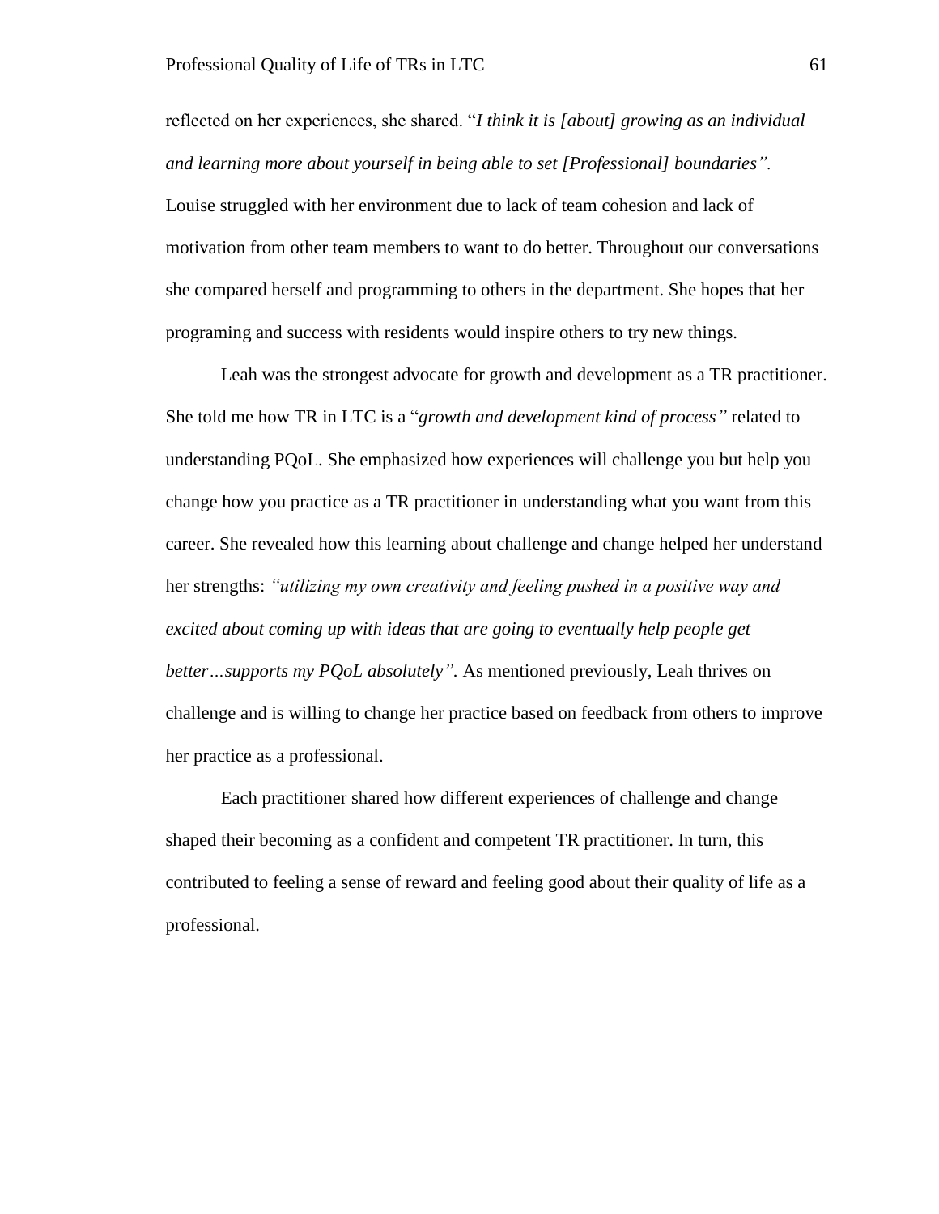reflected on her experiences, she shared. "*I think it is [about] growing as an individual and learning more about yourself in being able to set [Professional] boundaries".* Louise struggled with her environment due to lack of team cohesion and lack of motivation from other team members to want to do better. Throughout our conversations she compared herself and programming to others in the department. She hopes that her programing and success with residents would inspire others to try new things.

Leah was the strongest advocate for growth and development as a TR practitioner. She told me how TR in LTC is a "*growth and development kind of process"* related to understanding PQoL. She emphasized how experiences will challenge you but help you change how you practice as a TR practitioner in understanding what you want from this career. She revealed how this learning about challenge and change helped her understand her strengths: *"utilizing my own creativity and feeling pushed in a positive way and excited about coming up with ideas that are going to eventually help people get better…supports my PQoL absolutely".* As mentioned previously, Leah thrives on challenge and is willing to change her practice based on feedback from others to improve her practice as a professional.

Each practitioner shared how different experiences of challenge and change shaped their becoming as a confident and competent TR practitioner. In turn, this contributed to feeling a sense of reward and feeling good about their quality of life as a professional.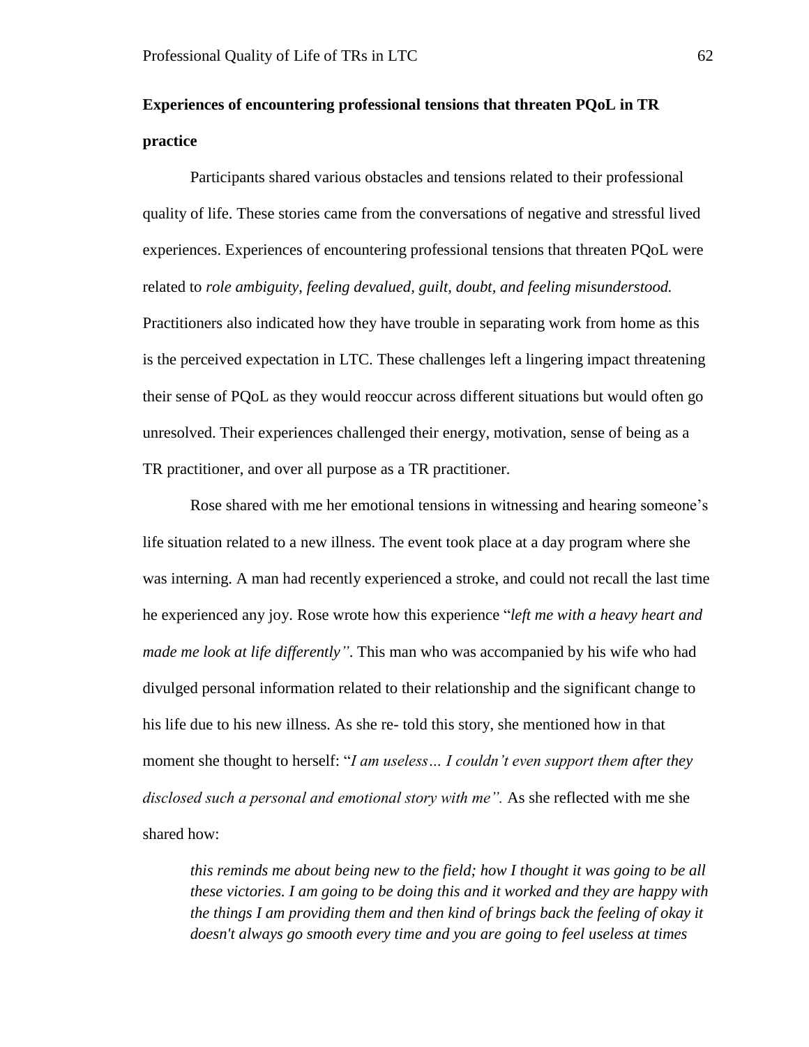**Experiences of encountering professional tensions that threaten PQoL in TR practice**

Participants shared various obstacles and tensions related to their professional quality of life. These stories came from the conversations of negative and stressful lived experiences. Experiences of encountering professional tensions that threaten PQoL were related to *role ambiguity, feeling devalued, guilt, doubt, and feeling misunderstood.* Practitioners also indicated how they have trouble in separating work from home as this is the perceived expectation in LTC. These challenges left a lingering impact threatening their sense of PQoL as they would reoccur across different situations but would often go unresolved. Their experiences challenged their energy, motivation, sense of being as a TR practitioner, and over all purpose as a TR practitioner.

Rose shared with me her emotional tensions in witnessing and hearing someone's life situation related to a new illness. The event took place at a day program where she was interning. A man had recently experienced a stroke, and could not recall the last time he experienced any joy. Rose wrote how this experience "*left me with a heavy heart and made me look at life differently".* This man who was accompanied by his wife who had divulged personal information related to their relationship and the significant change to his life due to his new illness. As she re- told this story, she mentioned how in that moment she thought to herself: "*I am useless… I couldn't even support them after they disclosed such a personal and emotional story with me".* As she reflected with me she shared how:

> *this reminds me about being new to the field; how I thought it was going to be all these victories. I am going to be doing this and it worked and they are happy with the things I am providing them and then kind of brings back the feeling of okay it doesn't always go smooth every time and you are going to feel useless at times*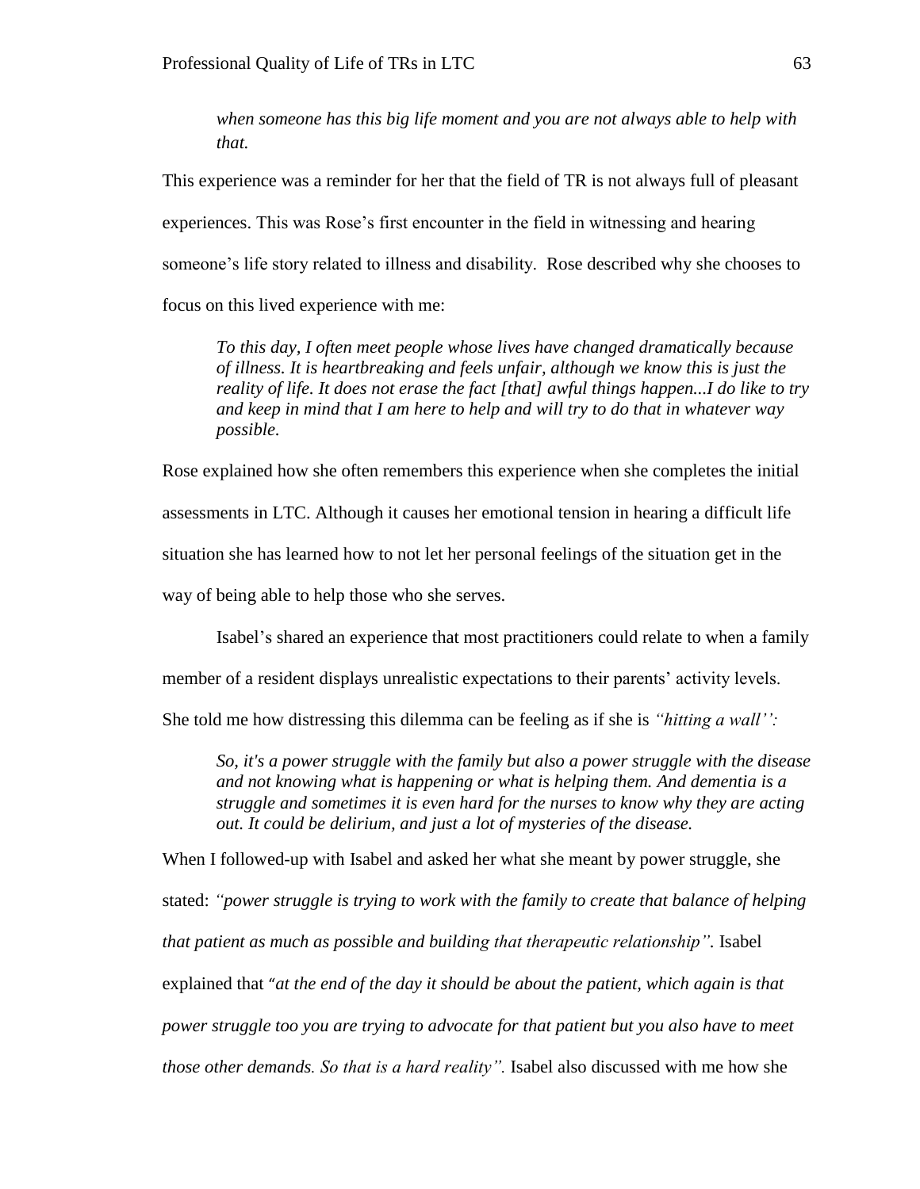*when someone has this big life moment and you are not always able to help with that.*

This experience was a reminder for her that the field of TR is not always full of pleasant experiences. This was Rose's first encounter in the field in witnessing and hearing someone's life story related to illness and disability. Rose described why she chooses to focus on this lived experience with me:

> *To this day, I often meet people whose lives have changed dramatically because of illness. It is heartbreaking and feels unfair, although we know this is just the reality of life. It does not erase the fact [that] awful things happen...I do like to try and keep in mind that I am here to help and will try to do that in whatever way possible.*

Rose explained how she often remembers this experience when she completes the initial assessments in LTC. Although it causes her emotional tension in hearing a difficult life situation she has learned how to not let her personal feelings of the situation get in the way of being able to help those who she serves.

Isabel's shared an experience that most practitioners could relate to when a family member of a resident displays unrealistic expectations to their parents' activity levels. She told me how distressing this dilemma can be feeling as if she is *"hitting a wall'':*

> *So, it's a power struggle with the family but also a power struggle with the disease and not knowing what is happening or what is helping them. And dementia is a struggle and sometimes it is even hard for the nurses to know why they are acting out. It could be delirium, and just a lot of mysteries of the disease.*

When I followed-up with Isabel and asked her what she meant by power struggle, she stated: *"power struggle is trying to work with the family to create that balance of helping that patient as much as possible and building that therapeutic relationship".* Isabel explained that "*at the end of the day it should be about the patient, which again is that power struggle too you are trying to advocate for that patient but you also have to meet those other demands. So that is a hard reality".* Isabel also discussed with me how she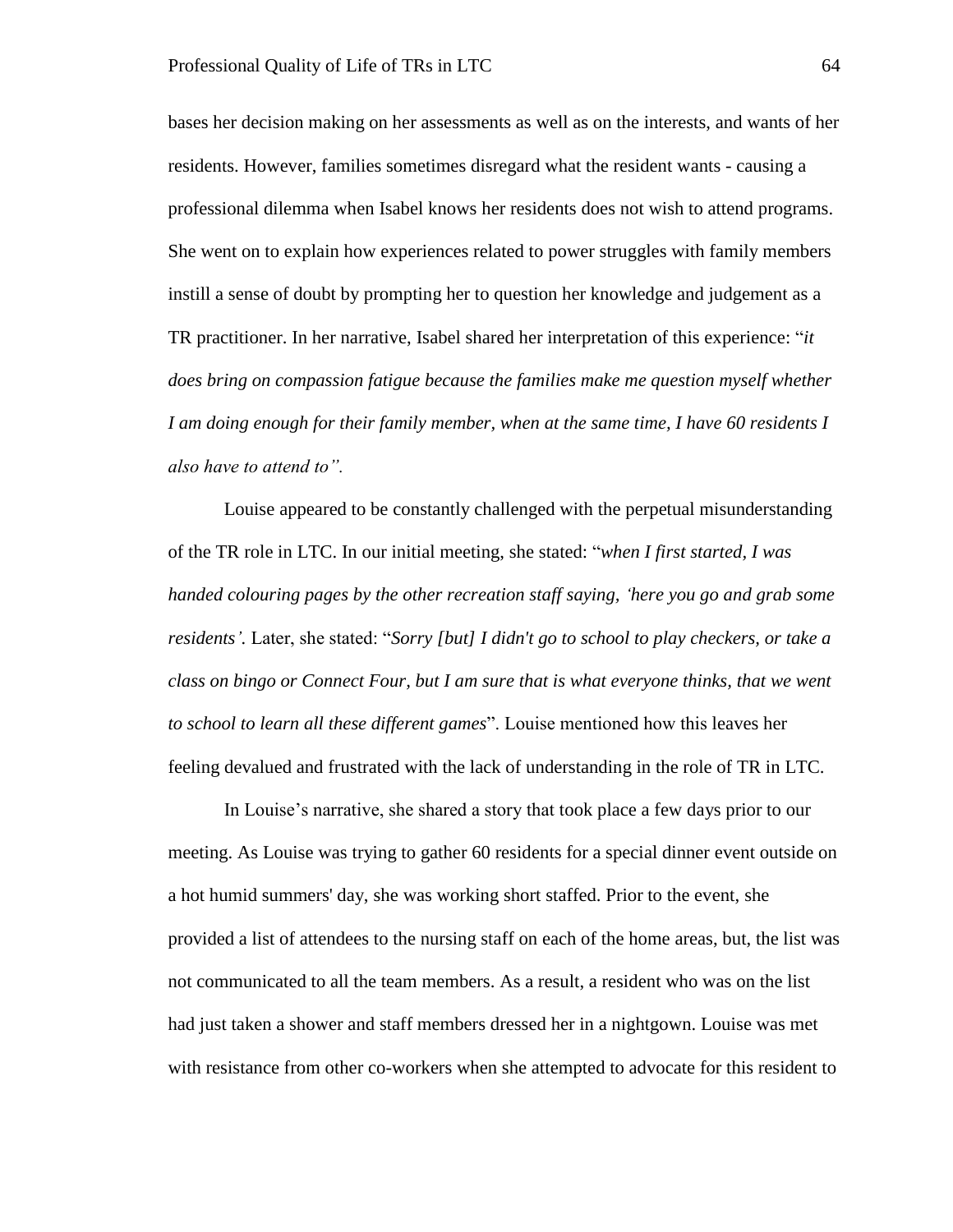bases her decision making on her assessments as well as on the interests, and wants of her residents. However, families sometimes disregard what the resident wants - causing a professional dilemma when Isabel knows her residents does not wish to attend programs. She went on to explain how experiences related to power struggles with family members instill a sense of doubt by prompting her to question her knowledge and judgement as a TR practitioner. In her narrative, Isabel shared her interpretation of this experience: "*it does bring on compassion fatigue because the families make me question myself whether I am doing enough for their family member, when at the same time, I have 60 residents I also have to attend to".*

Louise appeared to be constantly challenged with the perpetual misunderstanding of the TR role in LTC. In our initial meeting, she stated: "*when I first started, I was handed colouring pages by the other recreation staff saying, 'here you go and grab some residents'.* Later, she stated: "*Sorry [but] I didn't go to school to play checkers, or take a class on bingo or Connect Four, but I am sure that is what everyone thinks, that we went to school to learn all these different games*". Louise mentioned how this leaves her feeling devalued and frustrated with the lack of understanding in the role of TR in LTC.

In Louise's narrative, she shared a story that took place a few days prior to our meeting. As Louise was trying to gather 60 residents for a special dinner event outside on a hot humid summers' day, she was working short staffed. Prior to the event, she provided a list of attendees to the nursing staff on each of the home areas, but, the list was not communicated to all the team members. As a result, a resident who was on the list had just taken a shower and staff members dressed her in a nightgown. Louise was met with resistance from other co-workers when she attempted to advocate for this resident to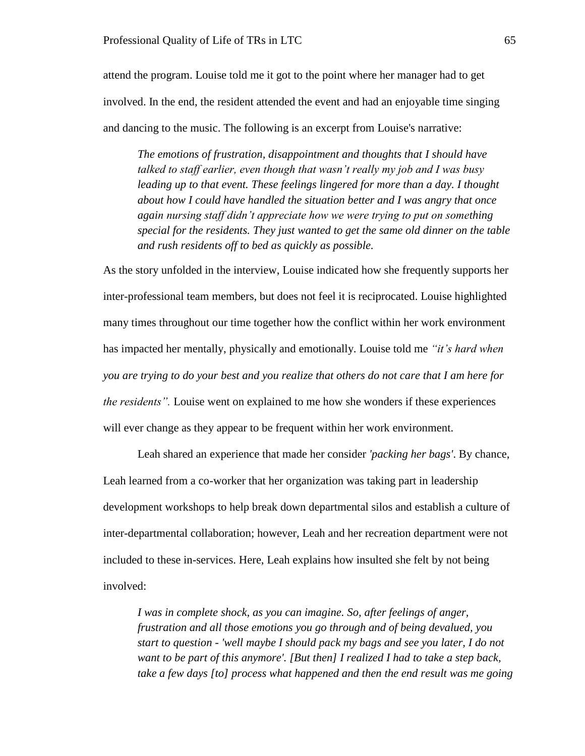attend the program. Louise told me it got to the point where her manager had to get involved. In the end, the resident attended the event and had an enjoyable time singing and dancing to the music. The following is an excerpt from Louise's narrative:

> *The emotions of frustration, disappointment and thoughts that I should have talked to staff earlier, even though that wasn't really my job and I was busy leading up to that event. These feelings lingered for more than a day. I thought about how I could have handled the situation better and I was angry that once again nursing staff didn't appreciate how we were trying to put on something special for the residents. They just wanted to get the same old dinner on the table and rush residents off to bed as quickly as possible.*

As the story unfolded in the interview, Louise indicated how she frequently supports her inter-professional team members, but does not feel it is reciprocated. Louise highlighted many times throughout our time together how the conflict within her work environment has impacted her mentally, physically and emotionally. Louise told me *"it's hard when you are trying to do your best and you realize that others do not care that I am here for the residents".* Louise went on explained to me how she wonders if these experiences will ever change as they appear to be frequent within her work environment.

Leah shared an experience that made her consider *'packing her bags'*. By chance, Leah learned from a co-worker that her organization was taking part in leadership development workshops to help break down departmental silos and establish a culture of inter-departmental collaboration; however, Leah and her recreation department were not included to these in-services. Here, Leah explains how insulted she felt by not being involved:

> *I was in complete shock, as you can imagine. So, after feelings of anger, frustration and all those emotions you go through and of being devalued, you start to question - 'well maybe I should pack my bags and see you later, I do not want to be part of this anymore'. [But then] I realized I had to take a step back, take a few days [to] process what happened and then the end result was me going*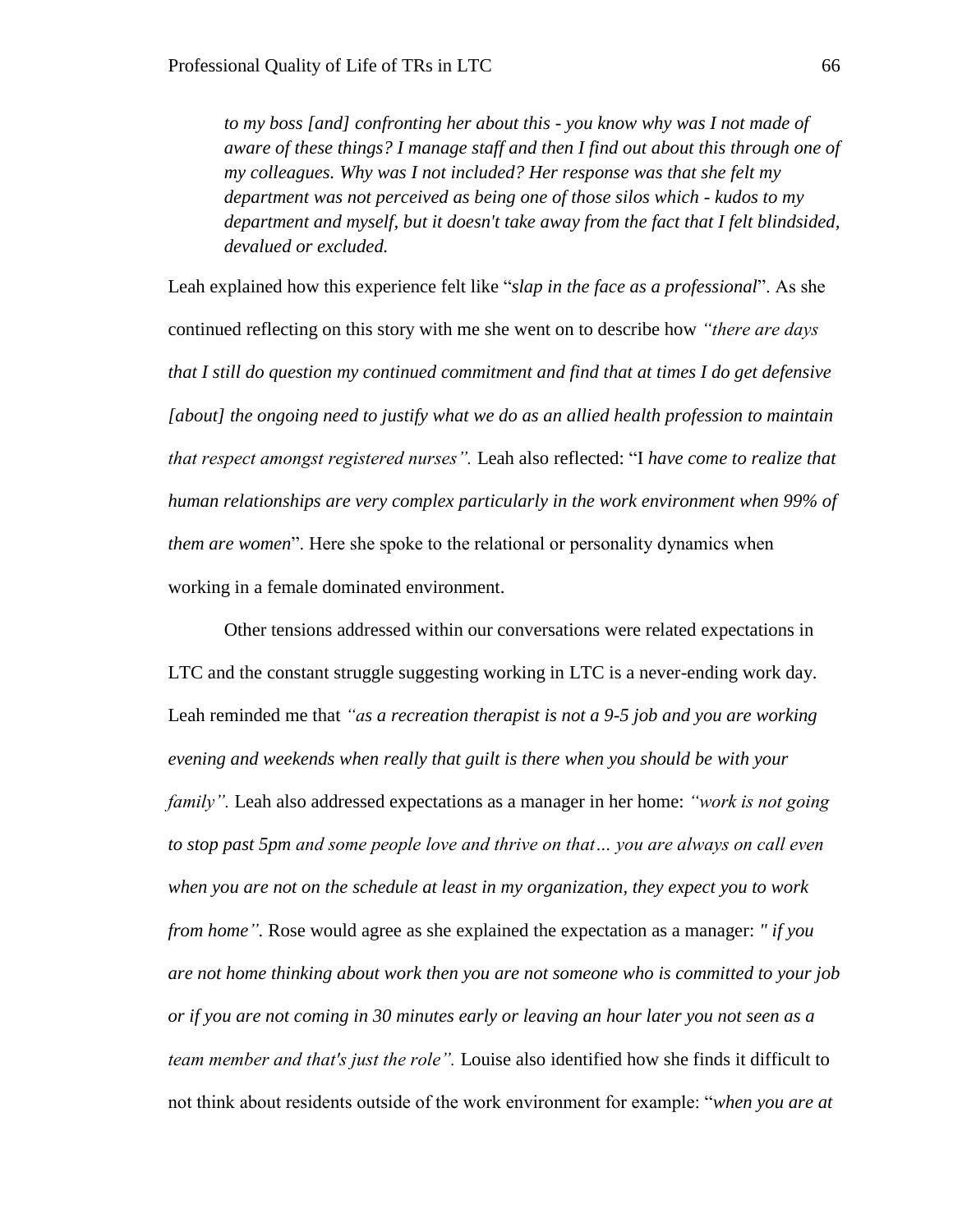> *to my boss [and] confronting her about this - you know why was I not made of aware of these things? I manage staff and then I find out about this through one of my colleagues. Why was I not included? Her response was that she felt my department was not perceived as being one of those silos which - kudos to my department and myself, but it doesn't take away from the fact that I felt blindsided, devalued or excluded.*

Leah explained how this experience felt like "*slap in the face as a professional*". As she continued reflecting on this story with me she went on to describe how *"there are days that I still do question my continued commitment and find that at times I do get defensive [about] the ongoing need to justify what we do as an allied health profession to maintain that respect amongst registered nurses".* Leah also reflected: "I *have come to realize that human relationships are very complex particularly in the work environment when 99% of them are women*". Here she spoke to the relational or personality dynamics when working in a female dominated environment.

Other tensions addressed within our conversations were related expectations in LTC and the constant struggle suggesting working in LTC is a never-ending work day. Leah reminded me that *"as a recreation therapist is not a 9-5 job and you are working evening and weekends when really that guilt is there when you should be with your family".* Leah also addressed expectations as a manager in her home: *"work is not going to stop past 5pm and some people love and thrive on that… you are always on call even when you are not on the schedule at least in my organization, they expect you to work from home".* Rose would agree as she explained the expectation as a manager: *" if you are not home thinking about work then you are not someone who is committed to your job or if you are not coming in 30 minutes early or leaving an hour later you not seen as a team member and that's just the role".* Louise also identified how she finds it difficult to not think about residents outside of the work environment for example: "*when you are at*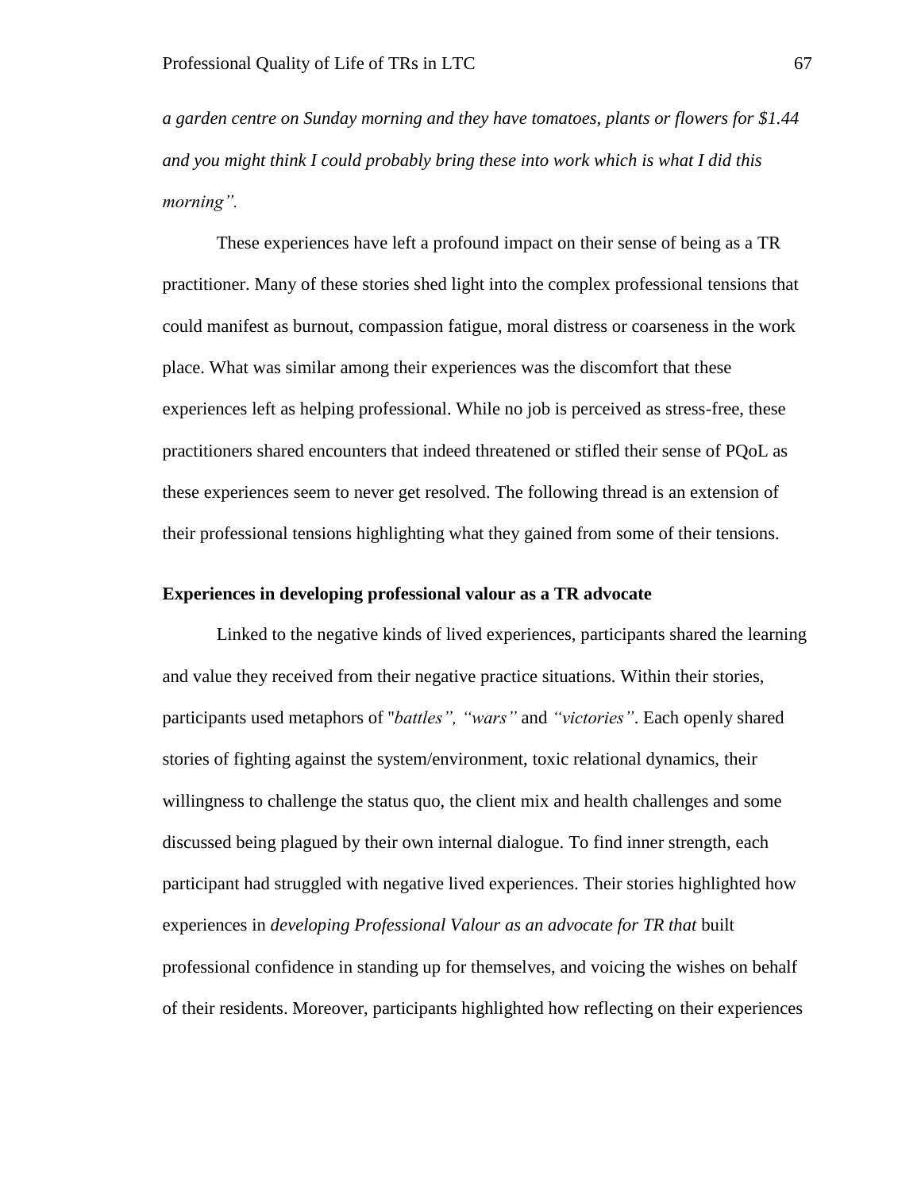*a garden centre on Sunday morning and they have tomatoes, plants or flowers for $1.44 and you might think I could probably bring these into work which is what I did this morning".*

These experiences have left a profound impact on their sense of being as a TR practitioner. Many of these stories shed light into the complex professional tensions that could manifest as burnout, compassion fatigue, moral distress or coarseness in the work place. What was similar among their experiences was the discomfort that these experiences left as helping professional. While no job is perceived as stress-free, these practitioners shared encounters that indeed threatened or stifled their sense of PQoL as these experiences seem to never get resolved. The following thread is an extension of their professional tensions highlighting what they gained from some of their tensions.

**Experiences in developing professional valour as a TR advocate**

Linked to the negative kinds of lived experiences, participants shared the learning and value they received from their negative practice situations. Within their stories, participants used metaphors of "*battles", "wars"* and *"victories"*. Each openly shared stories of fighting against the system/environment, toxic relational dynamics, their willingness to challenge the status quo, the client mix and health challenges and some discussed being plagued by their own internal dialogue. To find inner strength, each participant had struggled with negative lived experiences. Their stories highlighted how experiences in *developing Professional Valour as an advocate for TR that* built professional confidence in standing up for themselves, and voicing the wishes on behalf of their residents. Moreover, participants highlighted how reflecting on their experiences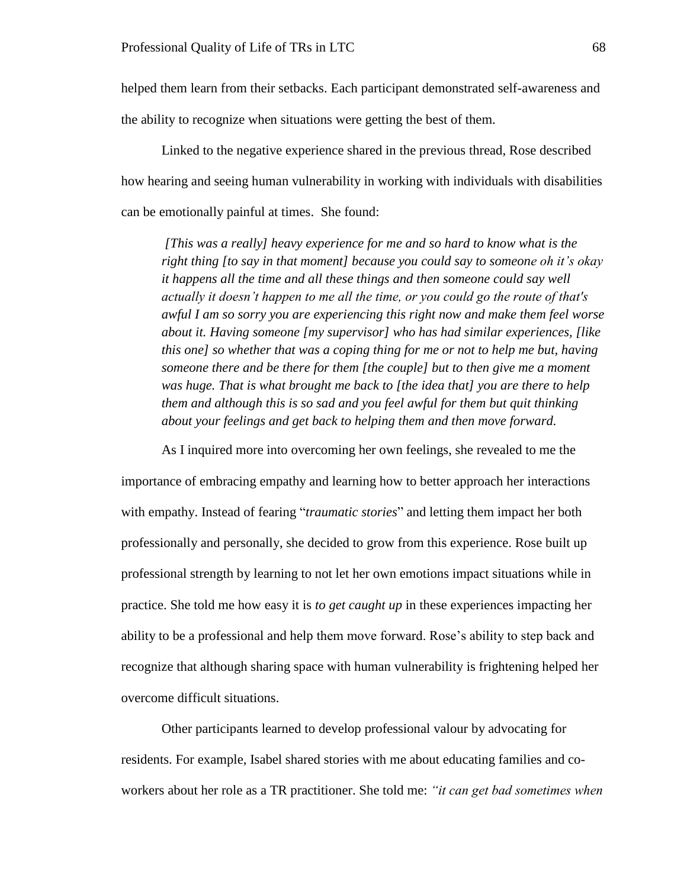helped them learn from their setbacks. Each participant demonstrated self-awareness and the ability to recognize when situations were getting the best of them.

Linked to the negative experience shared in the previous thread, Rose described how hearing and seeing human vulnerability in working with individuals with disabilities can be emotionally painful at times. She found:

> *[This was a really] heavy experience for me and so hard to know what is the right thing [to say in that moment] because you could say to someone oh it's okay it happens all the time and all these things and then someone could say well actually it doesn't happen to me all the time, or you could go the route of that's awful I am so sorry you are experiencing this right now and make them feel worse about it. Having someone [my supervisor] who has had similar experiences, [like this one] so whether that was a coping thing for me or not to help me but, having someone there and be there for them [the couple] but to then give me a moment was huge. That is what brought me back to [the idea that] you are there to help them and although this is so sad and you feel awful for them but quit thinking about your feelings and get back to helping them and then move forward.*

As I inquired more into overcoming her own feelings, she revealed to me the importance of embracing empathy and learning how to better approach her interactions with empathy. Instead of fearing "*traumatic stories*" and letting them impact her both professionally and personally, she decided to grow from this experience. Rose built up professional strength by learning to not let her own emotions impact situations while in practice. She told me how easy it is *to get caught up* in these experiences impacting her ability to be a professional and help them move forward. Rose's ability to step back and recognize that although sharing space with human vulnerability is frightening helped her overcome difficult situations.

Other participants learned to develop professional valour by advocating for residents. For example, Isabel shared stories with me about educating families and co-workers about her role as a TR practitioner. She told me: *"it can get bad sometimes when*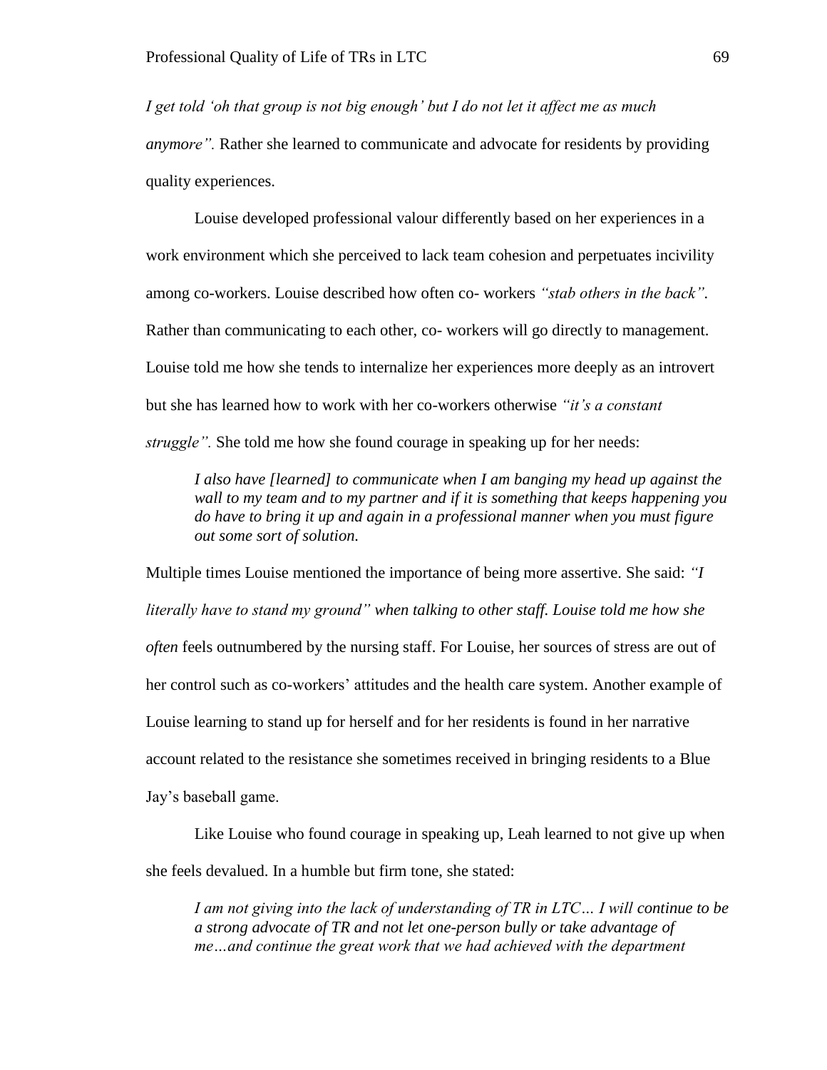*I get told 'oh that group is not big enough' but I do not let it affect me as much anymore".* Rather she learned to communicate and advocate for residents by providing quality experiences.

Louise developed professional valour differently based on her experiences in a work environment which she perceived to lack team cohesion and perpetuates incivility among co-workers. Louise described how often co- workers *"stab others in the back"*. Rather than communicating to each other, co- workers will go directly to management. Louise told me how she tends to internalize her experiences more deeply as an introvert but she has learned how to work with her co-workers otherwise *"it's a constant struggle".* She told me how she found courage in speaking up for her needs:

> *I also have [learned] to communicate when I am banging my head up against the wall to my team and to my partner and if it is something that keeps happening you do have to bring it up and again in a professional manner when you must figure out some sort of solution.*

Multiple times Louise mentioned the importance of being more assertive. She said: *"I literally have to stand my ground" when talking to other staff. Louise told me how she often* feels outnumbered by the nursing staff. For Louise, her sources of stress are out of her control such as co-workers' attitudes and the health care system. Another example of Louise learning to stand up for herself and for her residents is found in her narrative account related to the resistance she sometimes received in bringing residents to a Blue Jay's baseball game.

Like Louise who found courage in speaking up, Leah learned to not give up when she feels devalued. In a humble but firm tone, she stated:

> *I am not giving into the lack of understanding of TR in LTC… I will continue to be a strong advocate of TR and not let one-person bully or take advantage of me…and continue the great work that we had achieved with the department*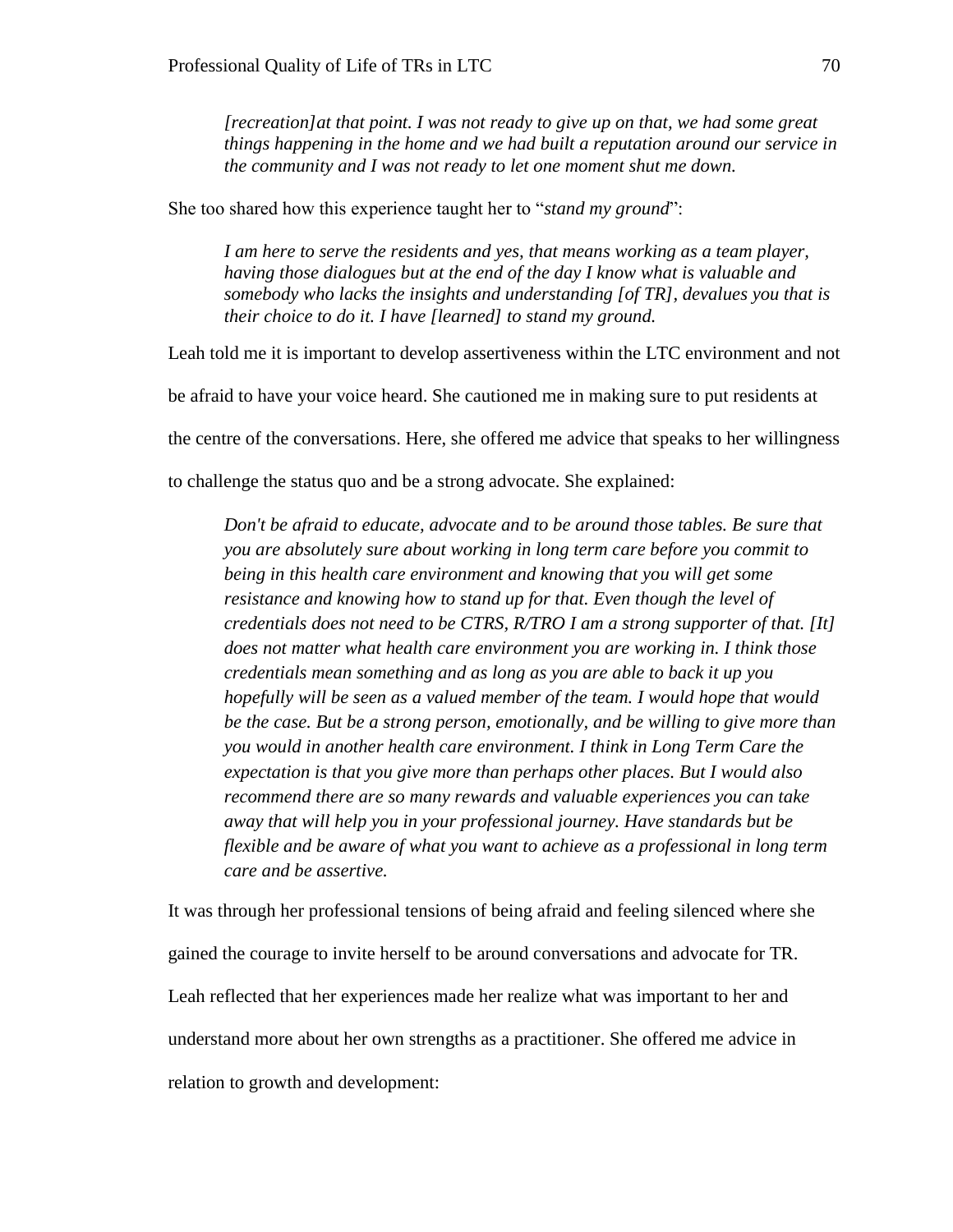> *[recreation]at that point. I was not ready to give up on that, we had some great things happening in the home and we had built a reputation around our service in the community and I was not ready to let one moment shut me down.*

She too shared how this experience taught her to "*stand my ground*":

> *I am here to serve the residents and yes, that means working as a team player, having those dialogues but at the end of the day I know what is valuable and somebody who lacks the insights and understanding [of TR], devalues you that is their choice to do it. I have [learned] to stand my ground.*

Leah told me it is important to develop assertiveness within the LTC environment and not be afraid to have your voice heard. She cautioned me in making sure to put residents at the centre of the conversations. Here, she offered me advice that speaks to her willingness to challenge the status quo and be a strong advocate. She explained:

> *Don't be afraid to educate, advocate and to be around those tables. Be sure that you are absolutely sure about working in long term care before you commit to being in this health care environment and knowing that you will get some resistance and knowing how to stand up for that. Even though the level of credentials does not need to be CTRS, R/TRO I am a strong supporter of that. [It] does not matter what health care environment you are working in. I think those credentials mean something and as long as you are able to back it up you hopefully will be seen as a valued member of the team. I would hope that would be the case. But be a strong person, emotionally, and be willing to give more than you would in another health care environment. I think in Long Term Care the expectation is that you give more than perhaps other places. But I would also recommend there are so many rewards and valuable experiences you can take away that will help you in your professional journey. Have standards but be flexible and be aware of what you want to achieve as a professional in long term care and be assertive.*

It was through her professional tensions of being afraid and feeling silenced where she gained the courage to invite herself to be around conversations and advocate for TR. Leah reflected that her experiences made her realize what was important to her and understand more about her own strengths as a practitioner. She offered me advice in relation to growth and development: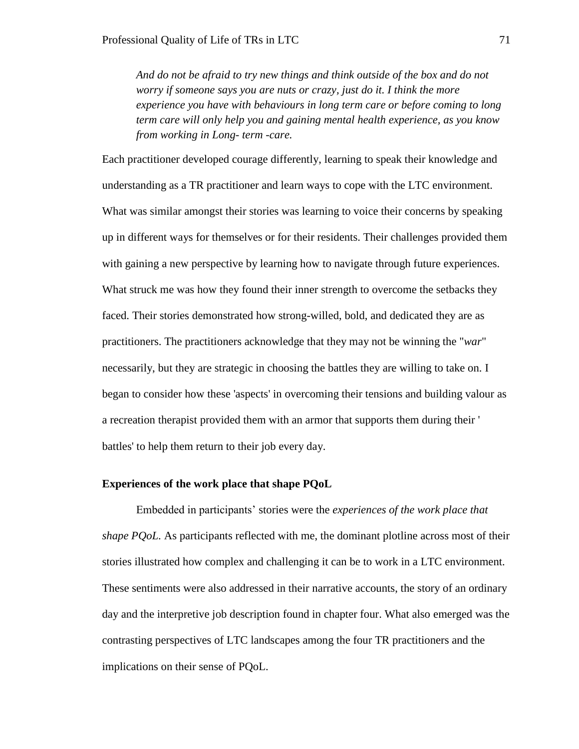> *And do not be afraid to try new things and think outside of the box and do not worry if someone says you are nuts or crazy, just do it. I think the more experience you have with behaviours in long term care or before coming to long term care will only help you and gaining mental health experience, as you know from working in Long- term -care.*

Each practitioner developed courage differently, learning to speak their knowledge and understanding as a TR practitioner and learn ways to cope with the LTC environment. What was similar amongst their stories was learning to voice their concerns by speaking up in different ways for themselves or for their residents. Their challenges provided them with gaining a new perspective by learning how to navigate through future experiences. What struck me was how they found their inner strength to overcome the setbacks they faced. Their stories demonstrated how strong-willed, bold, and dedicated they are as practitioners. The practitioners acknowledge that they may not be winning the "*war*" necessarily, but they are strategic in choosing the battles they are willing to take on. I began to consider how these 'aspects' in overcoming their tensions and building valour as a recreation therapist provided them with an armor that supports them during their ' battles' to help them return to their job every day.

### Experiences of the work place that shape PQoL

Embedded in participants' stories were the *experiences of the work place that shape PQoL.* As participants reflected with me, the dominant plotline across most of their stories illustrated how complex and challenging it can be to work in a LTC environment. These sentiments were also addressed in their narrative accounts, the story of an ordinary day and the interpretive job description found in chapter four. What also emerged was the contrasting perspectives of LTC landscapes among the four TR practitioners and the implications on their sense of PQoL.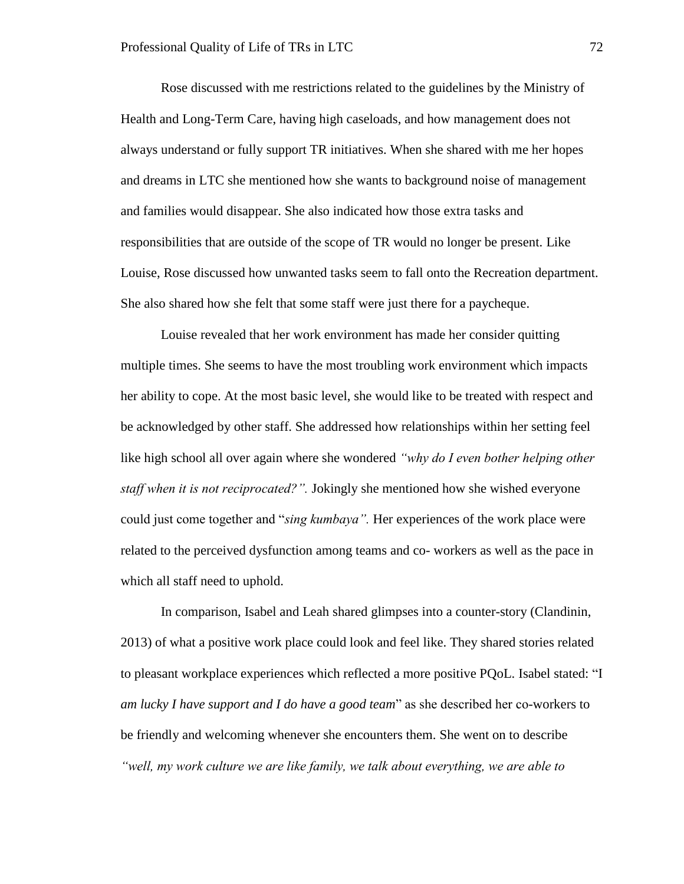Rose discussed with me restrictions related to the guidelines by the Ministry of Health and Long-Term Care, having high caseloads, and how management does not always understand or fully support TR initiatives. When she shared with me her hopes and dreams in LTC she mentioned how she wants to background noise of management and families would disappear. She also indicated how those extra tasks and responsibilities that are outside of the scope of TR would no longer be present. Like Louise, Rose discussed how unwanted tasks seem to fall onto the Recreation department. She also shared how she felt that some staff were just there for a paycheque.

Louise revealed that her work environment has made her consider quitting multiple times. She seems to have the most troubling work environment which impacts her ability to cope. At the most basic level, she would like to be treated with respect and be acknowledged by other staff. She addressed how relationships within her setting feel like high school all over again where she wondered *"why do I even bother helping other staff when it is not reciprocated?".* Jokingly she mentioned how she wished everyone could just come together and "*sing kumbaya".* Her experiences of the work place were related to the perceived dysfunction among teams and co- workers as well as the pace in which all staff need to uphold.

In comparison, Isabel and Leah shared glimpses into a counter-story (Clandinin, 2013) of what a positive work place could look and feel like. They shared stories related to pleasant workplace experiences which reflected a more positive PQoL. Isabel stated: "I *am lucky I have support and I do have a good team*" as she described her co-workers to be friendly and welcoming whenever she encounters them. She went on to describe *"well, my work culture we are like family, we talk about everything, we are able to*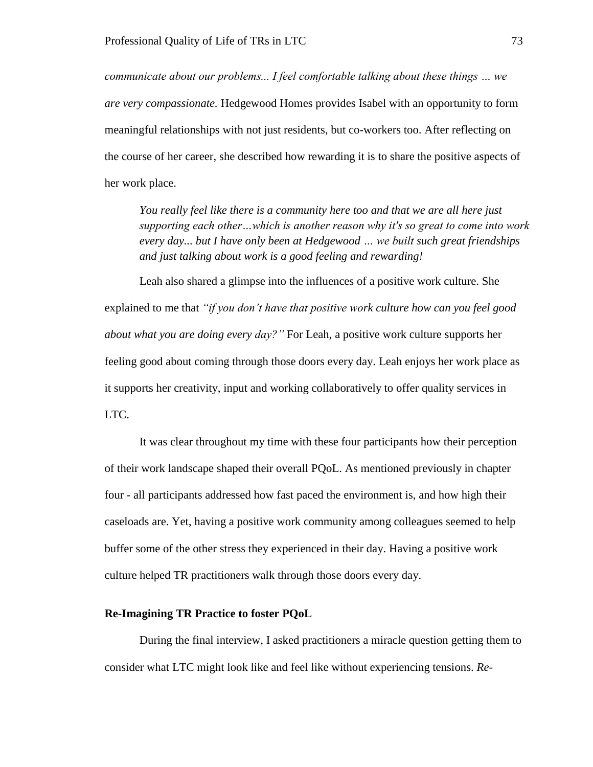*communicate about our problems... I feel comfortable talking about these things … we are very compassionate.* Hedgewood Homes provides Isabel with an opportunity to form meaningful relationships with not just residents, but co-workers too. After reflecting on the course of her career, she described how rewarding it is to share the positive aspects of her work place.

> *You really feel like there is a community here too and that we are all here just supporting each other…which is another reason why it's so great to come into work every day... but I have only been at Hedgewood … we built such great friendships and just talking about work is a good feeling and rewarding!*

Leah also shared a glimpse into the influences of a positive work culture. She explained to me that *"if you don't have that positive work culture how can you feel good about what you are doing every day?"* For Leah, a positive work culture supports her feeling good about coming through those doors every day. Leah enjoys her work place as it supports her creativity, input and working collaboratively to offer quality services in LTC.

It was clear throughout my time with these four participants how their perception of their work landscape shaped their overall PQoL. As mentioned previously in chapter four - all participants addressed how fast paced the environment is, and how high their caseloads are. Yet, having a positive work community among colleagues seemed to help buffer some of the other stress they experienced in their day. Having a positive work culture helped TR practitioners walk through those doors every day.

**Re-Imagining TR Practice to foster PQoL**

During the final interview, I asked practitioners a miracle question getting them to consider what LTC might look like and feel like without experiencing tensions. *Re-*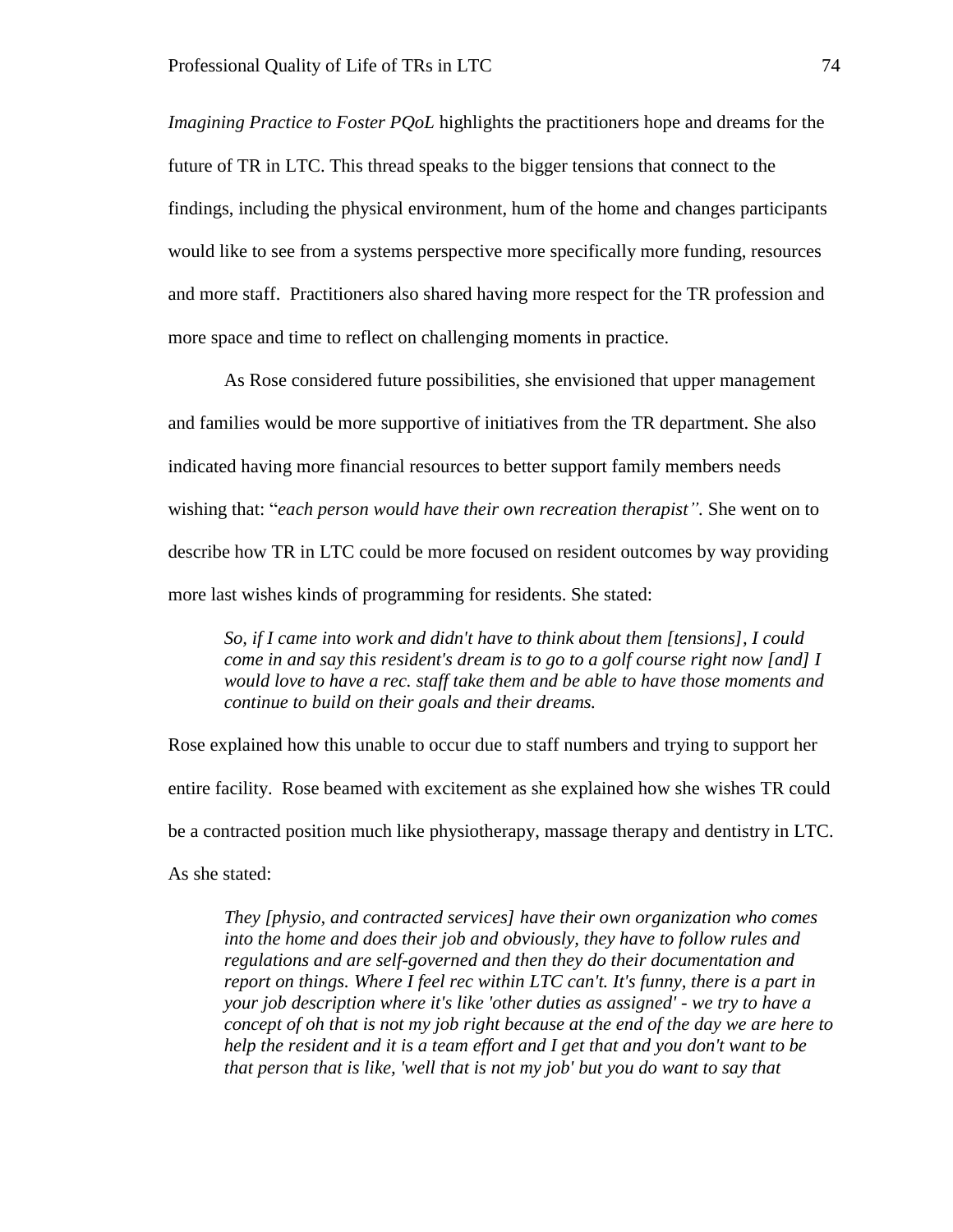*Imagining Practice to Foster PQoL* highlights the practitioners hope and dreams for the future of TR in LTC. This thread speaks to the bigger tensions that connect to the findings, including the physical environment, hum of the home and changes participants would like to see from a systems perspective more specifically more funding, resources and more staff. Practitioners also shared having more respect for the TR profession and more space and time to reflect on challenging moments in practice.

As Rose considered future possibilities, she envisioned that upper management and families would be more supportive of initiatives from the TR department. She also indicated having more financial resources to better support family members needs wishing that: "*each person would have their own recreation therapist".* She went on to describe how TR in LTC could be more focused on resident outcomes by way providing more last wishes kinds of programming for residents. She stated:

> *So, if I came into work and didn't have to think about them [tensions], I could come in and say this resident's dream is to go to a golf course right now [and] I would love to have a rec. staff take them and be able to have those moments and continue to build on their goals and their dreams.*

Rose explained how this unable to occur due to staff numbers and trying to support her entire facility. Rose beamed with excitement as she explained how she wishes TR could be a contracted position much like physiotherapy, massage therapy and dentistry in LTC. As she stated:

> *They [physio, and contracted services] have their own organization who comes into the home and does their job and obviously, they have to follow rules and regulations and are self-governed and then they do their documentation and report on things. Where I feel rec within LTC can't. It's funny, there is a part in your job description where it's like 'other duties as assigned' - we try to have a concept of oh that is not my job right because at the end of the day we are here to help the resident and it is a team effort and I get that and you don't want to be that person that is like, 'well that is not my job' but you do want to say that*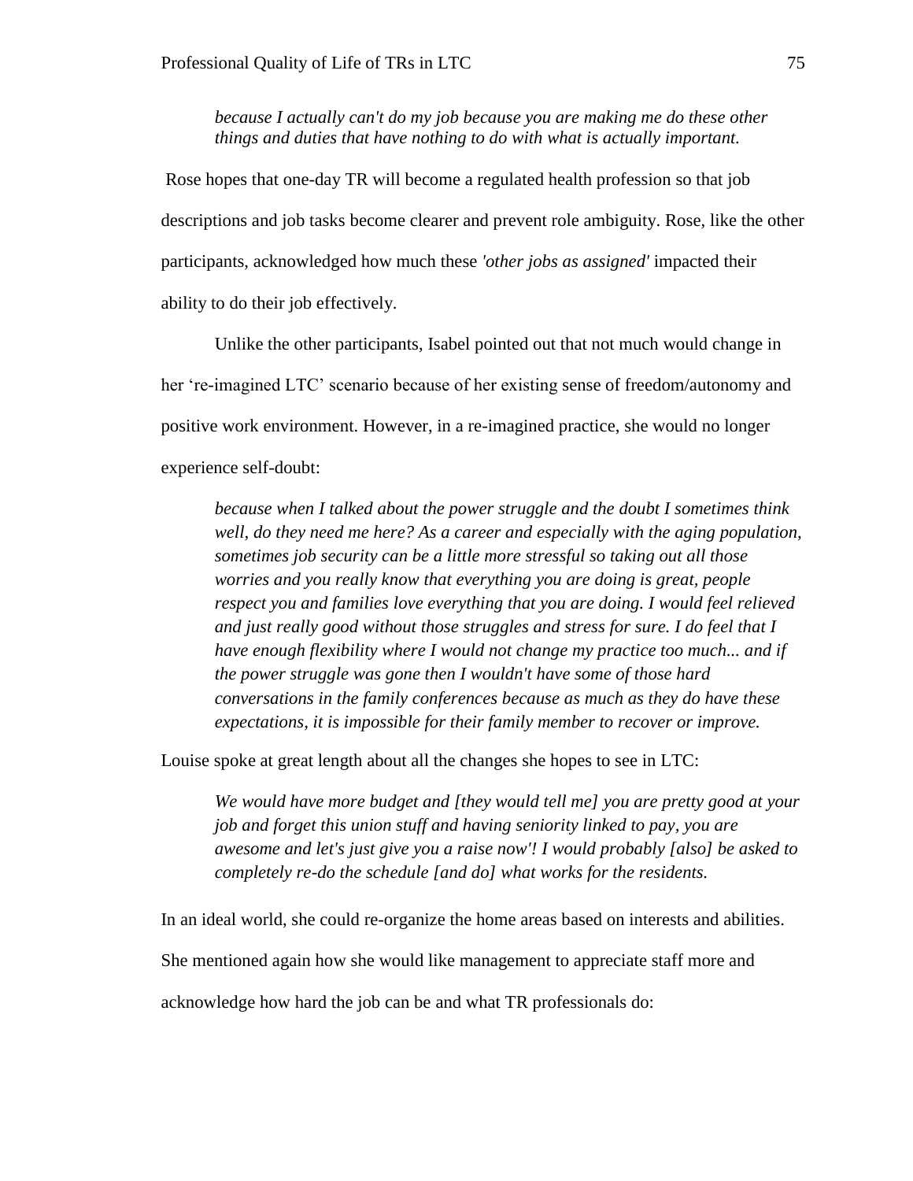> *because I actually can't do my job because you are making me do these other things and duties that have nothing to do with what is actually important.*

Rose hopes that one-day TR will become a regulated health profession so that job descriptions and job tasks become clearer and prevent role ambiguity. Rose, like the other participants, acknowledged how much these *'other jobs as assigned'* impacted their ability to do their job effectively.

Unlike the other participants, Isabel pointed out that not much would change in her 're-imagined LTC' scenario because of her existing sense of freedom/autonomy and positive work environment. However, in a re-imagined practice, she would no longer experience self-doubt:

> *because when I talked about the power struggle and the doubt I sometimes think well, do they need me here? As a career and especially with the aging population, sometimes job security can be a little more stressful so taking out all those worries and you really know that everything you are doing is great, people respect you and families love everything that you are doing. I would feel relieved and just really good without those struggles and stress for sure. I do feel that I have enough flexibility where I would not change my practice too much... and if the power struggle was gone then I wouldn't have some of those hard conversations in the family conferences because as much as they do have these expectations, it is impossible for their family member to recover or improve.*

Louise spoke at great length about all the changes she hopes to see in LTC:

> *We would have more budget and [they would tell me] you are pretty good at your job and forget this union stuff and having seniority linked to pay, you are awesome and let's just give you a raise now'! I would probably [also] be asked to completely re-do the schedule [and do] what works for the residents.*

In an ideal world, she could re-organize the home areas based on interests and abilities. She mentioned again how she would like management to appreciate staff more and acknowledge how hard the job can be and what TR professionals do: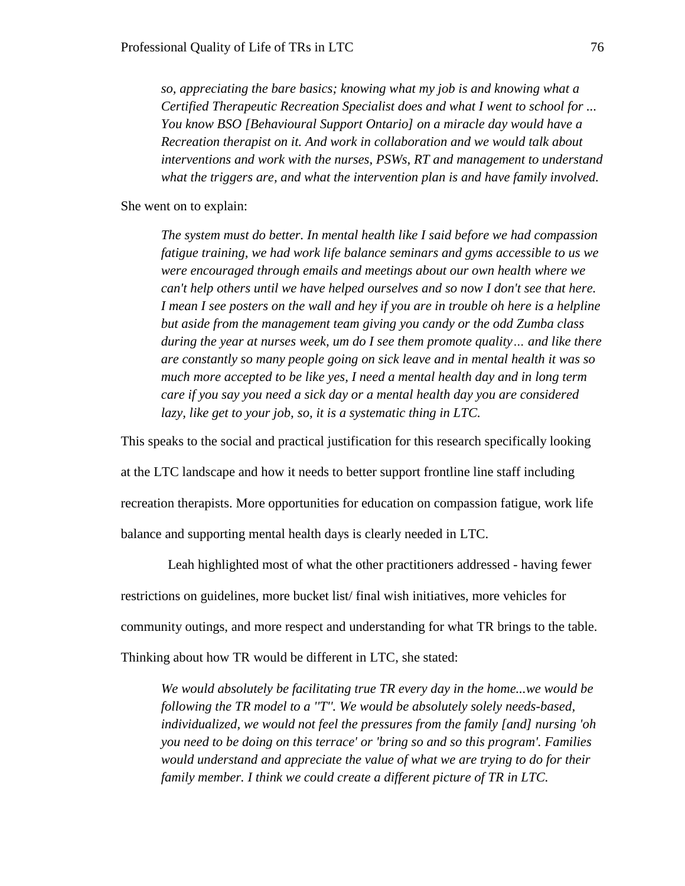> *so, appreciating the bare basics; knowing what my job is and knowing what a Certified Therapeutic Recreation Specialist does and what I went to school for ... You know BSO [Behavioural Support Ontario] on a miracle day would have a Recreation therapist on it. And work in collaboration and we would talk about interventions and work with the nurses, PSWs, RT and management to understand what the triggers are, and what the intervention plan is and have family involved.*

She went on to explain:

> *The system must do better. In mental health like I said before we had compassion fatigue training, we had work life balance seminars and gyms accessible to us we were encouraged through emails and meetings about our own health where we can't help others until we have helped ourselves and so now I don't see that here. I mean I see posters on the wall and hey if you are in trouble oh here is a helpline but aside from the management team giving you candy or the odd Zumba class during the year at nurses week, um do I see them promote quality… and like there are constantly so many people going on sick leave and in mental health it was so much more accepted to be like yes, I need a mental health day and in long term care if you say you need a sick day or a mental health day you are considered lazy, like get to your job, so, it is a systematic thing in LTC.*

This speaks to the social and practical justification for this research specifically looking at the LTC landscape and how it needs to better support frontline line staff including recreation therapists. More opportunities for education on compassion fatigue, work life balance and supporting mental health days is clearly needed in LTC.

Leah highlighted most of what the other practitioners addressed - having fewer restrictions on guidelines, more bucket list/ final wish initiatives, more vehicles for community outings, and more respect and understanding for what TR brings to the table. Thinking about how TR would be different in LTC, she stated:

> *We would absolutely be facilitating true TR every day in the home...we would be following the TR model to a ''T''. We would be absolutely solely needs-based, individualized, we would not feel the pressures from the family [and] nursing 'oh you need to be doing on this terrace' or 'bring so and so this program'. Families would understand and appreciate the value of what we are trying to do for their family member. I think we could create a different picture of TR in LTC.*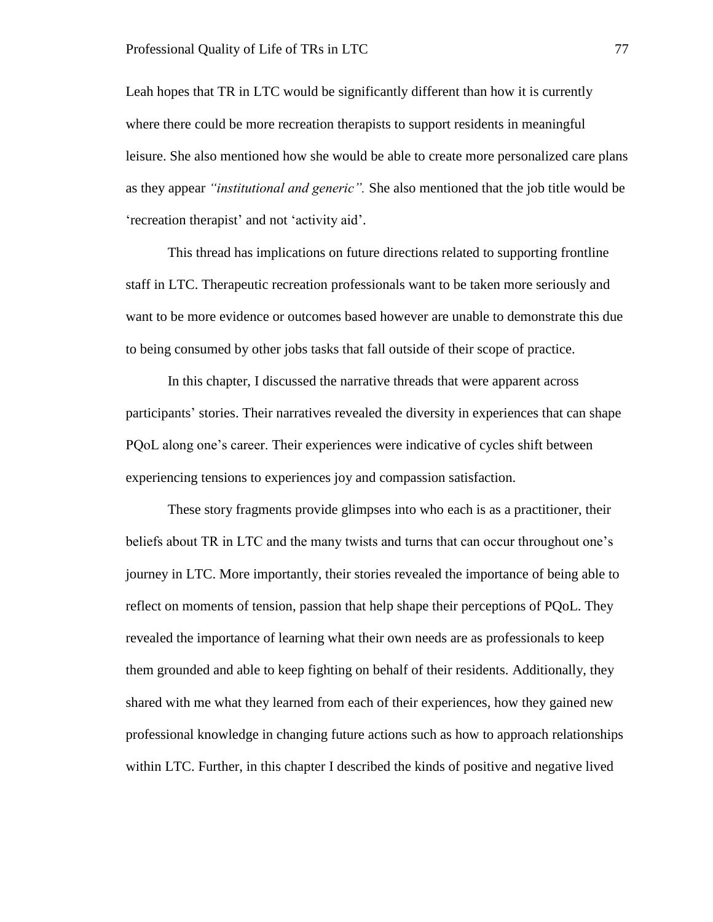Leah hopes that TR in LTC would be significantly different than how it is currently where there could be more recreation therapists to support residents in meaningful leisure. She also mentioned how she would be able to create more personalized care plans as they appear *"institutional and generic".* She also mentioned that the job title would be 'recreation therapist' and not 'activity aid'.

This thread has implications on future directions related to supporting frontline staff in LTC. Therapeutic recreation professionals want to be taken more seriously and want to be more evidence or outcomes based however are unable to demonstrate this due to being consumed by other jobs tasks that fall outside of their scope of practice.

In this chapter, I discussed the narrative threads that were apparent across participants' stories. Their narratives revealed the diversity in experiences that can shape PQoL along one's career. Their experiences were indicative of cycles shift between experiencing tensions to experiences joy and compassion satisfaction.

These story fragments provide glimpses into who each is as a practitioner, their beliefs about TR in LTC and the many twists and turns that can occur throughout one's journey in LTC. More importantly, their stories revealed the importance of being able to reflect on moments of tension, passion that help shape their perceptions of PQoL. They revealed the importance of learning what their own needs are as professionals to keep them grounded and able to keep fighting on behalf of their residents. Additionally, they shared with me what they learned from each of their experiences, how they gained new professional knowledge in changing future actions such as how to approach relationships within LTC. Further, in this chapter I described the kinds of positive and negative lived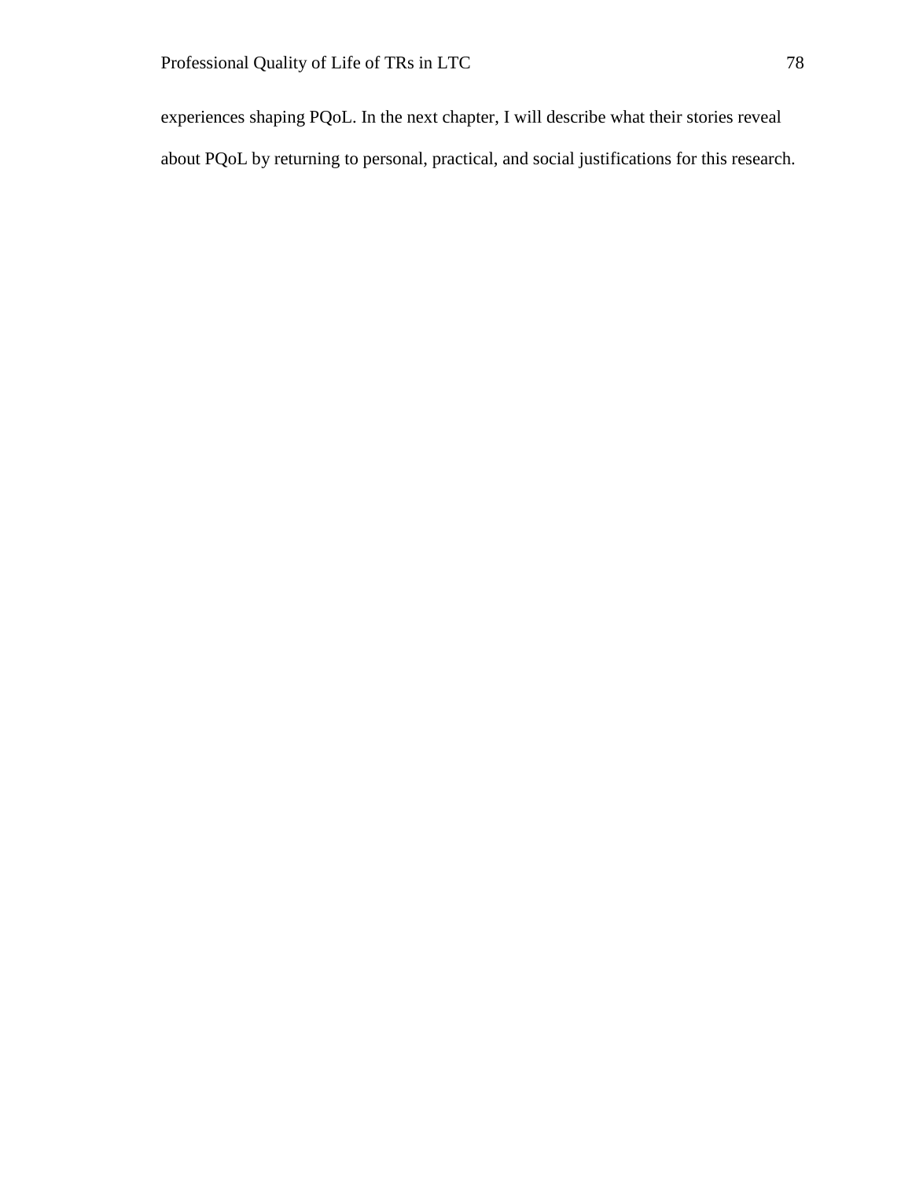experiences shaping PQoL. In the next chapter, I will describe what their stories reveal about PQoL by returning to personal, practical, and social justifications for this research.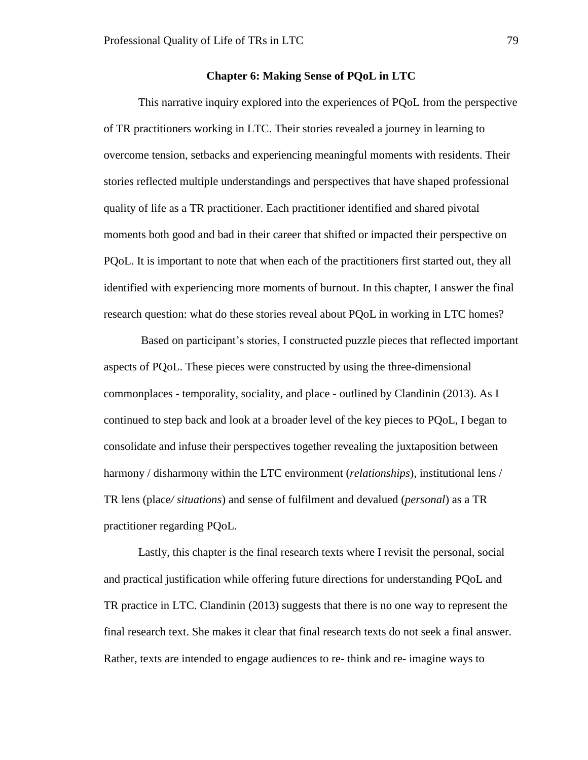# Chapter 6: Making Sense of PQoL in LTC

This narrative inquiry explored into the experiences of PQoL from the perspective of TR practitioners working in LTC. Their stories revealed a journey in learning to overcome tension, setbacks and experiencing meaningful moments with residents. Their stories reflected multiple understandings and perspectives that have shaped professional quality of life as a TR practitioner. Each practitioner identified and shared pivotal moments both good and bad in their career that shifted or impacted their perspective on PQoL. It is important to note that when each of the practitioners first started out, they all identified with experiencing more moments of burnout. In this chapter, I answer the final research question: what do these stories reveal about PQoL in working in LTC homes?

Based on participant's stories, I constructed puzzle pieces that reflected important aspects of PQoL. These pieces were constructed by using the three-dimensional commonplaces - temporality, sociality, and place - outlined by Clandinin (2013). As I continued to step back and look at a broader level of the key pieces to PQoL, I began to consolidate and infuse their perspectives together revealing the juxtaposition between harmony / disharmony within the LTC environment (*relationships*), institutional lens / TR lens (place*/ situations*) and sense of fulfilment and devalued (*personal*) as a TR practitioner regarding PQoL.

Lastly, this chapter is the final research texts where I revisit the personal, social and practical justification while offering future directions for understanding PQoL and TR practice in LTC. Clandinin (2013) suggests that there is no one way to represent the final research text. She makes it clear that final research texts do not seek a final answer. Rather, texts are intended to engage audiences to re- think and re- imagine ways to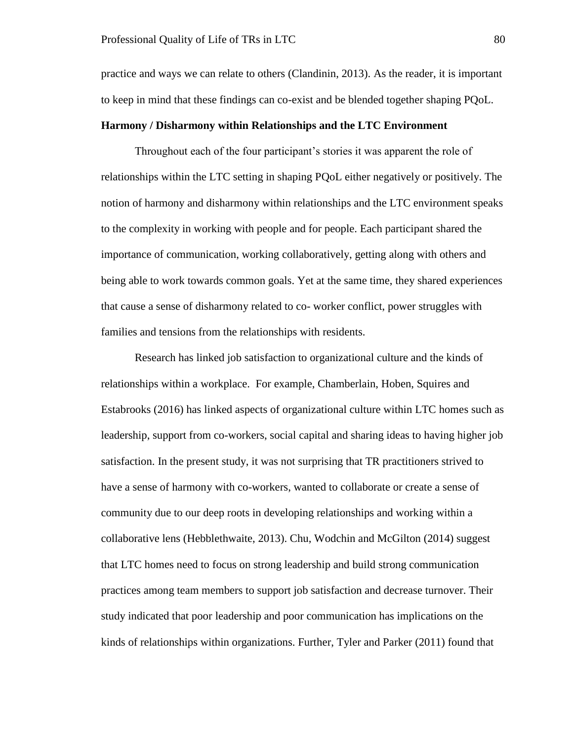practice and ways we can relate to others (Clandinin, 2013). As the reader, it is important to keep in mind that these findings can co-exist and be blended together shaping PQoL.

**Harmony / Disharmony within Relationships and the LTC Environment**

Throughout each of the four participant's stories it was apparent the role of relationships within the LTC setting in shaping PQoL either negatively or positively. The notion of harmony and disharmony within relationships and the LTC environment speaks to the complexity in working with people and for people. Each participant shared the importance of communication, working collaboratively, getting along with others and being able to work towards common goals. Yet at the same time, they shared experiences that cause a sense of disharmony related to co- worker conflict, power struggles with families and tensions from the relationships with residents.

Research has linked job satisfaction to organizational culture and the kinds of relationships within a workplace. For example, Chamberlain, Hoben, Squires and Estabrooks (2016) has linked aspects of organizational culture within LTC homes such as leadership, support from co-workers, social capital and sharing ideas to having higher job satisfaction. In the present study, it was not surprising that TR practitioners strived to have a sense of harmony with co-workers, wanted to collaborate or create a sense of community due to our deep roots in developing relationships and working within a collaborative lens (Hebblethwaite, 2013). Chu, Wodchin and McGilton (2014) suggest that LTC homes need to focus on strong leadership and build strong communication practices among team members to support job satisfaction and decrease turnover. Their study indicated that poor leadership and poor communication has implications on the kinds of relationships within organizations. Further, Tyler and Parker (2011) found that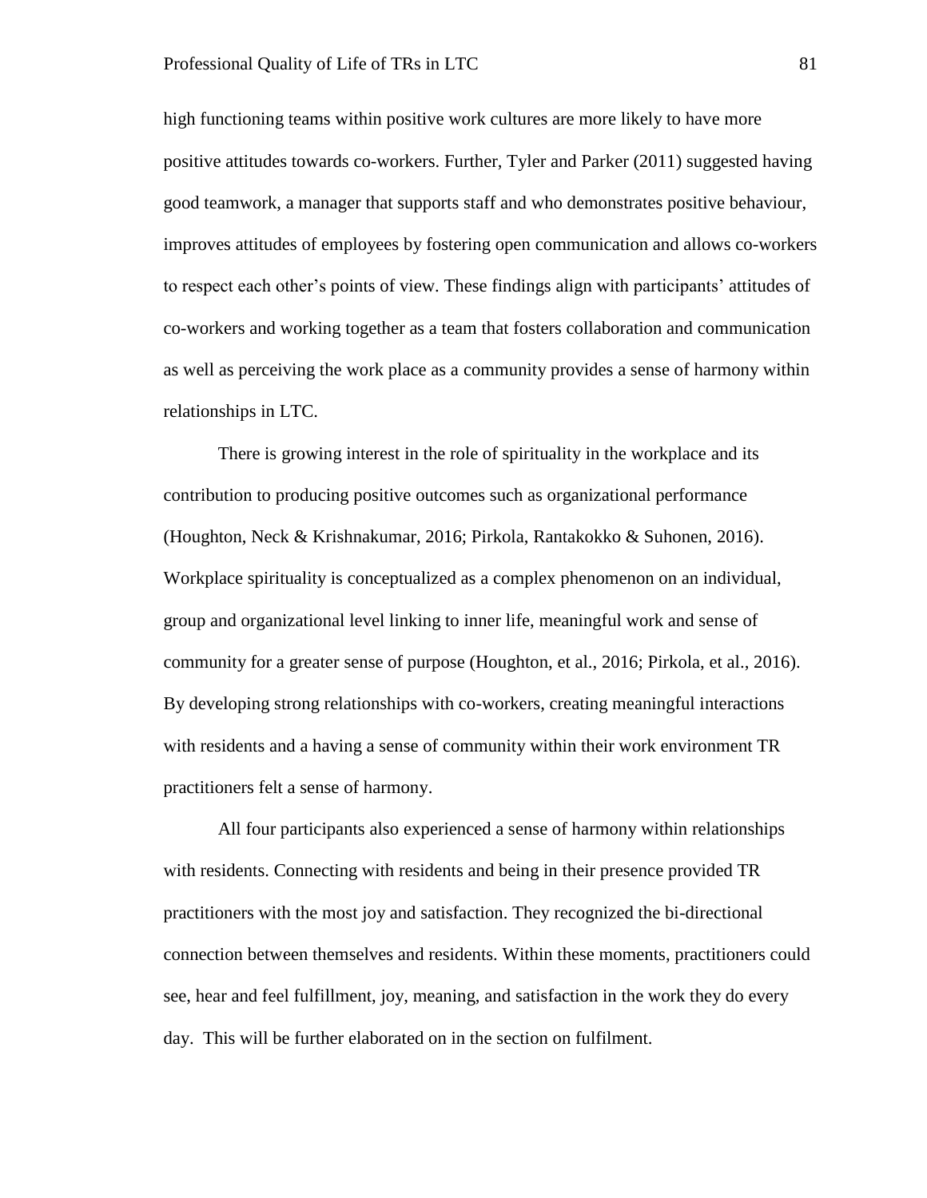high functioning teams within positive work cultures are more likely to have more positive attitudes towards co-workers. Further, Tyler and Parker (2011) suggested having good teamwork, a manager that supports staff and who demonstrates positive behaviour, improves attitudes of employees by fostering open communication and allows co-workers to respect each other's points of view. These findings align with participants' attitudes of co-workers and working together as a team that fosters collaboration and communication as well as perceiving the work place as a community provides a sense of harmony within relationships in LTC.

There is growing interest in the role of spirituality in the workplace and its contribution to producing positive outcomes such as organizational performance (Houghton, Neck & Krishnakumar, 2016; Pirkola, Rantakokko & Suhonen, 2016). Workplace spirituality is conceptualized as a complex phenomenon on an individual, group and organizational level linking to inner life, meaningful work and sense of community for a greater sense of purpose (Houghton, et al., 2016; Pirkola, et al., 2016). By developing strong relationships with co-workers, creating meaningful interactions with residents and a having a sense of community within their work environment TR practitioners felt a sense of harmony.

All four participants also experienced a sense of harmony within relationships with residents. Connecting with residents and being in their presence provided TR practitioners with the most joy and satisfaction. They recognized the bi-directional connection between themselves and residents. Within these moments, practitioners could see, hear and feel fulfillment, joy, meaning, and satisfaction in the work they do every day. This will be further elaborated on in the section on fulfilment.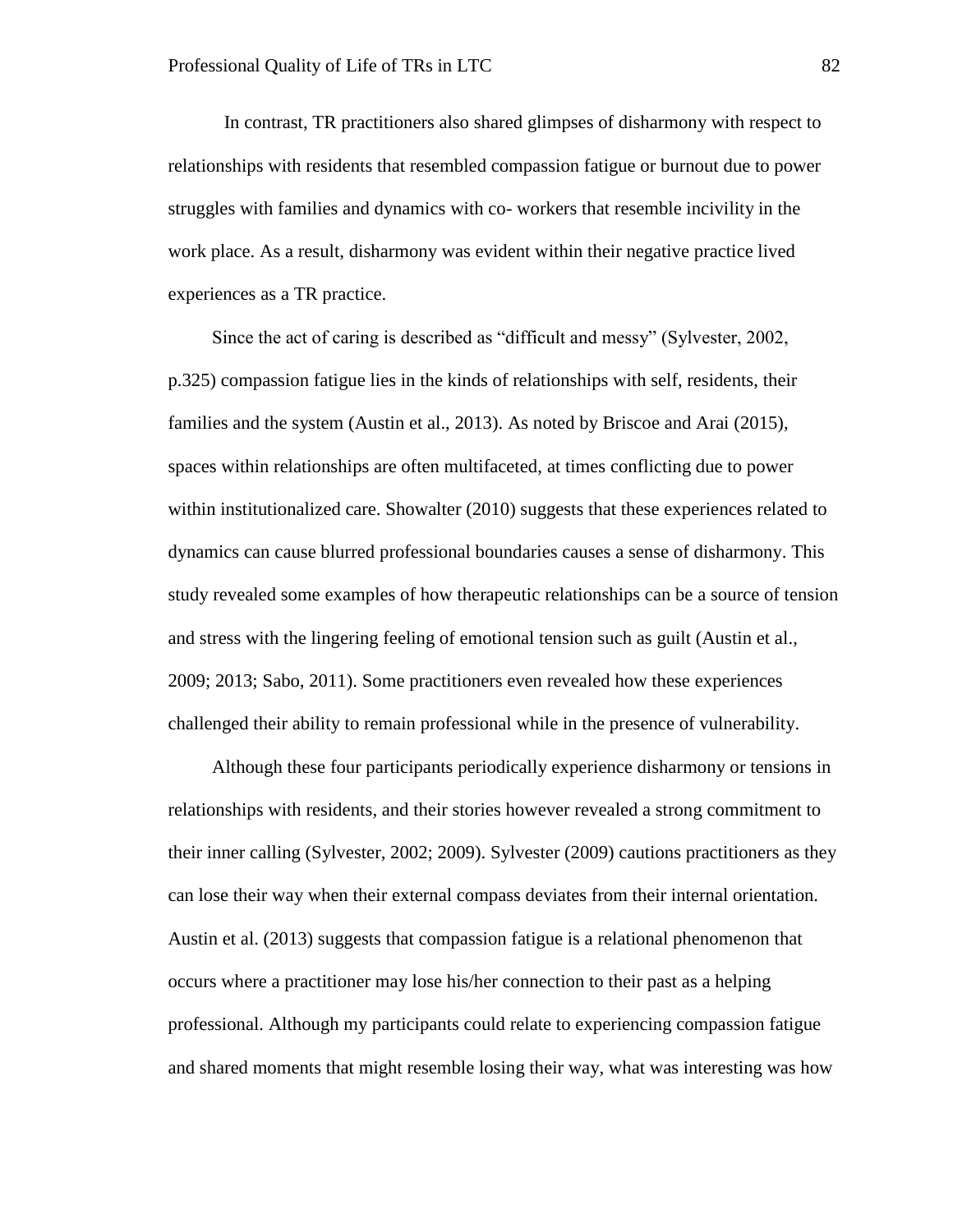In contrast, TR practitioners also shared glimpses of disharmony with respect to relationships with residents that resembled compassion fatigue or burnout due to power struggles with families and dynamics with co- workers that resemble incivility in the work place. As a result, disharmony was evident within their negative practice lived experiences as a TR practice.

Since the act of caring is described as "difficult and messy" (Sylvester, 2002, p.325) compassion fatigue lies in the kinds of relationships with self, residents, their families and the system (Austin et al., 2013). As noted by Briscoe and Arai (2015), spaces within relationships are often multifaceted, at times conflicting due to power within institutionalized care. Showalter (2010) suggests that these experiences related to dynamics can cause blurred professional boundaries causes a sense of disharmony. This study revealed some examples of how therapeutic relationships can be a source of tension and stress with the lingering feeling of emotional tension such as guilt (Austin et al., 2009; 2013; Sabo, 2011). Some practitioners even revealed how these experiences challenged their ability to remain professional while in the presence of vulnerability.

Although these four participants periodically experience disharmony or tensions in relationships with residents, and their stories however revealed a strong commitment to their inner calling (Sylvester, 2002; 2009). Sylvester (2009) cautions practitioners as they can lose their way when their external compass deviates from their internal orientation. Austin et al. (2013) suggests that compassion fatigue is a relational phenomenon that occurs where a practitioner may lose his/her connection to their past as a helping professional. Although my participants could relate to experiencing compassion fatigue and shared moments that might resemble losing their way, what was interesting was how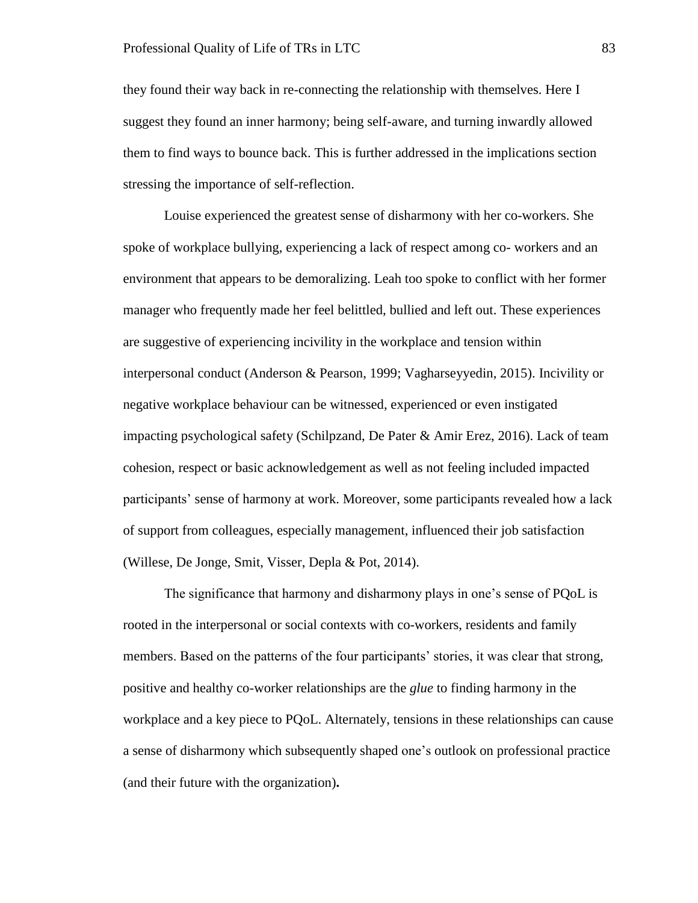they found their way back in re-connecting the relationship with themselves. Here I suggest they found an inner harmony; being self-aware, and turning inwardly allowed them to find ways to bounce back. This is further addressed in the implications section stressing the importance of self-reflection.

Louise experienced the greatest sense of disharmony with her co-workers. She spoke of workplace bullying, experiencing a lack of respect among co- workers and an environment that appears to be demoralizing. Leah too spoke to conflict with her former manager who frequently made her feel belittled, bullied and left out. These experiences are suggestive of experiencing incivility in the workplace and tension within interpersonal conduct (Anderson & Pearson, 1999; Vagharseyyedin, 2015). Incivility or negative workplace behaviour can be witnessed, experienced or even instigated impacting psychological safety (Schilpzand, De Pater & Amir Erez, 2016). Lack of team cohesion, respect or basic acknowledgement as well as not feeling included impacted participants' sense of harmony at work. Moreover, some participants revealed how a lack of support from colleagues, especially management, influenced their job satisfaction (Willese, De Jonge, Smit, Visser, Depla & Pot, 2014).

The significance that harmony and disharmony plays in one's sense of PQoL is rooted in the interpersonal or social contexts with co-workers, residents and family members. Based on the patterns of the four participants' stories, it was clear that strong, positive and healthy co-worker relationships are the *glue* to finding harmony in the workplace and a key piece to PQoL. Alternately, tensions in these relationships can cause a sense of disharmony which subsequently shaped one's outlook on professional practice (and their future with the organization)**.**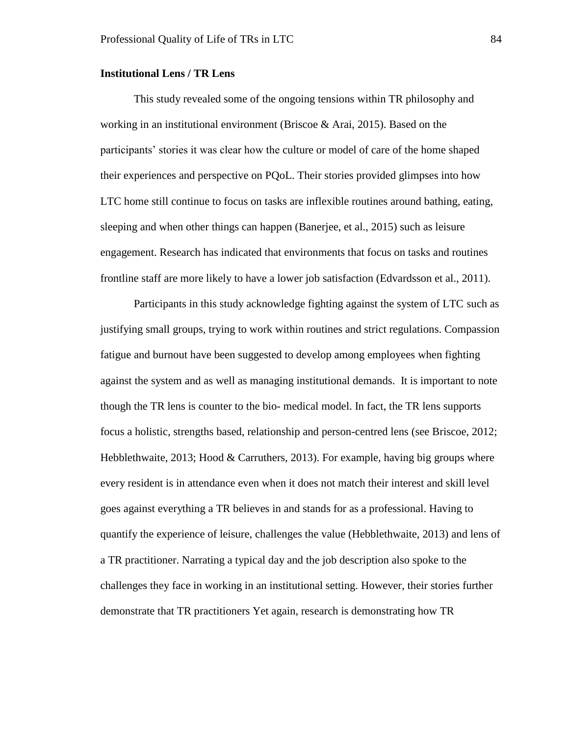**Institutional Lens / TR Lens**

This study revealed some of the ongoing tensions within TR philosophy and working in an institutional environment (Briscoe & Arai, 2015). Based on the participants' stories it was clear how the culture or model of care of the home shaped their experiences and perspective on PQoL. Their stories provided glimpses into how LTC home still continue to focus on tasks are inflexible routines around bathing, eating, sleeping and when other things can happen (Banerjee, et al., 2015) such as leisure engagement. Research has indicated that environments that focus on tasks and routines frontline staff are more likely to have a lower job satisfaction (Edvardsson et al., 2011).

Participants in this study acknowledge fighting against the system of LTC such as justifying small groups, trying to work within routines and strict regulations. Compassion fatigue and burnout have been suggested to develop among employees when fighting against the system and as well as managing institutional demands. It is important to note though the TR lens is counter to the bio- medical model. In fact, the TR lens supports focus a holistic, strengths based, relationship and person-centred lens (see Briscoe, 2012; Hebblethwaite, 2013; Hood & Carruthers, 2013). For example, having big groups where every resident is in attendance even when it does not match their interest and skill level goes against everything a TR believes in and stands for as a professional. Having to quantify the experience of leisure, challenges the value (Hebblethwaite, 2013) and lens of a TR practitioner. Narrating a typical day and the job description also spoke to the challenges they face in working in an institutional setting. However, their stories further demonstrate that TR practitioners Yet again, research is demonstrating how TR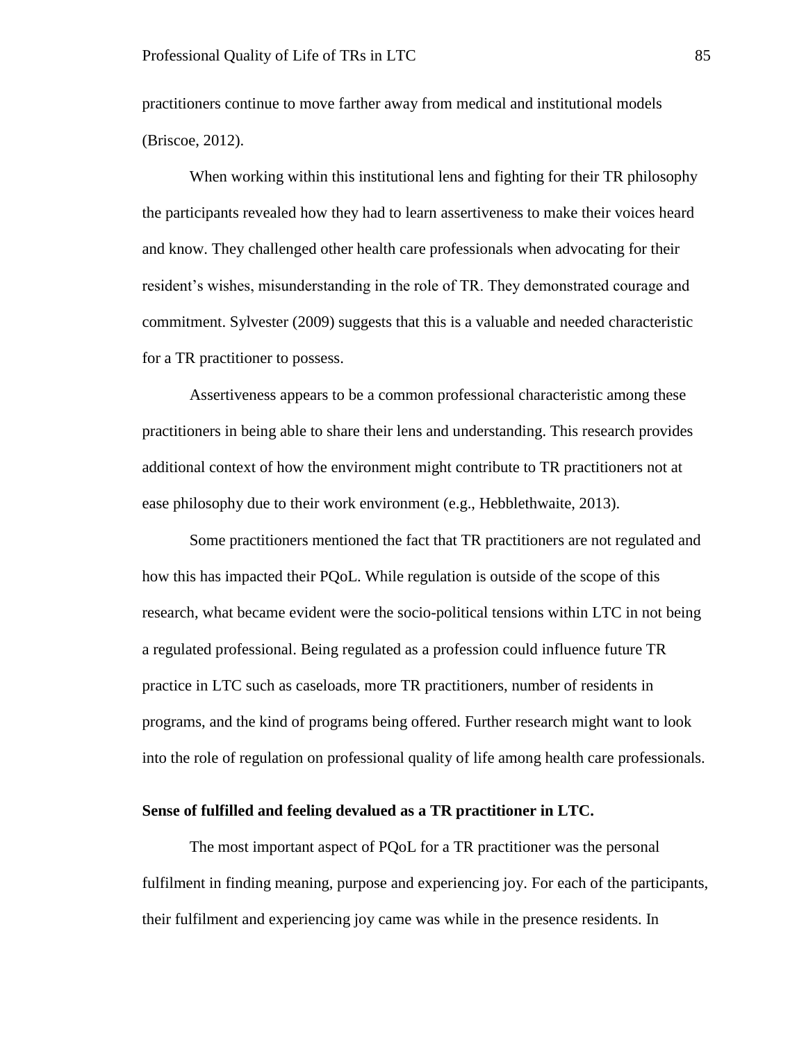practitioners continue to move farther away from medical and institutional models (Briscoe, 2012).

When working within this institutional lens and fighting for their TR philosophy the participants revealed how they had to learn assertiveness to make their voices heard and know. They challenged other health care professionals when advocating for their resident's wishes, misunderstanding in the role of TR. They demonstrated courage and commitment. Sylvester (2009) suggests that this is a valuable and needed characteristic for a TR practitioner to possess.

Assertiveness appears to be a common professional characteristic among these practitioners in being able to share their lens and understanding. This research provides additional context of how the environment might contribute to TR practitioners not at ease philosophy due to their work environment (e.g., Hebblethwaite, 2013).

Some practitioners mentioned the fact that TR practitioners are not regulated and how this has impacted their PQoL. While regulation is outside of the scope of this research, what became evident were the socio-political tensions within LTC in not being a regulated professional. Being regulated as a profession could influence future TR practice in LTC such as caseloads, more TR practitioners, number of residents in programs, and the kind of programs being offered. Further research might want to look into the role of regulation on professional quality of life among health care professionals.

**Sense of fulfilled and feeling devalued as a TR practitioner in LTC.**

The most important aspect of PQoL for a TR practitioner was the personal fulfilment in finding meaning, purpose and experiencing joy. For each of the participants, their fulfilment and experiencing joy came was while in the presence residents. In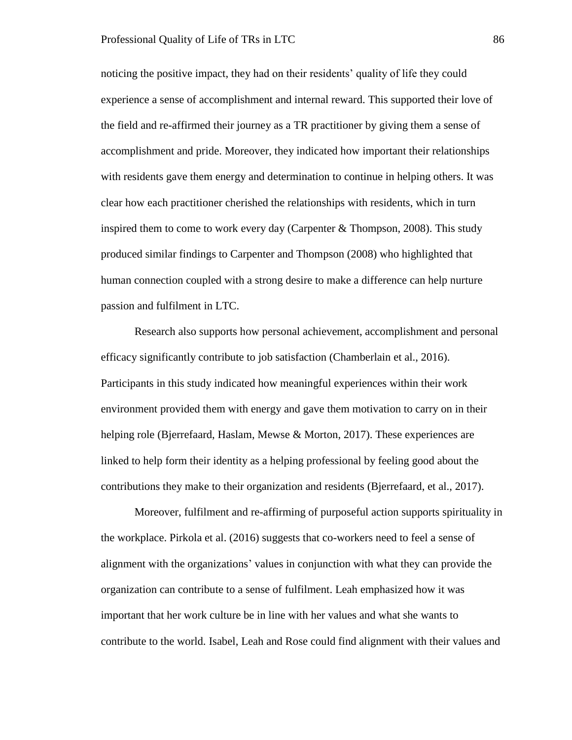noticing the positive impact, they had on their residents' quality of life they could experience a sense of accomplishment and internal reward. This supported their love of the field and re-affirmed their journey as a TR practitioner by giving them a sense of accomplishment and pride. Moreover, they indicated how important their relationships with residents gave them energy and determination to continue in helping others. It was clear how each practitioner cherished the relationships with residents, which in turn inspired them to come to work every day (Carpenter & Thompson, 2008). This study produced similar findings to Carpenter and Thompson (2008) who highlighted that human connection coupled with a strong desire to make a difference can help nurture passion and fulfilment in LTC.

Research also supports how personal achievement, accomplishment and personal efficacy significantly contribute to job satisfaction (Chamberlain et al., 2016). Participants in this study indicated how meaningful experiences within their work environment provided them with energy and gave them motivation to carry on in their helping role (Bjerrefaard, Haslam, Mewse & Morton, 2017). These experiences are linked to help form their identity as a helping professional by feeling good about the contributions they make to their organization and residents (Bjerrefaard, et al., 2017).

Moreover, fulfilment and re-affirming of purposeful action supports spirituality in the workplace. Pirkola et al. (2016) suggests that co-workers need to feel a sense of alignment with the organizations' values in conjunction with what they can provide the organization can contribute to a sense of fulfilment. Leah emphasized how it was important that her work culture be in line with her values and what she wants to contribute to the world. Isabel, Leah and Rose could find alignment with their values and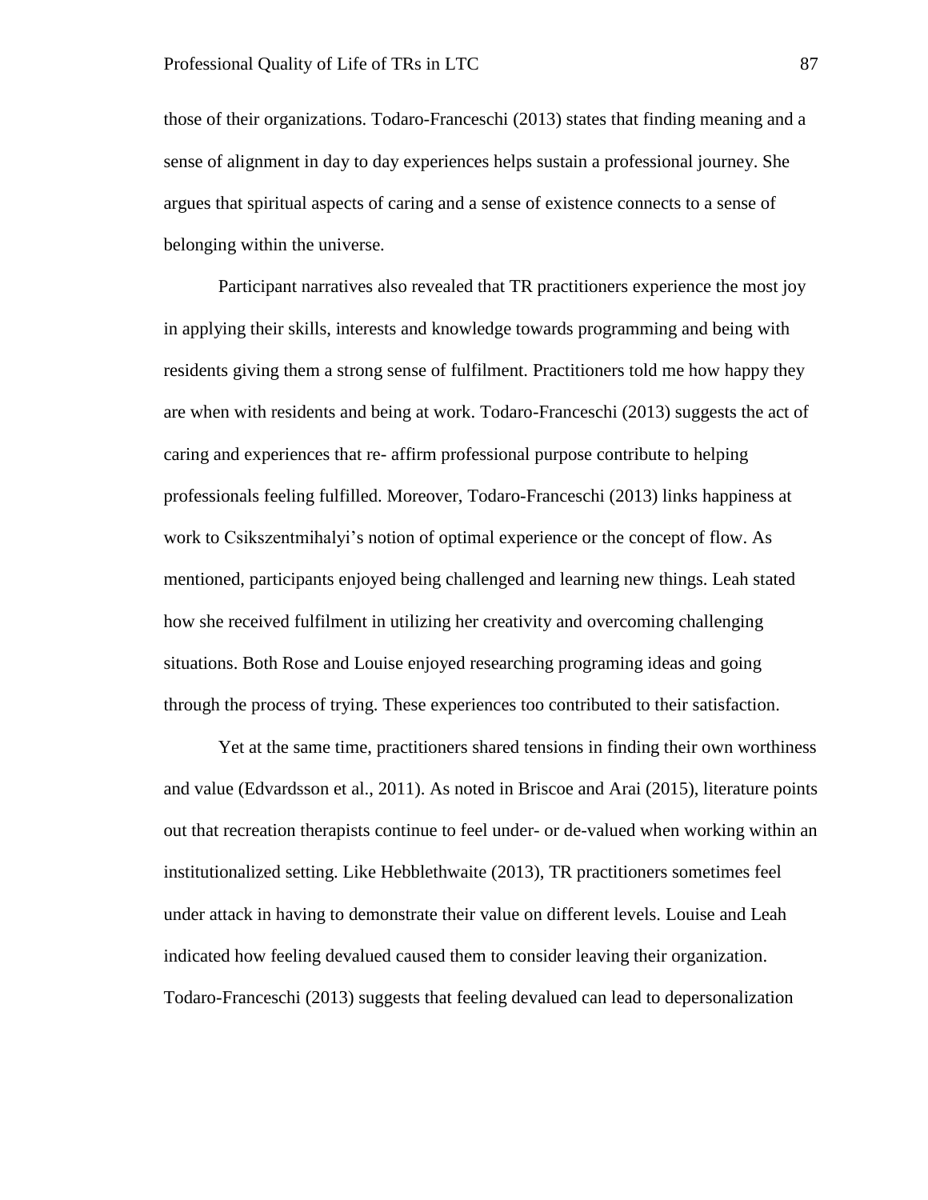those of their organizations. Todaro-Franceschi (2013) states that finding meaning and a sense of alignment in day to day experiences helps sustain a professional journey. She argues that spiritual aspects of caring and a sense of existence connects to a sense of belonging within the universe.

Participant narratives also revealed that TR practitioners experience the most joy in applying their skills, interests and knowledge towards programming and being with residents giving them a strong sense of fulfilment. Practitioners told me how happy they are when with residents and being at work. Todaro-Franceschi (2013) suggests the act of caring and experiences that re- affirm professional purpose contribute to helping professionals feeling fulfilled. Moreover, Todaro-Franceschi (2013) links happiness at work to Csikszentmihalyi's notion of optimal experience or the concept of flow. As mentioned, participants enjoyed being challenged and learning new things. Leah stated how she received fulfilment in utilizing her creativity and overcoming challenging situations. Both Rose and Louise enjoyed researching programing ideas and going through the process of trying. These experiences too contributed to their satisfaction.

Yet at the same time, practitioners shared tensions in finding their own worthiness and value (Edvardsson et al., 2011). As noted in Briscoe and Arai (2015), literature points out that recreation therapists continue to feel under- or de-valued when working within an institutionalized setting. Like Hebblethwaite (2013), TR practitioners sometimes feel under attack in having to demonstrate their value on different levels. Louise and Leah indicated how feeling devalued caused them to consider leaving their organization. Todaro-Franceschi (2013) suggests that feeling devalued can lead to depersonalization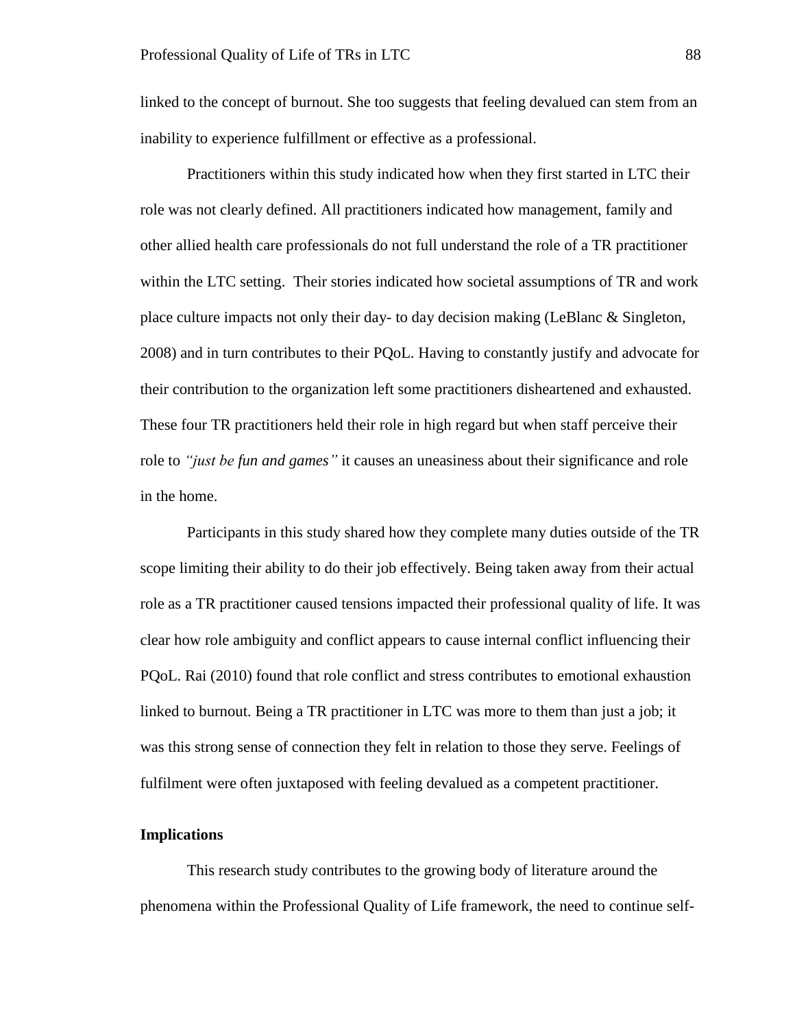linked to the concept of burnout. She too suggests that feeling devalued can stem from an inability to experience fulfillment or effective as a professional.

Practitioners within this study indicated how when they first started in LTC their role was not clearly defined. All practitioners indicated how management, family and other allied health care professionals do not full understand the role of a TR practitioner within the LTC setting. Their stories indicated how societal assumptions of TR and work place culture impacts not only their day- to day decision making (LeBlanc & Singleton, 2008) and in turn contributes to their PQoL. Having to constantly justify and advocate for their contribution to the organization left some practitioners disheartened and exhausted. These four TR practitioners held their role in high regard but when staff perceive their role to *"just be fun and games"* it causes an uneasiness about their significance and role in the home.

Participants in this study shared how they complete many duties outside of the TR scope limiting their ability to do their job effectively. Being taken away from their actual role as a TR practitioner caused tensions impacted their professional quality of life. It was clear how role ambiguity and conflict appears to cause internal conflict influencing their PQoL. Rai (2010) found that role conflict and stress contributes to emotional exhaustion linked to burnout. Being a TR practitioner in LTC was more to them than just a job; it was this strong sense of connection they felt in relation to those they serve. Feelings of fulfilment were often juxtaposed with feeling devalued as a competent practitioner.

**Implications**

This research study contributes to the growing body of literature around the phenomena within the Professional Quality of Life framework, the need to continue self-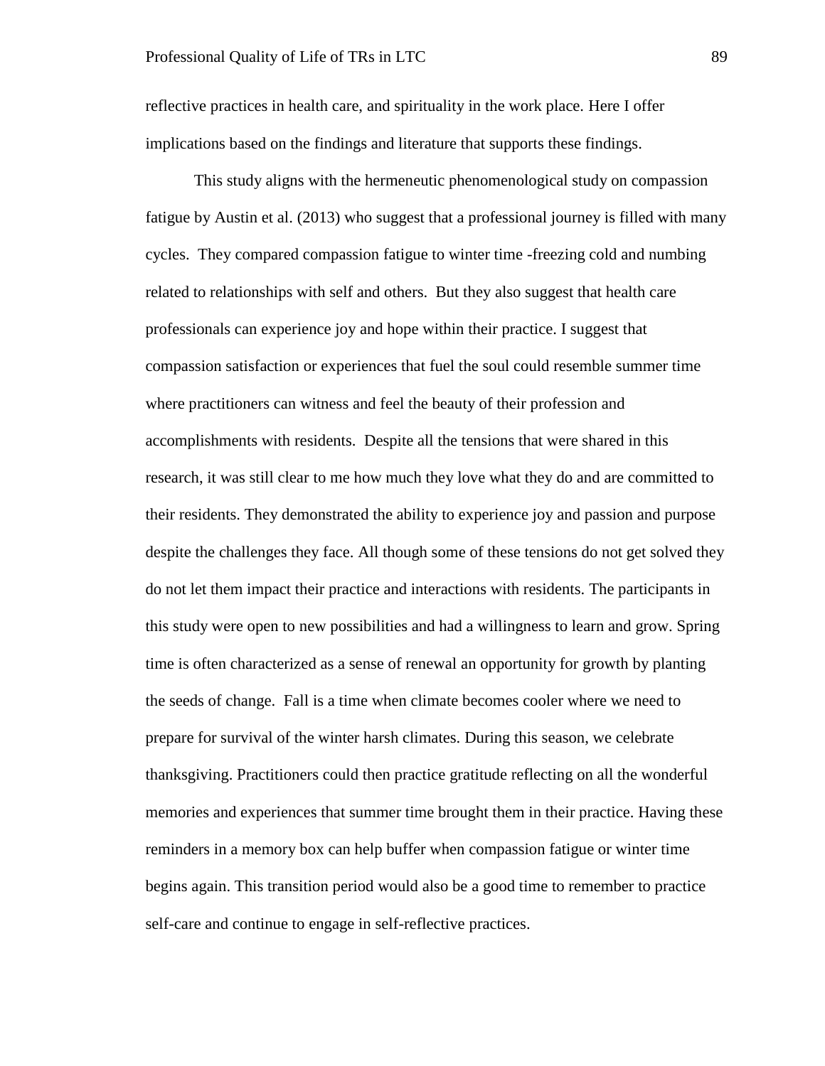reflective practices in health care, and spirituality in the work place. Here I offer implications based on the findings and literature that supports these findings.

This study aligns with the hermeneutic phenomenological study on compassion fatigue by Austin et al. (2013) who suggest that a professional journey is filled with many cycles. They compared compassion fatigue to winter time -freezing cold and numbing related to relationships with self and others. But they also suggest that health care professionals can experience joy and hope within their practice. I suggest that compassion satisfaction or experiences that fuel the soul could resemble summer time where practitioners can witness and feel the beauty of their profession and accomplishments with residents. Despite all the tensions that were shared in this research, it was still clear to me how much they love what they do and are committed to their residents. They demonstrated the ability to experience joy and passion and purpose despite the challenges they face. All though some of these tensions do not get solved they do not let them impact their practice and interactions with residents. The participants in this study were open to new possibilities and had a willingness to learn and grow. Spring time is often characterized as a sense of renewal an opportunity for growth by planting the seeds of change. Fall is a time when climate becomes cooler where we need to prepare for survival of the winter harsh climates. During this season, we celebrate thanksgiving. Practitioners could then practice gratitude reflecting on all the wonderful memories and experiences that summer time brought them in their practice. Having these reminders in a memory box can help buffer when compassion fatigue or winter time begins again. This transition period would also be a good time to remember to practice self-care and continue to engage in self-reflective practices.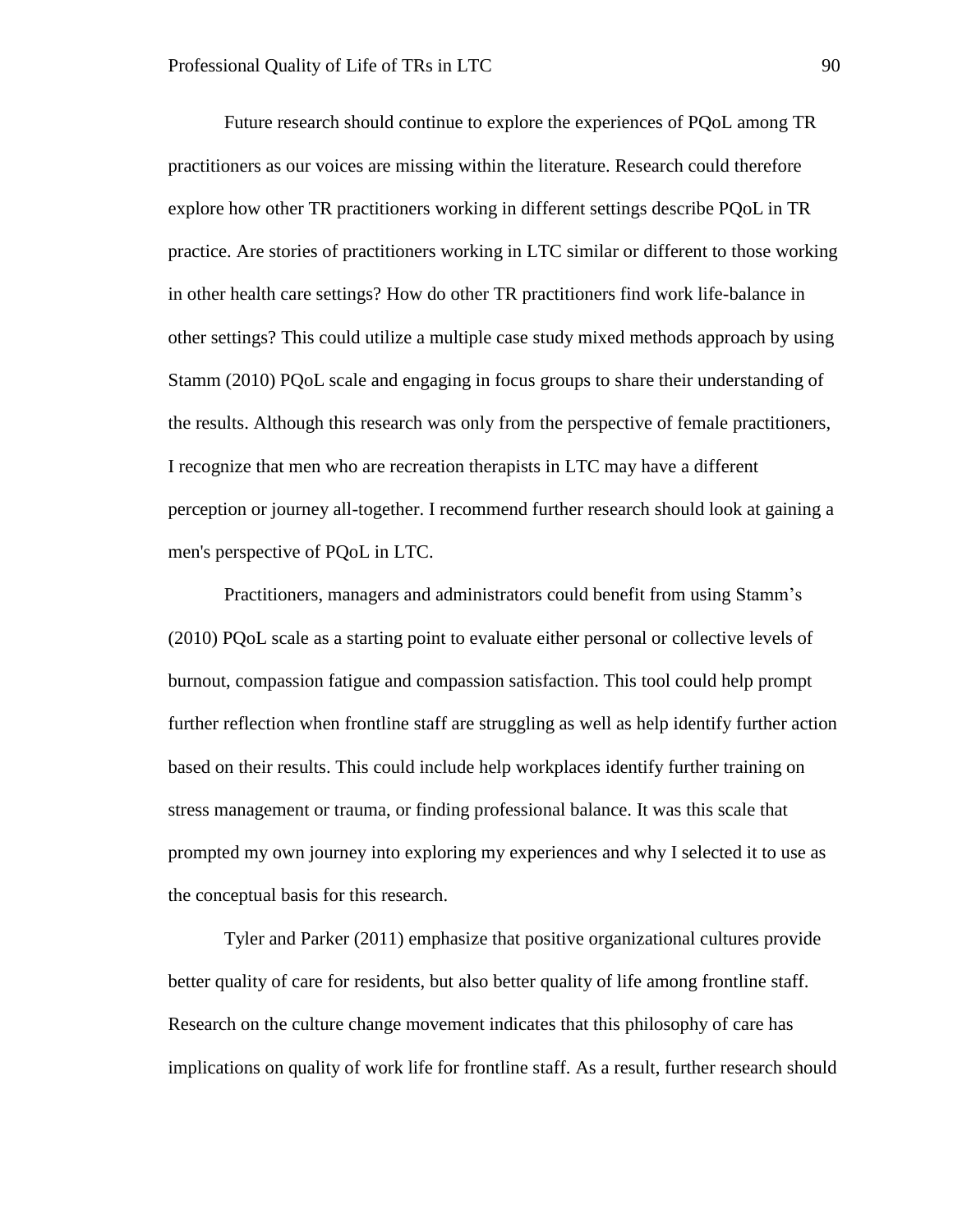Future research should continue to explore the experiences of PQoL among TR practitioners as our voices are missing within the literature. Research could therefore explore how other TR practitioners working in different settings describe PQoL in TR practice. Are stories of practitioners working in LTC similar or different to those working in other health care settings? How do other TR practitioners find work life-balance in other settings? This could utilize a multiple case study mixed methods approach by using Stamm (2010) PQoL scale and engaging in focus groups to share their understanding of the results. Although this research was only from the perspective of female practitioners, I recognize that men who are recreation therapists in LTC may have a different perception or journey all-together. I recommend further research should look at gaining a men's perspective of PQoL in LTC.

Practitioners, managers and administrators could benefit from using Stamm's (2010) PQoL scale as a starting point to evaluate either personal or collective levels of burnout, compassion fatigue and compassion satisfaction. This tool could help prompt further reflection when frontline staff are struggling as well as help identify further action based on their results. This could include help workplaces identify further training on stress management or trauma, or finding professional balance. It was this scale that prompted my own journey into exploring my experiences and why I selected it to use as the conceptual basis for this research.

Tyler and Parker (2011) emphasize that positive organizational cultures provide better quality of care for residents, but also better quality of life among frontline staff. Research on the culture change movement indicates that this philosophy of care has implications on quality of work life for frontline staff. As a result, further research should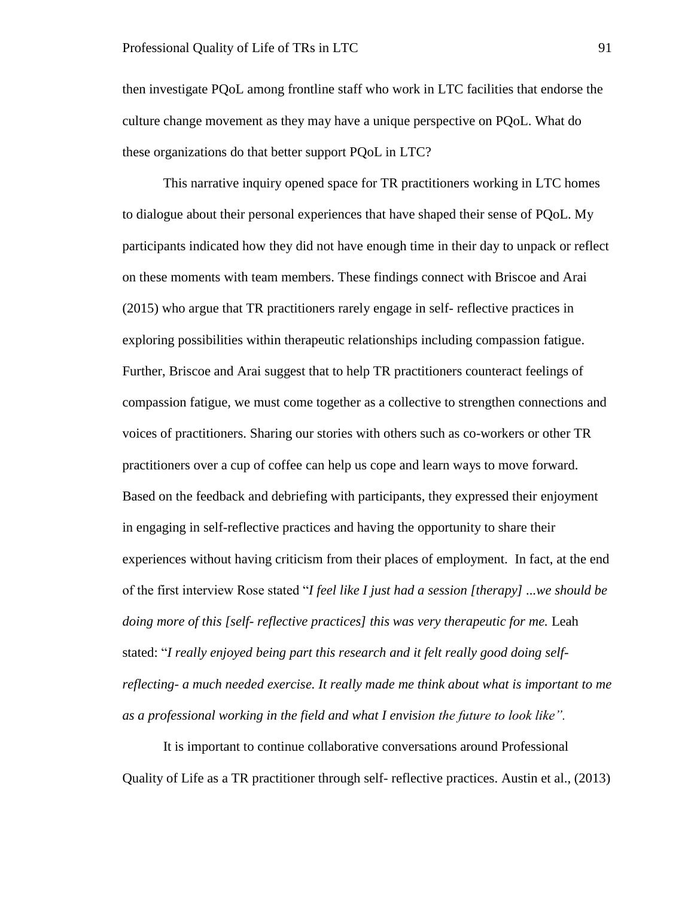then investigate PQoL among frontline staff who work in LTC facilities that endorse the culture change movement as they may have a unique perspective on PQoL. What do these organizations do that better support PQoL in LTC?

This narrative inquiry opened space for TR practitioners working in LTC homes to dialogue about their personal experiences that have shaped their sense of PQoL. My participants indicated how they did not have enough time in their day to unpack or reflect on these moments with team members. These findings connect with Briscoe and Arai (2015) who argue that TR practitioners rarely engage in self- reflective practices in exploring possibilities within therapeutic relationships including compassion fatigue. Further, Briscoe and Arai suggest that to help TR practitioners counteract feelings of compassion fatigue, we must come together as a collective to strengthen connections and voices of practitioners. Sharing our stories with others such as co-workers or other TR practitioners over a cup of coffee can help us cope and learn ways to move forward. Based on the feedback and debriefing with participants, they expressed their enjoyment in engaging in self-reflective practices and having the opportunity to share their experiences without having criticism from their places of employment. In fact, at the end of the first interview Rose stated "*I feel like I just had a session [therapy] ...we should be doing more of this [self- reflective practices] this was very therapeutic for me.* Leah stated: "*I really enjoyed being part this research and it felt really good doing self-reflecting- a much needed exercise. It really made me think about what is important to me as a professional working in the field and what I envision the future to look like".*

It is important to continue collaborative conversations around Professional Quality of Life as a TR practitioner through self- reflective practices. Austin et al., (2013)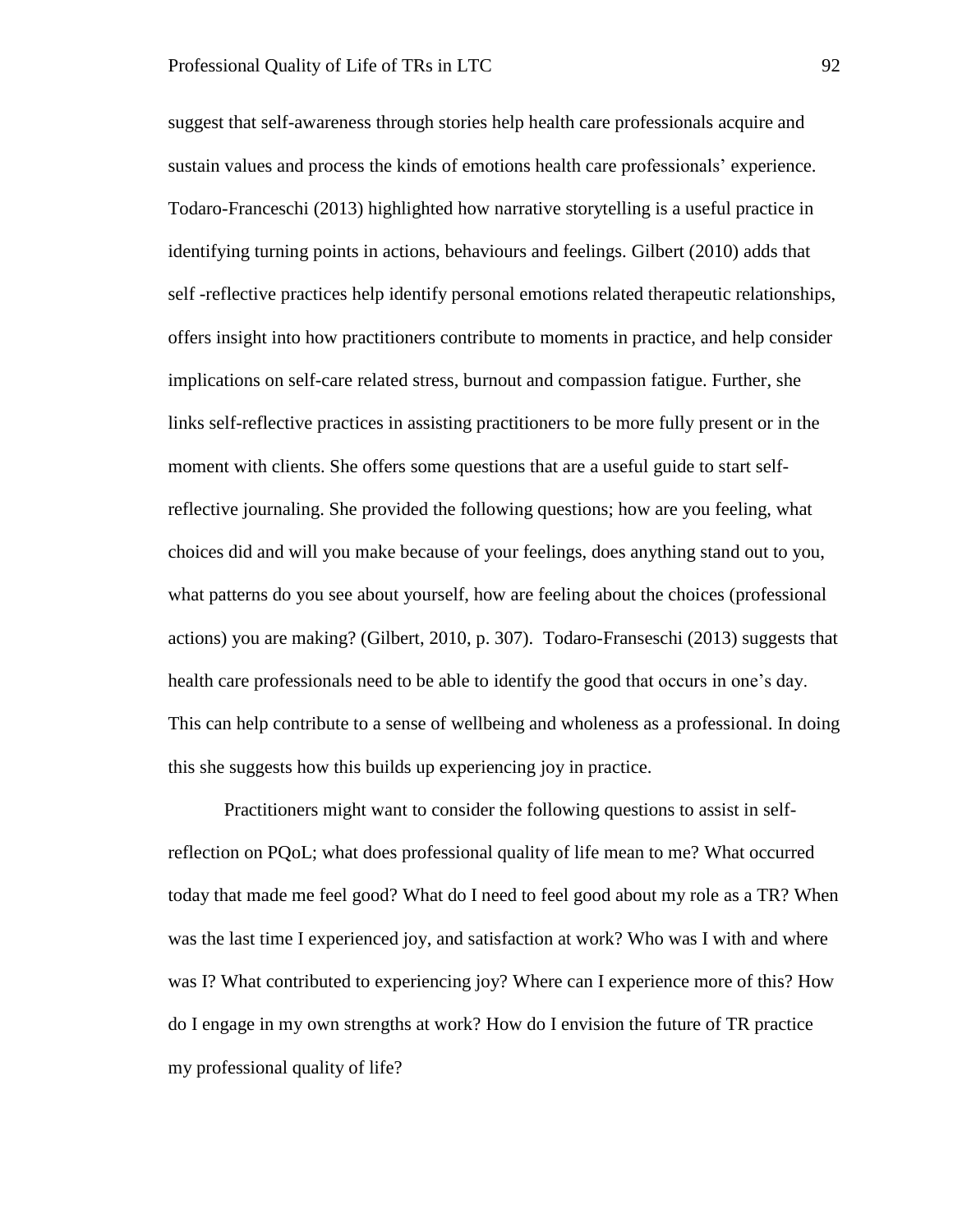suggest that self-awareness through stories help health care professionals acquire and sustain values and process the kinds of emotions health care professionals' experience. Todaro-Franceschi (2013) highlighted how narrative storytelling is a useful practice in identifying turning points in actions, behaviours and feelings. Gilbert (2010) adds that self -reflective practices help identify personal emotions related therapeutic relationships, offers insight into how practitioners contribute to moments in practice, and help consider implications on self-care related stress, burnout and compassion fatigue. Further, she links self-reflective practices in assisting practitioners to be more fully present or in the moment with clients. She offers some questions that are a useful guide to start self-reflective journaling. She provided the following questions; how are you feeling, what choices did and will you make because of your feelings, does anything stand out to you, what patterns do you see about yourself, how are feeling about the choices (professional actions) you are making? (Gilbert, 2010, p. 307). Todaro-Franseschi (2013) suggests that health care professionals need to be able to identify the good that occurs in one's day. This can help contribute to a sense of wellbeing and wholeness as a professional. In doing this she suggests how this builds up experiencing joy in practice.

Practitioners might want to consider the following questions to assist in self-reflection on PQoL; what does professional quality of life mean to me? What occurred today that made me feel good? What do I need to feel good about my role as a TR? When was the last time I experienced joy, and satisfaction at work? Who was I with and where was I? What contributed to experiencing joy? Where can I experience more of this? How do I engage in my own strengths at work? How do I envision the future of TR practice my professional quality of life?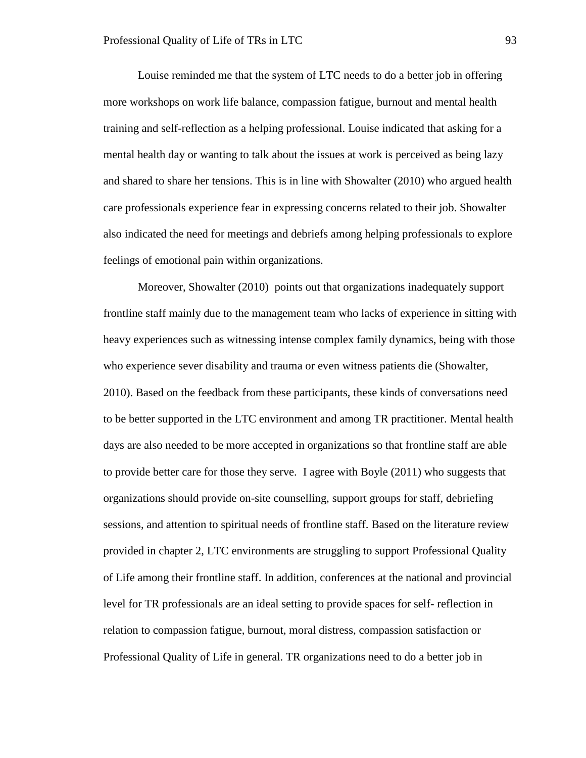Louise reminded me that the system of LTC needs to do a better job in offering more workshops on work life balance, compassion fatigue, burnout and mental health training and self-reflection as a helping professional. Louise indicated that asking for a mental health day or wanting to talk about the issues at work is perceived as being lazy and shared to share her tensions. This is in line with Showalter (2010) who argued health care professionals experience fear in expressing concerns related to their job. Showalter also indicated the need for meetings and debriefs among helping professionals to explore feelings of emotional pain within organizations.

Moreover, Showalter (2010) points out that organizations inadequately support frontline staff mainly due to the management team who lacks of experience in sitting with heavy experiences such as witnessing intense complex family dynamics, being with those who experience sever disability and trauma or even witness patients die (Showalter, 2010). Based on the feedback from these participants, these kinds of conversations need to be better supported in the LTC environment and among TR practitioner. Mental health days are also needed to be more accepted in organizations so that frontline staff are able to provide better care for those they serve. I agree with Boyle (2011) who suggests that organizations should provide on-site counselling, support groups for staff, debriefing sessions, and attention to spiritual needs of frontline staff. Based on the literature review provided in chapter 2, LTC environments are struggling to support Professional Quality of Life among their frontline staff. In addition, conferences at the national and provincial level for TR professionals are an ideal setting to provide spaces for self- reflection in relation to compassion fatigue, burnout, moral distress, compassion satisfaction or Professional Quality of Life in general. TR organizations need to do a better job in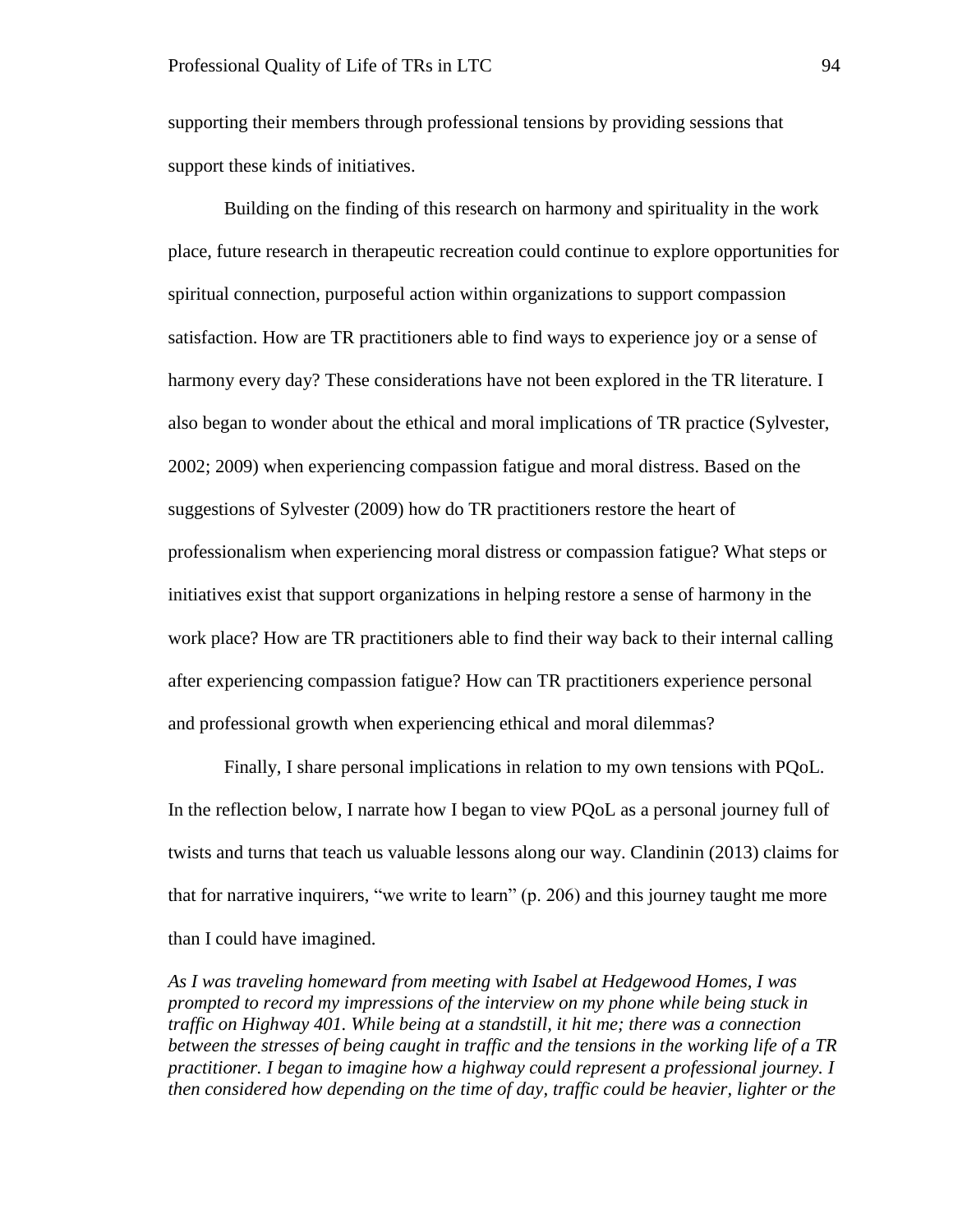supporting their members through professional tensions by providing sessions that support these kinds of initiatives.

Building on the finding of this research on harmony and spirituality in the work place, future research in therapeutic recreation could continue to explore opportunities for spiritual connection, purposeful action within organizations to support compassion satisfaction. How are TR practitioners able to find ways to experience joy or a sense of harmony every day? These considerations have not been explored in the TR literature. I also began to wonder about the ethical and moral implications of TR practice (Sylvester, 2002; 2009) when experiencing compassion fatigue and moral distress. Based on the suggestions of Sylvester (2009) how do TR practitioners restore the heart of professionalism when experiencing moral distress or compassion fatigue? What steps or initiatives exist that support organizations in helping restore a sense of harmony in the work place? How are TR practitioners able to find their way back to their internal calling after experiencing compassion fatigue? How can TR practitioners experience personal and professional growth when experiencing ethical and moral dilemmas?

Finally, I share personal implications in relation to my own tensions with PQoL. In the reflection below, I narrate how I began to view PQoL as a personal journey full of twists and turns that teach us valuable lessons along our way. Clandinin (2013) claims for that for narrative inquirers, "we write to learn" (p. 206) and this journey taught me more than I could have imagined.

*As I was traveling homeward from meeting with Isabel at Hedgewood Homes, I was prompted to record my impressions of the interview on my phone while being stuck in traffic on Highway 401. While being at a standstill, it hit me; there was a connection between the stresses of being caught in traffic and the tensions in the working life of a TR practitioner. I began to imagine how a highway could represent a professional journey. I then considered how depending on the time of day, traffic could be heavier, lighter or the*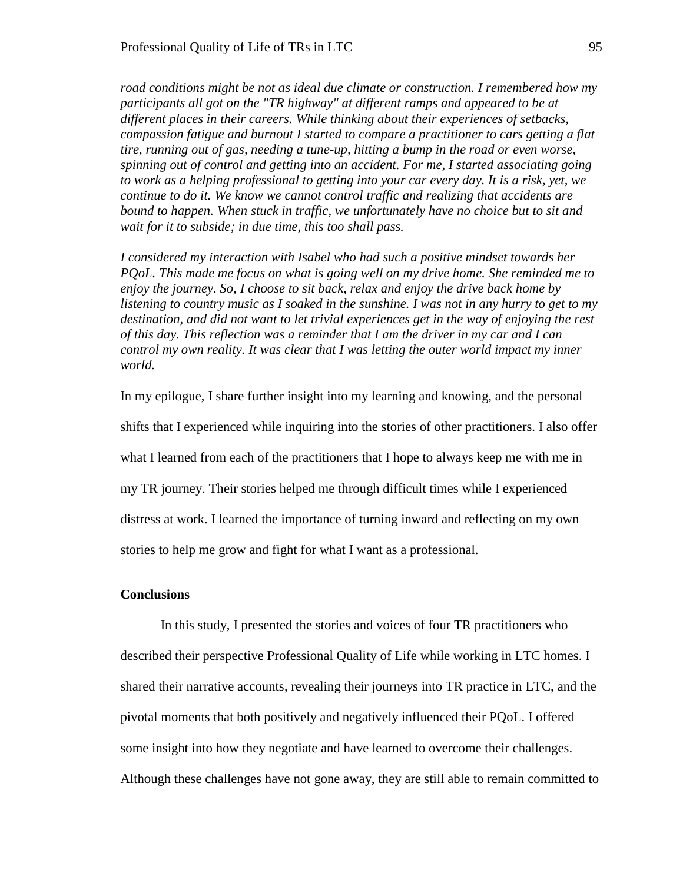*road conditions might be not as ideal due climate or construction. I remembered how my participants all got on the "TR highway" at different ramps and appeared to be at different places in their careers. While thinking about their experiences of setbacks, compassion fatigue and burnout I started to compare a practitioner to cars getting a flat tire, running out of gas, needing a tune-up, hitting a bump in the road or even worse, spinning out of control and getting into an accident. For me, I started associating going to work as a helping professional to getting into your car every day. It is a risk, yet, we continue to do it. We know we cannot control traffic and realizing that accidents are bound to happen. When stuck in traffic, we unfortunately have no choice but to sit and wait for it to subside; in due time, this too shall pass.*

*I considered my interaction with Isabel who had such a positive mindset towards her PQoL. This made me focus on what is going well on my drive home. She reminded me to enjoy the journey. So, I choose to sit back, relax and enjoy the drive back home by listening to country music as I soaked in the sunshine. I was not in any hurry to get to my destination, and did not want to let trivial experiences get in the way of enjoying the rest of this day. This reflection was a reminder that I am the driver in my car and I can control my own reality. It was clear that I was letting the outer world impact my inner world.*

In my epilogue, I share further insight into my learning and knowing, and the personal shifts that I experienced while inquiring into the stories of other practitioners. I also offer what I learned from each of the practitioners that I hope to always keep me with me in my TR journey. Their stories helped me through difficult times while I experienced distress at work. I learned the importance of turning inward and reflecting on my own stories to help me grow and fight for what I want as a professional.

## Conclusions

In this study, I presented the stories and voices of four TR practitioners who described their perspective Professional Quality of Life while working in LTC homes. I shared their narrative accounts, revealing their journeys into TR practice in LTC, and the pivotal moments that both positively and negatively influenced their PQoL. I offered some insight into how they negotiate and have learned to overcome their challenges. Although these challenges have not gone away, they are still able to remain committed to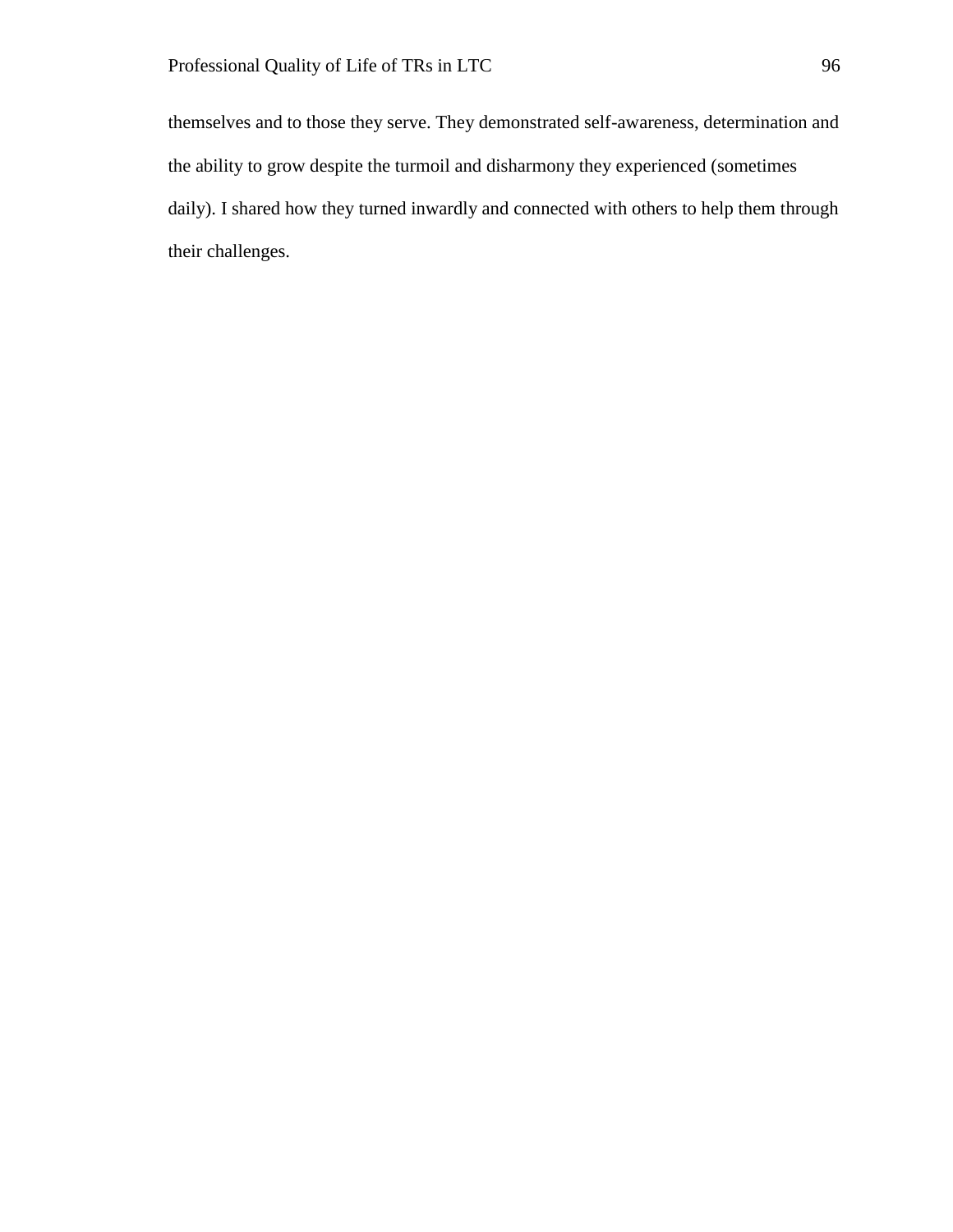themselves and to those they serve. They demonstrated self-awareness, determination and the ability to grow despite the turmoil and disharmony they experienced (sometimes daily). I shared how they turned inwardly and connected with others to help them through their challenges.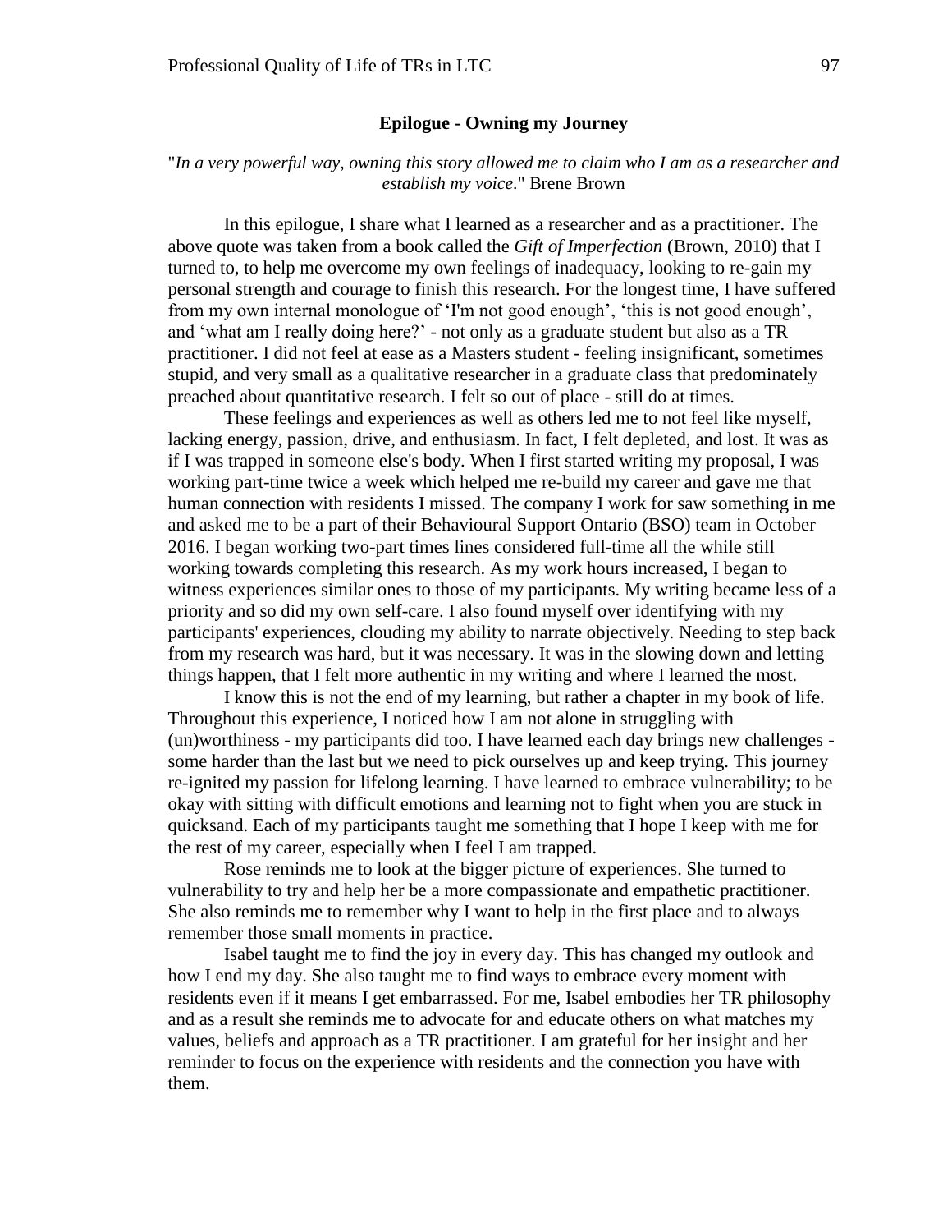## Epilogue - Owning my Journey

"*In a very powerful way, owning this story allowed me to claim who I am as a researcher and establish my voice*." Brene Brown

In this epilogue, I share what I learned as a researcher and as a practitioner. The above quote was taken from a book called the *Gift of Imperfection* (Brown, 2010) that I turned to, to help me overcome my own feelings of inadequacy, looking to re-gain my personal strength and courage to finish this research. For the longest time, I have suffered from my own internal monologue of 'I'm not good enough', 'this is not good enough', and 'what am I really doing here?' - not only as a graduate student but also as a TR practitioner. I did not feel at ease as a Masters student - feeling insignificant, sometimes stupid, and very small as a qualitative researcher in a graduate class that predominately preached about quantitative research. I felt so out of place - still do at times.

These feelings and experiences as well as others led me to not feel like myself, lacking energy, passion, drive, and enthusiasm. In fact, I felt depleted, and lost. It was as if I was trapped in someone else's body. When I first started writing my proposal, I was working part-time twice a week which helped me re-build my career and gave me that human connection with residents I missed. The company I work for saw something in me and asked me to be a part of their Behavioural Support Ontario (BSO) team in October 2016. I began working two-part times lines considered full-time all the while still working towards completing this research. As my work hours increased, I began to witness experiences similar ones to those of my participants. My writing became less of a priority and so did my own self-care. I also found myself over identifying with my participants' experiences, clouding my ability to narrate objectively. Needing to step back from my research was hard, but it was necessary. It was in the slowing down and letting things happen, that I felt more authentic in my writing and where I learned the most.

I know this is not the end of my learning, but rather a chapter in my book of life. Throughout this experience, I noticed how I am not alone in struggling with (un)worthiness - my participants did too. I have learned each day brings new challenges - some harder than the last but we need to pick ourselves up and keep trying. This journey re-ignited my passion for lifelong learning. I have learned to embrace vulnerability; to be okay with sitting with difficult emotions and learning not to fight when you are stuck in quicksand. Each of my participants taught me something that I hope I keep with me for the rest of my career, especially when I feel I am trapped.

Rose reminds me to look at the bigger picture of experiences. She turned to vulnerability to try and help her be a more compassionate and empathetic practitioner. She also reminds me to remember why I want to help in the first place and to always remember those small moments in practice.

Isabel taught me to find the joy in every day. This has changed my outlook and how I end my day. She also taught me to find ways to embrace every moment with residents even if it means I get embarrassed. For me, Isabel embodies her TR philosophy and as a result she reminds me to advocate for and educate others on what matches my values, beliefs and approach as a TR practitioner. I am grateful for her insight and her reminder to focus on the experience with residents and the connection you have with them.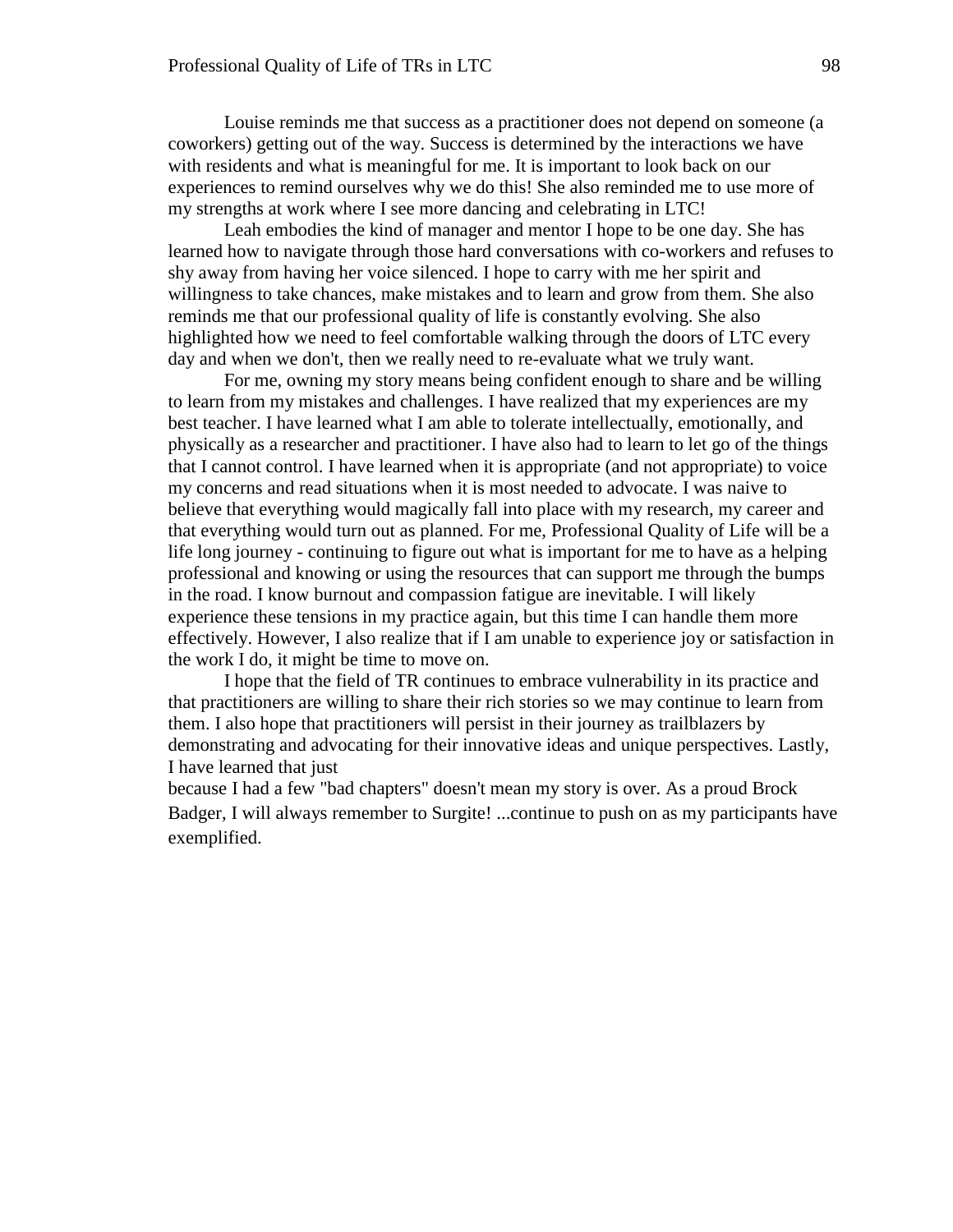Louise reminds me that success as a practitioner does not depend on someone (a coworkers) getting out of the way. Success is determined by the interactions we have with residents and what is meaningful for me. It is important to look back on our experiences to remind ourselves why we do this! She also reminded me to use more of my strengths at work where I see more dancing and celebrating in LTC!

Leah embodies the kind of manager and mentor I hope to be one day. She has learned how to navigate through those hard conversations with co-workers and refuses to shy away from having her voice silenced. I hope to carry with me her spirit and willingness to take chances, make mistakes and to learn and grow from them. She also reminds me that our professional quality of life is constantly evolving. She also highlighted how we need to feel comfortable walking through the doors of LTC every day and when we don't, then we really need to re-evaluate what we truly want.

For me, owning my story means being confident enough to share and be willing to learn from my mistakes and challenges. I have realized that my experiences are my best teacher. I have learned what I am able to tolerate intellectually, emotionally, and physically as a researcher and practitioner. I have also had to learn to let go of the things that I cannot control. I have learned when it is appropriate (and not appropriate) to voice my concerns and read situations when it is most needed to advocate. I was naive to believe that everything would magically fall into place with my research, my career and that everything would turn out as planned. For me, Professional Quality of Life will be a life long journey - continuing to figure out what is important for me to have as a helping professional and knowing or using the resources that can support me through the bumps in the road. I know burnout and compassion fatigue are inevitable. I will likely experience these tensions in my practice again, but this time I can handle them more effectively. However, I also realize that if I am unable to experience joy or satisfaction in the work I do, it might be time to move on.

I hope that the field of TR continues to embrace vulnerability in its practice and that practitioners are willing to share their rich stories so we may continue to learn from them. I also hope that practitioners will persist in their journey as trailblazers by demonstrating and advocating for their innovative ideas and unique perspectives. Lastly, I have learned that just because I had a few "bad chapters" doesn't mean my story is over. As a proud Brock Badger, I will always remember to Surgite! ...continue to push on as my participants have exemplified.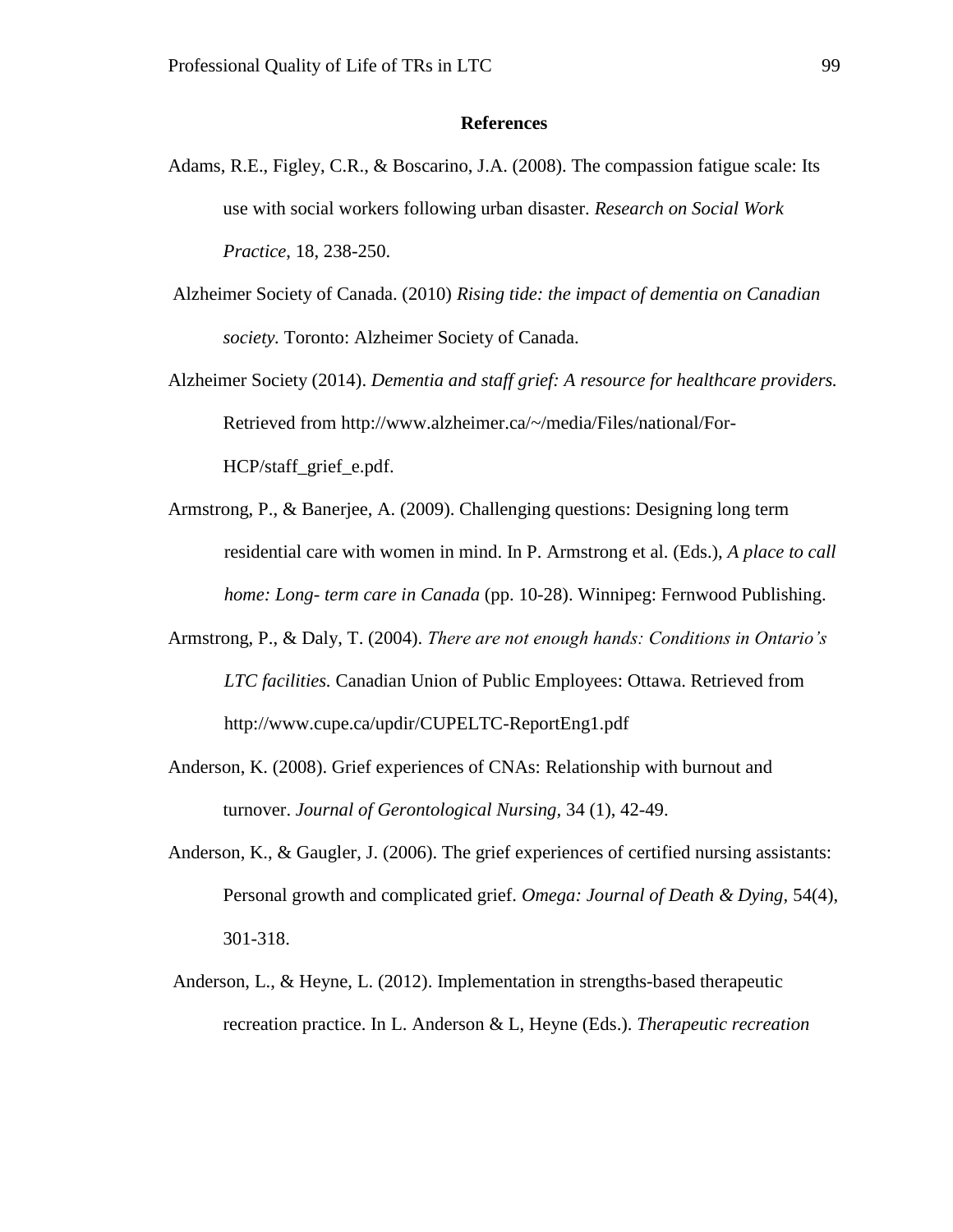# References

Adams, R.E., Figley, C.R., & Boscarino, J.A. (2008). The compassion fatigue scale: Its use with social workers following urban disaster. *Research on Social Work Practice*, 18, 238-250.

Alzheimer Society of Canada. (2010) *Rising tide: the impact of dementia on Canadian society.* Toronto: Alzheimer Society of Canada.

Alzheimer Society (2014). *Dementia and staff grief: A resource for healthcare providers.* Retrieved from http://www.alzheimer.ca/~/media/Files/national/For-HCP/staff_grief_e.pdf.

Armstrong, P., & Banerjee, A. (2009). Challenging questions: Designing long term residential care with women in mind. In P. Armstrong et al. (Eds.), *A place to call home: Long- term care in Canada* (pp. 10-28). Winnipeg: Fernwood Publishing.

Armstrong, P., & Daly, T. (2004). *There are not enough hands: Conditions in Ontario's LTC facilities.* Canadian Union of Public Employees: Ottawa. Retrieved from http://www.cupe.ca/updir/CUPELTC-ReportEng1.pdf

Anderson, K. (2008). Grief experiences of CNAs: Relationship with burnout and turnover. *Journal of Gerontological Nursing*, 34 (1), 42-49.

Anderson, K., & Gaugler, J. (2006). The grief experiences of certified nursing assistants: Personal growth and complicated grief. *Omega: Journal of Death & Dying*, 54(4), 301-318.

Anderson, L., & Heyne, L. (2012). Implementation in strengths-based therapeutic recreation practice. In L. Anderson & L, Heyne (Eds.). *Therapeutic recreation*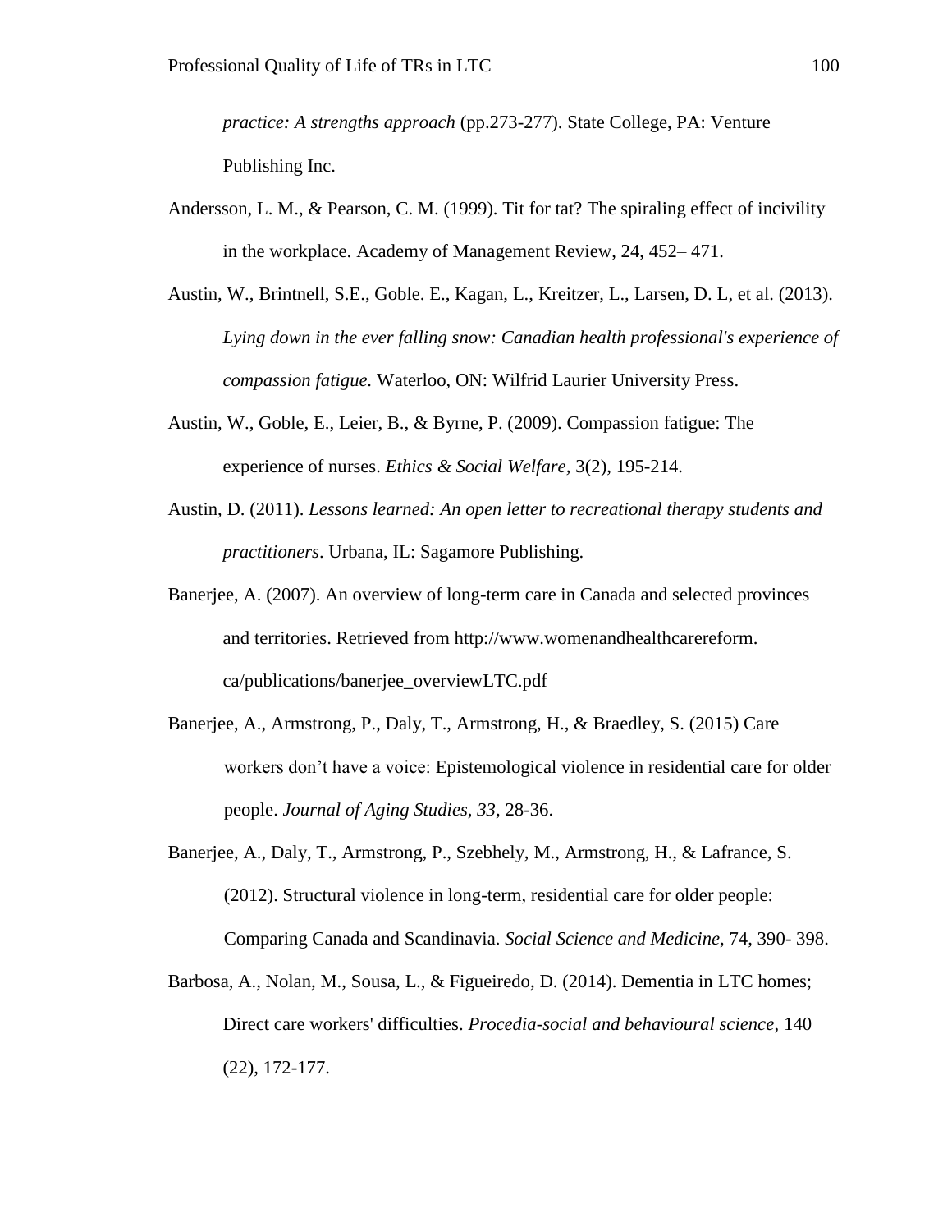*practice: A strengths approach* (pp.273-277). State College, PA: Venture Publishing Inc.

Andersson, L. M., & Pearson, C. M. (1999). Tit for tat? The spiraling effect of incivility in the workplace. Academy of Management Review, 24, 452– 471.

Austin, W., Brintnell, S.E., Goble. E., Kagan, L., Kreitzer, L., Larsen, D. L, et al. (2013). *Lying down in the ever falling snow: Canadian health professional's experience of compassion fatigue.* Waterloo, ON: Wilfrid Laurier University Press.

Austin, W., Goble, E., Leier, B., & Byrne, P. (2009). Compassion fatigue: The experience of nurses. *Ethics & Social Welfare,* 3(2), 195-214.

Austin, D. (2011). *Lessons learned: An open letter to recreational therapy students and practitioners*. Urbana, IL: Sagamore Publishing.

Banerjee, A. (2007). An overview of long-term care in Canada and selected provinces and territories. Retrieved from http://www.womenandhealthcarereform. ca/publications/banerjee_overviewLTC.pdf

Banerjee, A., Armstrong, P., Daly, T., Armstrong, H., & Braedley, S. (2015) Care workers don't have a voice: Epistemological violence in residential care for older people. *Journal of Aging Studies*, *33,* 28-36.

Banerjee, A., Daly, T., Armstrong, P., Szebhely, M., Armstrong, H., & Lafrance, S. (2012). Structural violence in long-term, residential care for older people: Comparing Canada and Scandinavia. *Social Science and Medicine,* 74, 390- 398.

Barbosa, A., Nolan, M., Sousa, L., & Figueiredo, D. (2014). Dementia in LTC homes; Direct care workers' difficulties. *Procedia-social and behavioural science*, 140 (22), 172-177.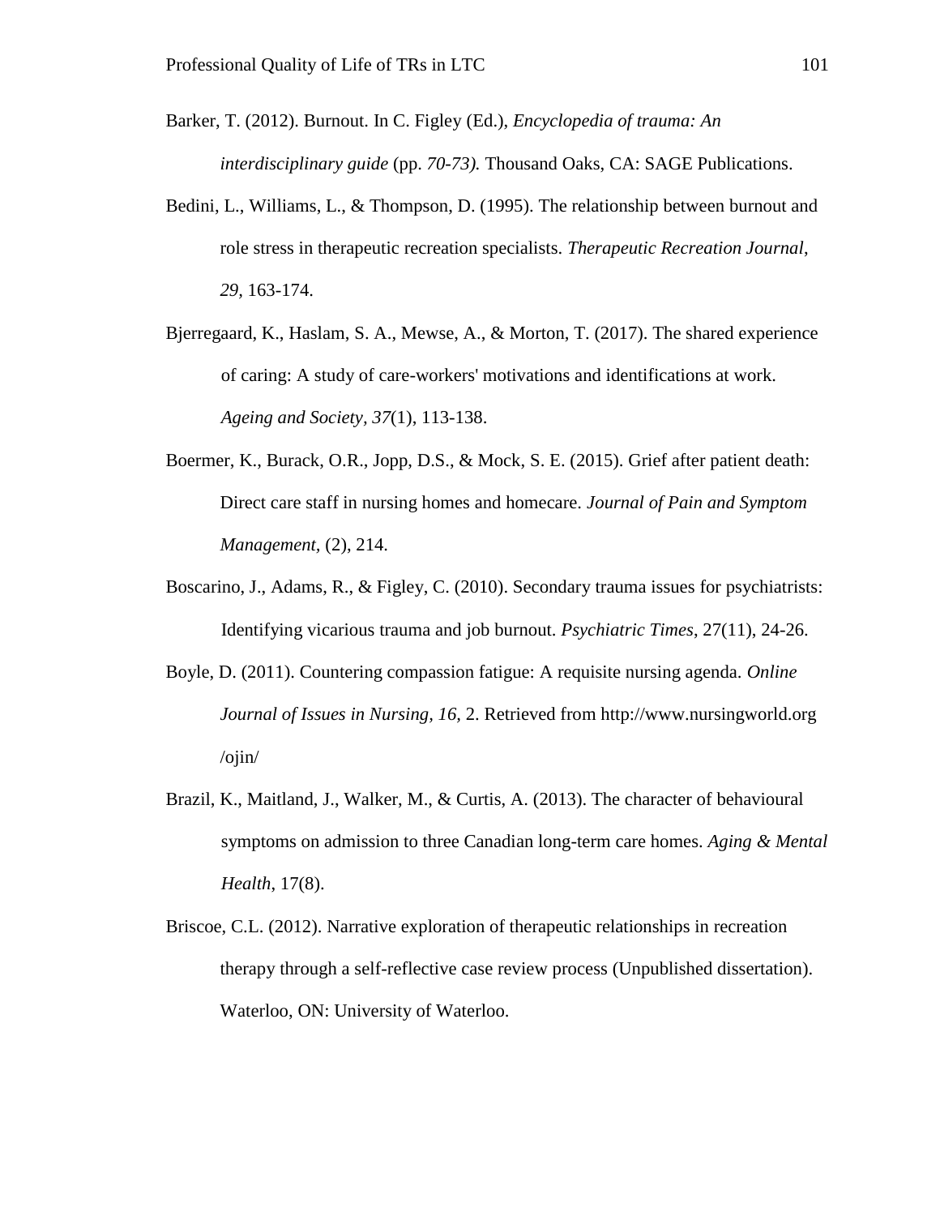Barker, T. (2012). Burnout. In C. Figley (Ed.), *Encyclopedia of trauma: An interdisciplinary guide* (pp. *70-73).* Thousand Oaks, CA: SAGE Publications.

Bedini, L., Williams, L., & Thompson, D. (1995). The relationship between burnout and role stress in therapeutic recreation specialists. *Therapeutic Recreation Journal, 29,* 163-174.

Bjerregaard, K., Haslam, S. A., Mewse, A., & Morton, T. (2017). The shared experience of caring: A study of care-workers' motivations and identifications at work. *Ageing and Society*, *37*(1), 113-138.

Boermer, K., Burack, O.R., Jopp, D.S., & Mock, S. E. (2015). Grief after patient death: Direct care staff in nursing homes and homecare. *Journal of Pain and Symptom Management,* (2), 214.

Boscarino, J., Adams, R., & Figley, C. (2010). Secondary trauma issues for psychiatrists: Identifying vicarious trauma and job burnout. *Psychiatric Times*, 27(11), 24-26.

Boyle, D. (2011). Countering compassion fatigue: A requisite nursing agenda. *Online Journal of Issues in Nursing, 16,* 2. Retrieved from http://www.nursingworld.org /ojin/

Brazil, K., Maitland, J., Walker, M., & Curtis, A. (2013). The character of behavioural symptoms on admission to three Canadian long-term care homes. *Aging & Mental Health*, 17(8).

Briscoe, C.L. (2012). Narrative exploration of therapeutic relationships in recreation therapy through a self-reflective case review process (Unpublished dissertation). Waterloo, ON: University of Waterloo.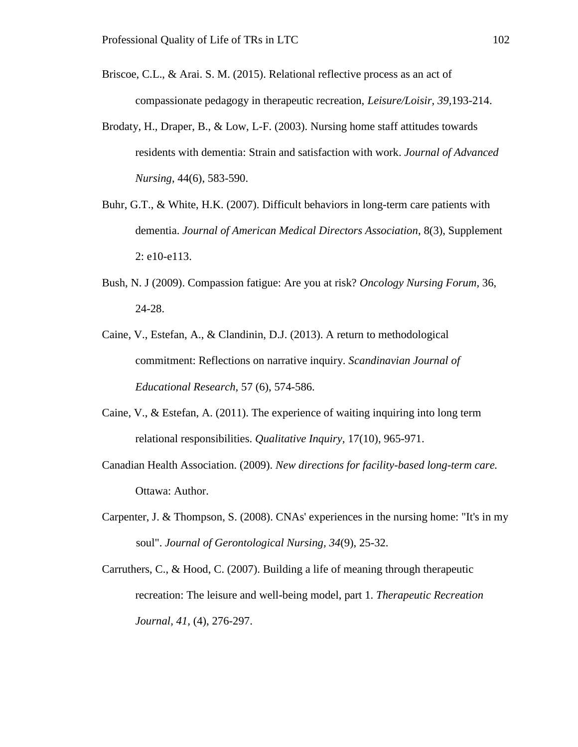Briscoe, C.L., & Arai. S. M. (2015). Relational reflective process as an act of compassionate pedagogy in therapeutic recreation, *Leisure/Loisir*, *39*,193-214.

Brodaty, H., Draper, B., & Low, L-F. (2003). Nursing home staff attitudes towards residents with dementia: Strain and satisfaction with work. *Journal of Advanced Nursing*, 44(6), 583-590.

Buhr, G.T., & White, H.K. (2007). Difficult behaviors in long-term care patients with dementia. *Journal of American Medical Directors Association*, 8(3), Supplement 2: e10-e113.

Bush, N. J (2009). Compassion fatigue: Are you at risk? *Oncology Nursing Forum*, 36, 24-28.

Caine, V., Estefan, A., & Clandinin, D.J. (2013). A return to methodological commitment: Reflections on narrative inquiry. *Scandinavian Journal of Educational Research*, 57 (6), 574-586.

Caine, V., & Estefan, A. (2011). The experience of waiting inquiring into long term relational responsibilities. *Qualitative Inquiry*, 17(10), 965-971.

Canadian Health Association. (2009). *New directions for facility-based long-term care.* Ottawa: Author.

Carpenter, J. & Thompson, S. (2008). CNAs' experiences in the nursing home: "It's in my soul". *Journal of Gerontological Nursing, 34*(9), 25-32.

Carruthers, C., & Hood, C. (2007). Building a life of meaning through therapeutic recreation: The leisure and well-being model, part 1. *Therapeutic Recreation Journal, 41*, (4), 276-297.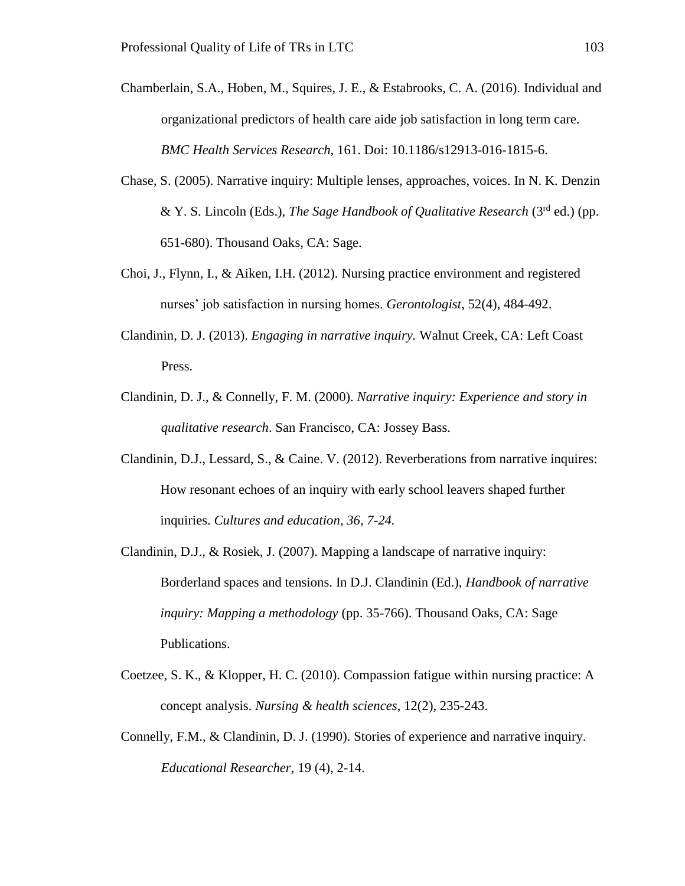Chamberlain, S.A., Hoben, M., Squires, J. E., & Estabrooks, C. A. (2016). Individual and organizational predictors of health care aide job satisfaction in long term care. *BMC Health Services Research*, 161. Doi: 10.1186/s12913-016-1815-6.

Chase, S. (2005). Narrative inquiry: Multiple lenses, approaches, voices. In N. K. Denzin & Y. S. Lincoln (Eds.), *The Sage Handbook of Qualitative Research* (3rd ed.) (pp. 651-680). Thousand Oaks, CA: Sage.

Choi, J., Flynn, I., & Aiken, I.H. (2012). Nursing practice environment and registered nurses' job satisfaction in nursing homes. *Gerontologist*, 52(4), 484-492.

Clandinin, D. J. (2013). *Engaging in narrative inquiry.* Walnut Creek, CA: Left Coast Press.

Clandinin, D. J., & Connelly, F. M. (2000). *Narrative inquiry: Experience and story in qualitative research*. San Francisco, CA: Jossey Bass.

Clandinin, D.J., Lessard, S., & Caine. V. (2012). Reverberations from narrative inquires: How resonant echoes of an inquiry with early school leavers shaped further inquiries. *Cultures and education, 36, 7-24.*

Clandinin, D.J., & Rosiek, J. (2007). Mapping a landscape of narrative inquiry: Borderland spaces and tensions. In D.J. Clandinin (Ed.), *Handbook of narrative inquiry: Mapping a methodology* (pp. 35-766). Thousand Oaks, CA: Sage Publications.

Coetzee, S. K., & Klopper, H. C. (2010). Compassion fatigue within nursing practice: A concept analysis. *Nursing & health sciences*, 12(2), 235-243.

Connelly, F.M., & Clandinin, D. J. (1990). Stories of experience and narrative inquiry. *Educational Researcher*, 19 (4), 2-14.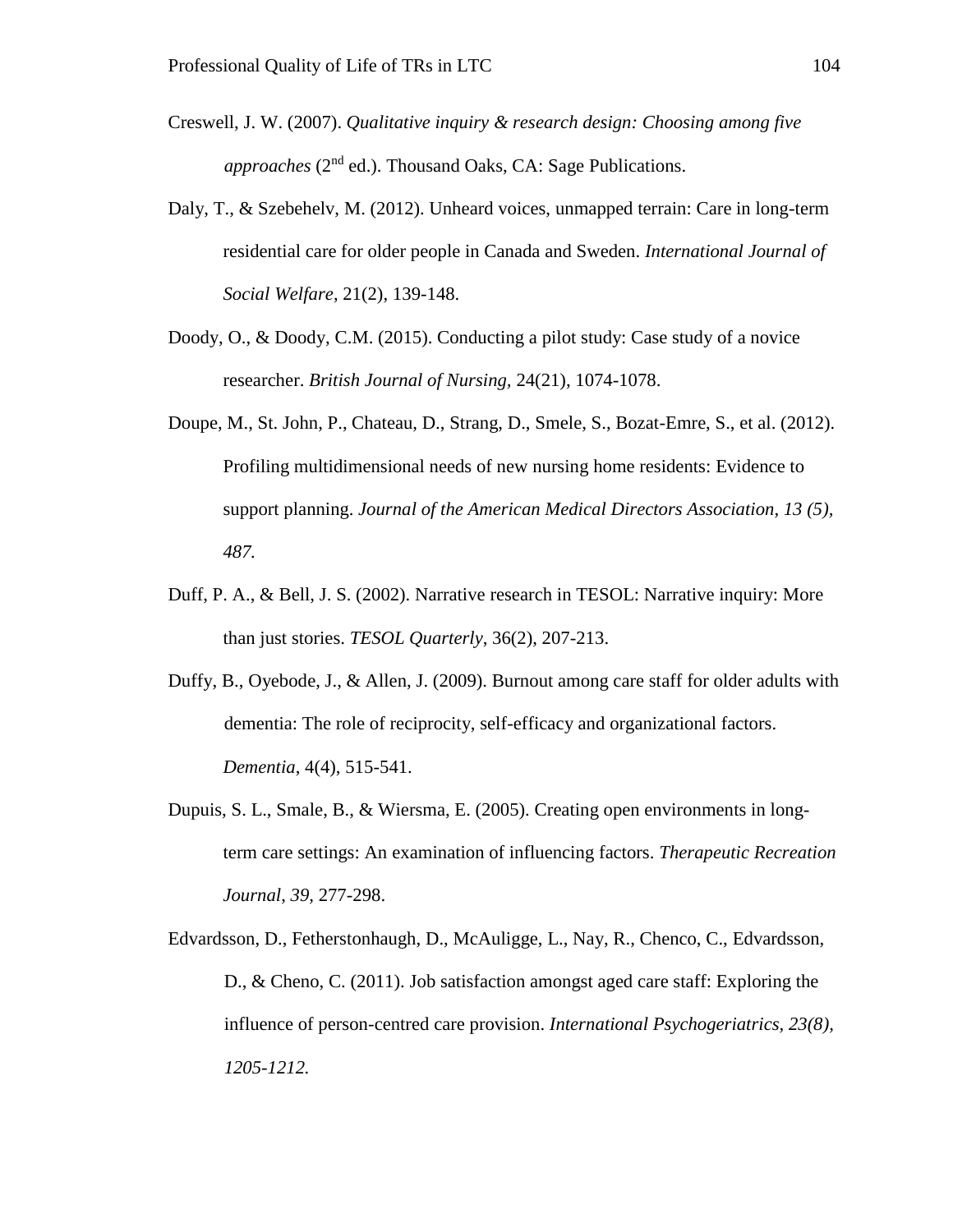Creswell, J. W. (2007). *Qualitative inquiry & research design: Choosing among five approaches* (2nd ed.). Thousand Oaks, CA: Sage Publications.

Daly, T., & Szebehelv, M. (2012). Unheard voices, unmapped terrain: Care in long-term residential care for older people in Canada and Sweden. *International Journal of Social Welfare*, 21(2), 139-148.

Doody, O., & Doody, C.M. (2015). Conducting a pilot study: Case study of a novice researcher. *British Journal of Nursing*, 24(21), 1074-1078.

Doupe, M., St. John, P., Chateau, D., Strang, D., Smele, S., Bozat-Emre, S., et al. (2012). Profiling multidimensional needs of new nursing home residents: Evidence to support planning. *Journal of the American Medical Directors Association, 13 (5), 487.*

Duff, P. A., & Bell, J. S. (2002). Narrative research in TESOL: Narrative inquiry: More than just stories. *TESOL Quarterly*, 36(2), 207-213.

Duffy, B., Oyebode, J., & Allen, J. (2009). Burnout among care staff for older adults with dementia: The role of reciprocity, self-efficacy and organizational factors. *Dementia*, 4(4), 515-541.

Dupuis, S. L., Smale, B., & Wiersma, E. (2005). Creating open environments in long-term care settings: An examination of influencing factors. *Therapeutic Recreation Journal*, *39*, 277-298.

Edvardsson, D., Fetherstonhaugh, D., McAuligge, L., Nay, R., Chenco, C., Edvardsson, D., & Cheno, C. (2011). Job satisfaction amongst aged care staff: Exploring the influence of person-centred care provision. *International Psychogeriatrics, 23(8), 1205-1212.*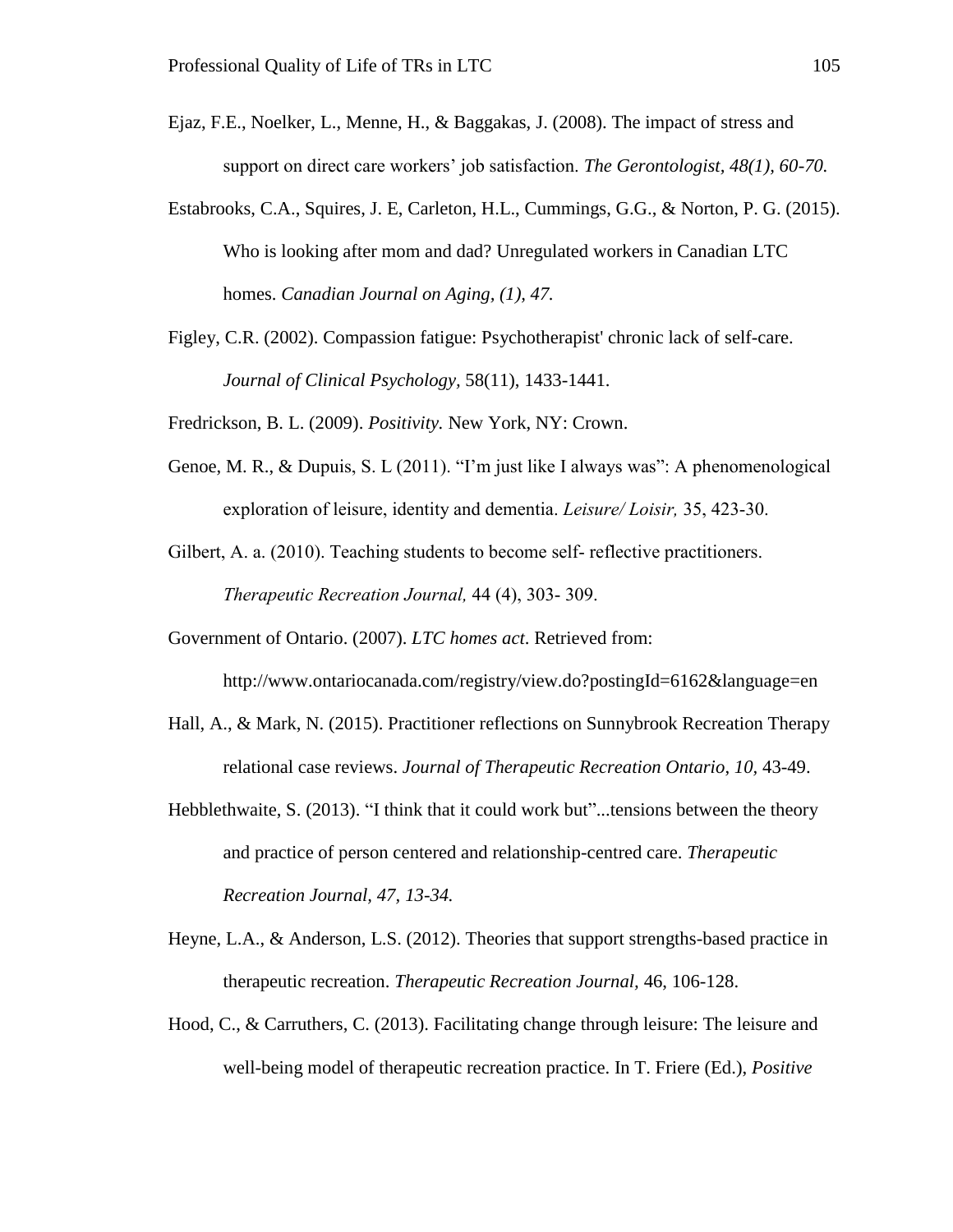Ejaz, F.E., Noelker, L., Menne, H., & Baggakas, J. (2008). The impact of stress and support on direct care workers' job satisfaction. *The Gerontologist, 48(1), 60-70.*

Estabrooks, C.A., Squires, J. E, Carleton, H.L., Cummings, G.G., & Norton, P. G. (2015). Who is looking after mom and dad? Unregulated workers in Canadian LTC homes. *Canadian Journal on Aging, (1), 47.*

Figley, C.R. (2002). Compassion fatigue: Psychotherapist' chronic lack of self-care. *Journal of Clinical Psychology,* 58(11), 1433-1441.

Fredrickson, B. L. (2009). *Positivity.* New York, NY: Crown.

Genoe, M. R., & Dupuis, S. L (2011). "I'm just like I always was": A phenomenological exploration of leisure, identity and dementia. *Leisure/ Loisir,* 35, 423-30.

Gilbert, A. a. (2010). Teaching students to become self- reflective practitioners. *Therapeutic Recreation Journal,* 44 (4), 303- 309.

Government of Ontario. (2007). *LTC homes act*. Retrieved from: http://www.ontariocanada.com/registry/view.do?postingId=6162&language=en

Hall, A., & Mark, N. (2015). Practitioner reflections on Sunnybrook Recreation Therapy relational case reviews. *Journal of Therapeutic Recreation Ontario*, *10,* 43-49.

Hebblethwaite, S. (2013). "I think that it could work but"...tensions between the theory and practice of person centered and relationship-centred care. *Therapeutic Recreation Journal, 47, 13-34.*

Heyne, L.A., & Anderson, L.S. (2012). Theories that support strengths-based practice in therapeutic recreation. *Therapeutic Recreation Journal,* 46, 106-128.

Hood, C., & Carruthers, C. (2013). Facilitating change through leisure: The leisure and well-being model of therapeutic recreation practice. In T. Friere (Ed.), *Positive*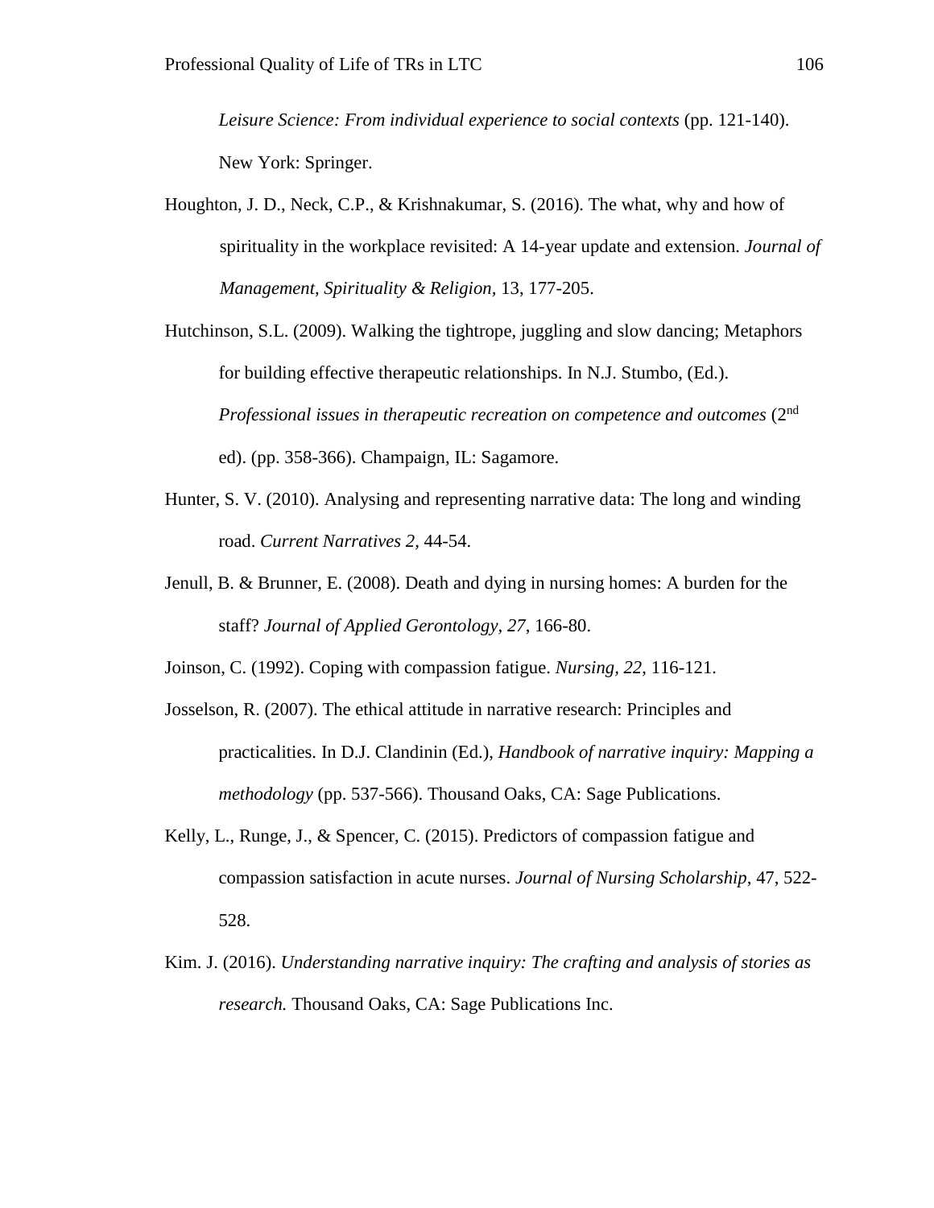*Leisure Science: From individual experience to social contexts* (pp. 121-140). New York: Springer.

Houghton, J. D., Neck, C.P., & Krishnakumar, S. (2016). The what, why and how of spirituality in the workplace revisited: A 14-year update and extension. *Journal of Management, Spirituality & Religion*, 13, 177-205.

Hutchinson, S.L. (2009). Walking the tightrope, juggling and slow dancing; Metaphors for building effective therapeutic relationships. In N.J. Stumbo, (Ed.). *Professional issues in therapeutic recreation on competence and outcomes* (2nd ed). (pp. 358-366). Champaign, IL: Sagamore.

Hunter, S. V. (2010). Analysing and representing narrative data: The long and winding road. *Current Narratives 2*, 44-54.

Jenull, B. & Brunner, E. (2008). Death and dying in nursing homes: A burden for the staff? *Journal of Applied Gerontology, 27*, 166-80.

Joinson, C. (1992). Coping with compassion fatigue. *Nursing, 22*, 116-121.

Josselson, R. (2007). The ethical attitude in narrative research: Principles and practicalities. In D.J. Clandinin (Ed.), *Handbook of narrative inquiry: Mapping a methodology* (pp. 537-566). Thousand Oaks, CA: Sage Publications.

Kelly, L., Runge, J., & Spencer, C. (2015). Predictors of compassion fatigue and compassion satisfaction in acute nurses. *Journal of Nursing Scholarship,* 47, 522-528.

Kim. J. (2016). *Understanding narrative inquiry: The crafting and analysis of stories as research.* Thousand Oaks, CA: Sage Publications Inc.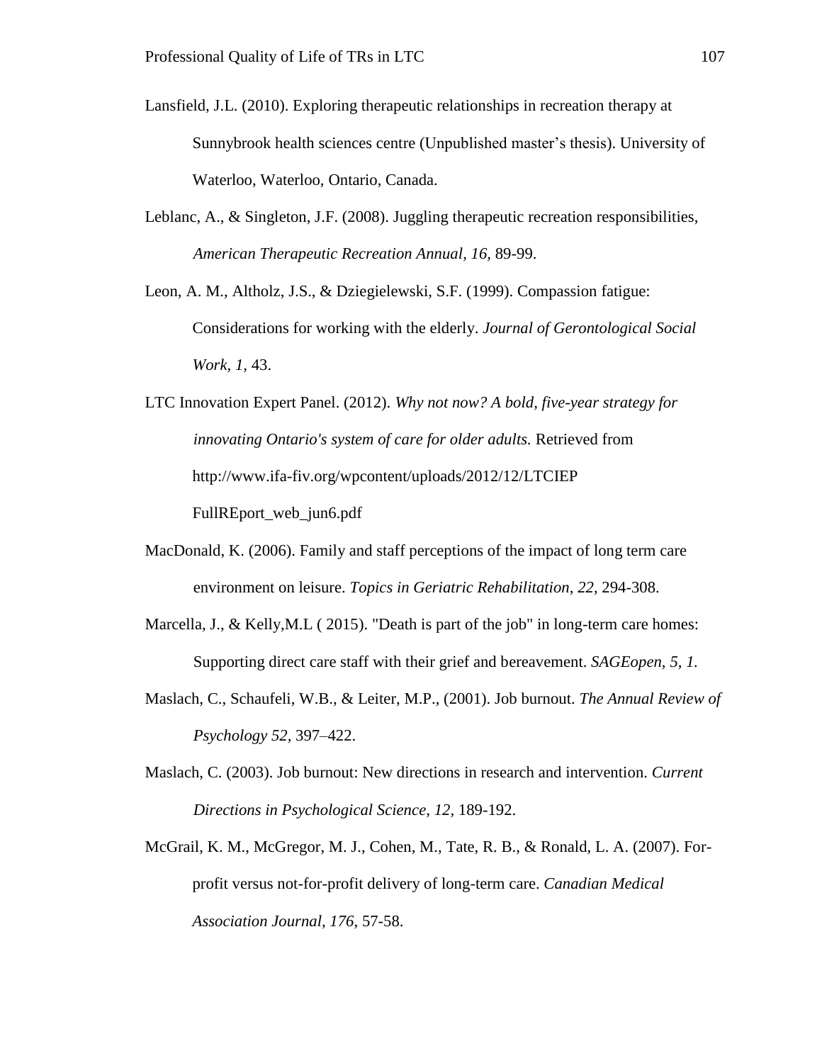Lansfield, J.L. (2010). Exploring therapeutic relationships in recreation therapy at Sunnybrook health sciences centre (Unpublished master's thesis). University of Waterloo, Waterloo, Ontario, Canada.

Leblanc, A., & Singleton, J.F. (2008). Juggling therapeutic recreation responsibilities, *American Therapeutic Recreation Annual*, *16,* 89-99.

Leon, A. M., Altholz, J.S., & Dziegielewski, S.F. (1999). Compassion fatigue: Considerations for working with the elderly. *Journal of Gerontological Social Work, 1,* 43.

LTC Innovation Expert Panel. (2012). *Why not now? A bold, five-year strategy for innovating Ontario's system of care for older adults.* Retrieved from http://www.ifa-fiv.org/wpcontent/uploads/2012/12/LTCIEP FullREport_web_jun6.pdf

MacDonald, K. (2006). Family and staff perceptions of the impact of long term care environment on leisure. *Topics in Geriatric Rehabilitation, 22,* 294-308.

Marcella, J., & Kelly,M.L ( 2015). "Death is part of the job" in long-term care homes: Supporting direct care staff with their grief and bereavement. *SAGEopen, 5, 1.*

Maslach, C., Schaufeli, W.B., & Leiter, M.P., (2001). Job burnout. *The Annual Review of Psychology 52,* 397–422.

Maslach, C. (2003). Job burnout: New directions in research and intervention. *Current Directions in Psychological Science*, *12,* 189-192.

McGrail, K. M., McGregor, M. J., Cohen, M., Tate, R. B., & Ronald, L. A. (2007). For-profit versus not-for-profit delivery of long-term care. *Canadian Medical Association Journal, 176*, 57-58.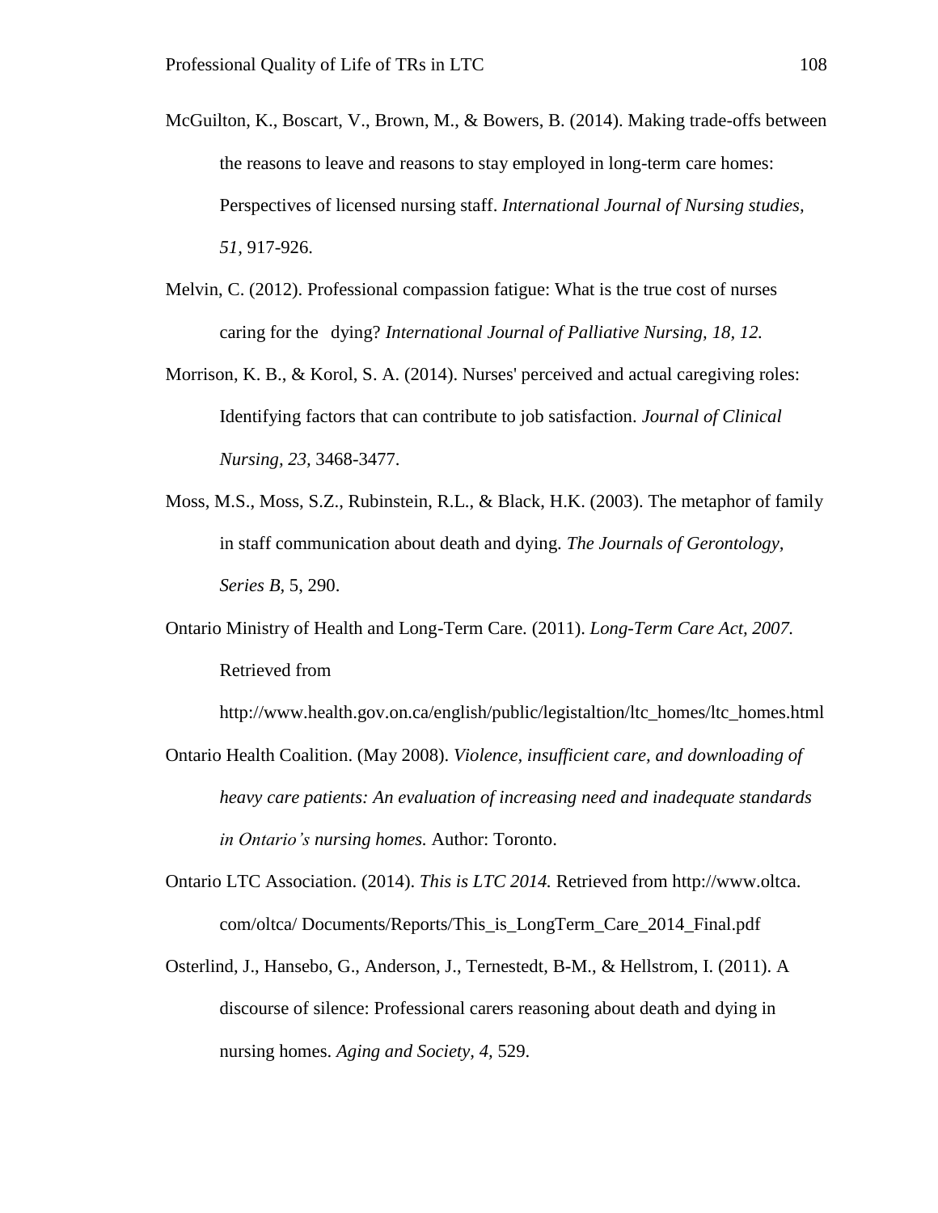McGuilton, K., Boscart, V., Brown, M., & Bowers, B. (2014). Making trade-offs between the reasons to leave and reasons to stay employed in long-term care homes: Perspectives of licensed nursing staff. *International Journal of Nursing studies, 51,* 917-926.

Melvin, C. (2012). Professional compassion fatigue: What is the true cost of nurses caring for the dying? *International Journal of Palliative Nursing, 18, 12.*

Morrison, K. B., & Korol, S. A. (2014). Nurses' perceived and actual caregiving roles: Identifying factors that can contribute to job satisfaction. *Journal of Clinical Nursing, 23,* 3468-3477.

Moss, M.S., Moss, S.Z., Rubinstein, R.L., & Black, H.K. (2003). The metaphor of family in staff communication about death and dying. *The Journals of Gerontology, Series B,* 5, 290.

Ontario Ministry of Health and Long-Term Care. (2011). *Long-Term Care Act, 2007.* Retrieved from http://www.health.gov.on.ca/english/public/legistaltion/ltc_homes/ltc_homes.html

Ontario Health Coalition. (May 2008). *Violence, insufficient care, and downloading of heavy care patients: An evaluation of increasing need and inadequate standards in Ontario's nursing homes.* Author: Toronto.

Ontario LTC Association. (2014). *This is LTC 2014.* Retrieved from http://www.oltca.com/oltca/ Documents/Reports/This_is_LongTerm_Care_2014_Final.pdf

Osterlind, J., Hansebo, G., Anderson, J., Ternestedt, B-M., & Hellstrom, I. (2011). A discourse of silence: Professional carers reasoning about death and dying in nursing homes. *Aging and Society, 4,* 529.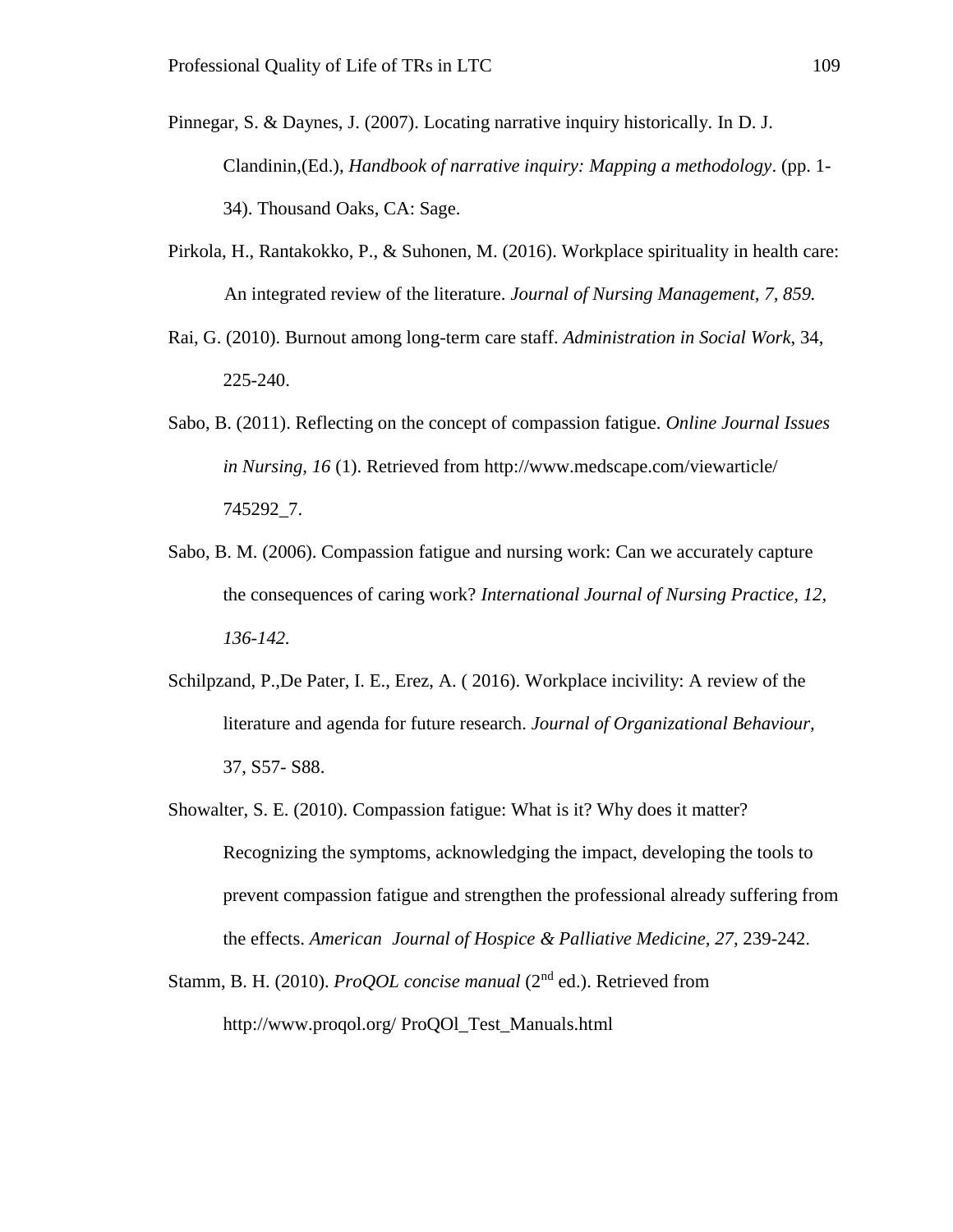Pinnegar, S. & Daynes, J. (2007). Locating narrative inquiry historically. In D. J. Clandinin,(Ed.), *Handbook of narrative inquiry: Mapping a methodology*. (pp. 1-34). Thousand Oaks, CA: Sage.

Pirkola, H., Rantakokko, P., & Suhonen, M. (2016). Workplace spirituality in health care: An integrated review of the literature. *Journal of Nursing Management, 7, 859.*

Rai, G. (2010). Burnout among long-term care staff. *Administration in Social Work*, 34, 225-240.

Sabo, B. (2011). Reflecting on the concept of compassion fatigue. *Online Journal Issues in Nursing, 16* (1). Retrieved from http://www.medscape.com/viewarticle/745292_7.

Sabo, B. M. (2006). Compassion fatigue and nursing work: Can we accurately capture the consequences of caring work? *International Journal of Nursing Practice, 12, 136-142.*

Schilpzand, P.,De Pater, I. E., Erez, A. ( 2016). Workplace incivility: A review of the literature and agenda for future research. *Journal of Organizational Behaviour*, 37, S57- S88.

Showalter, S. E. (2010). Compassion fatigue: What is it? Why does it matter? Recognizing the symptoms, acknowledging the impact, developing the tools to prevent compassion fatigue and strengthen the professional already suffering from the effects. *American Journal of Hospice & Palliative Medicine, 27,* 239-242.

Stamm, B. H. (2010). *ProQOL concise manual* (2nd ed.). Retrieved from http://www.proqol.org/ ProQOl_Test_Manuals.html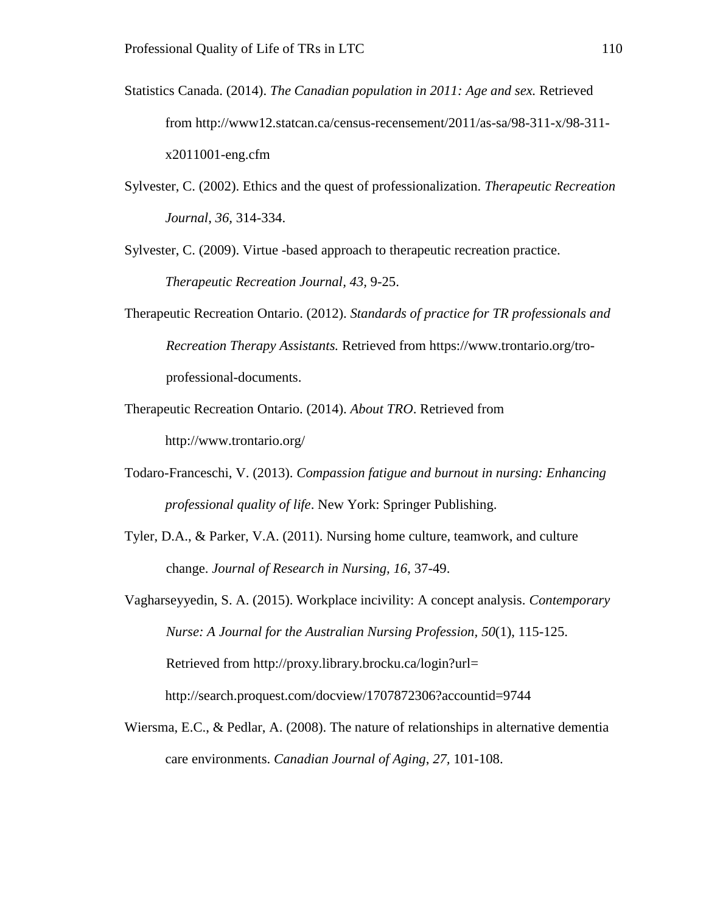Statistics Canada. (2014). *The Canadian population in 2011: Age and sex.* Retrieved from http://www12.statcan.ca/census-recensement/2011/as-sa/98-311-x/98-311-x2011001-eng.cfm

Sylvester, C. (2002). Ethics and the quest of professionalization. *Therapeutic Recreation Journal, 36,* 314-334.

Sylvester, C. (2009). Virtue -based approach to therapeutic recreation practice. *Therapeutic Recreation Journal, 43,* 9-25.

Therapeutic Recreation Ontario. (2012). *Standards of practice for TR professionals and Recreation Therapy Assistants.* Retrieved from https://www.trontario.org/tro-professional-documents.

Therapeutic Recreation Ontario. (2014). *About TRO*. Retrieved from http://www.trontario.org/

Todaro-Franceschi, V. (2013). *Compassion fatigue and burnout in nursing: Enhancing professional quality of life*. New York: Springer Publishing.

Tyler, D.A., & Parker, V.A. (2011). Nursing home culture, teamwork, and culture change. *Journal of Research in Nursing, 16,* 37-49.

Vagharseyyedin, S. A. (2015). Workplace incivility: A concept analysis. *Contemporary Nurse: A Journal for the Australian Nursing Profession, 50*(1), 115-125. Retrieved from http://proxy.library.brocku.ca/login?url= http://search.proquest.com/docview/1707872306?accountid=9744

Wiersma, E.C., & Pedlar, A. (2008). The nature of relationships in alternative dementia care environments. *Canadian Journal of Aging*, *27,* 101-108.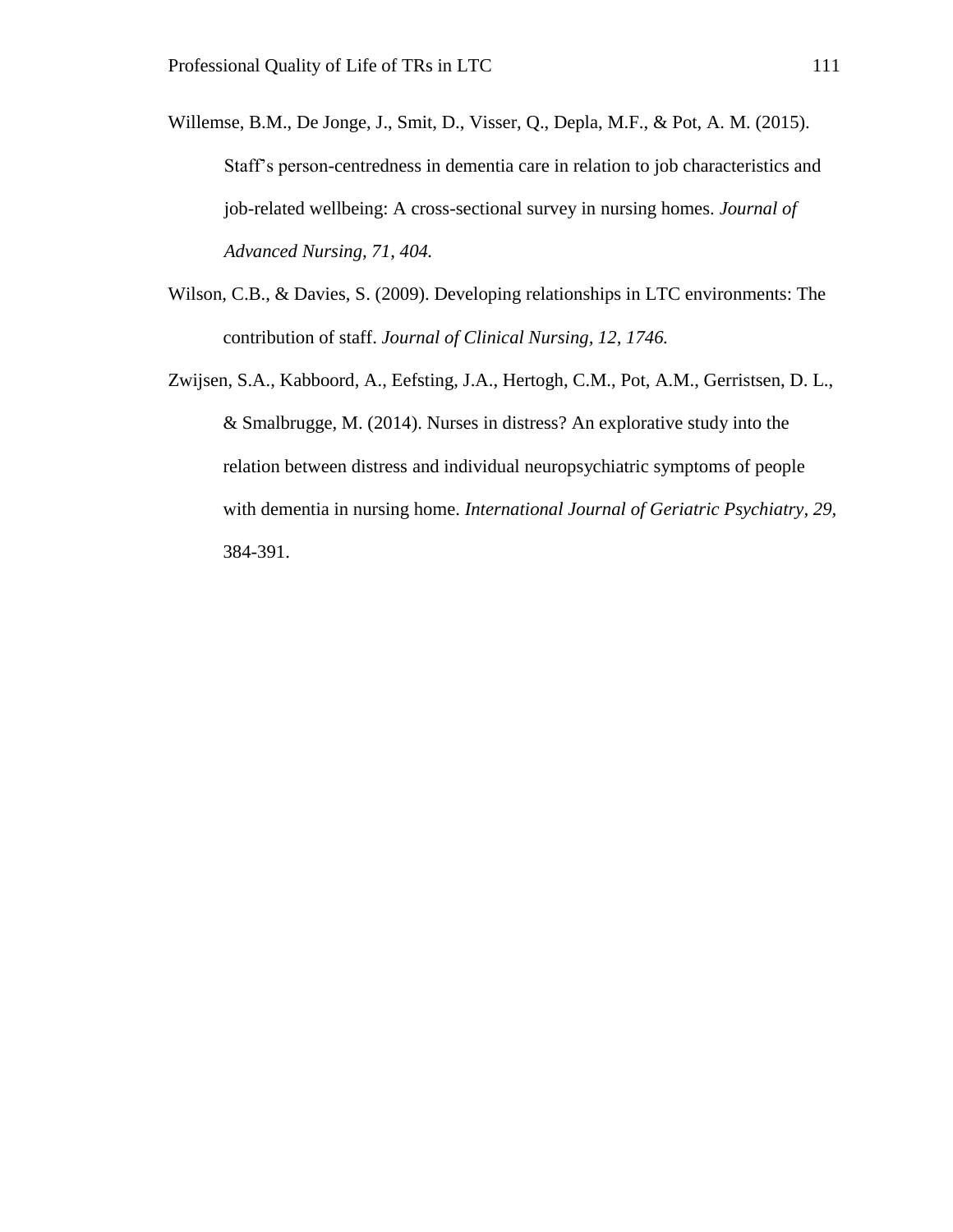Willemse, B.M., De Jonge, J., Smit, D., Visser, Q., Depla, M.F., & Pot, A. M. (2015). Staff's person-centredness in dementia care in relation to job characteristics and job-related wellbeing: A cross-sectional survey in nursing homes. *Journal of Advanced Nursing, 71, 404.*

Wilson, C.B., & Davies, S. (2009). Developing relationships in LTC environments: The contribution of staff. *Journal of Clinical Nursing, 12, 1746.*

Zwijsen, S.A., Kabboord, A., Eefsting, J.A., Hertogh, C.M., Pot, A.M., Gerristsen, D. L., & Smalbrugge, M. (2014). Nurses in distress? An explorative study into the relation between distress and individual neuropsychiatric symptoms of people with dementia in nursing home. *International Journal of Geriatric Psychiatry, 29,* 384-391.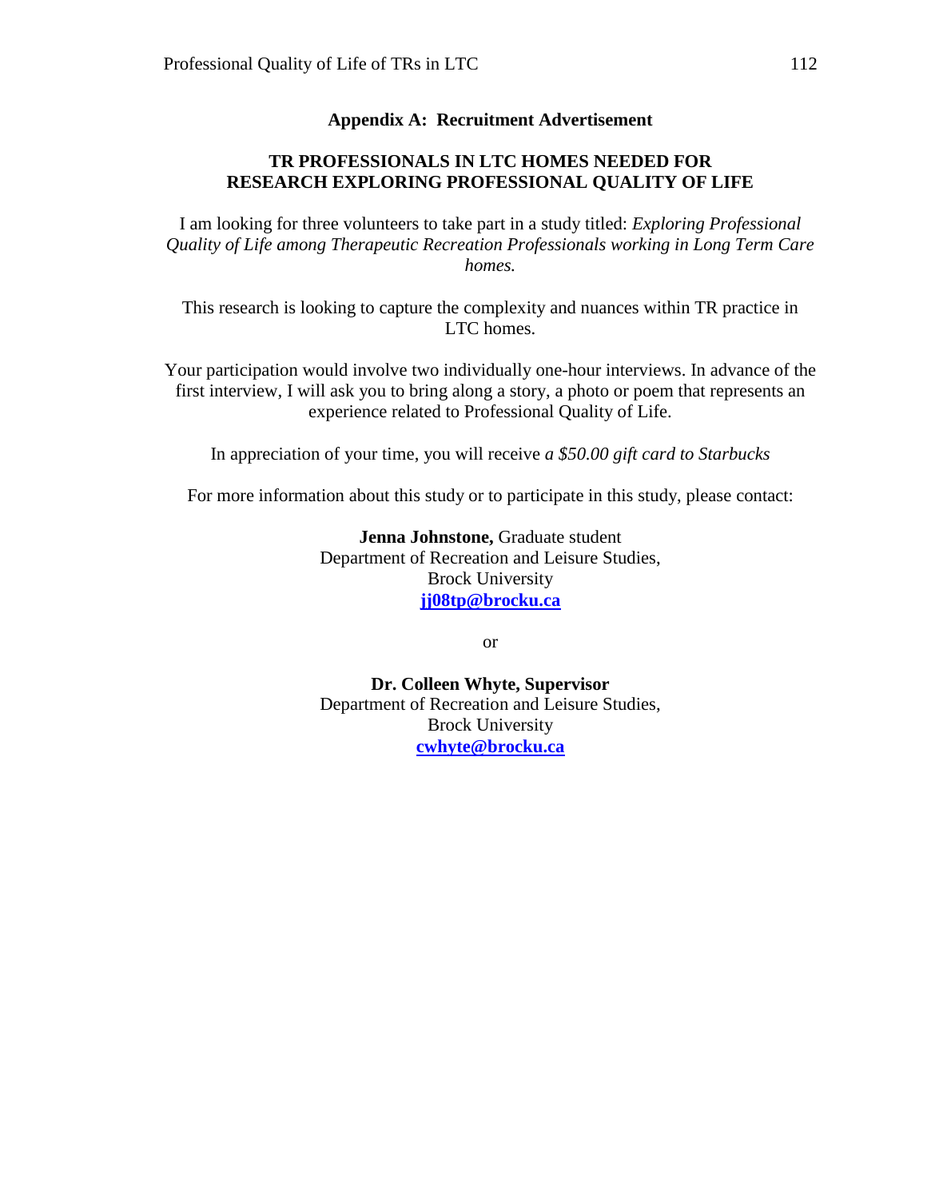## Appendix A: Recruitment Advertisement

**TR PROFESSIONALS IN LTC HOMES NEEDED FOR RESEARCH EXPLORING PROFESSIONAL QUALITY OF LIFE**

I am looking for three volunteers to take part in a study titled: *Exploring Professional Quality of Life among Therapeutic Recreation Professionals working in Long Term Care homes.*

This research is looking to capture the complexity and nuances within TR practice in LTC homes.

Your participation would involve two individually one-hour interviews. In advance of the first interview, I will ask you to bring along a story, a photo or poem that represents an experience related to Professional Quality of Life.

In appreciation of your time, you will receive *a $50.00 gift card to Starbucks*

For more information about this study or to participate in this study, please contact:

**Jenna Johnstone,** Graduate student
Department of Recreation and Leisure Studies,
Brock University
**jj08tp@brocku.ca**

or

**Dr. Colleen Whyte, Supervisor**
Department of Recreation and Leisure Studies,
Brock University
**cwhyte@brocku.ca**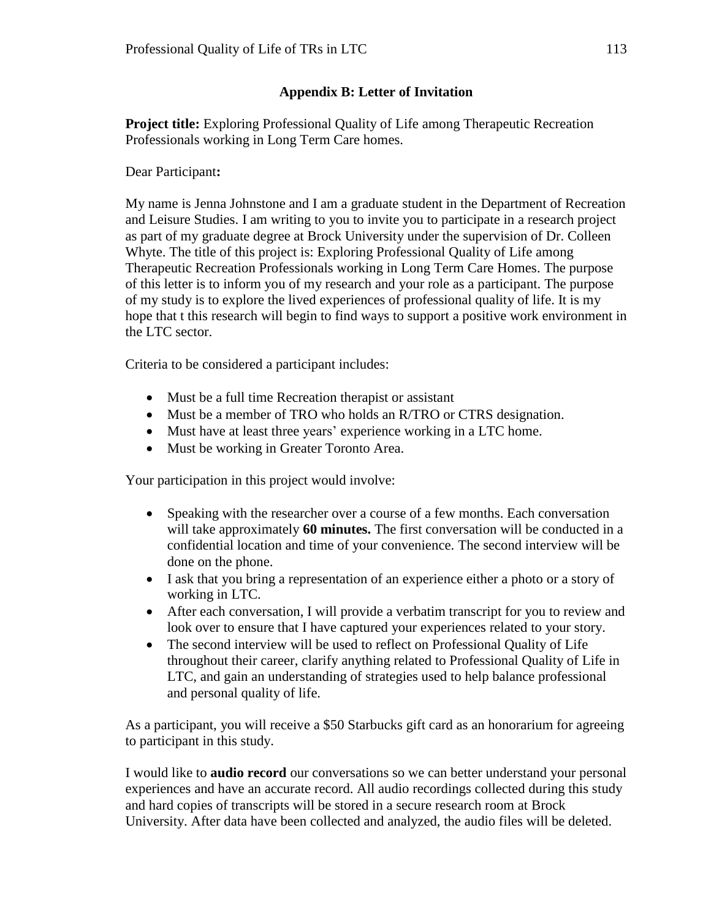## Appendix B: Letter of Invitation

**Project title:** Exploring Professional Quality of Life among Therapeutic Recreation Professionals working in Long Term Care homes.

Dear Participant**:**

My name is Jenna Johnstone and I am a graduate student in the Department of Recreation and Leisure Studies. I am writing to you to invite you to participate in a research project as part of my graduate degree at Brock University under the supervision of Dr. Colleen Whyte. The title of this project is: Exploring Professional Quality of Life among Therapeutic Recreation Professionals working in Long Term Care Homes. The purpose of this letter is to inform you of my research and your role as a participant. The purpose of my study is to explore the lived experiences of professional quality of life. It is my hope that t this research will begin to find ways to support a positive work environment in the LTC sector.

Criteria to be considered a participant includes:

- Must be a full time Recreation therapist or assistant
- Must be a member of TRO who holds an R/TRO or CTRS designation.
- Must have at least three years' experience working in a LTC home.
- Must be working in Greater Toronto Area.

Your participation in this project would involve:

- Speaking with the researcher over a course of a few months. Each conversation will take approximately **60 minutes.** The first conversation will be conducted in a confidential location and time of your convenience. The second interview will be done on the phone.
- I ask that you bring a representation of an experience either a photo or a story of working in LTC.
- After each conversation, I will provide a verbatim transcript for you to review and look over to ensure that I have captured your experiences related to your story.
- The second interview will be used to reflect on Professional Quality of Life throughout their career, clarify anything related to Professional Quality of Life in LTC, and gain an understanding of strategies used to help balance professional and personal quality of life.

As a participant, you will receive a $50 Starbucks gift card as an honorarium for agreeing to participant in this study.

I would like to **audio record** our conversations so we can better understand your personal experiences and have an accurate record. All audio recordings collected during this study and hard copies of transcripts will be stored in a secure research room at Brock University. After data have been collected and analyzed, the audio files will be deleted.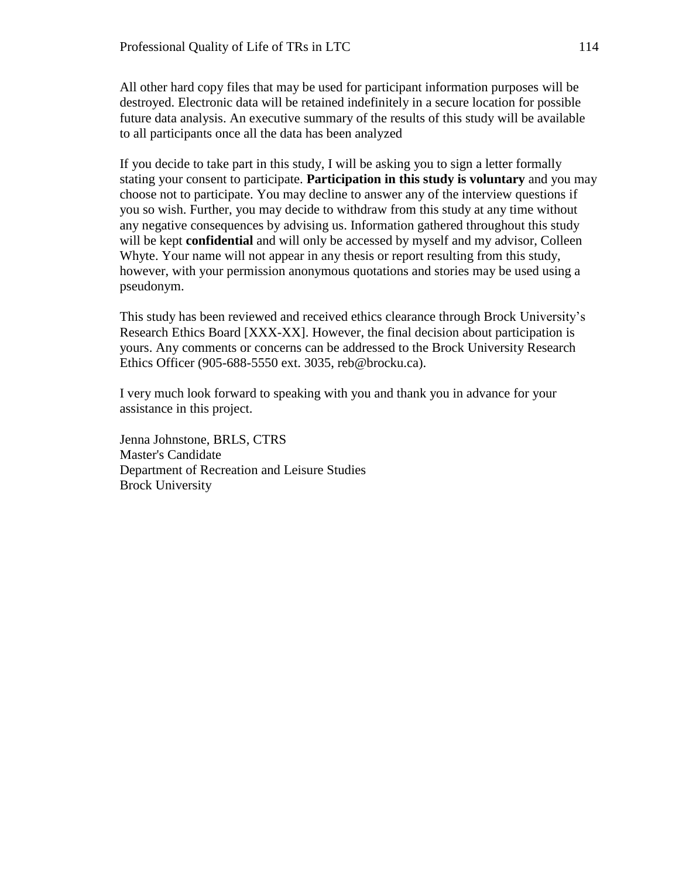All other hard copy files that may be used for participant information purposes will be destroyed. Electronic data will be retained indefinitely in a secure location for possible future data analysis. An executive summary of the results of this study will be available to all participants once all the data has been analyzed

If you decide to take part in this study, I will be asking you to sign a letter formally stating your consent to participate. **Participation in this study is voluntary** and you may choose not to participate. You may decline to answer any of the interview questions if you so wish. Further, you may decide to withdraw from this study at any time without any negative consequences by advising us. Information gathered throughout this study will be kept **confidential** and will only be accessed by myself and my advisor, Colleen Whyte. Your name will not appear in any thesis or report resulting from this study, however, with your permission anonymous quotations and stories may be used using a pseudonym.

This study has been reviewed and received ethics clearance through Brock University's Research Ethics Board [XXX-XX]. However, the final decision about participation is yours. Any comments or concerns can be addressed to the Brock University Research Ethics Officer (905-688-5550 ext. 3035, reb@brocku.ca).

I very much look forward to speaking with you and thank you in advance for your assistance in this project.

Jenna Johnstone, BRLS, CTRS
Master's Candidate
Department of Recreation and Leisure Studies
Brock University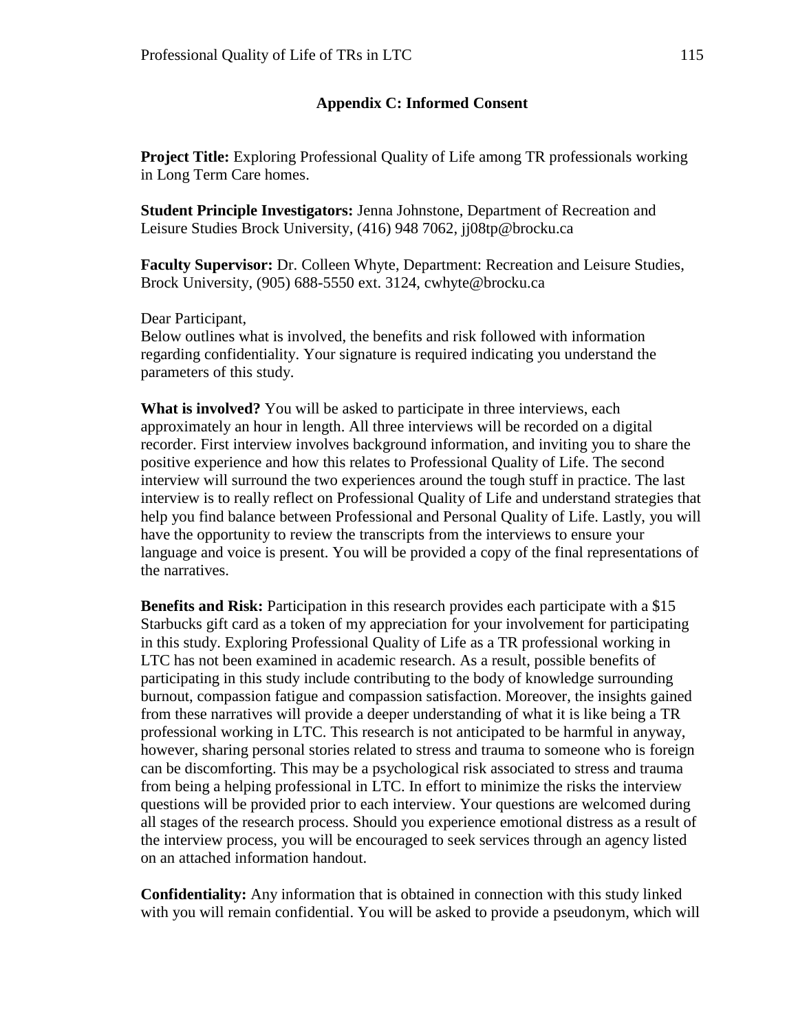## Appendix C: Informed Consent

**Project Title:** Exploring Professional Quality of Life among TR professionals working in Long Term Care homes.

**Student Principle Investigators:** Jenna Johnstone, Department of Recreation and Leisure Studies Brock University, (416) 948 7062, jj08tp@brocku.ca

**Faculty Supervisor:** Dr. Colleen Whyte, Department: Recreation and Leisure Studies, Brock University, (905) 688-5550 ext. 3124, cwhyte@brocku.ca

Dear Participant,
Below outlines what is involved, the benefits and risk followed with information regarding confidentiality. Your signature is required indicating you understand the parameters of this study.

**What is involved?** You will be asked to participate in three interviews, each approximately an hour in length. All three interviews will be recorded on a digital recorder. First interview involves background information, and inviting you to share the positive experience and how this relates to Professional Quality of Life. The second interview will surround the two experiences around the tough stuff in practice. The last interview is to really reflect on Professional Quality of Life and understand strategies that help you find balance between Professional and Personal Quality of Life. Lastly, you will have the opportunity to review the transcripts from the interviews to ensure your language and voice is present. You will be provided a copy of the final representations of the narratives.

**Benefits and Risk:** Participation in this research provides each participate with a $15 Starbucks gift card as a token of my appreciation for your involvement for participating in this study. Exploring Professional Quality of Life as a TR professional working in LTC has not been examined in academic research. As a result, possible benefits of participating in this study include contributing to the body of knowledge surrounding burnout, compassion fatigue and compassion satisfaction. Moreover, the insights gained from these narratives will provide a deeper understanding of what it is like being a TR professional working in LTC. This research is not anticipated to be harmful in anyway, however, sharing personal stories related to stress and trauma to someone who is foreign can be discomforting. This may be a psychological risk associated to stress and trauma from being a helping professional in LTC. In effort to minimize the risks the interview questions will be provided prior to each interview. Your questions are welcomed during all stages of the research process. Should you experience emotional distress as a result of the interview process, you will be encouraged to seek services through an agency listed on an attached information handout.

**Confidentiality:** Any information that is obtained in connection with this study linked with you will remain confidential. You will be asked to provide a pseudonym, which will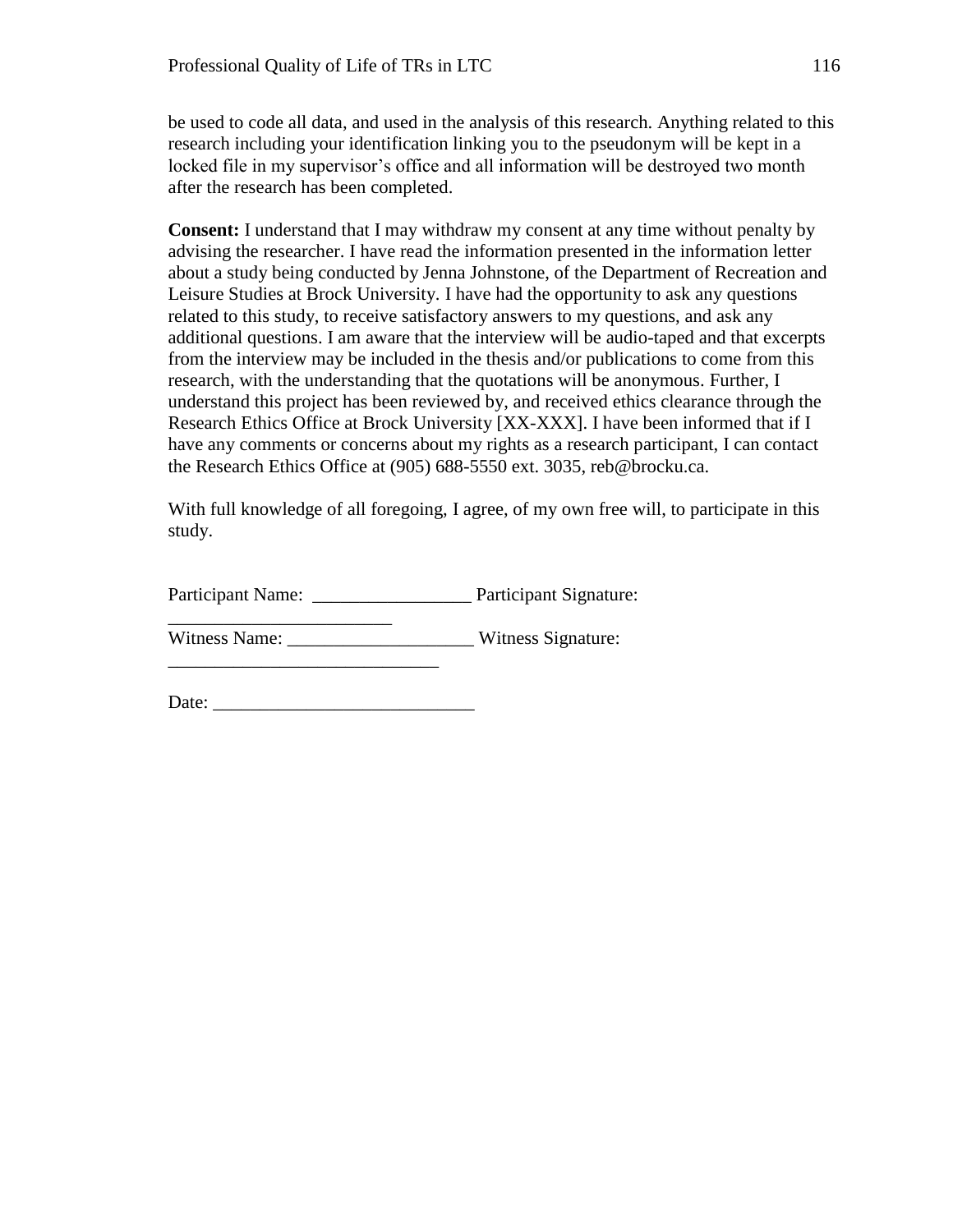be used to code all data, and used in the analysis of this research. Anything related to this research including your identification linking you to the pseudonym will be kept in a locked file in my supervisor's office and all information will be destroyed two month after the research has been completed.

**Consent:** I understand that I may withdraw my consent at any time without penalty by advising the researcher. I have read the information presented in the information letter about a study being conducted by Jenna Johnstone, of the Department of Recreation and Leisure Studies at Brock University. I have had the opportunity to ask any questions related to this study, to receive satisfactory answers to my questions, and ask any additional questions. I am aware that the interview will be audio-taped and that excerpts from the interview may be included in the thesis and/or publications to come from this research, with the understanding that the quotations will be anonymous. Further, I understand this project has been reviewed by, and received ethics clearance through the Research Ethics Office at Brock University [XX-XXX]. I have been informed that if I have any comments or concerns about my rights as a research participant, I can contact the Research Ethics Office at (905) 688-5550 ext. 3035, reb@brocku.ca.

With full knowledge of all foregoing, I agree, of my own free will, to participate in this study.

Participant Name: _________________ Participant Signature: ________________________

Witness Name: ____________________ Witness Signature: _____________________________

Date: ____________________________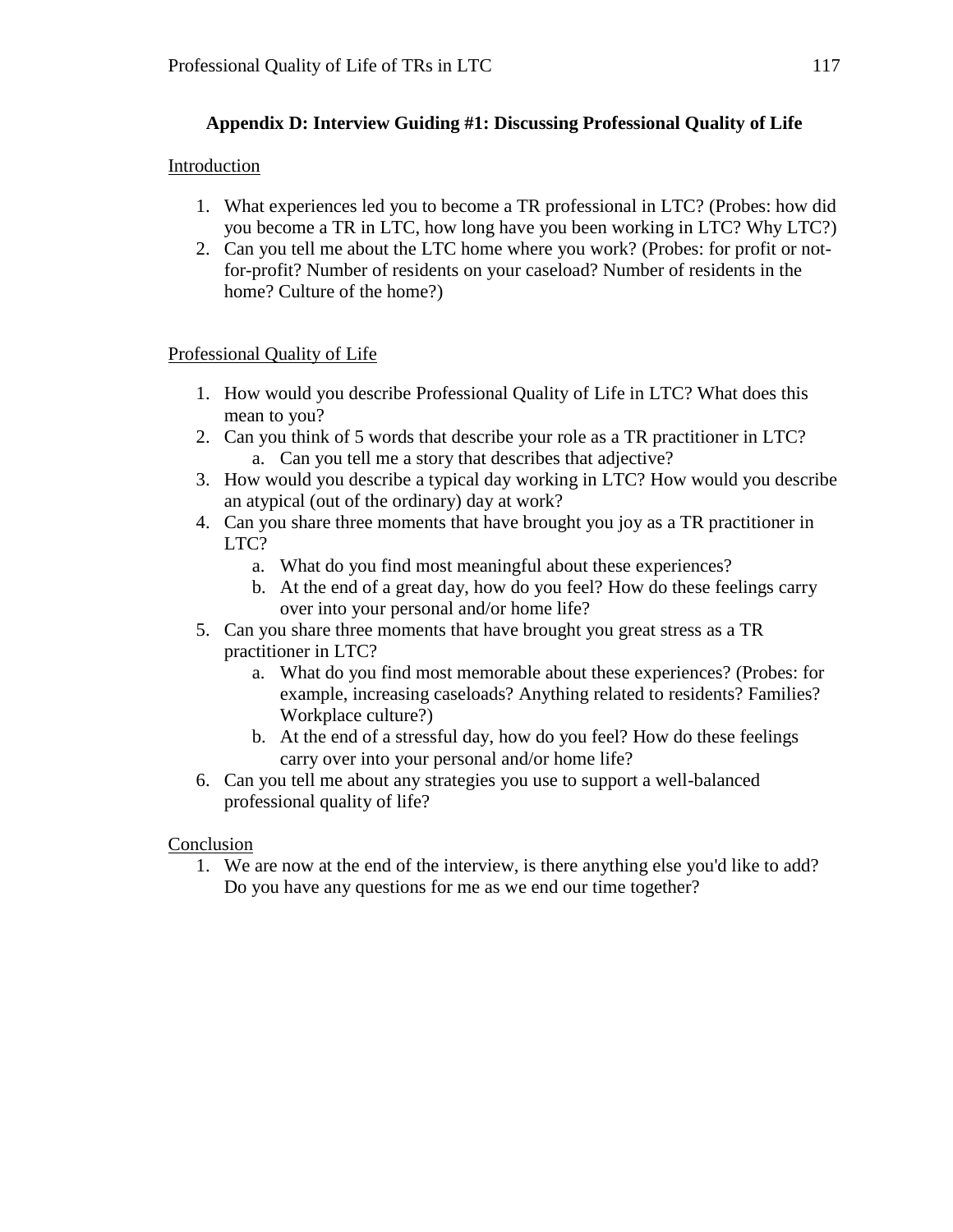## Appendix D: Interview Guiding #1: Discussing Professional Quality of Life

Introduction

1. What experiences led you to become a TR professional in LTC? (Probes: how did you become a TR in LTC, how long have you been working in LTC? Why LTC?)
2. Can you tell me about the LTC home where you work? (Probes: for profit or not-for-profit? Number of residents on your caseload? Number of residents in the home? Culture of the home?)

Professional Quality of Life

1. How would you describe Professional Quality of Life in LTC? What does this mean to you?
2. Can you think of 5 words that describe your role as a TR practitioner in LTC?
   a. Can you tell me a story that describes that adjective?
3. How would you describe a typical day working in LTC? How would you describe an atypical (out of the ordinary) day at work?
4. Can you share three moments that have brought you joy as a TR practitioner in LTC?
   a. What do you find most meaningful about these experiences?
   b. At the end of a great day, how do you feel? How do these feelings carry over into your personal and/or home life?
5. Can you share three moments that have brought you great stress as a TR practitioner in LTC?
   a. What do you find most memorable about these experiences? (Probes: for example, increasing caseloads? Anything related to residents? Families? Workplace culture?)
   b. At the end of a stressful day, how do you feel? How do these feelings carry over into your personal and/or home life?
6. Can you tell me about any strategies you use to support a well-balanced professional quality of life?

Conclusion

1. We are now at the end of the interview, is there anything else you'd like to add? Do you have any questions for me as we end our time together?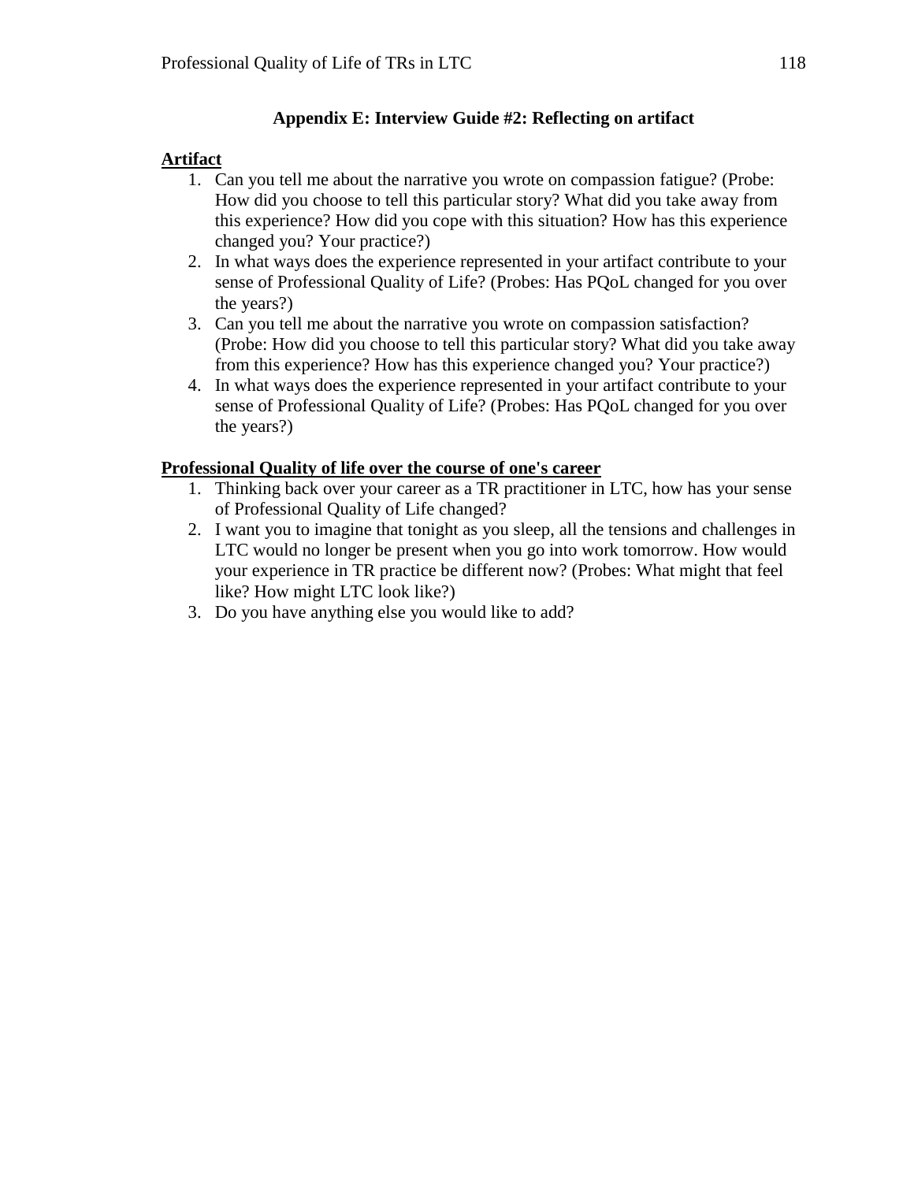## Appendix E: Interview Guide #2: Reflecting on artifact

**Artifact**

1. Can you tell me about the narrative you wrote on compassion fatigue? (Probe: How did you choose to tell this particular story? What did you take away from this experience? How did you cope with this situation? How has this experience changed you? Your practice?)
2. In what ways does the experience represented in your artifact contribute to your sense of Professional Quality of Life? (Probes: Has PQoL changed for you over the years?)
3. Can you tell me about the narrative you wrote on compassion satisfaction? (Probe: How did you choose to tell this particular story? What did you take away from this experience? How has this experience changed you? Your practice?)
4. In what ways does the experience represented in your artifact contribute to your sense of Professional Quality of Life? (Probes: Has PQoL changed for you over the years?)

**Professional Quality of life over the course of one's career**

1. Thinking back over your career as a TR practitioner in LTC, how has your sense of Professional Quality of Life changed?
2. I want you to imagine that tonight as you sleep, all the tensions and challenges in LTC would no longer be present when you go into work tomorrow. How would your experience in TR practice be different now? (Probes: What might that feel like? How might LTC look like?)
3. Do you have anything else you would like to add?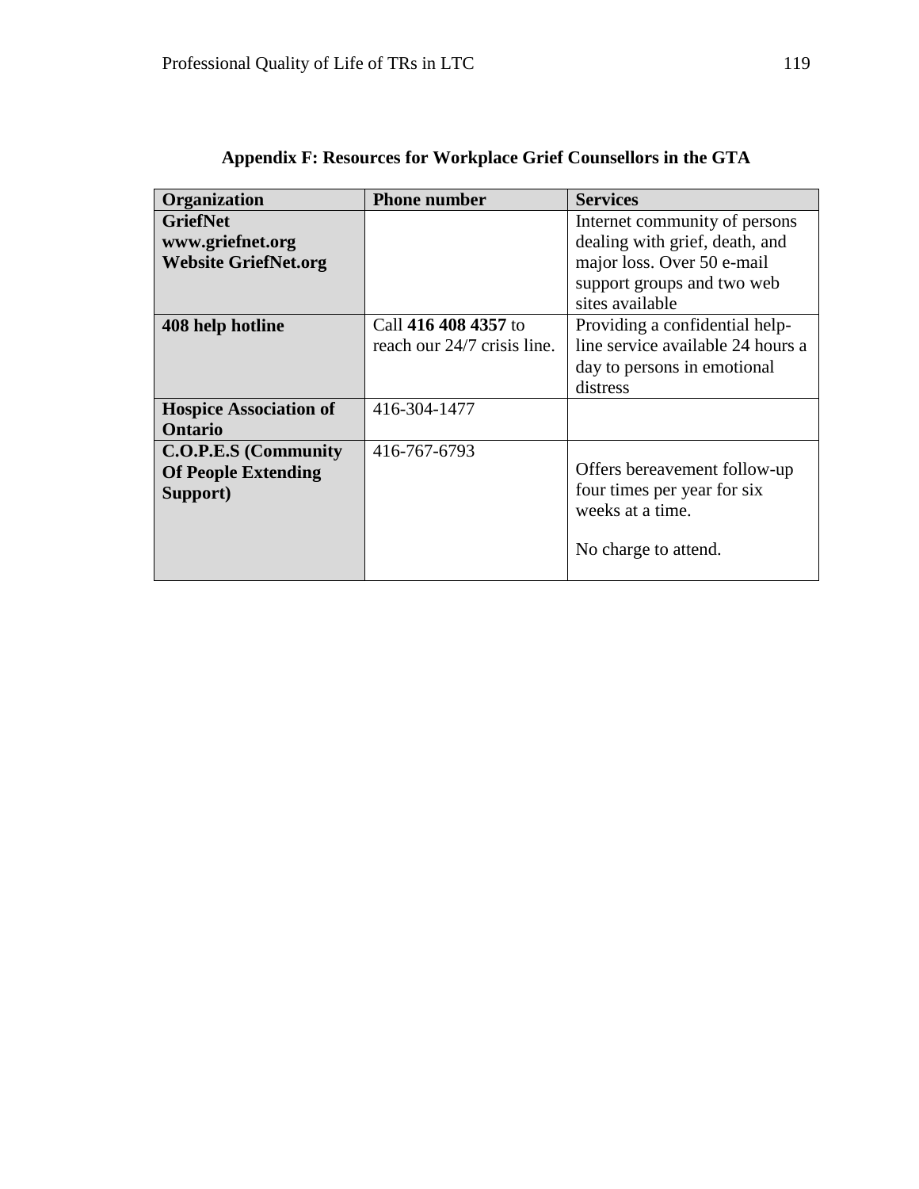**Appendix F: Resources for Workplace Grief Counsellors in the GTA**

| Organization | Phone number | Services |
|---|---|---|
| **GriefNet www.griefnet.org Website GriefNet.org** | | Internet community of persons dealing with grief, death, and major loss. Over 50 e-mail support groups and two web sites available |
| **408 help hotline** | Call **416 408 4357** to reach our 24/7 crisis line. | Providing a confidential help-line service available 24 hours a day to persons in emotional distress |
| **Hospice Association of Ontario** | 416-304-1477 | |
| **C.O.P.E.S (Community Of People Extending Support)** | 416-767-6793 | Offers bereavement follow-up four times per year for six weeks at a time. No charge to attend. |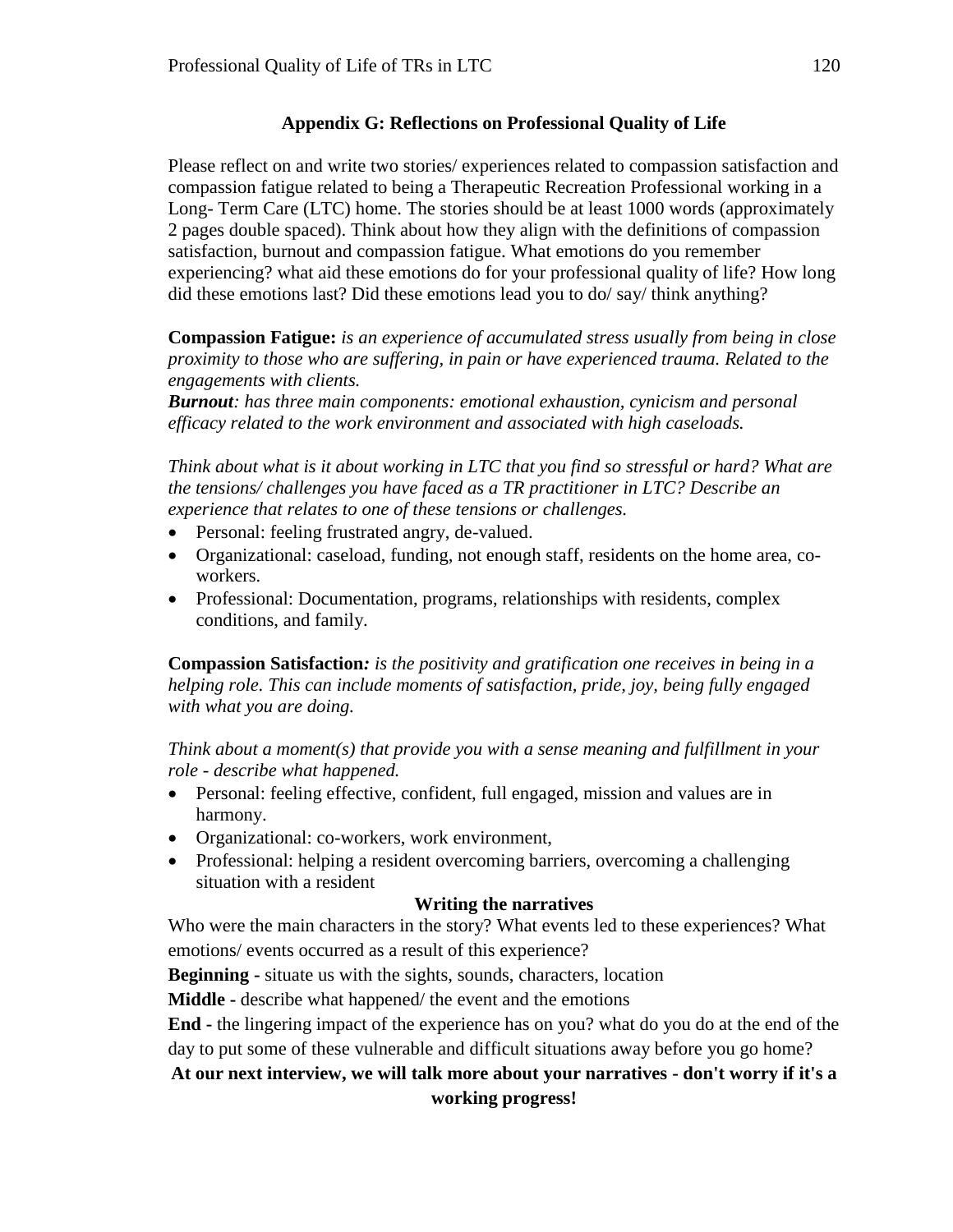## Appendix G: Reflections on Professional Quality of Life

Please reflect on and write two stories/ experiences related to compassion satisfaction and compassion fatigue related to being a Therapeutic Recreation Professional working in a Long- Term Care (LTC) home. The stories should be at least 1000 words (approximately 2 pages double spaced). Think about how they align with the definitions of compassion satisfaction, burnout and compassion fatigue. What emotions do you remember experiencing? what aid these emotions do for your professional quality of life? How long did these emotions last? Did these emotions lead you to do/ say/ think anything?

**Compassion Fatigue:** *is an experience of accumulated stress usually from being in close proximity to those who are suffering, in pain or have experienced trauma. Related to the engagements with clients.*
***Burnout****: has three main components: emotional exhaustion, cynicism and personal efficacy related to the work environment and associated with high caseloads.*

*Think about what is it about working in LTC that you find so stressful or hard? What are the tensions/ challenges you have faced as a TR practitioner in LTC? Describe an experience that relates to one of these tensions or challenges.*

- Personal: feeling frustrated angry, de-valued.
- Organizational: caseload, funding, not enough staff, residents on the home area, co-workers.
- Professional: Documentation, programs, relationships with residents, complex conditions, and family.

**Compassion Satisfaction*:*** *is the positivity and gratification one receives in being in a helping role. This can include moments of satisfaction, pride, joy, being fully engaged with what you are doing.*

*Think about a moment(s) that provide you with a sense meaning and fulfillment in your role - describe what happened.*

- Personal: feeling effective, confident, full engaged, mission and values are in harmony.
- Organizational: co-workers, work environment,
- Professional: helping a resident overcoming barriers, overcoming a challenging situation with a resident

### Writing the narratives

Who were the main characters in the story? What events led to these experiences? What emotions/ events occurred as a result of this experience?

**Beginning -** situate us with the sights, sounds, characters, location

**Middle -** describe what happened/ the event and the emotions

**End -** the lingering impact of the experience has on you? what do you do at the end of the day to put some of these vulnerable and difficult situations away before you go home?

**At our next interview, we will talk more about your narratives - don't worry if it's a working progress!**